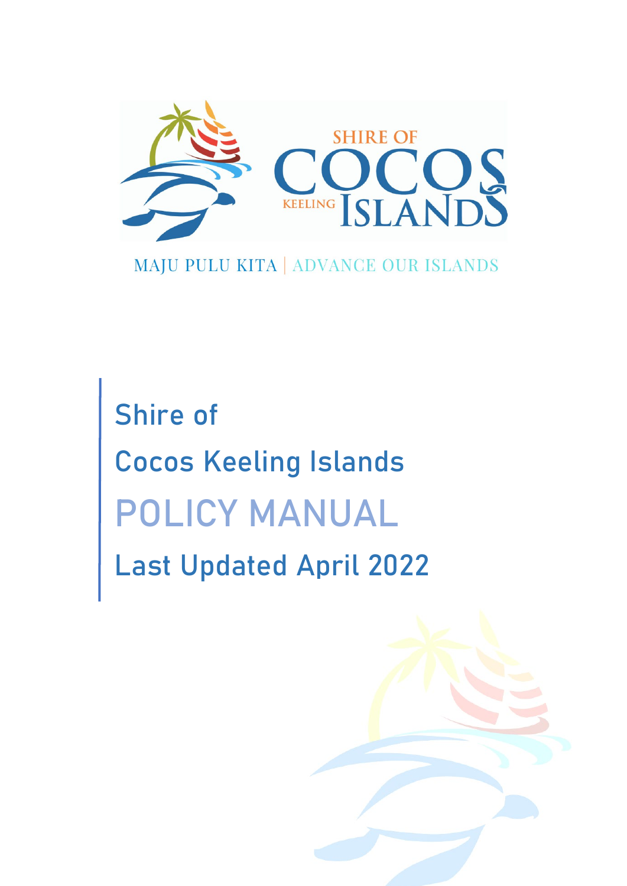SHIRE OF COCOS KEELING ISLANDS

MAJU PULU KITA | ADVANCE OUR ISLANDS

# Shire of Cocos Keeling Islands

# POLICY MANUAL

## Last Updated April 2022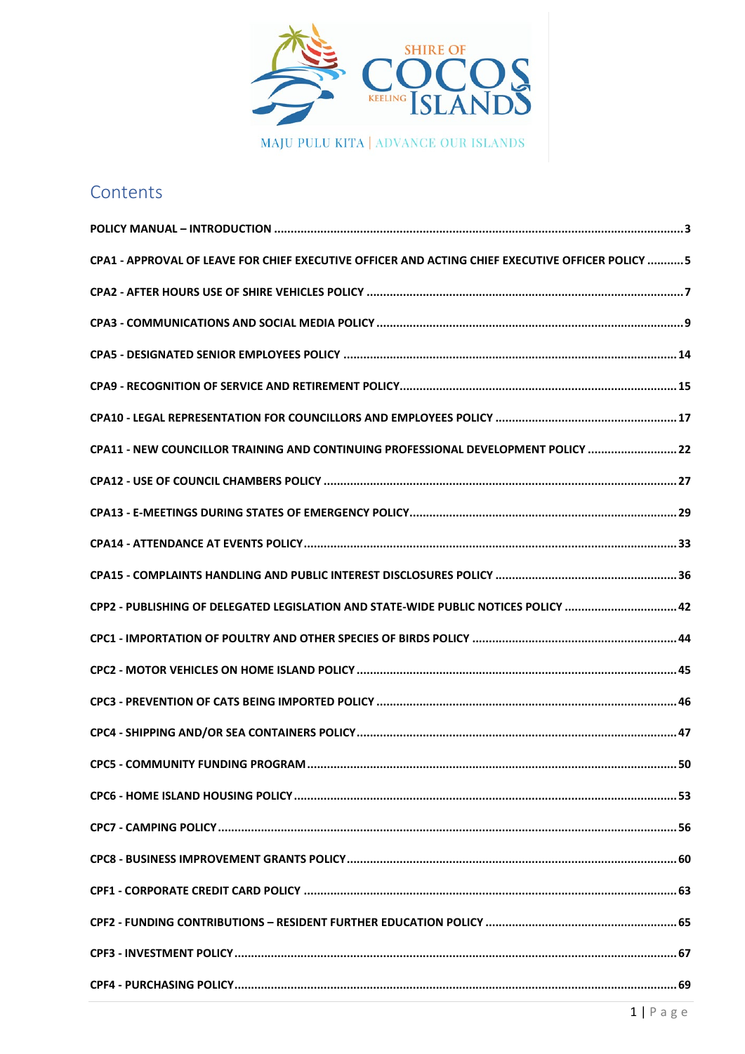SHIRE OF COCOS KEELING ISLANDS

MAJU PULU KITA | ADVANCE OUR ISLANDS

## Contents

POLICY MANUAL – INTRODUCTION .......... 3

CPA1 - APPROVAL OF LEAVE FOR CHIEF EXECUTIVE OFFICER AND ACTING CHIEF EXECUTIVE OFFICER POLICY .......... 5

CPA2 - AFTER HOURS USE OF SHIRE VEHICLES POLICY .......... 7

CPA3 - COMMUNICATIONS AND SOCIAL MEDIA POLICY .......... 9

CPA5 - DESIGNATED SENIOR EMPLOYEES POLICY .......... 14

CPA9 - RECOGNITION OF SERVICE AND RETIREMENT POLICY .......... 15

CPA10 - LEGAL REPRESENTATION FOR COUNCILLORS AND EMPLOYEES POLICY .......... 17

CPA11 - NEW COUNCILLOR TRAINING AND CONTINUING PROFESSIONAL DEVELOPMENT POLICY .......... 22

CPA12 - USE OF COUNCIL CHAMBERS POLICY .......... 27

CPA13 - E-MEETINGS DURING STATES OF EMERGENCY POLICY .......... 29

CPA14 - ATTENDANCE AT EVENTS POLICY .......... 33

CPA15 - COMPLAINTS HANDLING AND PUBLIC INTEREST DISCLOSURES POLICY .......... 36

CPP2 - PUBLISHING OF DELEGATED LEGISLATION AND STATE-WIDE PUBLIC NOTICES POLICY .......... 42

CPC1 - IMPORTATION OF POULTRY AND OTHER SPECIES OF BIRDS POLICY .......... 44

CPC2 - MOTOR VEHICLES ON HOME ISLAND POLICY .......... 45

CPC3 - PREVENTION OF CATS BEING IMPORTED POLICY .......... 46

CPC4 - SHIPPING AND/OR SEA CONTAINERS POLICY .......... 47

CPC5 - COMMUNITY FUNDING PROGRAM .......... 50

CPC6 - HOME ISLAND HOUSING POLICY .......... 53

CPC7 - CAMPING POLICY .......... 56

CPC8 - BUSINESS IMPROVEMENT GRANTS POLICY .......... 60

CPF1 - CORPORATE CREDIT CARD POLICY .......... 63

CPF2 - FUNDING CONTRIBUTIONS – RESIDENT FURTHER EDUCATION POLICY .......... 65

CPF3 - INVESTMENT POLICY .......... 67

CPF4 - PURCHASING POLICY .......... 69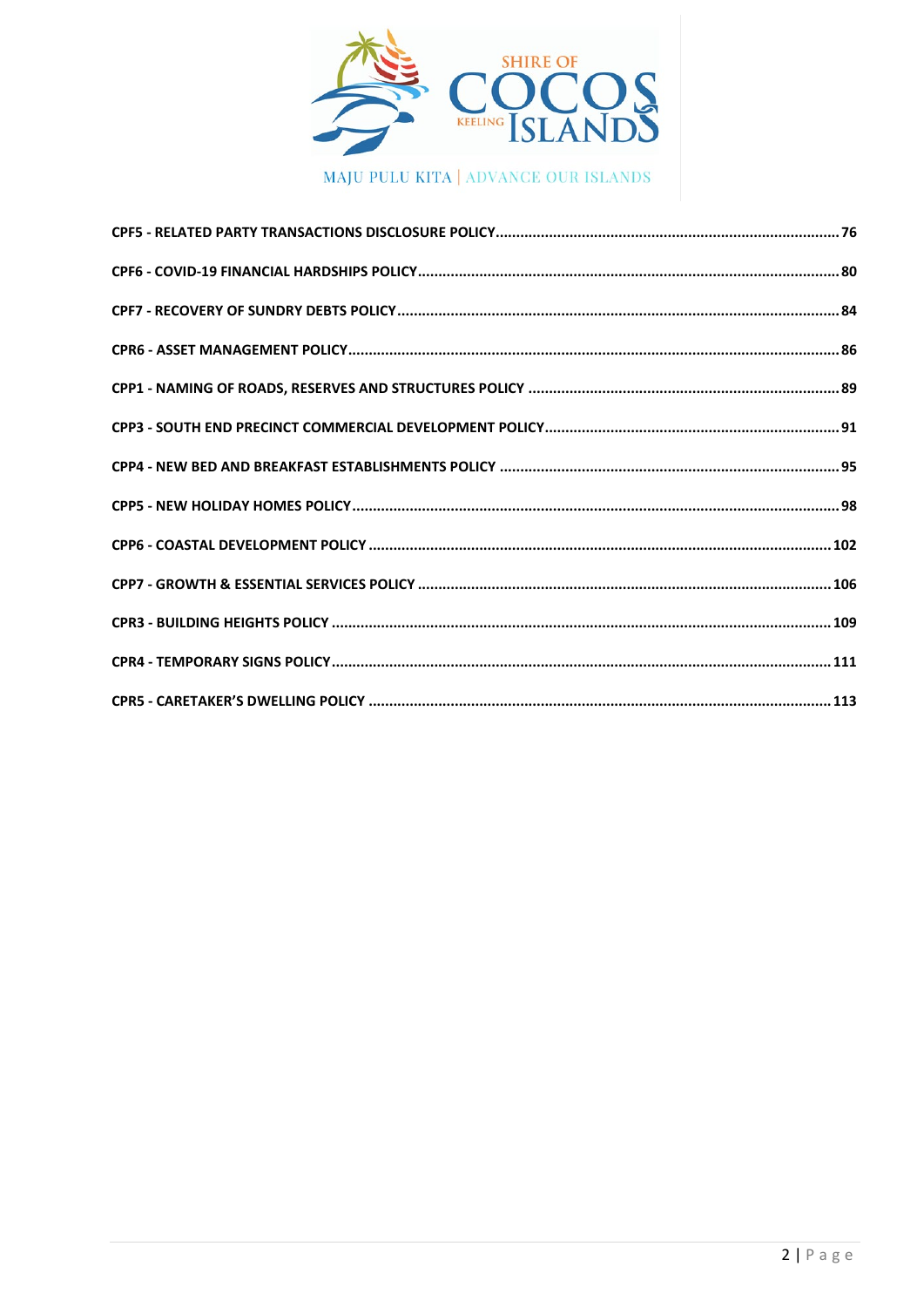**CPF5 - RELATED PARTY TRANSACTIONS DISCLOSURE POLICY** .......... 76

**CPF6 - COVID-19 FINANCIAL HARDSHIPS POLICY** .......... 80

**CPF7 - RECOVERY OF SUNDRY DEBTS POLICY** .......... 84

**CPR6 - ASSET MANAGEMENT POLICY** .......... 86

**CPP1 - NAMING OF ROADS, RESERVES AND STRUCTURES POLICY** .......... 89

**CPP3 - SOUTH END PRECINCT COMMERCIAL DEVELOPMENT POLICY** .......... 91

**CPP4 - NEW BED AND BREAKFAST ESTABLISHMENTS POLICY** .......... 95

**CPP5 - NEW HOLIDAY HOMES POLICY** .......... 98

**CPP6 - COASTAL DEVELOPMENT POLICY** .......... 102

**CPP7 - GROWTH & ESSENTIAL SERVICES POLICY** .......... 106

**CPR3 - BUILDING HEIGHTS POLICY** .......... 109

**CPR4 - TEMPORARY SIGNS POLICY** .......... 111

**CPR5 - CARETAKER'S DWELLING POLICY** .......... 113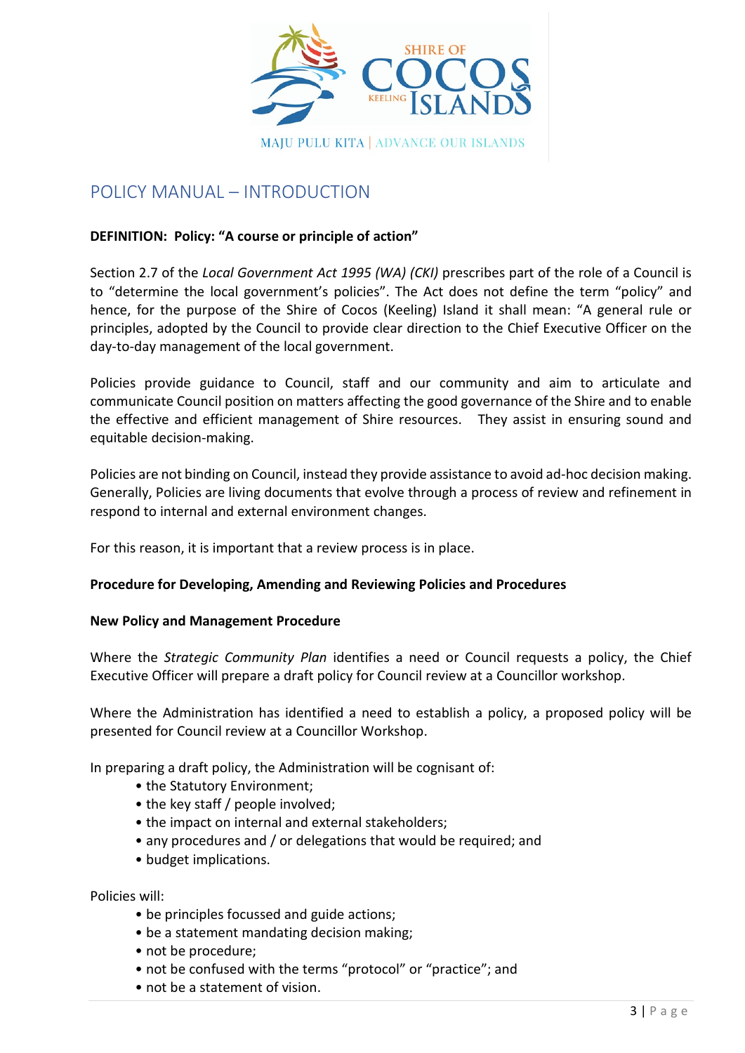# POLICY MANUAL – INTRODUCTION

**DEFINITION: Policy: "A course or principle of action"**

Section 2.7 of the *Local Government Act 1995 (WA) (CKI)* prescribes part of the role of a Council is to "determine the local government's policies". The Act does not define the term "policy" and hence, for the purpose of the Shire of Cocos (Keeling) Island it shall mean: "A general rule or principles, adopted by the Council to provide clear direction to the Chief Executive Officer on the day-to-day management of the local government.

Policies provide guidance to Council, staff and our community and aim to articulate and communicate Council position on matters affecting the good governance of the Shire and to enable the effective and efficient management of Shire resources. They assist in ensuring sound and equitable decision-making.

Policies are not binding on Council, instead they provide assistance to avoid ad-hoc decision making. Generally, Policies are living documents that evolve through a process of review and refinement in respond to internal and external environment changes.

For this reason, it is important that a review process is in place.

**Procedure for Developing, Amending and Reviewing Policies and Procedures**

**New Policy and Management Procedure**

Where the *Strategic Community Plan* identifies a need or Council requests a policy, the Chief Executive Officer will prepare a draft policy for Council review at a Councillor workshop.

Where the Administration has identified a need to establish a policy, a proposed policy will be presented for Council review at a Councillor Workshop.

In preparing a draft policy, the Administration will be cognisant of:

- the Statutory Environment;
- the key staff / people involved;
- the impact on internal and external stakeholders;
- any procedures and / or delegations that would be required; and
- budget implications.

Policies will:

- be principles focussed and guide actions;
- be a statement mandating decision making;
- not be procedure;
- not be confused with the terms "protocol" or "practice"; and
- not be a statement of vision.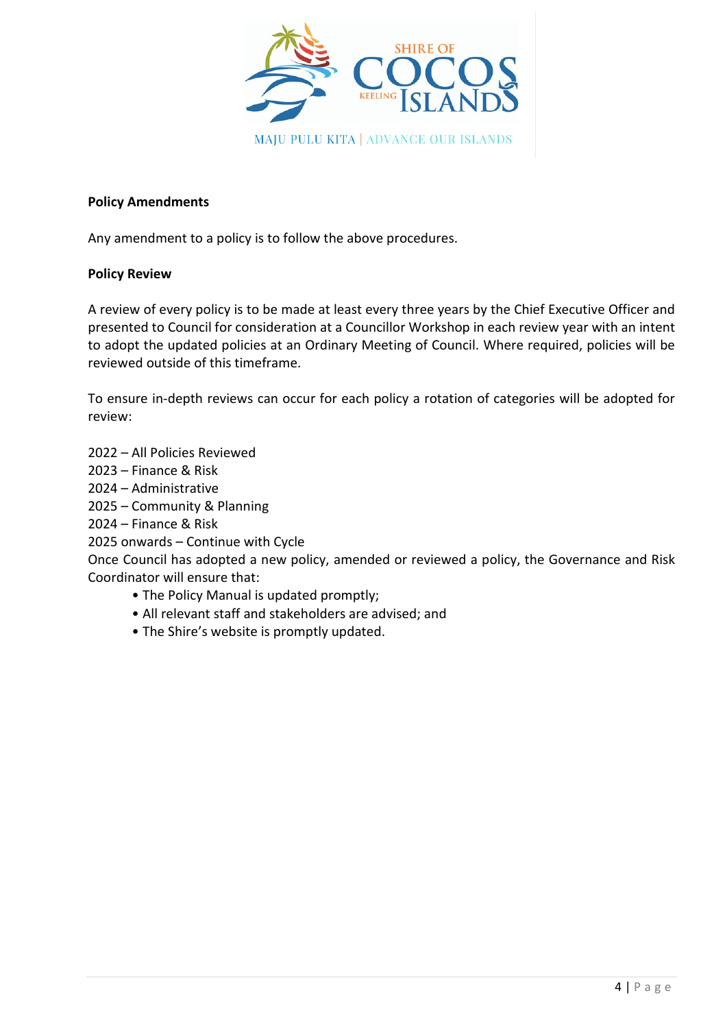**Policy Amendments**

Any amendment to a policy is to follow the above procedures.

**Policy Review**

A review of every policy is to be made at least every three years by the Chief Executive Officer and presented to Council for consideration at a Councillor Workshop in each review year with an intent to adopt the updated policies at an Ordinary Meeting of Council. Where required, policies will be reviewed outside of this timeframe.

To ensure in-depth reviews can occur for each policy a rotation of categories will be adopted for review:

2022 – All Policies Reviewed
2023 – Finance & Risk
2024 – Administrative
2025 – Community & Planning
2024 – Finance & Risk
2025 onwards – Continue with Cycle
Once Council has adopted a new policy, amended or reviewed a policy, the Governance and Risk Coordinator will ensure that:

- The Policy Manual is updated promptly;
- All relevant staff and stakeholders are advised; and
- The Shire's website is promptly updated.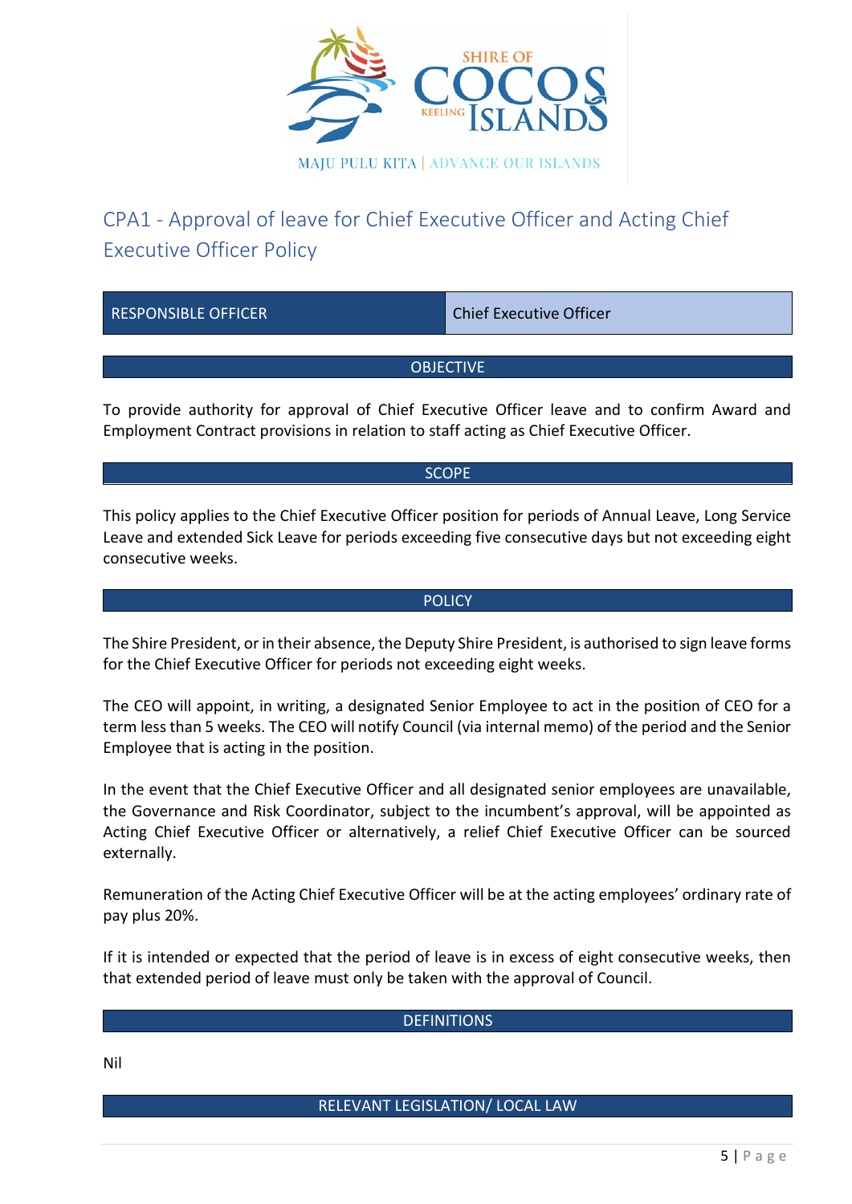MAJU PULU KITA | ADVANCE OUR ISLANDS

# CPA1 - Approval of leave for Chief Executive Officer and Acting Chief Executive Officer Policy

| RESPONSIBLE OFFICER | Chief Executive Officer |
|---|---|

## OBJECTIVE

To provide authority for approval of Chief Executive Officer leave and to confirm Award and Employment Contract provisions in relation to staff acting as Chief Executive Officer.

## SCOPE

This policy applies to the Chief Executive Officer position for periods of Annual Leave, Long Service Leave and extended Sick Leave for periods exceeding five consecutive days but not exceeding eight consecutive weeks.

## POLICY

The Shire President, or in their absence, the Deputy Shire President, is authorised to sign leave forms for the Chief Executive Officer for periods not exceeding eight weeks.

The CEO will appoint, in writing, a designated Senior Employee to act in the position of CEO for a term less than 5 weeks. The CEO will notify Council (via internal memo) of the period and the Senior Employee that is acting in the position.

In the event that the Chief Executive Officer and all designated senior employees are unavailable, the Governance and Risk Coordinator, subject to the incumbent's approval, will be appointed as Acting Chief Executive Officer or alternatively, a relief Chief Executive Officer can be sourced externally.

Remuneration of the Acting Chief Executive Officer will be at the acting employees' ordinary rate of pay plus 20%.

If it is intended or expected that the period of leave is in excess of eight consecutive weeks, then that extended period of leave must only be taken with the approval of Council.

## DEFINITIONS

Nil

## RELEVANT LEGISLATION/ LOCAL LAW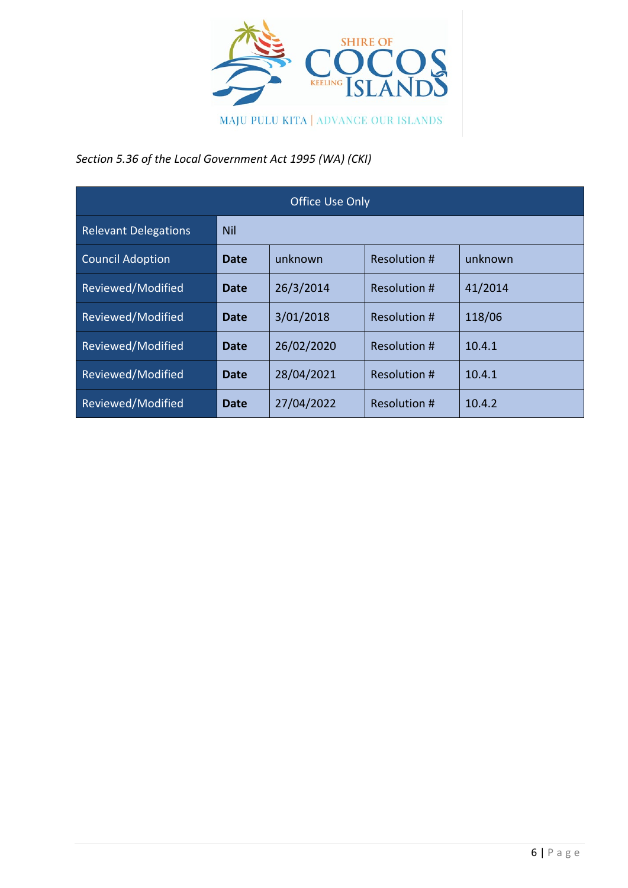*Section 5.36 of the Local Government Act 1995 (WA) (CKI)*

| Office Use Only | | | | |
|---|---|---|---|---|
| Relevant Delegations | Nil | | | |
| Council Adoption | **Date** | unknown | Resolution # | unknown |
| Reviewed/Modified | **Date** | 26/3/2014 | Resolution # | 41/2014 |
| Reviewed/Modified | **Date** | 3/01/2018 | Resolution # | 118/06 |
| Reviewed/Modified | **Date** | 26/02/2020 | Resolution # | 10.4.1 |
| Reviewed/Modified | **Date** | 28/04/2021 | Resolution # | 10.4.1 |
| Reviewed/Modified | **Date** | 27/04/2022 | Resolution # | 10.4.2 |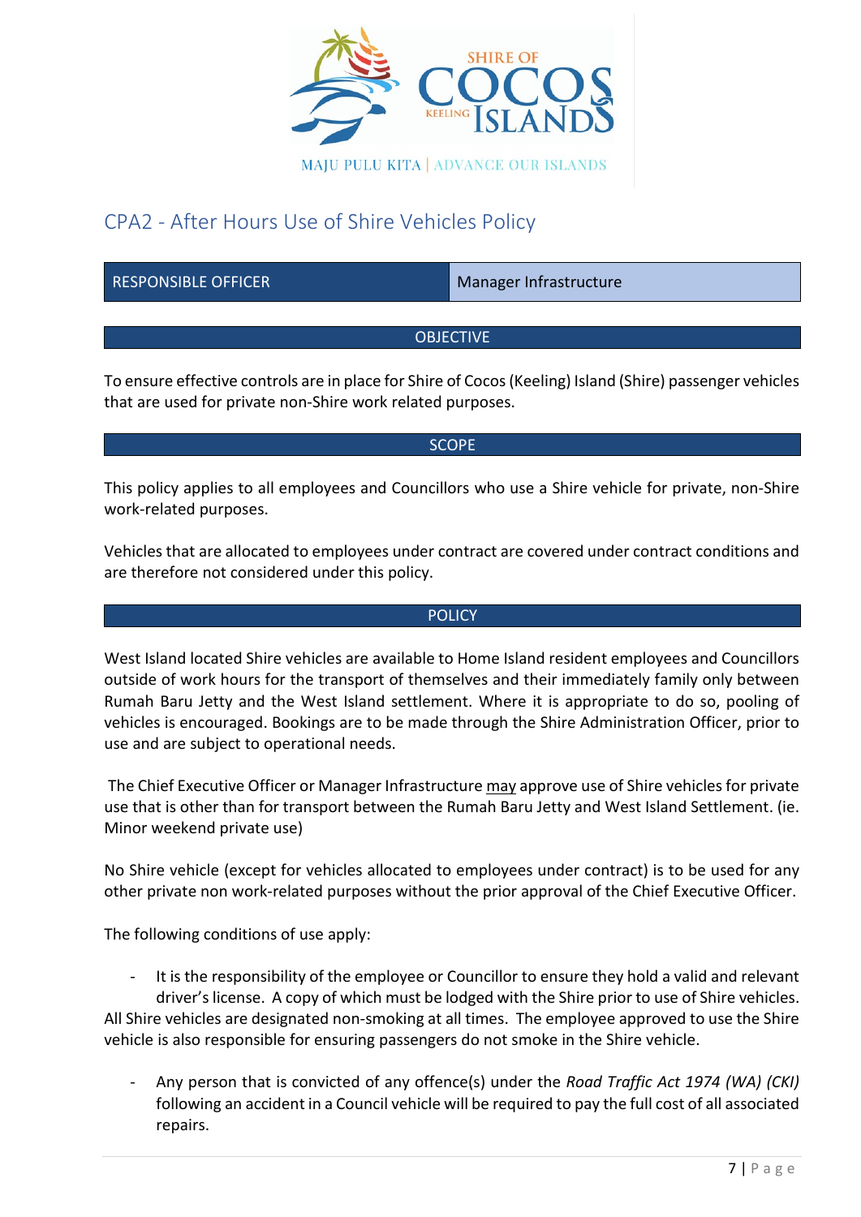MAJU PULU KITA | ADVANCE OUR ISLANDS

# CPA2 - After Hours Use of Shire Vehicles Policy

| RESPONSIBLE OFFICER | Manager Infrastructure |
|---|---|

## OBJECTIVE

To ensure effective controls are in place for Shire of Cocos (Keeling) Island (Shire) passenger vehicles that are used for private non-Shire work related purposes.

## SCOPE

This policy applies to all employees and Councillors who use a Shire vehicle for private, non-Shire work-related purposes.

Vehicles that are allocated to employees under contract are covered under contract conditions and are therefore not considered under this policy.

## POLICY

West Island located Shire vehicles are available to Home Island resident employees and Councillors outside of work hours for the transport of themselves and their immediately family only between Rumah Baru Jetty and the West Island settlement. Where it is appropriate to do so, pooling of vehicles is encouraged. Bookings are to be made through the Shire Administration Officer, prior to use and are subject to operational needs.

The Chief Executive Officer or Manager Infrastructure <u>may</u> approve use of Shire vehicles for private use that is other than for transport between the Rumah Baru Jetty and West Island Settlement. (ie. Minor weekend private use)

No Shire vehicle (except for vehicles allocated to employees under contract) is to be used for any other private non work-related purposes without the prior approval of the Chief Executive Officer.

The following conditions of use apply:

- It is the responsibility of the employee or Councillor to ensure they hold a valid and relevant driver's license. A copy of which must be lodged with the Shire prior to use of Shire vehicles.

All Shire vehicles are designated non-smoking at all times. The employee approved to use the Shire vehicle is also responsible for ensuring passengers do not smoke in the Shire vehicle.

- Any person that is convicted of any offence(s) under the *Road Traffic Act 1974 (WA) (CKI)* following an accident in a Council vehicle will be required to pay the full cost of all associated repairs.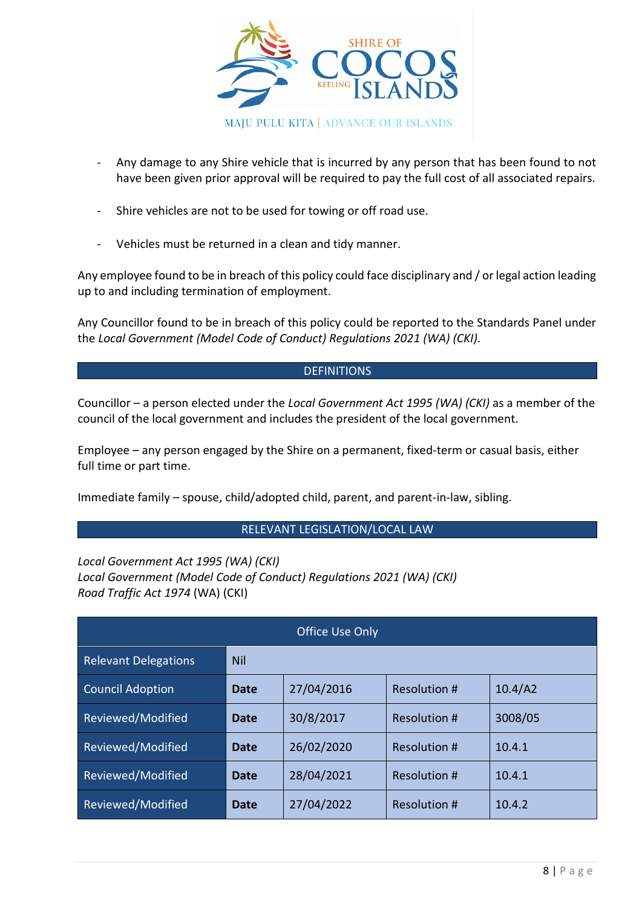- Any damage to any Shire vehicle that is incurred by any person that has been found to not have been given prior approval will be required to pay the full cost of all associated repairs.

- Shire vehicles are not to be used for towing or off road use.

- Vehicles must be returned in a clean and tidy manner.

Any employee found to be in breach of this policy could face disciplinary and / or legal action leading up to and including termination of employment.

Any Councillor found to be in breach of this policy could be reported to the Standards Panel under the *Local Government (Model Code of Conduct) Regulations 2021 (WA) (CKI)*.

## DEFINITIONS

Councillor – a person elected under the *Local Government Act 1995 (WA) (CKI)* as a member of the council of the local government and includes the president of the local government.

Employee – any person engaged by the Shire on a permanent, fixed-term or casual basis, either full time or part time.

Immediate family – spouse, child/adopted child, parent, and parent-in-law, sibling.

## RELEVANT LEGISLATION/LOCAL LAW

*Local Government Act 1995 (WA) (CKI)*
*Local Government (Model Code of Conduct) Regulations 2021 (WA) (CKI)*
*Road Traffic Act 1974* (WA) (CKI)

| Office Use Only | | | | |
|---|---|---|---|---|
| Relevant Delegations | Nil | | | |
| Council Adoption | **Date** | 27/04/2016 | Resolution # | 10.4/A2 |
| Reviewed/Modified | **Date** | 30/8/2017 | Resolution # | 3008/05 |
| Reviewed/Modified | **Date** | 26/02/2020 | Resolution # | 10.4.1 |
| Reviewed/Modified | **Date** | 28/04/2021 | Resolution # | 10.4.1 |
| Reviewed/Modified | **Date** | 27/04/2022 | Resolution # | 10.4.2 |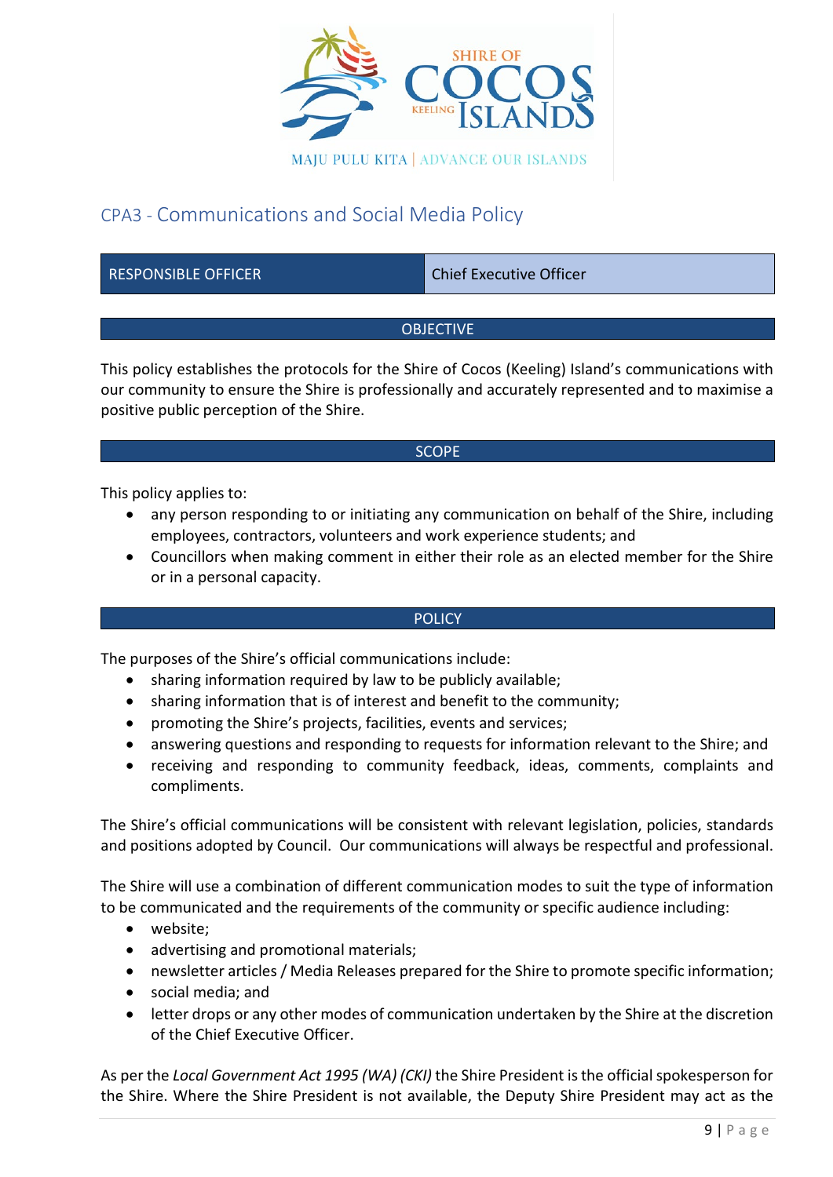# CPA3 - Communications and Social Media Policy

| RESPONSIBLE OFFICER | Chief Executive Officer |
| --- | --- |

## OBJECTIVE

This policy establishes the protocols for the Shire of Cocos (Keeling) Island's communications with our community to ensure the Shire is professionally and accurately represented and to maximise a positive public perception of the Shire.

## SCOPE

This policy applies to:

- any person responding to or initiating any communication on behalf of the Shire, including employees, contractors, volunteers and work experience students; and
- Councillors when making comment in either their role as an elected member for the Shire or in a personal capacity.

## POLICY

The purposes of the Shire's official communications include:

- sharing information required by law to be publicly available;
- sharing information that is of interest and benefit to the community;
- promoting the Shire's projects, facilities, events and services;
- answering questions and responding to requests for information relevant to the Shire; and
- receiving and responding to community feedback, ideas, comments, complaints and compliments.

The Shire's official communications will be consistent with relevant legislation, policies, standards and positions adopted by Council. Our communications will always be respectful and professional.

The Shire will use a combination of different communication modes to suit the type of information to be communicated and the requirements of the community or specific audience including:

- website;
- advertising and promotional materials;
- newsletter articles / Media Releases prepared for the Shire to promote specific information;
- social media; and
- letter drops or any other modes of communication undertaken by the Shire at the discretion of the Chief Executive Officer.

As per the *Local Government Act 1995 (WA) (CKI)* the Shire President is the official spokesperson for the Shire. Where the Shire President is not available, the Deputy Shire President may act as the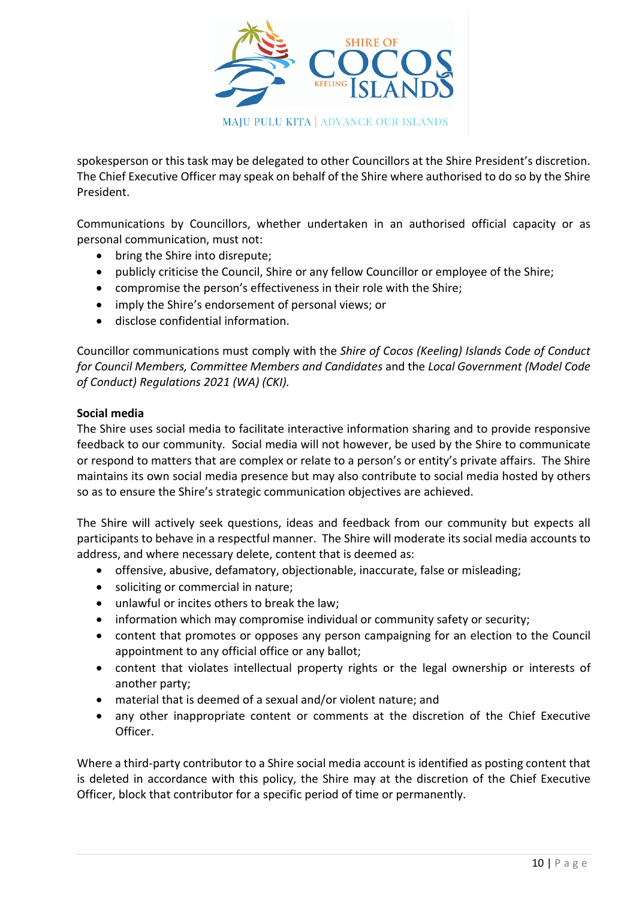spokesperson or this task may be delegated to other Councillors at the Shire President's discretion. The Chief Executive Officer may speak on behalf of the Shire where authorised to do so by the Shire President.

Communications by Councillors, whether undertaken in an authorised official capacity or as personal communication, must not:

- bring the Shire into disrepute;
- publicly criticise the Council, Shire or any fellow Councillor or employee of the Shire;
- compromise the person's effectiveness in their role with the Shire;
- imply the Shire's endorsement of personal views; or
- disclose confidential information.

Councillor communications must comply with the *Shire of Cocos (Keeling) Islands Code of Conduct for Council Members, Committee Members and Candidates* and the *Local Government (Model Code of Conduct) Regulations 2021 (WA) (CKI).*

**Social media**

The Shire uses social media to facilitate interactive information sharing and to provide responsive feedback to our community. Social media will not however, be used by the Shire to communicate or respond to matters that are complex or relate to a person's or entity's private affairs. The Shire maintains its own social media presence but may also contribute to social media hosted by others so as to ensure the Shire's strategic communication objectives are achieved.

The Shire will actively seek questions, ideas and feedback from our community but expects all participants to behave in a respectful manner. The Shire will moderate its social media accounts to address, and where necessary delete, content that is deemed as:

- offensive, abusive, defamatory, objectionable, inaccurate, false or misleading;
- soliciting or commercial in nature;
- unlawful or incites others to break the law;
- information which may compromise individual or community safety or security;
- content that promotes or opposes any person campaigning for an election to the Council appointment to any official office or any ballot;
- content that violates intellectual property rights or the legal ownership or interests of another party;
- material that is deemed of a sexual and/or violent nature; and
- any other inappropriate content or comments at the discretion of the Chief Executive Officer.

Where a third-party contributor to a Shire social media account is identified as posting content that is deleted in accordance with this policy, the Shire may at the discretion of the Chief Executive Officer, block that contributor for a specific period of time or permanently.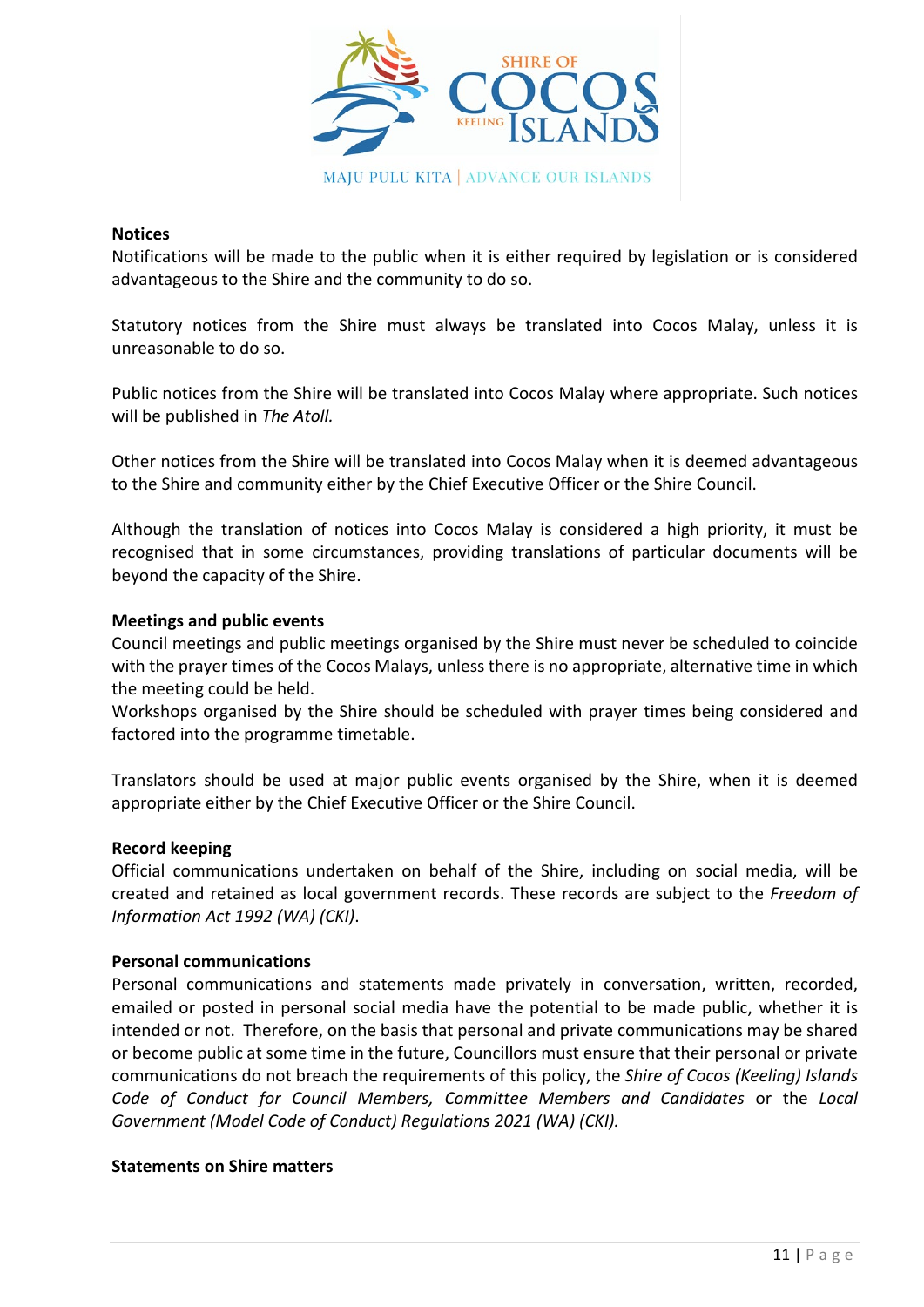**Notices**

Notifications will be made to the public when it is either required by legislation or is considered advantageous to the Shire and the community to do so.

Statutory notices from the Shire must always be translated into Cocos Malay, unless it is unreasonable to do so.

Public notices from the Shire will be translated into Cocos Malay where appropriate. Such notices will be published in *The Atoll.*

Other notices from the Shire will be translated into Cocos Malay when it is deemed advantageous to the Shire and community either by the Chief Executive Officer or the Shire Council.

Although the translation of notices into Cocos Malay is considered a high priority, it must be recognised that in some circumstances, providing translations of particular documents will be beyond the capacity of the Shire.

**Meetings and public events**

Council meetings and public meetings organised by the Shire must never be scheduled to coincide with the prayer times of the Cocos Malays, unless there is no appropriate, alternative time in which the meeting could be held.

Workshops organised by the Shire should be scheduled with prayer times being considered and factored into the programme timetable.

Translators should be used at major public events organised by the Shire, when it is deemed appropriate either by the Chief Executive Officer or the Shire Council.

**Record keeping**

Official communications undertaken on behalf of the Shire, including on social media, will be created and retained as local government records. These records are subject to the *Freedom of Information Act 1992 (WA) (CKI)*.

**Personal communications**

Personal communications and statements made privately in conversation, written, recorded, emailed or posted in personal social media have the potential to be made public, whether it is intended or not. Therefore, on the basis that personal and private communications may be shared or become public at some time in the future, Councillors must ensure that their personal or private communications do not breach the requirements of this policy, the *Shire of Cocos (Keeling) Islands Code of Conduct for Council Members, Committee Members and Candidates* or the *Local Government (Model Code of Conduct) Regulations 2021 (WA) (CKI).*

**Statements on Shire matters**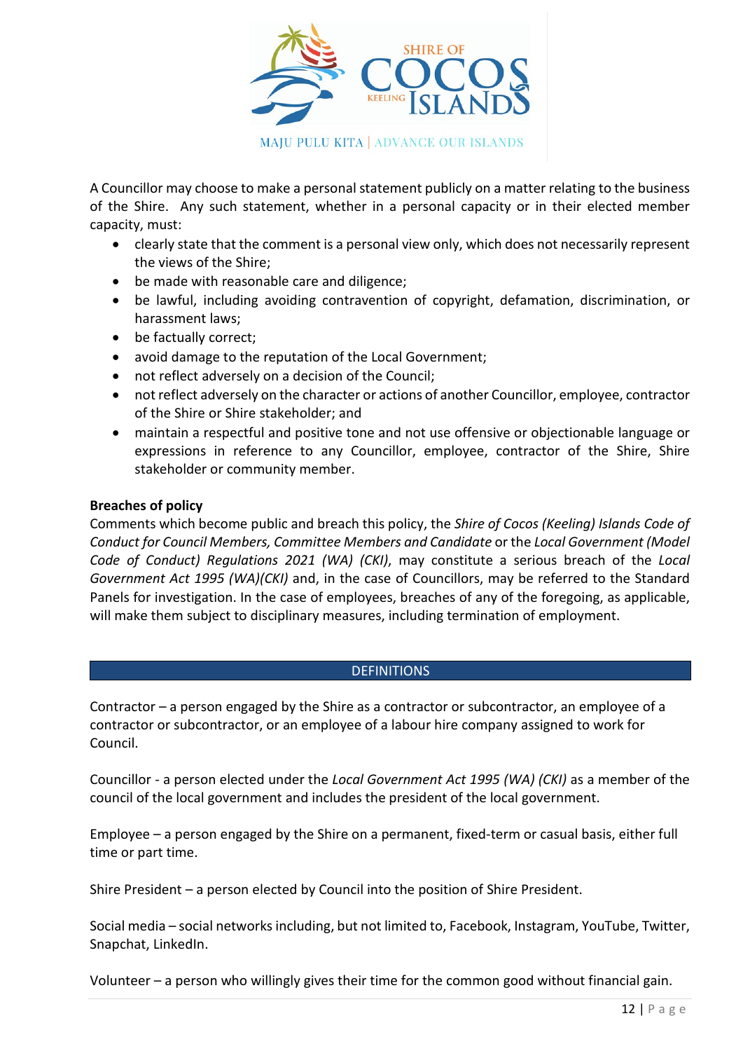A Councillor may choose to make a personal statement publicly on a matter relating to the business of the Shire. Any such statement, whether in a personal capacity or in their elected member capacity, must:

- clearly state that the comment is a personal view only, which does not necessarily represent the views of the Shire;
- be made with reasonable care and diligence;
- be lawful, including avoiding contravention of copyright, defamation, discrimination, or harassment laws;
- be factually correct;
- avoid damage to the reputation of the Local Government;
- not reflect adversely on a decision of the Council;
- not reflect adversely on the character or actions of another Councillor, employee, contractor of the Shire or Shire stakeholder; and
- maintain a respectful and positive tone and not use offensive or objectionable language or expressions in reference to any Councillor, employee, contractor of the Shire, Shire stakeholder or community member.

**Breaches of policy**

Comments which become public and breach this policy, the *Shire of Cocos (Keeling) Islands Code of Conduct for Council Members, Committee Members and Candidate* or the *Local Government (Model Code of Conduct) Regulations 2021 (WA) (CKI)*, may constitute a serious breach of the *Local Government Act 1995 (WA)(CKI)* and, in the case of Councillors, may be referred to the Standard Panels for investigation. In the case of employees, breaches of any of the foregoing, as applicable, will make them subject to disciplinary measures, including termination of employment.

## DEFINITIONS

Contractor – a person engaged by the Shire as a contractor or subcontractor, an employee of a contractor or subcontractor, or an employee of a labour hire company assigned to work for Council.

Councillor - a person elected under the *Local Government Act 1995 (WA) (CKI)* as a member of the council of the local government and includes the president of the local government.

Employee – a person engaged by the Shire on a permanent, fixed-term or casual basis, either full time or part time.

Shire President – a person elected by Council into the position of Shire President.

Social media – social networks including, but not limited to, Facebook, Instagram, YouTube, Twitter, Snapchat, LinkedIn.

Volunteer – a person who willingly gives their time for the common good without financial gain.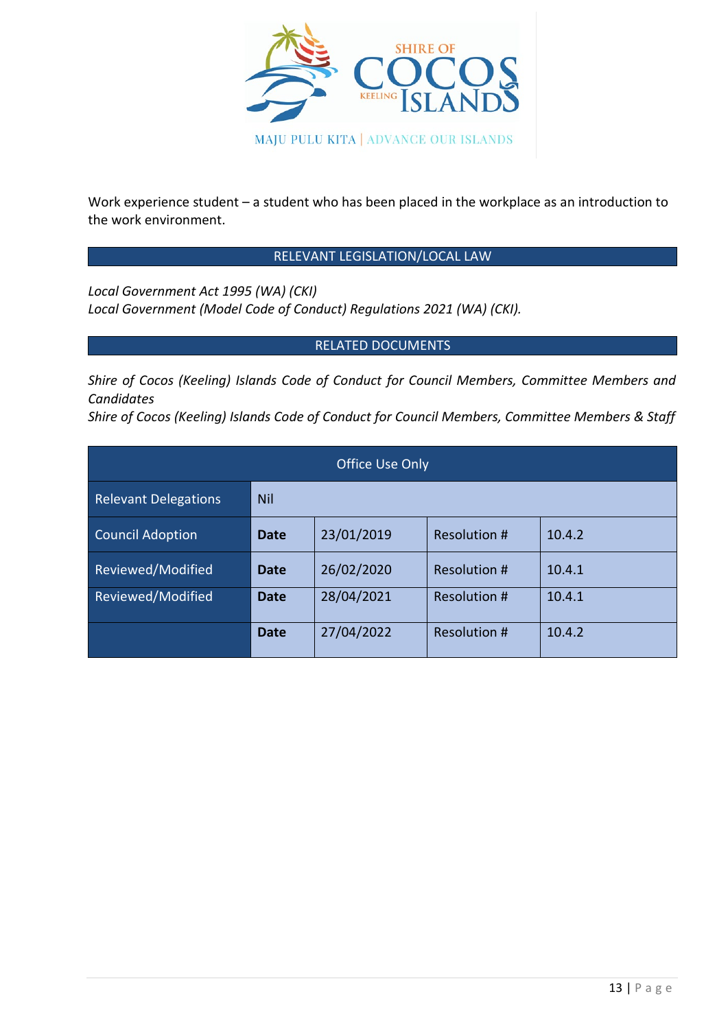Work experience student – a student who has been placed in the workplace as an introduction to the work environment.

## RELEVANT LEGISLATION/LOCAL LAW

*Local Government Act 1995 (WA) (CKI)*
*Local Government (Model Code of Conduct) Regulations 2021 (WA) (CKI).*

## RELATED DOCUMENTS

*Shire of Cocos (Keeling) Islands Code of Conduct for Council Members, Committee Members and Candidates*
*Shire of Cocos (Keeling) Islands Code of Conduct for Council Members, Committee Members & Staff*

| Office Use Only | | | | |
|---|---|---|---|---|
| Relevant Delegations | Nil | | | |
| Council Adoption | **Date** | 23/01/2019 | Resolution # | 10.4.2 |
| Reviewed/Modified | **Date** | 26/02/2020 | Resolution # | 10.4.1 |
| Reviewed/Modified | **Date** | 28/04/2021 | Resolution # | 10.4.1 |
| | **Date** | 27/04/2022 | Resolution # | 10.4.2 |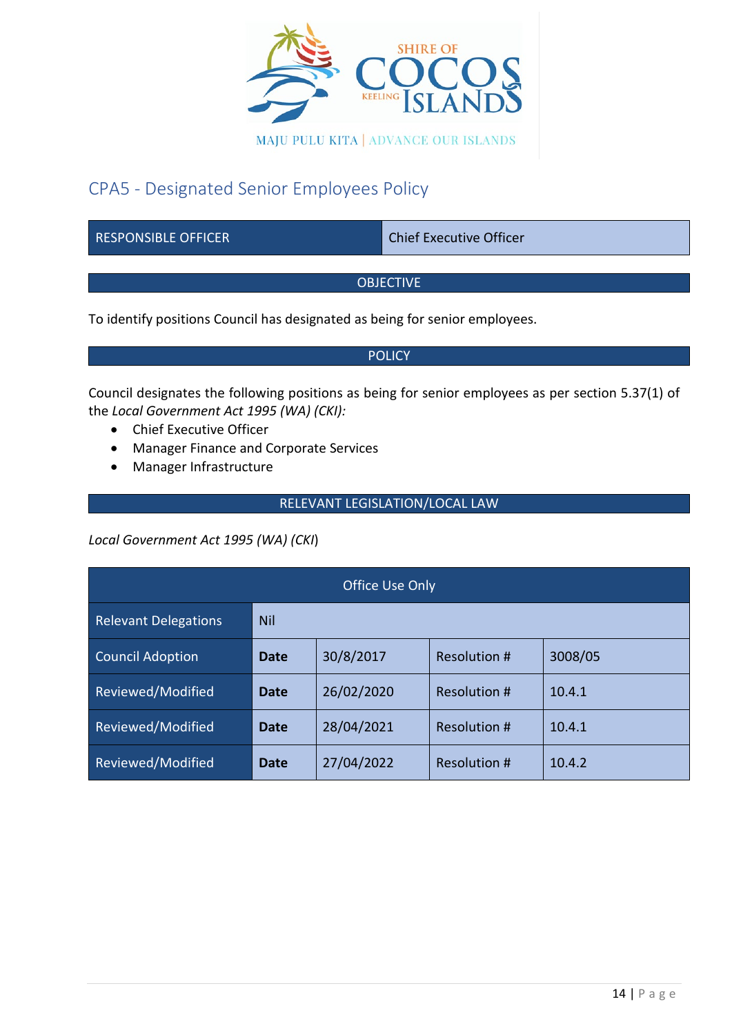SHIRE OF COCOS KEELING ISLANDS

MAJU PULU KITA | ADVANCE OUR ISLANDS

## CPA5 - Designated Senior Employees Policy

| RESPONSIBLE OFFICER | Chief Executive Officer |
|---|---|

### OBJECTIVE

To identify positions Council has designated as being for senior employees.

### POLICY

Council designates the following positions as being for senior employees as per section 5.37(1) of the *Local Government Act 1995 (WA) (CKI):*

- Chief Executive Officer
- Manager Finance and Corporate Services
- Manager Infrastructure

### RELEVANT LEGISLATION/LOCAL LAW

*Local Government Act 1995 (WA) (CKI*)

| Office Use Only | | | | |
|---|---|---|---|---|
| Relevant Delegations | Nil | | | |
| Council Adoption | **Date** | 30/8/2017 | Resolution # | 3008/05 |
| Reviewed/Modified | **Date** | 26/02/2020 | Resolution # | 10.4.1 |
| Reviewed/Modified | **Date** | 28/04/2021 | Resolution # | 10.4.1 |
| Reviewed/Modified | **Date** | 27/04/2022 | Resolution # | 10.4.2 |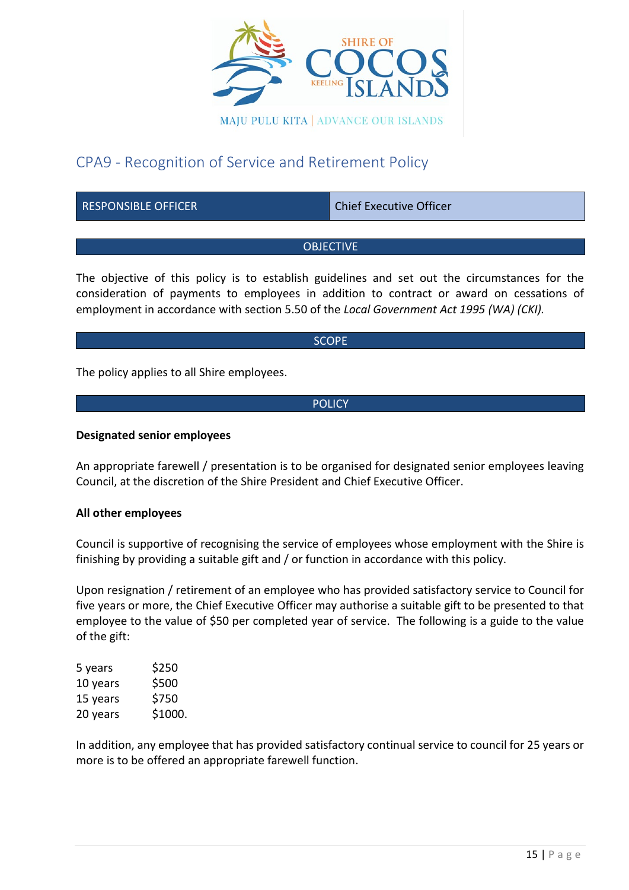# CPA9 - Recognition of Service and Retirement Policy

| RESPONSIBLE OFFICER | Chief Executive Officer |
|---|---|

## OBJECTIVE

The objective of this policy is to establish guidelines and set out the circumstances for the consideration of payments to employees in addition to contract or award on cessations of employment in accordance with section 5.50 of the *Local Government Act 1995 (WA) (CKI).*

## SCOPE

The policy applies to all Shire employees.

## POLICY

**Designated senior employees**

An appropriate farewell / presentation is to be organised for designated senior employees leaving Council, at the discretion of the Shire President and Chief Executive Officer.

**All other employees**

Council is supportive of recognising the service of employees whose employment with the Shire is finishing by providing a suitable gift and / or function in accordance with this policy.

Upon resignation / retirement of an employee who has provided satisfactory service to Council for five years or more, the Chief Executive Officer may authorise a suitable gift to be presented to that employee to the value of $50 per completed year of service. The following is a guide to the value of the gift:

| | |
|---|---|
| 5 years | $250 |
| 10 years | $500 |
| 15 years | $750 |
| 20 years | $1000. |

In addition, any employee that has provided satisfactory continual service to council for 25 years or more is to be offered an appropriate farewell function.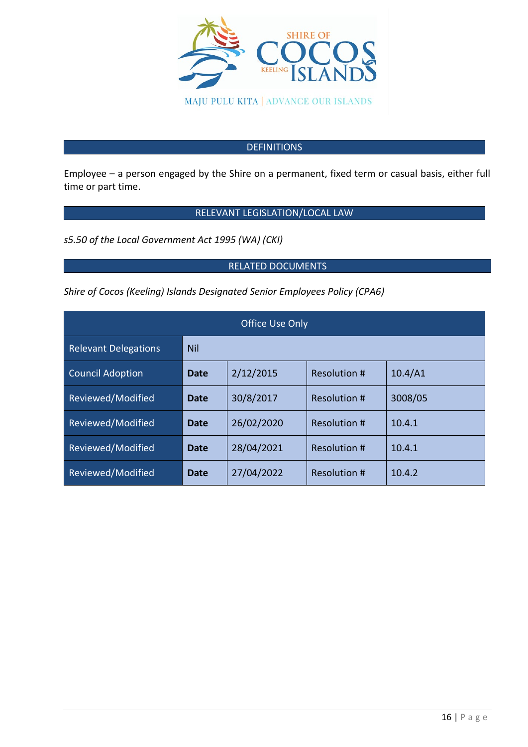## DEFINITIONS

Employee – a person engaged by the Shire on a permanent, fixed term or casual basis, either full time or part time.

## RELEVANT LEGISLATION/LOCAL LAW

*s5.50 of the Local Government Act 1995 (WA) (CKI)*

## RELATED DOCUMENTS

*Shire of Cocos (Keeling) Islands Designated Senior Employees Policy (CPA6)*

| Office Use Only | | | | |
|---|---|---|---|---|
| Relevant Delegations | Nil | | | |
| Council Adoption | **Date** | 2/12/2015 | Resolution # | 10.4/A1 |
| Reviewed/Modified | **Date** | 30/8/2017 | Resolution # | 3008/05 |
| Reviewed/Modified | **Date** | 26/02/2020 | Resolution # | 10.4.1 |
| Reviewed/Modified | **Date** | 28/04/2021 | Resolution # | 10.4.1 |
| Reviewed/Modified | **Date** | 27/04/2022 | Resolution # | 10.4.2 |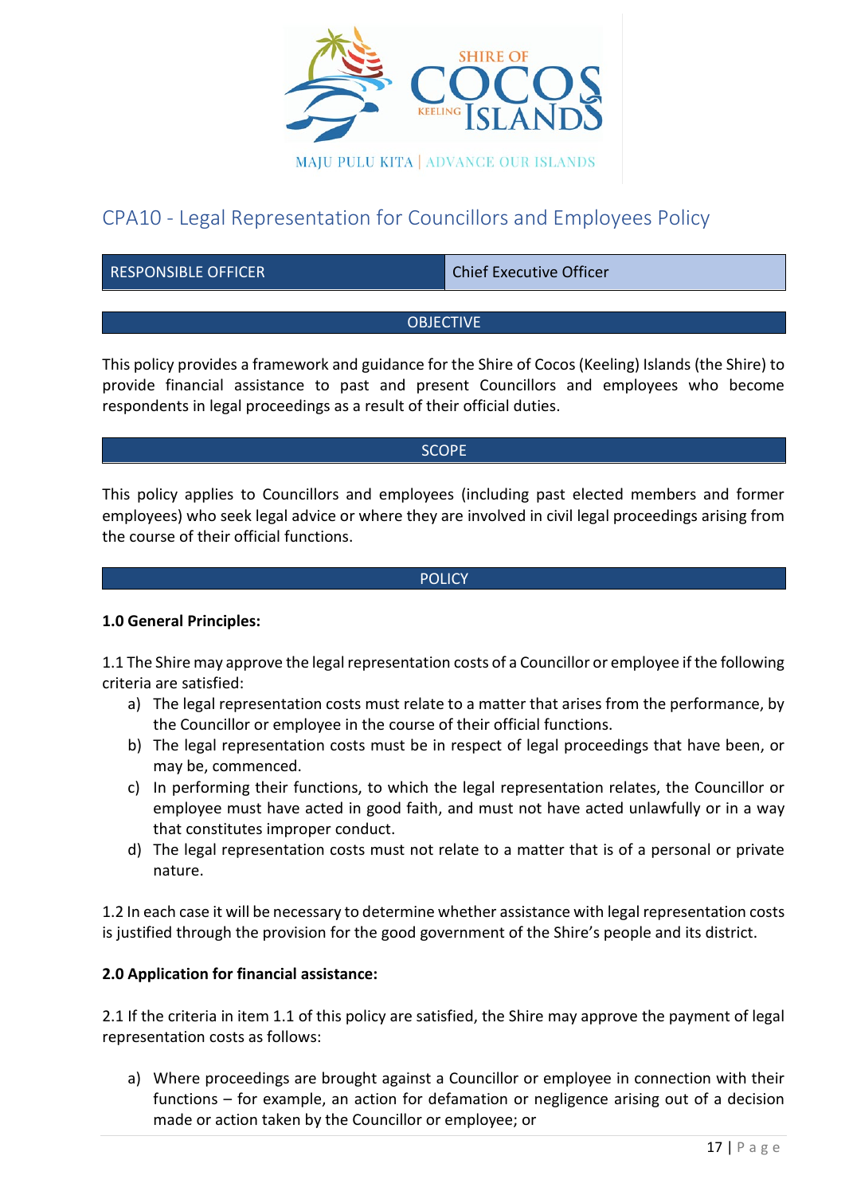# CPA10 - Legal Representation for Councillors and Employees Policy

| RESPONSIBLE OFFICER | Chief Executive Officer |
|---|---|

## OBJECTIVE

This policy provides a framework and guidance for the Shire of Cocos (Keeling) Islands (the Shire) to provide financial assistance to past and present Councillors and employees who become respondents in legal proceedings as a result of their official duties.

## SCOPE

This policy applies to Councillors and employees (including past elected members and former employees) who seek legal advice or where they are involved in civil legal proceedings arising from the course of their official functions.

## POLICY

**1.0 General Principles:**

1.1 The Shire may approve the legal representation costs of a Councillor or employee if the following criteria are satisfied:

a) The legal representation costs must relate to a matter that arises from the performance, by the Councillor or employee in the course of their official functions.
b) The legal representation costs must be in respect of legal proceedings that have been, or may be, commenced.
c) In performing their functions, to which the legal representation relates, the Councillor or employee must have acted in good faith, and must not have acted unlawfully or in a way that constitutes improper conduct.
d) The legal representation costs must not relate to a matter that is of a personal or private nature.

1.2 In each case it will be necessary to determine whether assistance with legal representation costs is justified through the provision for the good government of the Shire's people and its district.

**2.0 Application for financial assistance:**

2.1 If the criteria in item 1.1 of this policy are satisfied, the Shire may approve the payment of legal representation costs as follows:

a) Where proceedings are brought against a Councillor or employee in connection with their functions – for example, an action for defamation or negligence arising out of a decision made or action taken by the Councillor or employee; or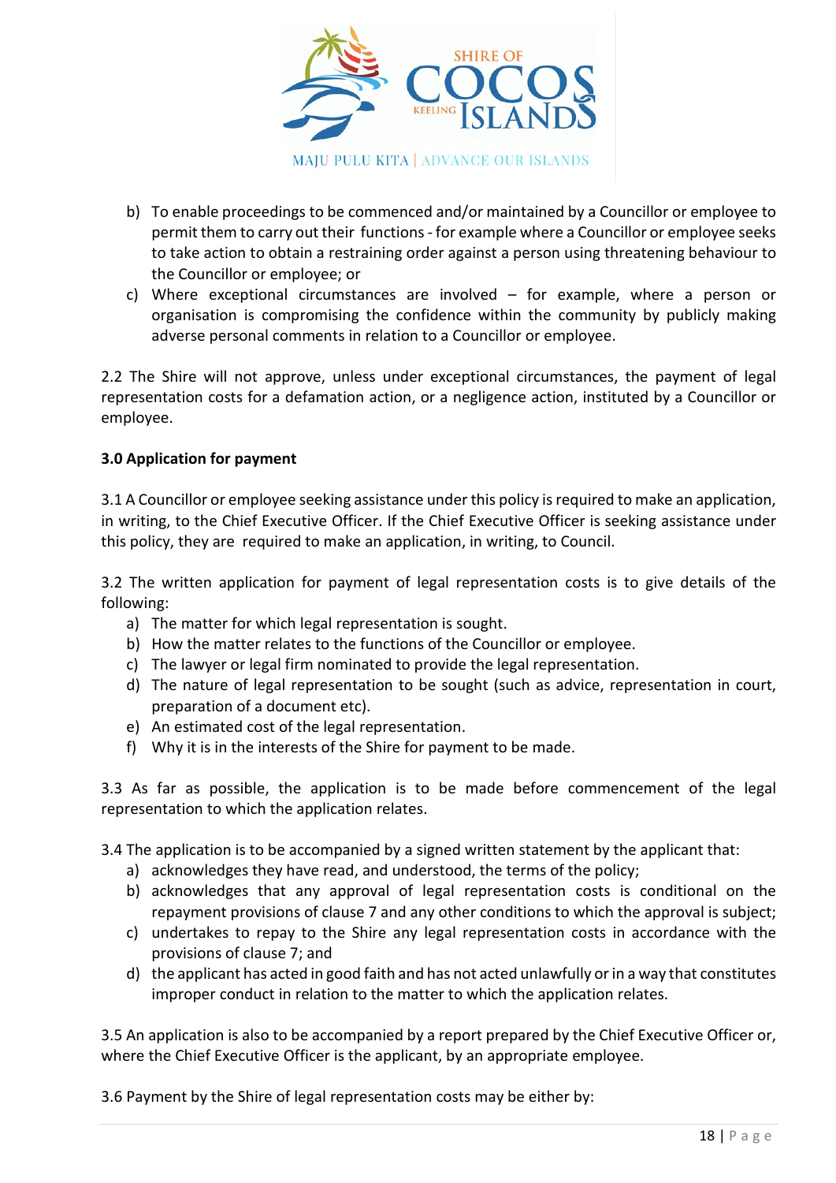b) To enable proceedings to be commenced and/or maintained by a Councillor or employee to permit them to carry out their functions - for example where a Councillor or employee seeks to take action to obtain a restraining order against a person using threatening behaviour to the Councillor or employee; or
c) Where exceptional circumstances are involved – for example, where a person or organisation is compromising the confidence within the community by publicly making adverse personal comments in relation to a Councillor or employee.

2.2 The Shire will not approve, unless under exceptional circumstances, the payment of legal representation costs for a defamation action, or a negligence action, instituted by a Councillor or employee.

**3.0 Application for payment**

3.1 A Councillor or employee seeking assistance under this policy is required to make an application, in writing, to the Chief Executive Officer. If the Chief Executive Officer is seeking assistance under this policy, they are required to make an application, in writing, to Council.

3.2 The written application for payment of legal representation costs is to give details of the following:

a) The matter for which legal representation is sought.
b) How the matter relates to the functions of the Councillor or employee.
c) The lawyer or legal firm nominated to provide the legal representation.
d) The nature of legal representation to be sought (such as advice, representation in court, preparation of a document etc).
e) An estimated cost of the legal representation.
f) Why it is in the interests of the Shire for payment to be made.

3.3 As far as possible, the application is to be made before commencement of the legal representation to which the application relates.

3.4 The application is to be accompanied by a signed written statement by the applicant that:

a) acknowledges they have read, and understood, the terms of the policy;
b) acknowledges that any approval of legal representation costs is conditional on the repayment provisions of clause 7 and any other conditions to which the approval is subject;
c) undertakes to repay to the Shire any legal representation costs in accordance with the provisions of clause 7; and
d) the applicant has acted in good faith and has not acted unlawfully or in a way that constitutes improper conduct in relation to the matter to which the application relates.

3.5 An application is also to be accompanied by a report prepared by the Chief Executive Officer or, where the Chief Executive Officer is the applicant, by an appropriate employee.

3.6 Payment by the Shire of legal representation costs may be either by: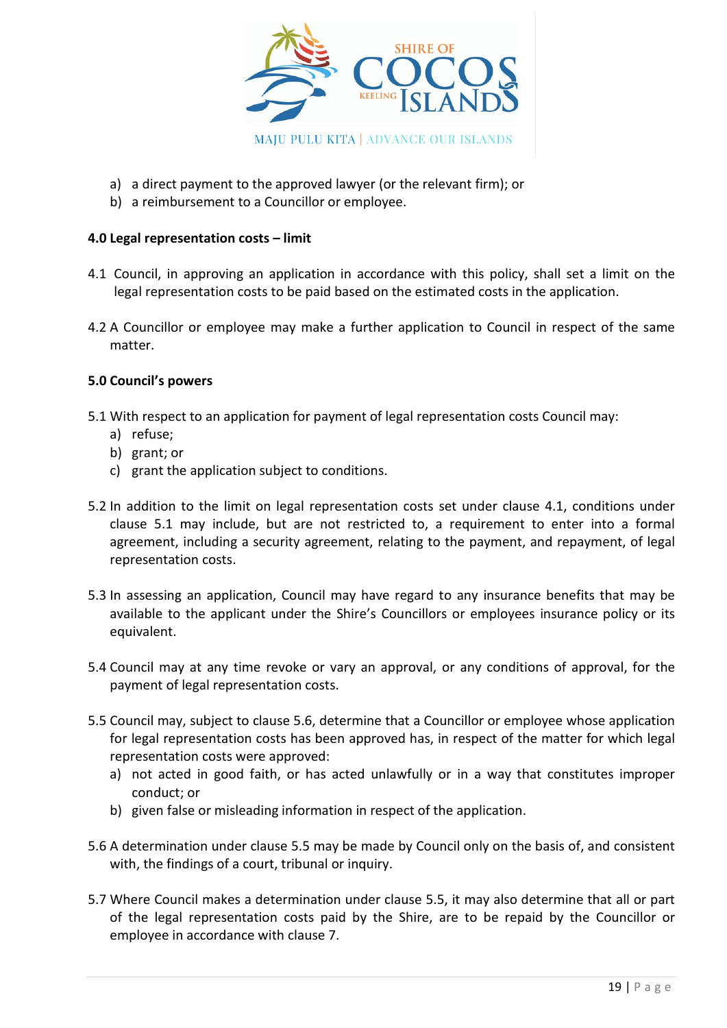a) a direct payment to the approved lawyer (or the relevant firm); or
b) a reimbursement to a Councillor or employee.

**4.0 Legal representation costs – limit**

4.1 Council, in approving an application in accordance with this policy, shall set a limit on the legal representation costs to be paid based on the estimated costs in the application.

4.2 A Councillor or employee may make a further application to Council in respect of the same matter.

**5.0 Council's powers**

5.1 With respect to an application for payment of legal representation costs Council may:
a) refuse;
b) grant; or
c) grant the application subject to conditions.

5.2 In addition to the limit on legal representation costs set under clause 4.1, conditions under clause 5.1 may include, but are not restricted to, a requirement to enter into a formal agreement, including a security agreement, relating to the payment, and repayment, of legal representation costs.

5.3 In assessing an application, Council may have regard to any insurance benefits that may be available to the applicant under the Shire's Councillors or employees insurance policy or its equivalent.

5.4 Council may at any time revoke or vary an approval, or any conditions of approval, for the payment of legal representation costs.

5.5 Council may, subject to clause 5.6, determine that a Councillor or employee whose application for legal representation costs has been approved has, in respect of the matter for which legal representation costs were approved:
a) not acted in good faith, or has acted unlawfully or in a way that constitutes improper conduct; or
b) given false or misleading information in respect of the application.

5.6 A determination under clause 5.5 may be made by Council only on the basis of, and consistent with, the findings of a court, tribunal or inquiry.

5.7 Where Council makes a determination under clause 5.5, it may also determine that all or part of the legal representation costs paid by the Shire, are to be repaid by the Councillor or employee in accordance with clause 7.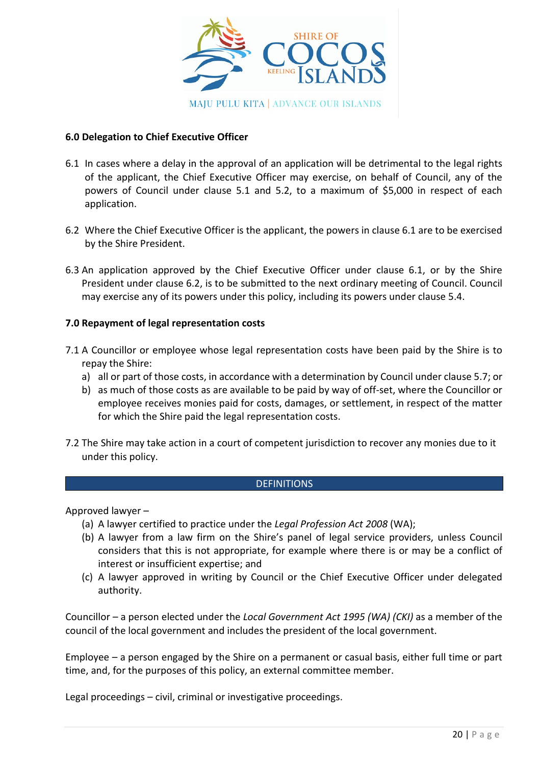**6.0 Delegation to Chief Executive Officer**

6.1 In cases where a delay in the approval of an application will be detrimental to the legal rights of the applicant, the Chief Executive Officer may exercise, on behalf of Council, any of the powers of Council under clause 5.1 and 5.2, to a maximum of $5,000 in respect of each application.

6.2 Where the Chief Executive Officer is the applicant, the powers in clause 6.1 are to be exercised by the Shire President.

6.3 An application approved by the Chief Executive Officer under clause 6.1, or by the Shire President under clause 6.2, is to be submitted to the next ordinary meeting of Council. Council may exercise any of its powers under this policy, including its powers under clause 5.4.

**7.0 Repayment of legal representation costs**

7.1 A Councillor or employee whose legal representation costs have been paid by the Shire is to repay the Shire:

a) all or part of those costs, in accordance with a determination by Council under clause 5.7; or
b) as much of those costs as are available to be paid by way of off-set, where the Councillor or employee receives monies paid for costs, damages, or settlement, in respect of the matter for which the Shire paid the legal representation costs.

7.2 The Shire may take action in a court of competent jurisdiction to recover any monies due to it under this policy.

## DEFINITIONS

Approved lawyer –

(a) A lawyer certified to practice under the *Legal Profession Act 2008* (WA);
(b) A lawyer from a law firm on the Shire's panel of legal service providers, unless Council considers that this is not appropriate, for example where there is or may be a conflict of interest or insufficient expertise; and
(c) A lawyer approved in writing by Council or the Chief Executive Officer under delegated authority.

Councillor – a person elected under the *Local Government Act 1995 (WA) (CKI)* as a member of the council of the local government and includes the president of the local government.

Employee – a person engaged by the Shire on a permanent or casual basis, either full time or part time, and, for the purposes of this policy, an external committee member.

Legal proceedings – civil, criminal or investigative proceedings.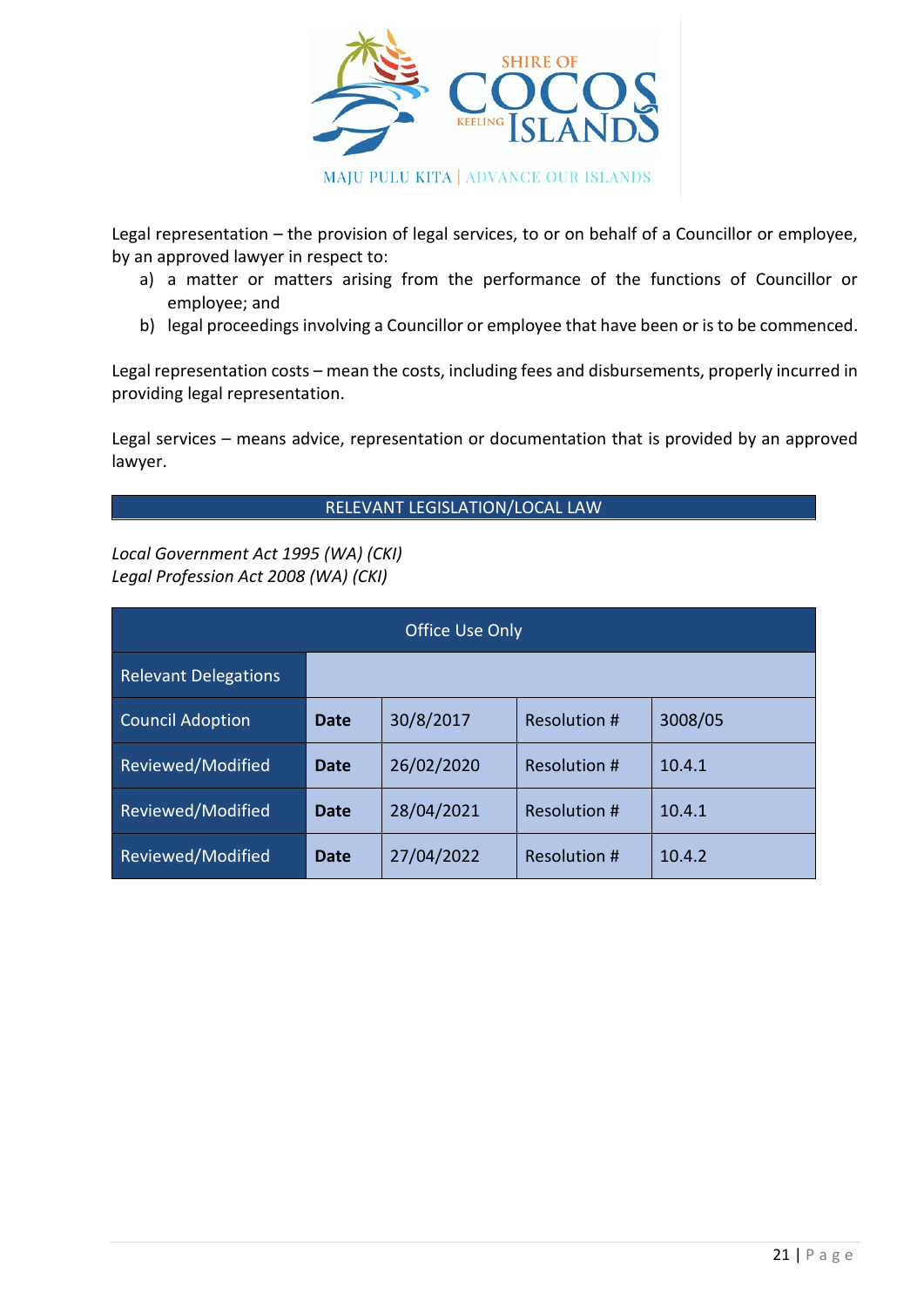Legal representation – the provision of legal services, to or on behalf of a Councillor or employee, by an approved lawyer in respect to:

a) a matter or matters arising from the performance of the functions of Councillor or employee; and
b) legal proceedings involving a Councillor or employee that have been or is to be commenced.

Legal representation costs – mean the costs, including fees and disbursements, properly incurred in providing legal representation.

Legal services – means advice, representation or documentation that is provided by an approved lawyer.

## RELEVANT LEGISLATION/LOCAL LAW

*Local Government Act 1995 (WA) (CKI)*
*Legal Profession Act 2008 (WA) (CKI)*

| Office Use Only | | | | |
|---|---|---|---|---|
| Relevant Delegations | | | | |
| Council Adoption | **Date** | 30/8/2017 | Resolution # | 3008/05 |
| Reviewed/Modified | **Date** | 26/02/2020 | Resolution # | 10.4.1 |
| Reviewed/Modified | **Date** | 28/04/2021 | Resolution # | 10.4.1 |
| Reviewed/Modified | **Date** | 27/04/2022 | Resolution # | 10.4.2 |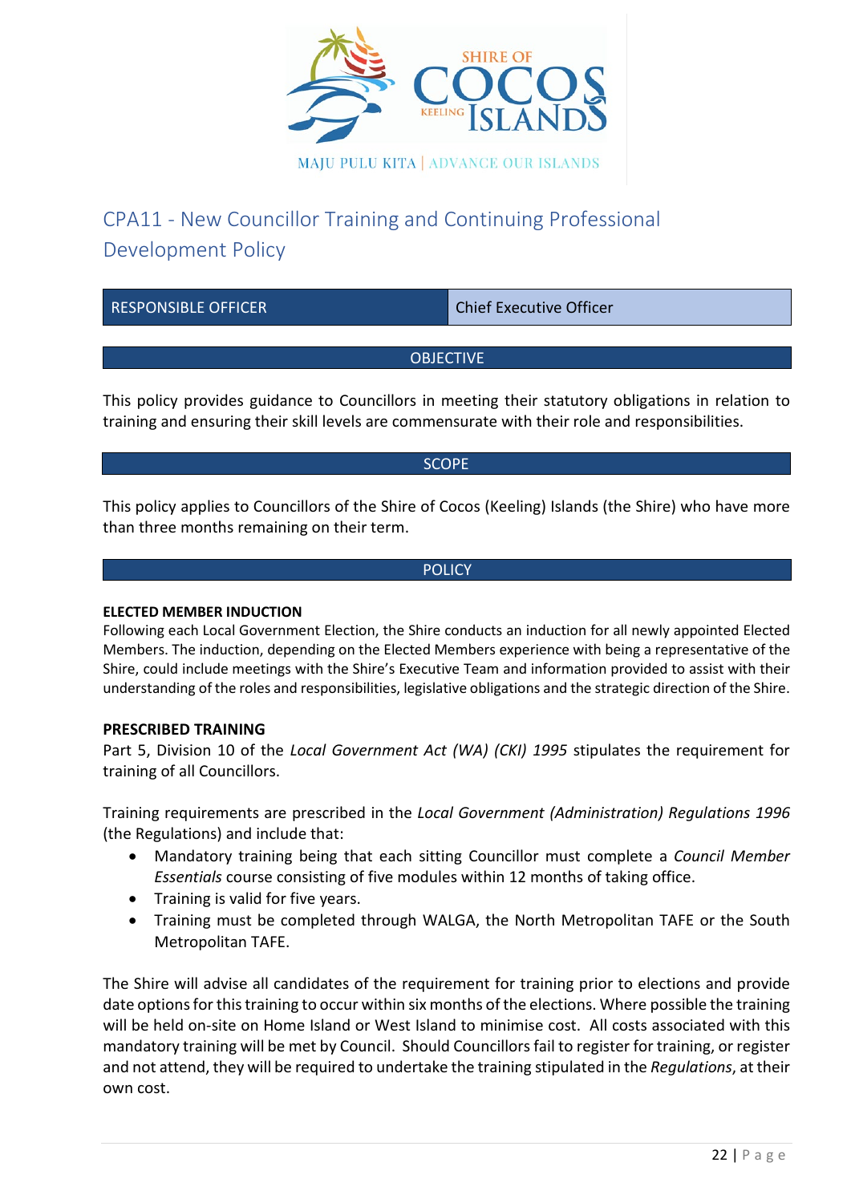SHIRE OF COCOS KEELING ISLANDS

MAJU PULU KITA | ADVANCE OUR ISLANDS

# CPA11 - New Councillor Training and Continuing Professional Development Policy

| RESPONSIBLE OFFICER | Chief Executive Officer |
|---|---|

## OBJECTIVE

This policy provides guidance to Councillors in meeting their statutory obligations in relation to training and ensuring their skill levels are commensurate with their role and responsibilities.

## SCOPE

This policy applies to Councillors of the Shire of Cocos (Keeling) Islands (the Shire) who have more than three months remaining on their term.

## POLICY

**ELECTED MEMBER INDUCTION**

Following each Local Government Election, the Shire conducts an induction for all newly appointed Elected Members. The induction, depending on the Elected Members experience with being a representative of the Shire, could include meetings with the Shire's Executive Team and information provided to assist with their understanding of the roles and responsibilities, legislative obligations and the strategic direction of the Shire.

**PRESCRIBED TRAINING**

Part 5, Division 10 of the *Local Government Act (WA) (CKI) 1995* stipulates the requirement for training of all Councillors.

Training requirements are prescribed in the *Local Government (Administration) Regulations 1996* (the Regulations) and include that:

- Mandatory training being that each sitting Councillor must complete a *Council Member Essentials* course consisting of five modules within 12 months of taking office.
- Training is valid for five years.
- Training must be completed through WALGA, the North Metropolitan TAFE or the South Metropolitan TAFE.

The Shire will advise all candidates of the requirement for training prior to elections and provide date options for this training to occur within six months of the elections. Where possible the training will be held on-site on Home Island or West Island to minimise cost. All costs associated with this mandatory training will be met by Council. Should Councillors fail to register for training, or register and not attend, they will be required to undertake the training stipulated in the *Regulations*, at their own cost.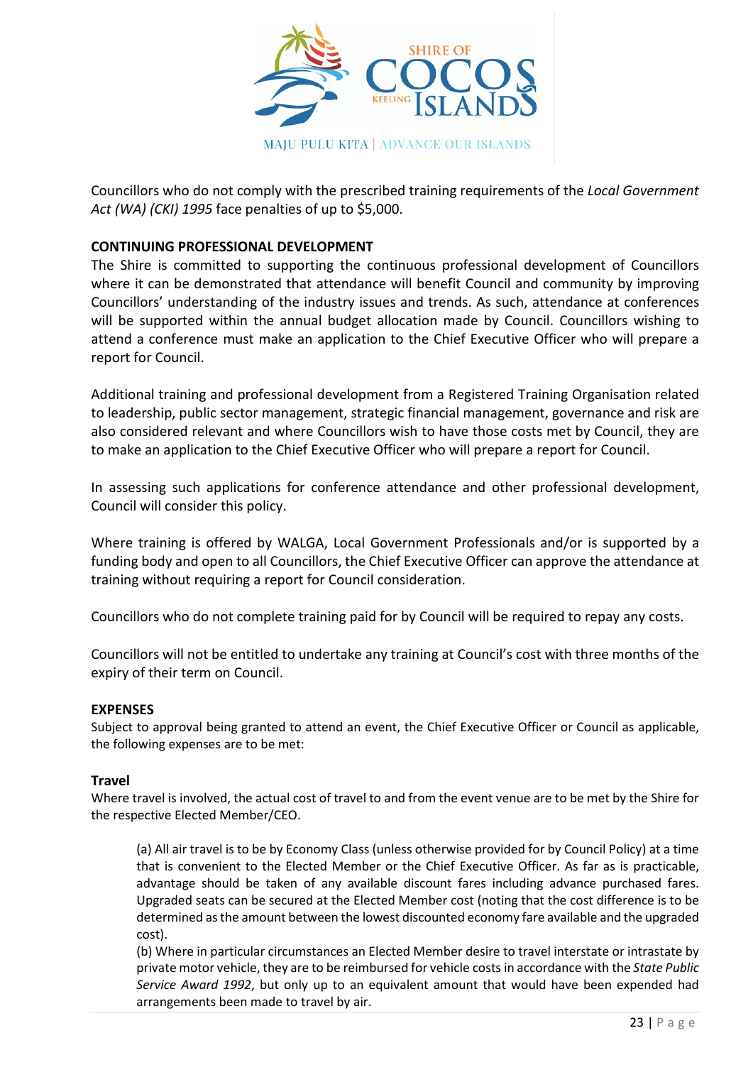Councillors who do not comply with the prescribed training requirements of the *Local Government Act (WA) (CKI) 1995* face penalties of up to $5,000.

**CONTINUING PROFESSIONAL DEVELOPMENT**

The Shire is committed to supporting the continuous professional development of Councillors where it can be demonstrated that attendance will benefit Council and community by improving Councillors' understanding of the industry issues and trends. As such, attendance at conferences will be supported within the annual budget allocation made by Council. Councillors wishing to attend a conference must make an application to the Chief Executive Officer who will prepare a report for Council.

Additional training and professional development from a Registered Training Organisation related to leadership, public sector management, strategic financial management, governance and risk are also considered relevant and where Councillors wish to have those costs met by Council, they are to make an application to the Chief Executive Officer who will prepare a report for Council.

In assessing such applications for conference attendance and other professional development, Council will consider this policy.

Where training is offered by WALGA, Local Government Professionals and/or is supported by a funding body and open to all Councillors, the Chief Executive Officer can approve the attendance at training without requiring a report for Council consideration.

Councillors who do not complete training paid for by Council will be required to repay any costs.

Councillors will not be entitled to undertake any training at Council's cost with three months of the expiry of their term on Council.

**EXPENSES**

Subject to approval being granted to attend an event, the Chief Executive Officer or Council as applicable, the following expenses are to be met:

**Travel**

Where travel is involved, the actual cost of travel to and from the event venue are to be met by the Shire for the respective Elected Member/CEO.

(a) All air travel is to be by Economy Class (unless otherwise provided for by Council Policy) at a time that is convenient to the Elected Member or the Chief Executive Officer. As far as is practicable, advantage should be taken of any available discount fares including advance purchased fares. Upgraded seats can be secured at the Elected Member cost (noting that the cost difference is to be determined as the amount between the lowest discounted economy fare available and the upgraded cost).

(b) Where in particular circumstances an Elected Member desire to travel interstate or intrastate by private motor vehicle, they are to be reimbursed for vehicle costs in accordance with the *State Public Service Award 1992*, but only up to an equivalent amount that would have been expended had arrangements been made to travel by air.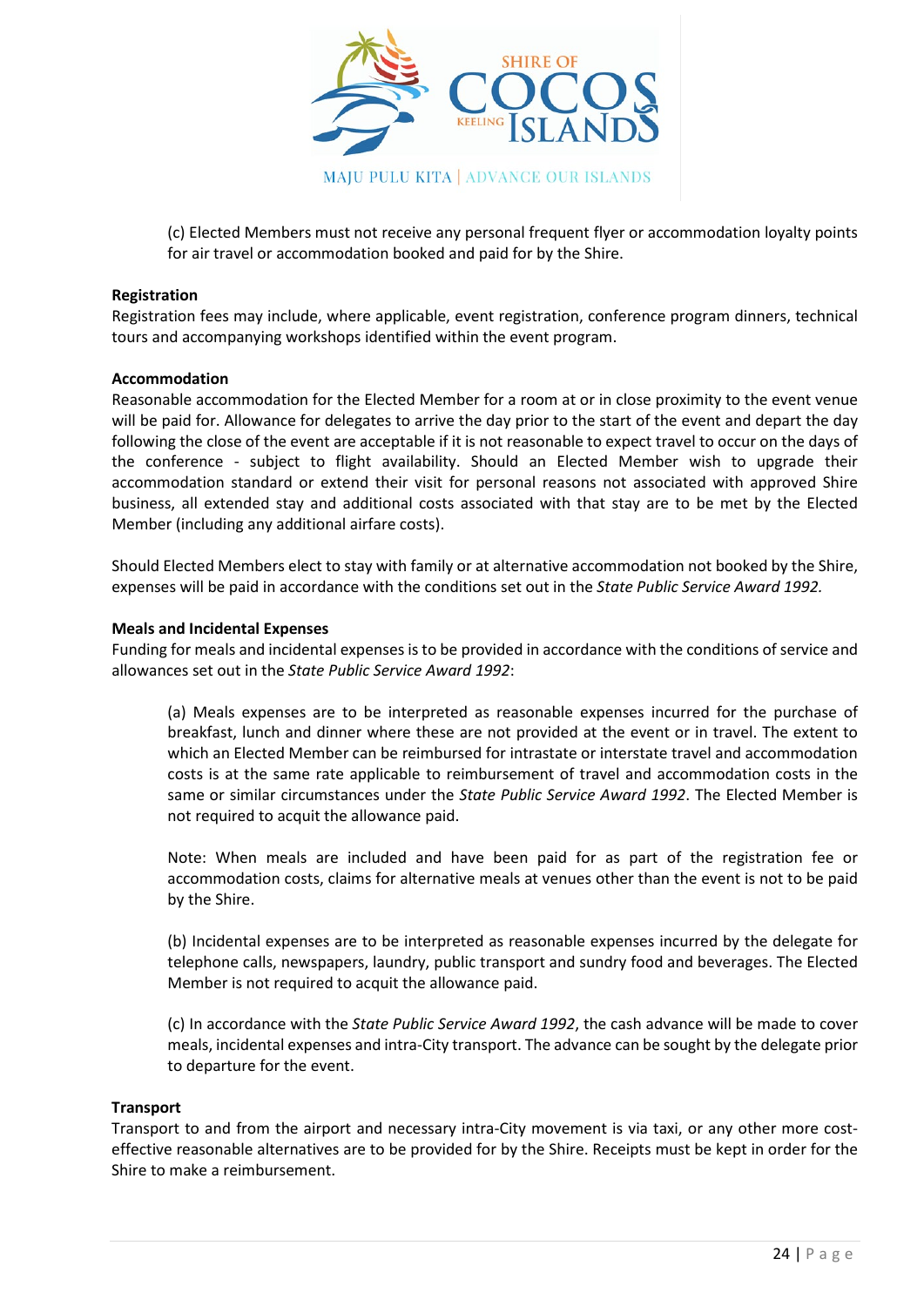(c) Elected Members must not receive any personal frequent flyer or accommodation loyalty points for air travel or accommodation booked and paid for by the Shire.

**Registration**
Registration fees may include, where applicable, event registration, conference program dinners, technical tours and accompanying workshops identified within the event program.

**Accommodation**
Reasonable accommodation for the Elected Member for a room at or in close proximity to the event venue will be paid for. Allowance for delegates to arrive the day prior to the start of the event and depart the day following the close of the event are acceptable if it is not reasonable to expect travel to occur on the days of the conference - subject to flight availability. Should an Elected Member wish to upgrade their accommodation standard or extend their visit for personal reasons not associated with approved Shire business, all extended stay and additional costs associated with that stay are to be met by the Elected Member (including any additional airfare costs).

Should Elected Members elect to stay with family or at alternative accommodation not booked by the Shire, expenses will be paid in accordance with the conditions set out in the *State Public Service Award 1992.*

**Meals and Incidental Expenses**
Funding for meals and incidental expenses is to be provided in accordance with the conditions of service and allowances set out in the *State Public Service Award 1992*:

(a) Meals expenses are to be interpreted as reasonable expenses incurred for the purchase of breakfast, lunch and dinner where these are not provided at the event or in travel. The extent to which an Elected Member can be reimbursed for intrastate or interstate travel and accommodation costs is at the same rate applicable to reimbursement of travel and accommodation costs in the same or similar circumstances under the *State Public Service Award 1992*. The Elected Member is not required to acquit the allowance paid.

Note: When meals are included and have been paid for as part of the registration fee or accommodation costs, claims for alternative meals at venues other than the event is not to be paid by the Shire.

(b) Incidental expenses are to be interpreted as reasonable expenses incurred by the delegate for telephone calls, newspapers, laundry, public transport and sundry food and beverages. The Elected Member is not required to acquit the allowance paid.

(c) In accordance with the *State Public Service Award 1992*, the cash advance will be made to cover meals, incidental expenses and intra-City transport. The advance can be sought by the delegate prior to departure for the event.

**Transport**
Transport to and from the airport and necessary intra-City movement is via taxi, or any other more cost-effective reasonable alternatives are to be provided for by the Shire. Receipts must be kept in order for the Shire to make a reimbursement.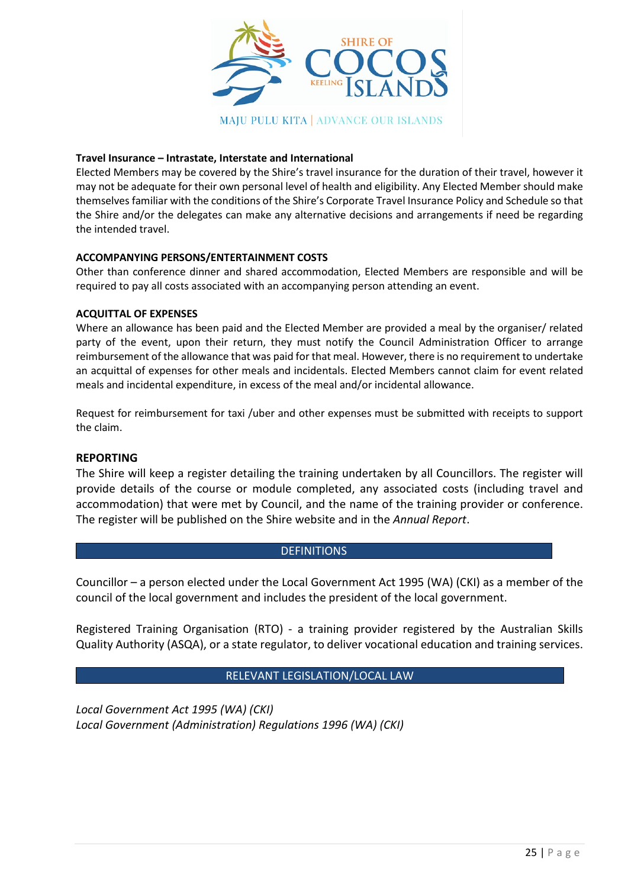**Travel Insurance – Intrastate, Interstate and International**

Elected Members may be covered by the Shire's travel insurance for the duration of their travel, however it may not be adequate for their own personal level of health and eligibility. Any Elected Member should make themselves familiar with the conditions of the Shire's Corporate Travel Insurance Policy and Schedule so that the Shire and/or the delegates can make any alternative decisions and arrangements if need be regarding the intended travel.

**ACCOMPANYING PERSONS/ENTERTAINMENT COSTS**

Other than conference dinner and shared accommodation, Elected Members are responsible and will be required to pay all costs associated with an accompanying person attending an event.

**ACQUITTAL OF EXPENSES**

Where an allowance has been paid and the Elected Member are provided a meal by the organiser/ related party of the event, upon their return, they must notify the Council Administration Officer to arrange reimbursement of the allowance that was paid for that meal. However, there is no requirement to undertake an acquittal of expenses for other meals and incidentals. Elected Members cannot claim for event related meals and incidental expenditure, in excess of the meal and/or incidental allowance.

Request for reimbursement for taxi /uber and other expenses must be submitted with receipts to support the claim.

**REPORTING**

The Shire will keep a register detailing the training undertaken by all Councillors. The register will provide details of the course or module completed, any associated costs (including travel and accommodation) that were met by Council, and the name of the training provider or conference. The register will be published on the Shire website and in the *Annual Report*.

## DEFINITIONS

Councillor – a person elected under the Local Government Act 1995 (WA) (CKI) as a member of the council of the local government and includes the president of the local government.

Registered Training Organisation (RTO) - a training provider registered by the Australian Skills Quality Authority (ASQA), or a state regulator, to deliver vocational education and training services.

## RELEVANT LEGISLATION/LOCAL LAW

*Local Government Act 1995 (WA) (CKI)*
*Local Government (Administration) Regulations 1996 (WA) (CKI)*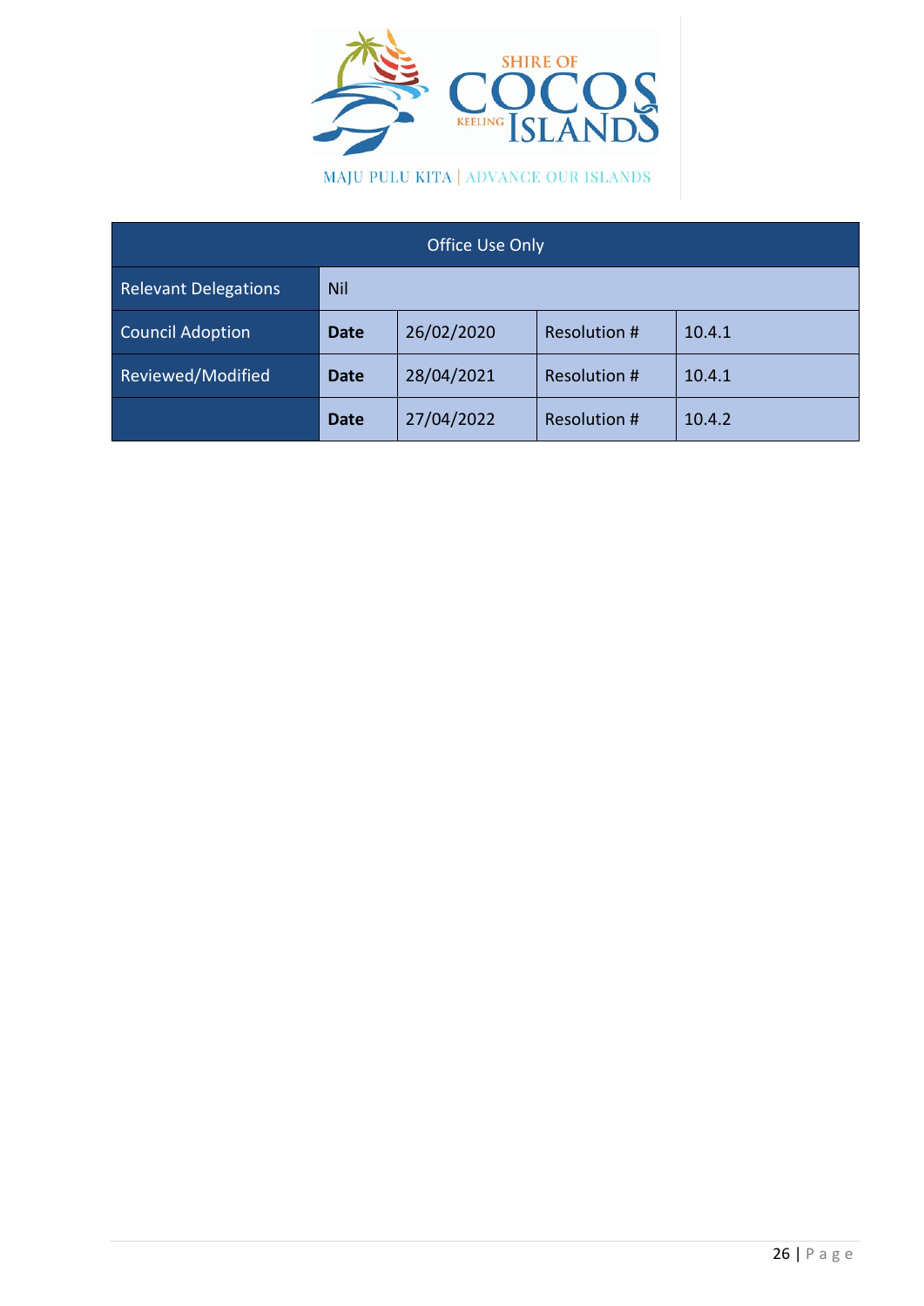| Office Use Only | | | | |
|---|---|---|---|---|
| Relevant Delegations | Nil | | | |
| Council Adoption | **Date** | 26/02/2020 | Resolution # | 10.4.1 |
| Reviewed/Modified | **Date** | 28/04/2021 | Resolution # | 10.4.1 |
| | **Date** | 27/04/2022 | Resolution # | 10.4.2 |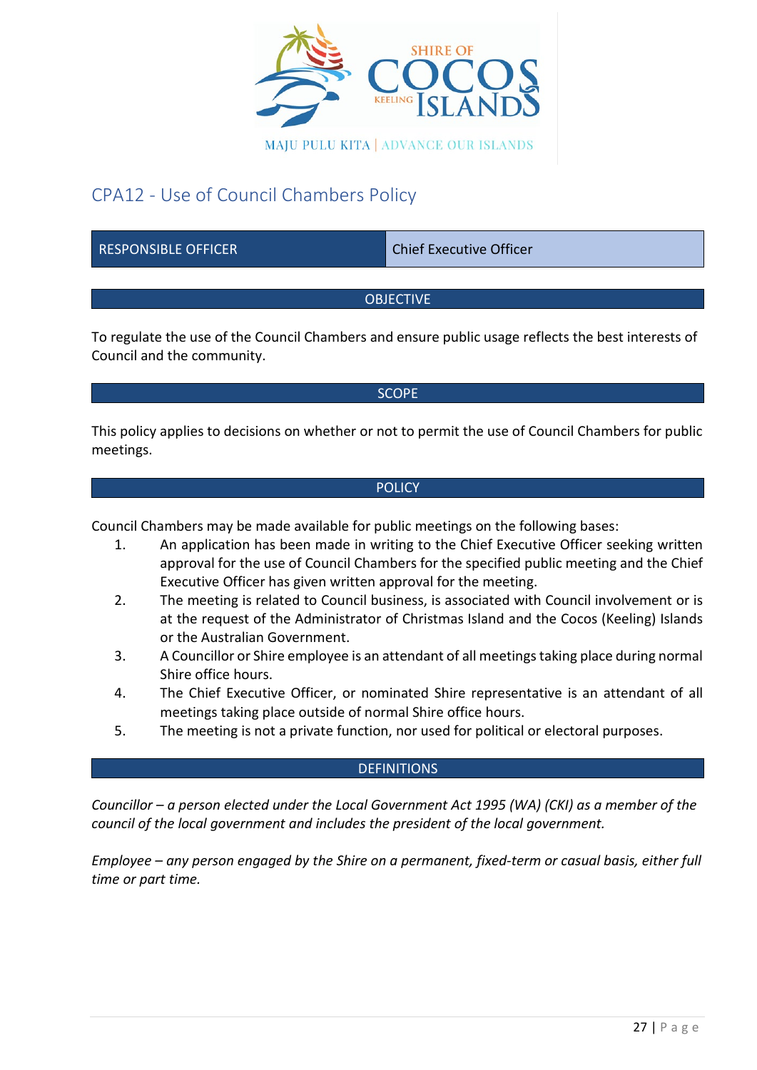# CPA12 - Use of Council Chambers Policy

| RESPONSIBLE OFFICER | Chief Executive Officer |
| --- | --- |

## OBJECTIVE

To regulate the use of the Council Chambers and ensure public usage reflects the best interests of Council and the community.

## SCOPE

This policy applies to decisions on whether or not to permit the use of Council Chambers for public meetings.

## POLICY

Council Chambers may be made available for public meetings on the following bases:

1. An application has been made in writing to the Chief Executive Officer seeking written approval for the use of Council Chambers for the specified public meeting and the Chief Executive Officer has given written approval for the meeting.
2. The meeting is related to Council business, is associated with Council involvement or is at the request of the Administrator of Christmas Island and the Cocos (Keeling) Islands or the Australian Government.
3. A Councillor or Shire employee is an attendant of all meetings taking place during normal Shire office hours.
4. The Chief Executive Officer, or nominated Shire representative is an attendant of all meetings taking place outside of normal Shire office hours.
5. The meeting is not a private function, nor used for political or electoral purposes.

## DEFINITIONS

*Councillor – a person elected under the Local Government Act 1995 (WA) (CKI) as a member of the council of the local government and includes the president of the local government.*

*Employee – any person engaged by the Shire on a permanent, fixed-term or casual basis, either full time or part time.*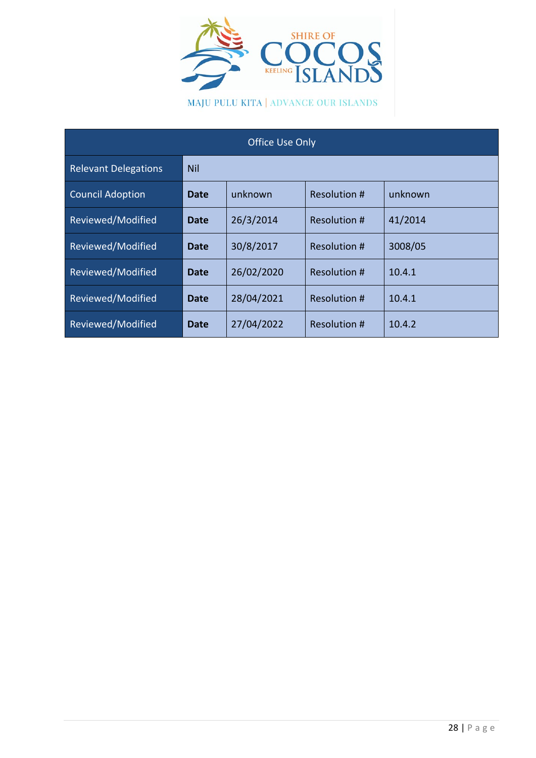| Office Use Only | | | | |
|---|---|---|---|---|
| Relevant Delegations | Nil | | | |
| Council Adoption | **Date** | unknown | Resolution # | unknown |
| Reviewed/Modified | **Date** | 26/3/2014 | Resolution # | 41/2014 |
| Reviewed/Modified | **Date** | 30/8/2017 | Resolution # | 3008/05 |
| Reviewed/Modified | **Date** | 26/02/2020 | Resolution # | 10.4.1 |
| Reviewed/Modified | **Date** | 28/04/2021 | Resolution # | 10.4.1 |
| Reviewed/Modified | **Date** | 27/04/2022 | Resolution # | 10.4.2 |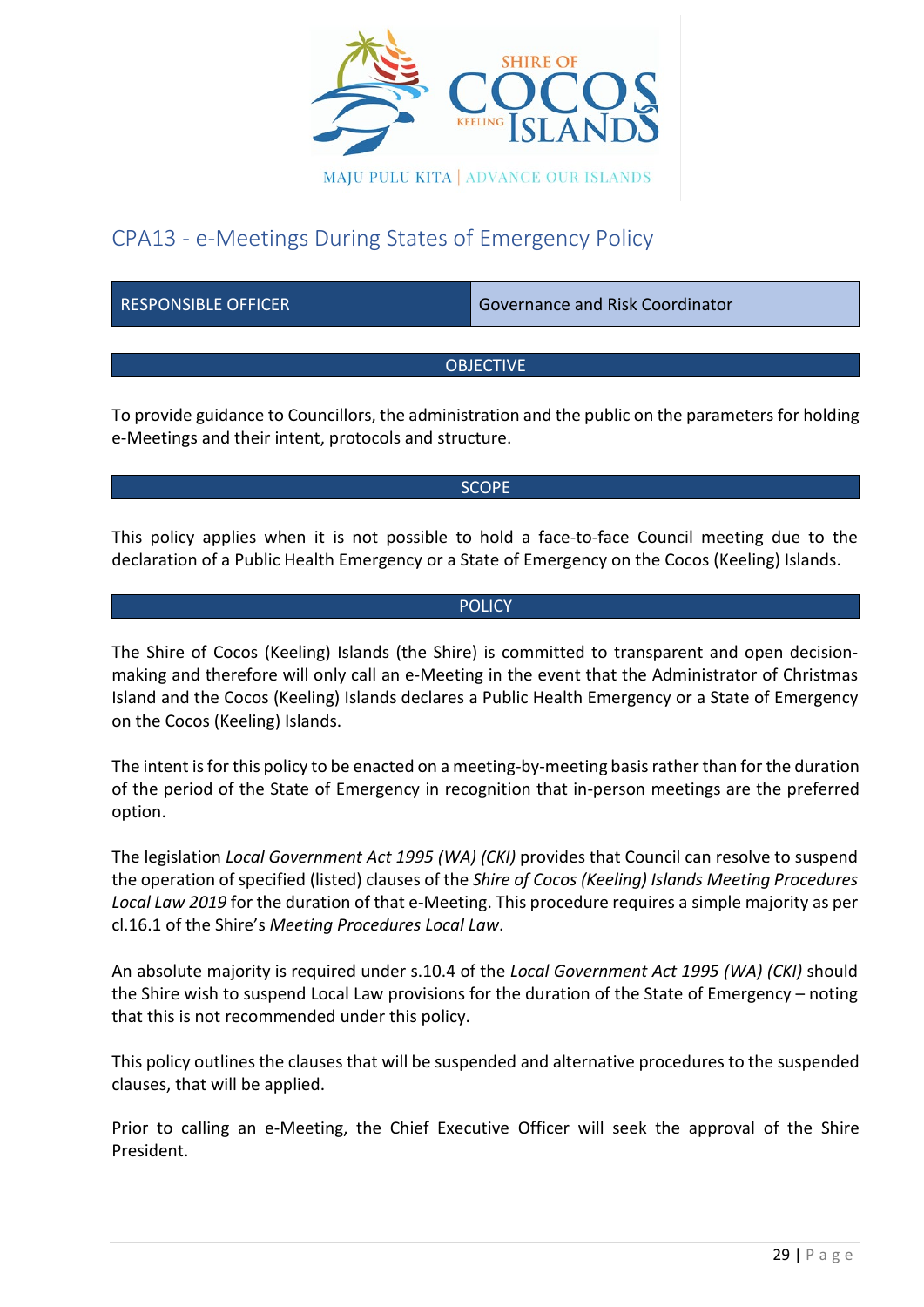# CPA13 - e-Meetings During States of Emergency Policy

| RESPONSIBLE OFFICER | Governance and Risk Coordinator |
|---|---|

## OBJECTIVE

To provide guidance to Councillors, the administration and the public on the parameters for holding e-Meetings and their intent, protocols and structure.

## SCOPE

This policy applies when it is not possible to hold a face-to-face Council meeting due to the declaration of a Public Health Emergency or a State of Emergency on the Cocos (Keeling) Islands.

## POLICY

The Shire of Cocos (Keeling) Islands (the Shire) is committed to transparent and open decision-making and therefore will only call an e-Meeting in the event that the Administrator of Christmas Island and the Cocos (Keeling) Islands declares a Public Health Emergency or a State of Emergency on the Cocos (Keeling) Islands.

The intent is for this policy to be enacted on a meeting-by-meeting basis rather than for the duration of the period of the State of Emergency in recognition that in-person meetings are the preferred option.

The legislation *Local Government Act 1995 (WA) (CKI)* provides that Council can resolve to suspend the operation of specified (listed) clauses of the *Shire of Cocos (Keeling) Islands Meeting Procedures Local Law 2019* for the duration of that e-Meeting. This procedure requires a simple majority as per cl.16.1 of the Shire's *Meeting Procedures Local Law*.

An absolute majority is required under s.10.4 of the *Local Government Act 1995 (WA) (CKI)* should the Shire wish to suspend Local Law provisions for the duration of the State of Emergency – noting that this is not recommended under this policy.

This policy outlines the clauses that will be suspended and alternative procedures to the suspended clauses, that will be applied.

Prior to calling an e-Meeting, the Chief Executive Officer will seek the approval of the Shire President.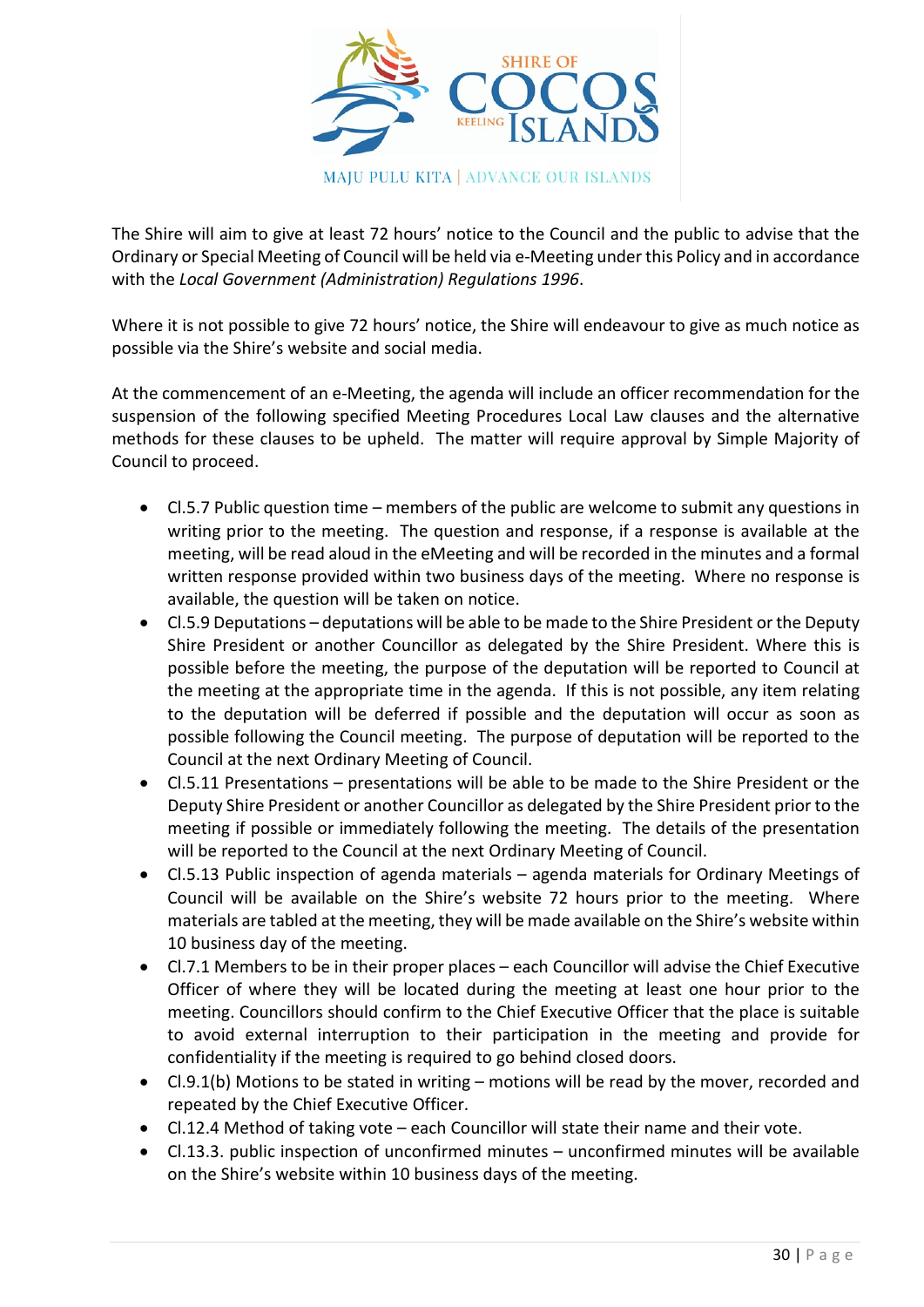The Shire will aim to give at least 72 hours' notice to the Council and the public to advise that the Ordinary or Special Meeting of Council will be held via e-Meeting under this Policy and in accordance with the *Local Government (Administration) Regulations 1996*.

Where it is not possible to give 72 hours' notice, the Shire will endeavour to give as much notice as possible via the Shire's website and social media.

At the commencement of an e-Meeting, the agenda will include an officer recommendation for the suspension of the following specified Meeting Procedures Local Law clauses and the alternative methods for these clauses to be upheld. The matter will require approval by Simple Majority of Council to proceed.

- Cl.5.7 Public question time – members of the public are welcome to submit any questions in writing prior to the meeting. The question and response, if a response is available at the meeting, will be read aloud in the eMeeting and will be recorded in the minutes and a formal written response provided within two business days of the meeting. Where no response is available, the question will be taken on notice.
- Cl.5.9 Deputations – deputations will be able to be made to the Shire President or the Deputy Shire President or another Councillor as delegated by the Shire President. Where this is possible before the meeting, the purpose of the deputation will be reported to Council at the meeting at the appropriate time in the agenda. If this is not possible, any item relating to the deputation will be deferred if possible and the deputation will occur as soon as possible following the Council meeting. The purpose of deputation will be reported to the Council at the next Ordinary Meeting of Council.
- Cl.5.11 Presentations – presentations will be able to be made to the Shire President or the Deputy Shire President or another Councillor as delegated by the Shire President prior to the meeting if possible or immediately following the meeting. The details of the presentation will be reported to the Council at the next Ordinary Meeting of Council.
- Cl.5.13 Public inspection of agenda materials – agenda materials for Ordinary Meetings of Council will be available on the Shire's website 72 hours prior to the meeting. Where materials are tabled at the meeting, they will be made available on the Shire's website within 10 business day of the meeting.
- Cl.7.1 Members to be in their proper places – each Councillor will advise the Chief Executive Officer of where they will be located during the meeting at least one hour prior to the meeting. Councillors should confirm to the Chief Executive Officer that the place is suitable to avoid external interruption to their participation in the meeting and provide for confidentiality if the meeting is required to go behind closed doors.
- Cl.9.1(b) Motions to be stated in writing – motions will be read by the mover, recorded and repeated by the Chief Executive Officer.
- Cl.12.4 Method of taking vote – each Councillor will state their name and their vote.
- Cl.13.3. public inspection of unconfirmed minutes – unconfirmed minutes will be available on the Shire's website within 10 business days of the meeting.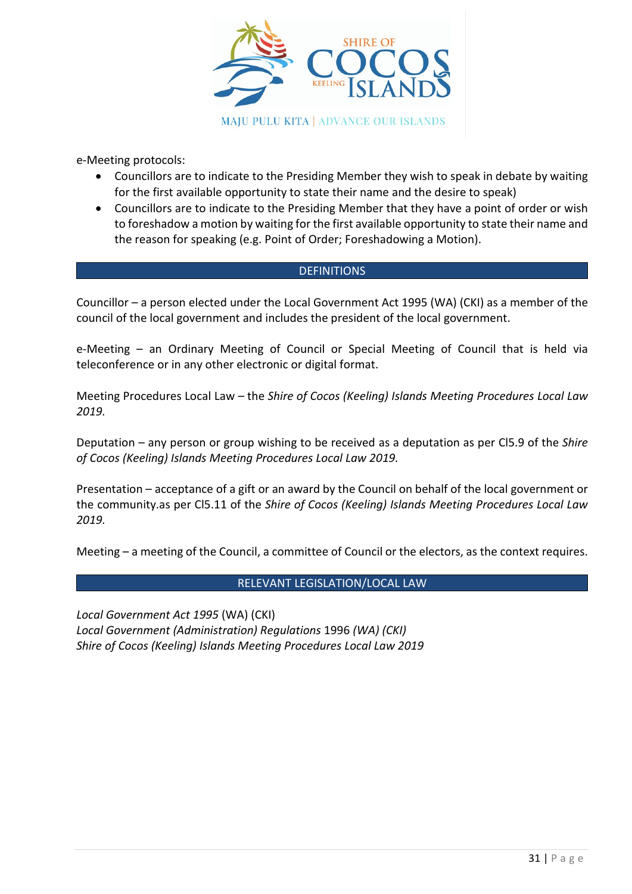e-Meeting protocols:

- Councillors are to indicate to the Presiding Member they wish to speak in debate by waiting for the first available opportunity to state their name and the desire to speak)
- Councillors are to indicate to the Presiding Member that they have a point of order or wish to foreshadow a motion by waiting for the first available opportunity to state their name and the reason for speaking (e.g. Point of Order; Foreshadowing a Motion).

## DEFINITIONS

Councillor – a person elected under the Local Government Act 1995 (WA) (CKI) as a member of the council of the local government and includes the president of the local government.

e-Meeting – an Ordinary Meeting of Council or Special Meeting of Council that is held via teleconference or in any other electronic or digital format.

Meeting Procedures Local Law – the *Shire of Cocos (Keeling) Islands Meeting Procedures Local Law 2019.*

Deputation – any person or group wishing to be received as a deputation as per Cl5.9 of the *Shire of Cocos (Keeling) Islands Meeting Procedures Local Law 2019.*

Presentation – acceptance of a gift or an award by the Council on behalf of the local government or the community.as per Cl5.11 of the *Shire of Cocos (Keeling) Islands Meeting Procedures Local Law 2019.*

Meeting – a meeting of the Council, a committee of Council or the electors, as the context requires.

## RELEVANT LEGISLATION/LOCAL LAW

*Local Government Act 1995* (WA) (CKI)
*Local Government (Administration) Regulations* 1996 *(WA) (CKI)*
*Shire of Cocos (Keeling) Islands Meeting Procedures Local Law 2019*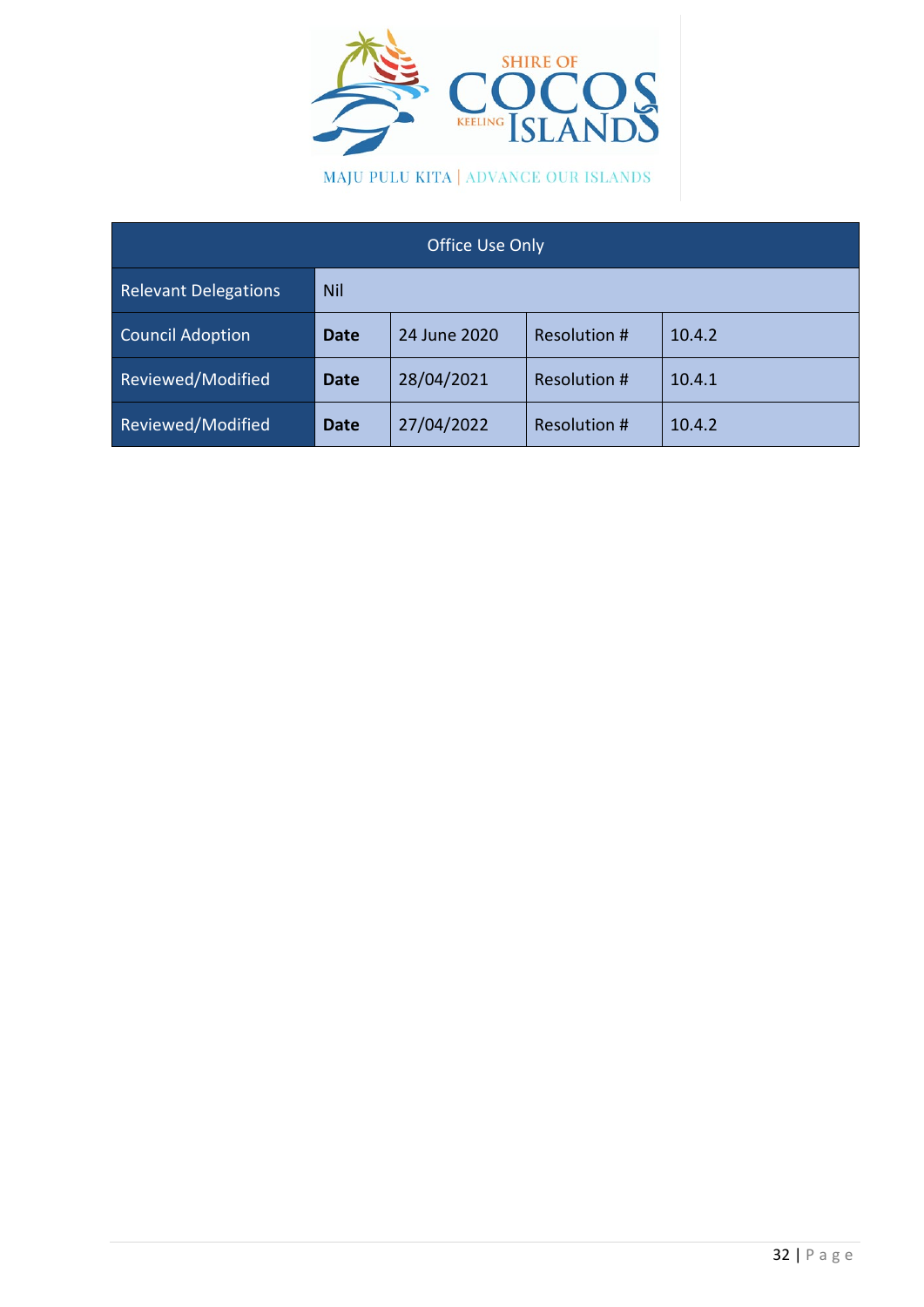SHIRE OF COCOS KEELING ISLANDS

MAJU PULU KITA | ADVANCE OUR ISLANDS

| Office Use Only | | | | |
|---|---|---|---|---|
| Relevant Delegations | Nil | | | |
| Council Adoption | **Date** | 24 June 2020 | Resolution # | 10.4.2 |
| Reviewed/Modified | **Date** | 28/04/2021 | Resolution # | 10.4.1 |
| Reviewed/Modified | **Date** | 27/04/2022 | Resolution # | 10.4.2 |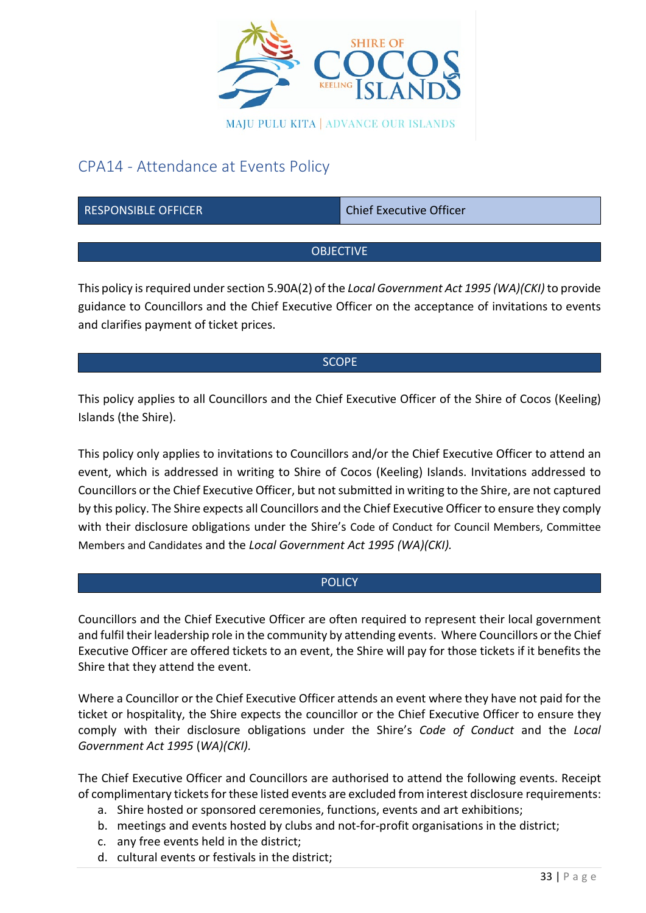# CPA14 - Attendance at Events Policy

| RESPONSIBLE OFFICER | Chief Executive Officer |
|---|---|

## OBJECTIVE

This policy is required under section 5.90A(2) of the *Local Government Act 1995 (WA)(CKI)* to provide guidance to Councillors and the Chief Executive Officer on the acceptance of invitations to events and clarifies payment of ticket prices.

## SCOPE

This policy applies to all Councillors and the Chief Executive Officer of the Shire of Cocos (Keeling) Islands (the Shire).

This policy only applies to invitations to Councillors and/or the Chief Executive Officer to attend an event, which is addressed in writing to Shire of Cocos (Keeling) Islands. Invitations addressed to Councillors or the Chief Executive Officer, but not submitted in writing to the Shire, are not captured by this policy. The Shire expects all Councillors and the Chief Executive Officer to ensure they comply with their disclosure obligations under the Shire's Code of Conduct for Council Members, Committee Members and Candidates and the *Local Government Act 1995 (WA)(CKI).*

## POLICY

Councillors and the Chief Executive Officer are often required to represent their local government and fulfil their leadership role in the community by attending events. Where Councillors or the Chief Executive Officer are offered tickets to an event, the Shire will pay for those tickets if it benefits the Shire that they attend the event.

Where a Councillor or the Chief Executive Officer attends an event where they have not paid for the ticket or hospitality, the Shire expects the councillor or the Chief Executive Officer to ensure they comply with their disclosure obligations under the Shire's *Code of Conduct* and the *Local Government Act 1995* (*WA)(CKI).*

The Chief Executive Officer and Councillors are authorised to attend the following events. Receipt of complimentary tickets for these listed events are excluded from interest disclosure requirements:

a. Shire hosted or sponsored ceremonies, functions, events and art exhibitions;
b. meetings and events hosted by clubs and not-for-profit organisations in the district;
c. any free events held in the district;
d. cultural events or festivals in the district;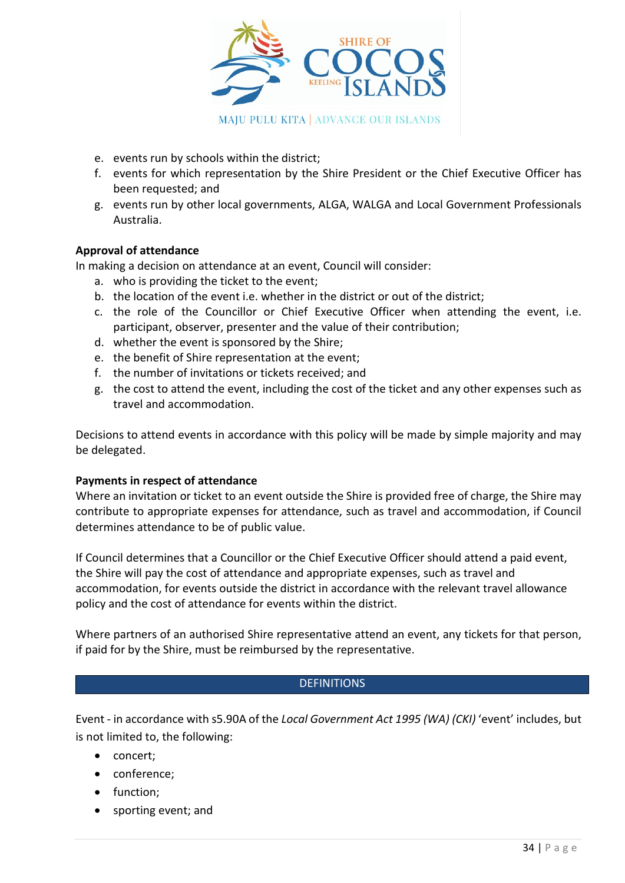e. events run by schools within the district;
f. events for which representation by the Shire President or the Chief Executive Officer has been requested; and
g. events run by other local governments, ALGA, WALGA and Local Government Professionals Australia.

**Approval of attendance**

In making a decision on attendance at an event, Council will consider:

a. who is providing the ticket to the event;
b. the location of the event i.e. whether in the district or out of the district;
c. the role of the Councillor or Chief Executive Officer when attending the event, i.e. participant, observer, presenter and the value of their contribution;
d. whether the event is sponsored by the Shire;
e. the benefit of Shire representation at the event;
f. the number of invitations or tickets received; and
g. the cost to attend the event, including the cost of the ticket and any other expenses such as travel and accommodation.

Decisions to attend events in accordance with this policy will be made by simple majority and may be delegated.

**Payments in respect of attendance**

Where an invitation or ticket to an event outside the Shire is provided free of charge, the Shire may contribute to appropriate expenses for attendance, such as travel and accommodation, if Council determines attendance to be of public value.

If Council determines that a Councillor or the Chief Executive Officer should attend a paid event, the Shire will pay the cost of attendance and appropriate expenses, such as travel and accommodation, for events outside the district in accordance with the relevant travel allowance policy and the cost of attendance for events within the district.

Where partners of an authorised Shire representative attend an event, any tickets for that person, if paid for by the Shire, must be reimbursed by the representative.

## DEFINITIONS

Event - in accordance with s5.90A of the *Local Government Act 1995 (WA) (CKI)* 'event' includes, but is not limited to, the following:

- concert;
- conference;
- function;
- sporting event; and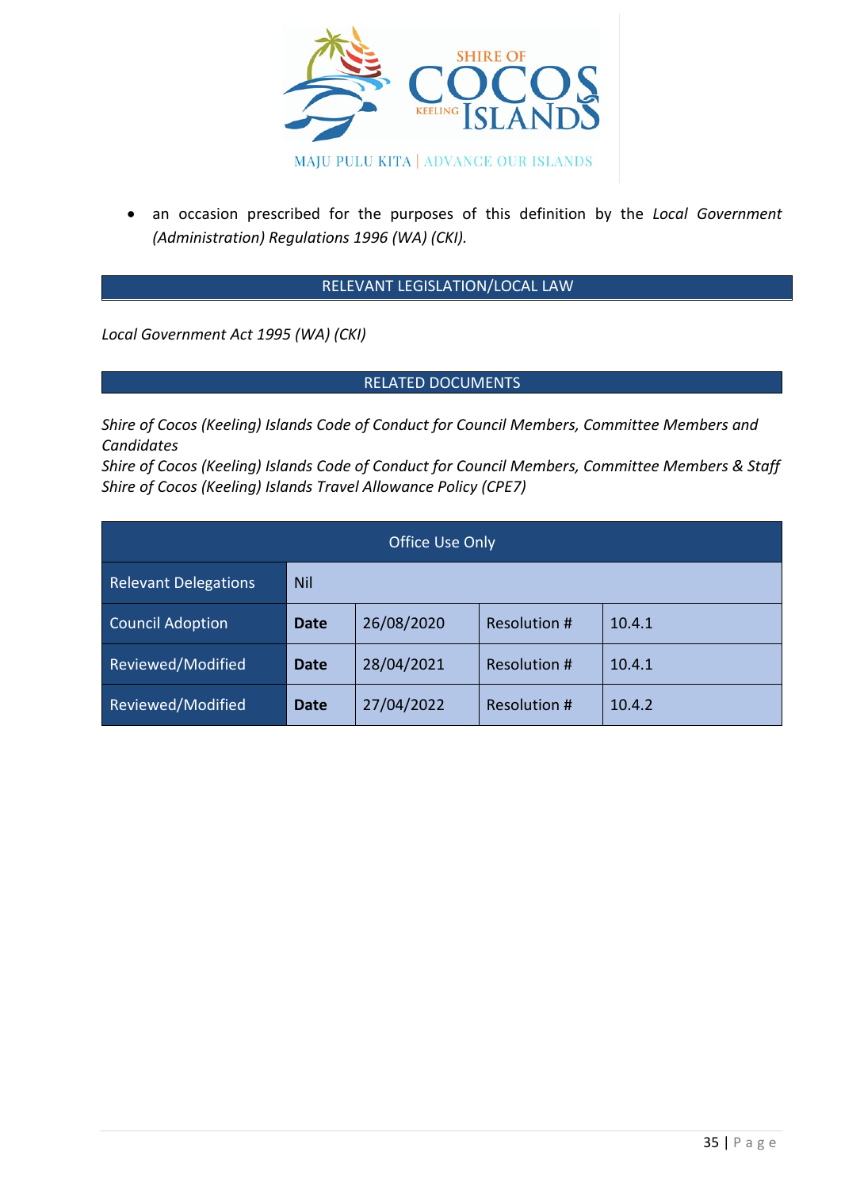- an occasion prescribed for the purposes of this definition by the *Local Government (Administration) Regulations 1996 (WA) (CKI).*

## RELEVANT LEGISLATION/LOCAL LAW

*Local Government Act 1995 (WA) (CKI)*

## RELATED DOCUMENTS

*Shire of Cocos (Keeling) Islands Code of Conduct for Council Members, Committee Members and Candidates*
*Shire of Cocos (Keeling) Islands Code of Conduct for Council Members, Committee Members & Staff*
*Shire of Cocos (Keeling) Islands Travel Allowance Policy (CPE7)*

| Office Use Only | | | | |
|---|---|---|---|---|
| Relevant Delegations | Nil | | | |
| Council Adoption | **Date** | 26/08/2020 | Resolution # | 10.4.1 |
| Reviewed/Modified | **Date** | 28/04/2021 | Resolution # | 10.4.1 |
| Reviewed/Modified | **Date** | 27/04/2022 | Resolution # | 10.4.2 |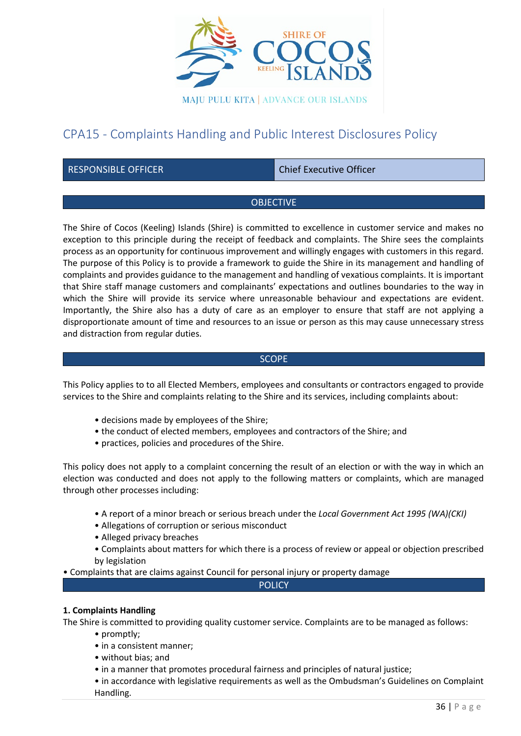MAJU PULU KITA | ADVANCE OUR ISLANDS

# CPA15 - Complaints Handling and Public Interest Disclosures Policy

| RESPONSIBLE OFFICER | Chief Executive Officer |
|---|---|

## OBJECTIVE

The Shire of Cocos (Keeling) Islands (Shire) is committed to excellence in customer service and makes no exception to this principle during the receipt of feedback and complaints. The Shire sees the complaints process as an opportunity for continuous improvement and willingly engages with customers in this regard. The purpose of this Policy is to provide a framework to guide the Shire in its management and handling of complaints and provides guidance to the management and handling of vexatious complaints. It is important that Shire staff manage customers and complainants' expectations and outlines boundaries to the way in which the Shire will provide its service where unreasonable behaviour and expectations are evident. Importantly, the Shire also has a duty of care as an employer to ensure that staff are not applying a disproportionate amount of time and resources to an issue or person as this may cause unnecessary stress and distraction from regular duties.

## SCOPE

This Policy applies to to all Elected Members, employees and consultants or contractors engaged to provide services to the Shire and complaints relating to the Shire and its services, including complaints about:

- decisions made by employees of the Shire;
- the conduct of elected members, employees and contractors of the Shire; and
- practices, policies and procedures of the Shire.

This policy does not apply to a complaint concerning the result of an election or with the way in which an election was conducted and does not apply to the following matters or complaints, which are managed through other processes including:

- A report of a minor breach or serious breach under the *Local Government Act 1995 (WA)(CKI)*
- Allegations of corruption or serious misconduct
- Alleged privacy breaches
- Complaints about matters for which there is a process of review or appeal or objection prescribed by legislation
- Complaints that are claims against Council for personal injury or property damage

## POLICY

**1. Complaints Handling**

The Shire is committed to providing quality customer service. Complaints are to be managed as follows:

- promptly;
- in a consistent manner;
- without bias; and
- in a manner that promotes procedural fairness and principles of natural justice;
- in accordance with legislative requirements as well as the Ombudsman's Guidelines on Complaint Handling.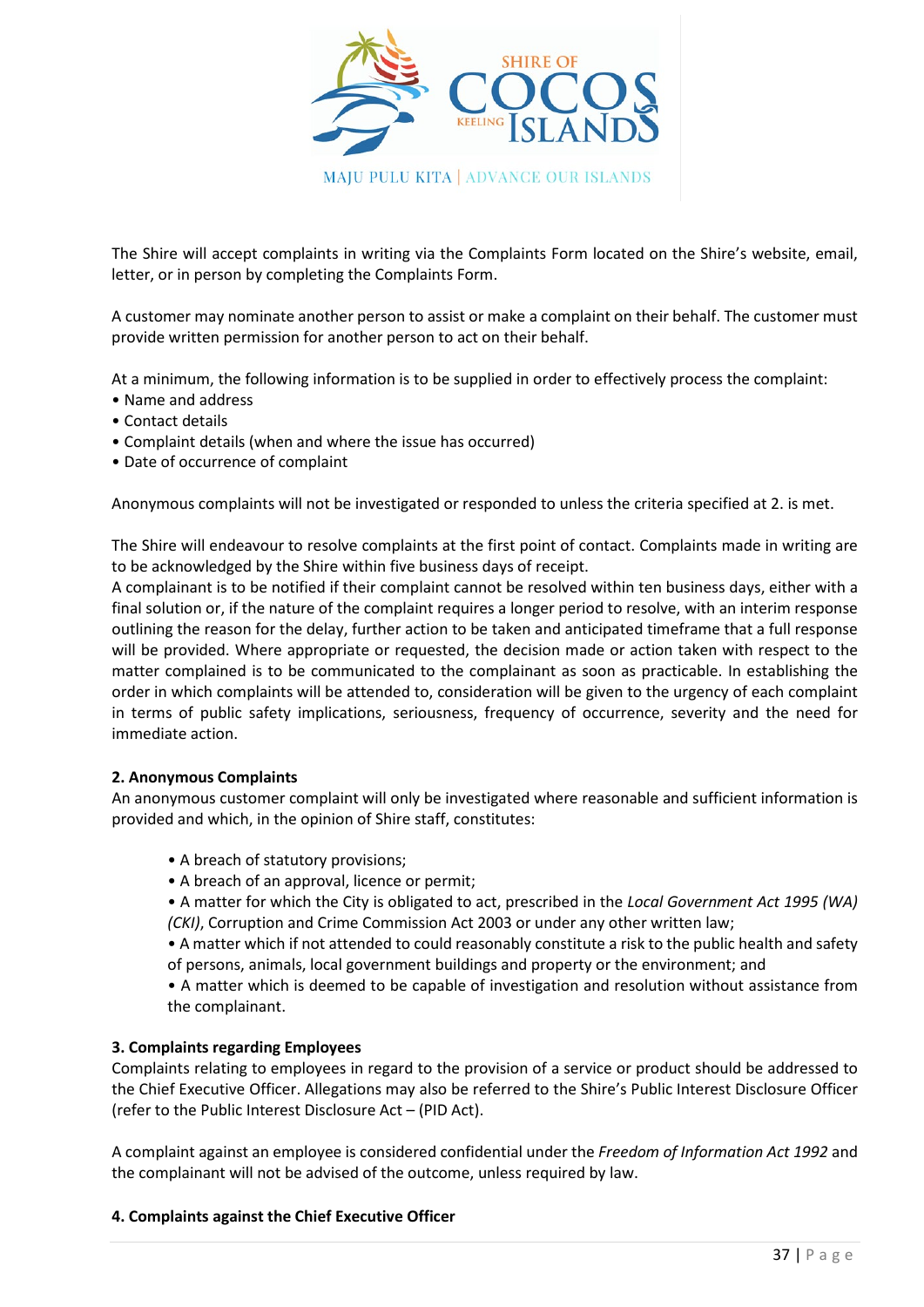The Shire will accept complaints in writing via the Complaints Form located on the Shire's website, email, letter, or in person by completing the Complaints Form.

A customer may nominate another person to assist or make a complaint on their behalf. The customer must provide written permission for another person to act on their behalf.

At a minimum, the following information is to be supplied in order to effectively process the complaint:

- Name and address
- Contact details
- Complaint details (when and where the issue has occurred)
- Date of occurrence of complaint

Anonymous complaints will not be investigated or responded to unless the criteria specified at 2. is met.

The Shire will endeavour to resolve complaints at the first point of contact. Complaints made in writing are to be acknowledged by the Shire within five business days of receipt.
A complainant is to be notified if their complaint cannot be resolved within ten business days, either with a final solution or, if the nature of the complaint requires a longer period to resolve, with an interim response outlining the reason for the delay, further action to be taken and anticipated timeframe that a full response will be provided. Where appropriate or requested, the decision made or action taken with respect to the matter complained is to be communicated to the complainant as soon as practicable. In establishing the order in which complaints will be attended to, consideration will be given to the urgency of each complaint in terms of public safety implications, seriousness, frequency of occurrence, severity and the need for immediate action.

**2. Anonymous Complaints**
An anonymous customer complaint will only be investigated where reasonable and sufficient information is provided and which, in the opinion of Shire staff, constitutes:

- A breach of statutory provisions;
- A breach of an approval, licence or permit;
- A matter for which the City is obligated to act, prescribed in the *Local Government Act 1995 (WA) (CKI)*, Corruption and Crime Commission Act 2003 or under any other written law;
- A matter which if not attended to could reasonably constitute a risk to the public health and safety of persons, animals, local government buildings and property or the environment; and
- A matter which is deemed to be capable of investigation and resolution without assistance from the complainant.

**3. Complaints regarding Employees**
Complaints relating to employees in regard to the provision of a service or product should be addressed to the Chief Executive Officer. Allegations may also be referred to the Shire's Public Interest Disclosure Officer (refer to the Public Interest Disclosure Act – (PID Act).

A complaint against an employee is considered confidential under the *Freedom of Information Act 1992* and the complainant will not be advised of the outcome, unless required by law.

**4. Complaints against the Chief Executive Officer**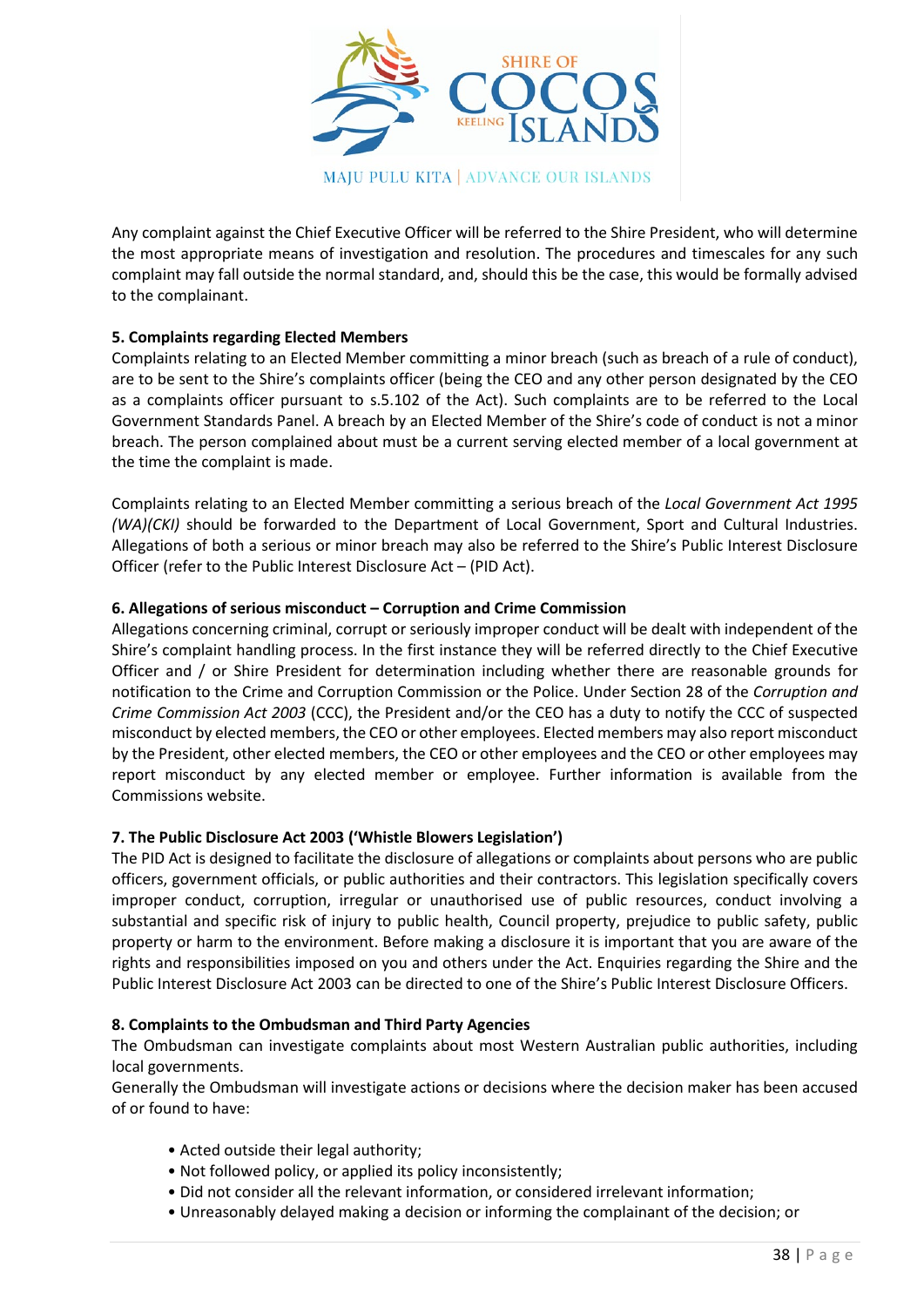Any complaint against the Chief Executive Officer will be referred to the Shire President, who will determine the most appropriate means of investigation and resolution. The procedures and timescales for any such complaint may fall outside the normal standard, and, should this be the case, this would be formally advised to the complainant.

**5. Complaints regarding Elected Members**

Complaints relating to an Elected Member committing a minor breach (such as breach of a rule of conduct), are to be sent to the Shire's complaints officer (being the CEO and any other person designated by the CEO as a complaints officer pursuant to s.5.102 of the Act). Such complaints are to be referred to the Local Government Standards Panel. A breach by an Elected Member of the Shire's code of conduct is not a minor breach. The person complained about must be a current serving elected member of a local government at the time the complaint is made.

Complaints relating to an Elected Member committing a serious breach of the *Local Government Act 1995 (WA)(CKI)* should be forwarded to the Department of Local Government, Sport and Cultural Industries. Allegations of both a serious or minor breach may also be referred to the Shire's Public Interest Disclosure Officer (refer to the Public Interest Disclosure Act – (PID Act).

**6. Allegations of serious misconduct – Corruption and Crime Commission**

Allegations concerning criminal, corrupt or seriously improper conduct will be dealt with independent of the Shire's complaint handling process. In the first instance they will be referred directly to the Chief Executive Officer and / or Shire President for determination including whether there are reasonable grounds for notification to the Crime and Corruption Commission or the Police. Under Section 28 of the *Corruption and Crime Commission Act 2003* (CCC), the President and/or the CEO has a duty to notify the CCC of suspected misconduct by elected members, the CEO or other employees. Elected members may also report misconduct by the President, other elected members, the CEO or other employees and the CEO or other employees may report misconduct by any elected member or employee. Further information is available from the Commissions website.

**7. The Public Disclosure Act 2003 ('Whistle Blowers Legislation')**

The PID Act is designed to facilitate the disclosure of allegations or complaints about persons who are public officers, government officials, or public authorities and their contractors. This legislation specifically covers improper conduct, corruption, irregular or unauthorised use of public resources, conduct involving a substantial and specific risk of injury to public health, Council property, prejudice to public safety, public property or harm to the environment. Before making a disclosure it is important that you are aware of the rights and responsibilities imposed on you and others under the Act. Enquiries regarding the Shire and the Public Interest Disclosure Act 2003 can be directed to one of the Shire's Public Interest Disclosure Officers.

**8. Complaints to the Ombudsman and Third Party Agencies**

The Ombudsman can investigate complaints about most Western Australian public authorities, including local governments.

Generally the Ombudsman will investigate actions or decisions where the decision maker has been accused of or found to have:

- Acted outside their legal authority;
- Not followed policy, or applied its policy inconsistently;
- Did not consider all the relevant information, or considered irrelevant information;
- Unreasonably delayed making a decision or informing the complainant of the decision; or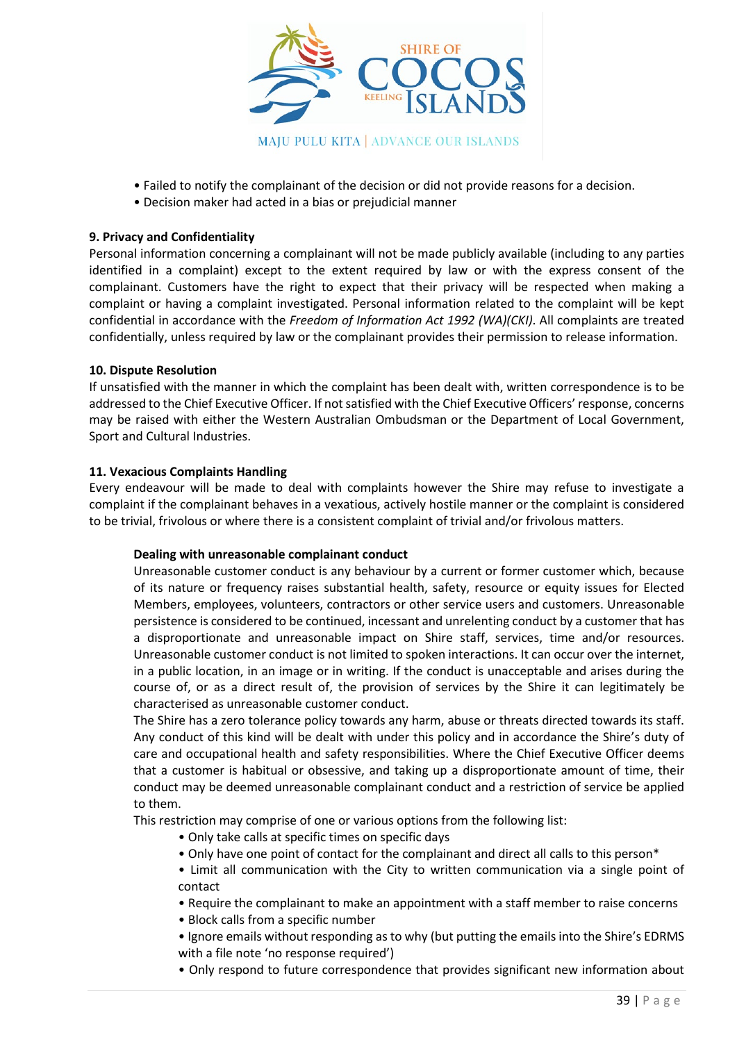- Failed to notify the complainant of the decision or did not provide reasons for a decision.
- Decision maker had acted in a bias or prejudicial manner

**9. Privacy and Confidentiality**

Personal information concerning a complainant will not be made publicly available (including to any parties identified in a complaint) except to the extent required by law or with the express consent of the complainant. Customers have the right to expect that their privacy will be respected when making a complaint or having a complaint investigated. Personal information related to the complaint will be kept confidential in accordance with the *Freedom of Information Act 1992 (WA)(CKI)*. All complaints are treated confidentially, unless required by law or the complainant provides their permission to release information.

**10. Dispute Resolution**

If unsatisfied with the manner in which the complaint has been dealt with, written correspondence is to be addressed to the Chief Executive Officer. If not satisfied with the Chief Executive Officers' response, concerns may be raised with either the Western Australian Ombudsman or the Department of Local Government, Sport and Cultural Industries.

**11. Vexacious Complaints Handling**

Every endeavour will be made to deal with complaints however the Shire may refuse to investigate a complaint if the complainant behaves in a vexatious, actively hostile manner or the complaint is considered to be trivial, frivolous or where there is a consistent complaint of trivial and/or frivolous matters.

**Dealing with unreasonable complainant conduct**

Unreasonable customer conduct is any behaviour by a current or former customer which, because of its nature or frequency raises substantial health, safety, resource or equity issues for Elected Members, employees, volunteers, contractors or other service users and customers. Unreasonable persistence is considered to be continued, incessant and unrelenting conduct by a customer that has a disproportionate and unreasonable impact on Shire staff, services, time and/or resources. Unreasonable customer conduct is not limited to spoken interactions. It can occur over the internet, in a public location, in an image or in writing. If the conduct is unacceptable and arises during the course of, or as a direct result of, the provision of services by the Shire it can legitimately be characterised as unreasonable customer conduct.

The Shire has a zero tolerance policy towards any harm, abuse or threats directed towards its staff. Any conduct of this kind will be dealt with under this policy and in accordance the Shire's duty of care and occupational health and safety responsibilities. Where the Chief Executive Officer deems that a customer is habitual or obsessive, and taking up a disproportionate amount of time, their conduct may be deemed unreasonable complainant conduct and a restriction of service be applied to them.

This restriction may comprise of one or various options from the following list:

- Only take calls at specific times on specific days
- Only have one point of contact for the complainant and direct all calls to this person*
- Limit all communication with the City to written communication via a single point of contact
- Require the complainant to make an appointment with a staff member to raise concerns
- Block calls from a specific number
- Ignore emails without responding as to why (but putting the emails into the Shire's EDRMS with a file note 'no response required')
- Only respond to future correspondence that provides significant new information about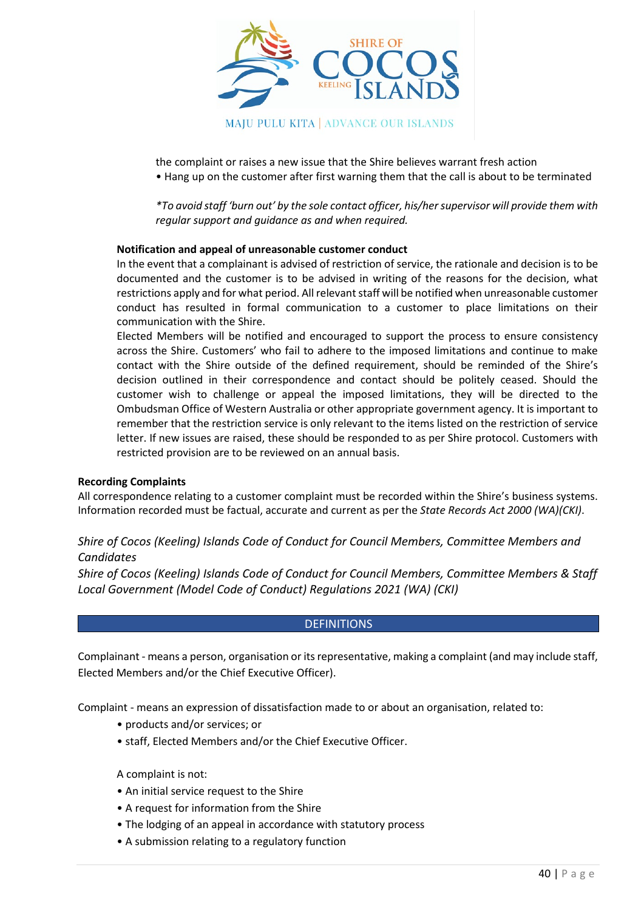the complaint or raises a new issue that the Shire believes warrant fresh action
• Hang up on the customer after first warning them that the call is about to be terminated

*\*To avoid staff 'burn out' by the sole contact officer, his/her supervisor will provide them with regular support and guidance as and when required.*

**Notification and appeal of unreasonable customer conduct**

In the event that a complainant is advised of restriction of service, the rationale and decision is to be documented and the customer is to be advised in writing of the reasons for the decision, what restrictions apply and for what period. All relevant staff will be notified when unreasonable customer conduct has resulted in formal communication to a customer to place limitations on their communication with the Shire.

Elected Members will be notified and encouraged to support the process to ensure consistency across the Shire. Customers' who fail to adhere to the imposed limitations and continue to make contact with the Shire outside of the defined requirement, should be reminded of the Shire's decision outlined in their correspondence and contact should be politely ceased. Should the customer wish to challenge or appeal the imposed limitations, they will be directed to the Ombudsman Office of Western Australia or other appropriate government agency. It is important to remember that the restriction service is only relevant to the items listed on the restriction of service letter. If new issues are raised, these should be responded to as per Shire protocol. Customers with restricted provision are to be reviewed on an annual basis.

**Recording Complaints**

All correspondence relating to a customer complaint must be recorded within the Shire's business systems. Information recorded must be factual, accurate and current as per the *State Records Act 2000 (WA)(CKI)*.

*Shire of Cocos (Keeling) Islands Code of Conduct for Council Members, Committee Members and Candidates*
*Shire of Cocos (Keeling) Islands Code of Conduct for Council Members, Committee Members & Staff*
*Local Government (Model Code of Conduct) Regulations 2021 (WA) (CKI)*

## DEFINITIONS

Complainant - means a person, organisation or its representative, making a complaint (and may include staff, Elected Members and/or the Chief Executive Officer).

Complaint - means an expression of dissatisfaction made to or about an organisation, related to:

- products and/or services; or
- staff, Elected Members and/or the Chief Executive Officer.

A complaint is not:

- An initial service request to the Shire
- A request for information from the Shire
- The lodging of an appeal in accordance with statutory process
- A submission relating to a regulatory function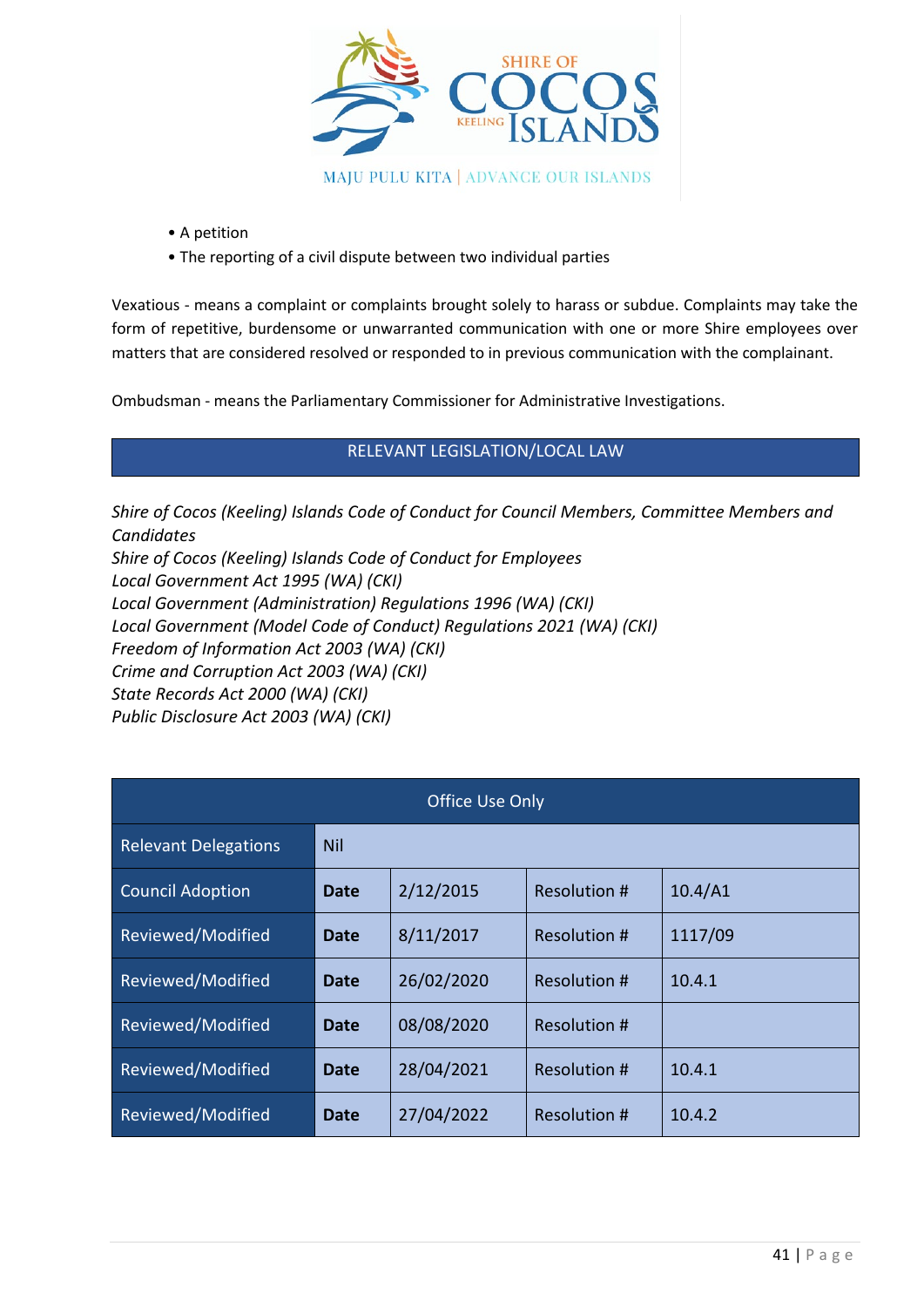- A petition
- The reporting of a civil dispute between two individual parties

Vexatious - means a complaint or complaints brought solely to harass or subdue. Complaints may take the form of repetitive, burdensome or unwarranted communication with one or more Shire employees over matters that are considered resolved or responded to in previous communication with the complainant.

Ombudsman - means the Parliamentary Commissioner for Administrative Investigations.

## RELEVANT LEGISLATION/LOCAL LAW

*Shire of Cocos (Keeling) Islands Code of Conduct for Council Members, Committee Members and Candidates*
*Shire of Cocos (Keeling) Islands Code of Conduct for Employees*
*Local Government Act 1995 (WA) (CKI)*
*Local Government (Administration) Regulations 1996 (WA) (CKI)*
*Local Government (Model Code of Conduct) Regulations 2021 (WA) (CKI)*
*Freedom of Information Act 2003 (WA) (CKI)*
*Crime and Corruption Act 2003 (WA) (CKI)*
*State Records Act 2000 (WA) (CKI)*
*Public Disclosure Act 2003 (WA) (CKI)*

| Office Use Only | | | | |
|---|---|---|---|---|
| Relevant Delegations | Nil | | | |
| Council Adoption | **Date** | 2/12/2015 | Resolution # | 10.4/A1 |
| Reviewed/Modified | **Date** | 8/11/2017 | Resolution # | 1117/09 |
| Reviewed/Modified | **Date** | 26/02/2020 | Resolution # | 10.4.1 |
| Reviewed/Modified | **Date** | 08/08/2020 | Resolution # | |
| Reviewed/Modified | **Date** | 28/04/2021 | Resolution # | 10.4.1 |
| Reviewed/Modified | **Date** | 27/04/2022 | Resolution # | 10.4.2 |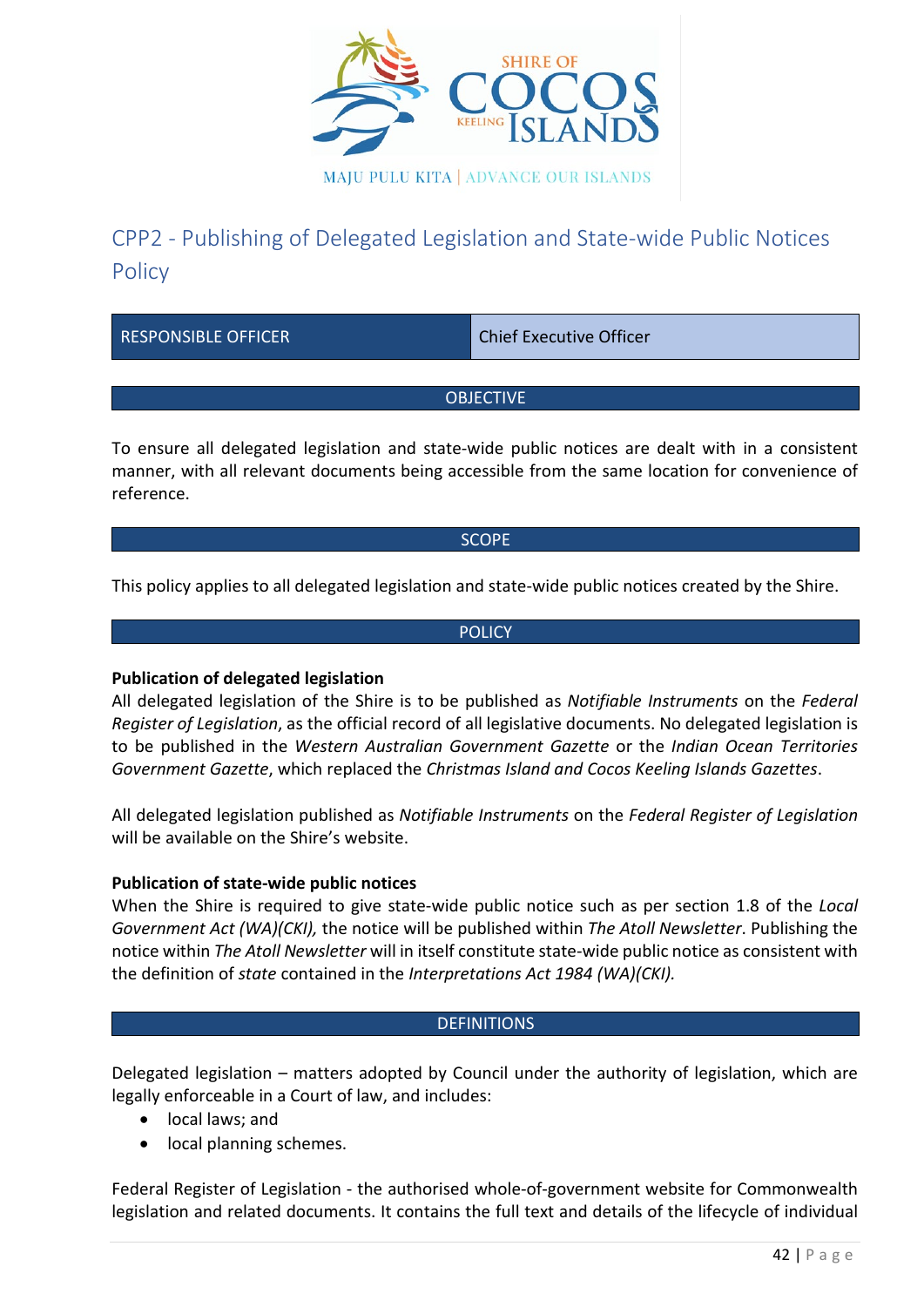# CPP2 - Publishing of Delegated Legislation and State-wide Public Notices Policy

| RESPONSIBLE OFFICER | Chief Executive Officer |
| --- | --- |

## OBJECTIVE

To ensure all delegated legislation and state-wide public notices are dealt with in a consistent manner, with all relevant documents being accessible from the same location for convenience of reference.

## SCOPE

This policy applies to all delegated legislation and state-wide public notices created by the Shire.

## POLICY

**Publication of delegated legislation**

All delegated legislation of the Shire is to be published as *Notifiable Instruments* on the *Federal Register of Legislation*, as the official record of all legislative documents. No delegated legislation is to be published in the *Western Australian Government Gazette* or the *Indian Ocean Territories Government Gazette*, which replaced the *Christmas Island and Cocos Keeling Islands Gazettes*.

All delegated legislation published as *Notifiable Instruments* on the *Federal Register of Legislation* will be available on the Shire's website.

**Publication of state-wide public notices**

When the Shire is required to give state-wide public notice such as per section 1.8 of the *Local Government Act (WA)(CKI),* the notice will be published within *The Atoll Newsletter*. Publishing the notice within *The Atoll Newsletter* will in itself constitute state-wide public notice as consistent with the definition of *state* contained in the *Interpretations Act 1984 (WA)(CKI).*

## DEFINITIONS

Delegated legislation – matters adopted by Council under the authority of legislation, which are legally enforceable in a Court of law, and includes:

- local laws; and
- local planning schemes.

Federal Register of Legislation - the authorised whole-of-government website for Commonwealth legislation and related documents. It contains the full text and details of the lifecycle of individual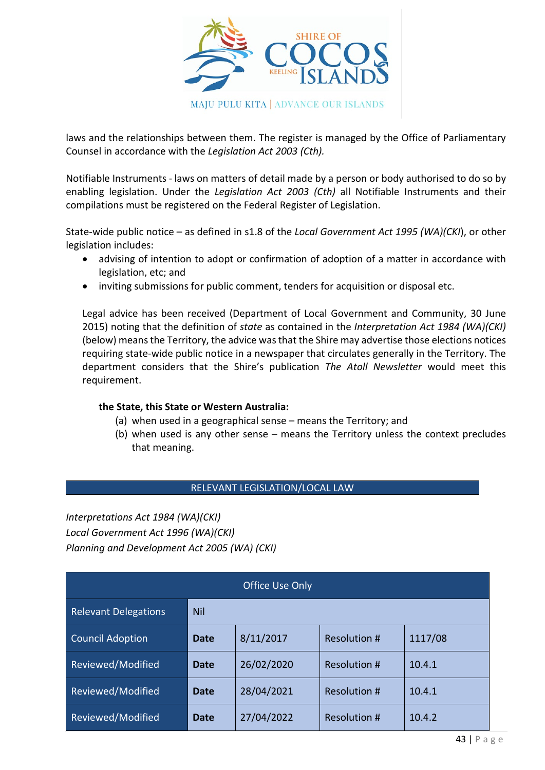laws and the relationships between them. The register is managed by the Office of Parliamentary Counsel in accordance with the *Legislation Act 2003 (Cth).*

Notifiable Instruments - laws on matters of detail made by a person or body authorised to do so by enabling legislation. Under the *Legislation Act 2003 (Cth)* all Notifiable Instruments and their compilations must be registered on the Federal Register of Legislation.

State-wide public notice – as defined in s1.8 of the *Local Government Act 1995 (WA)(CKI*), or other legislation includes:

- advising of intention to adopt or confirmation of adoption of a matter in accordance with legislation, etc; and
- inviting submissions for public comment, tenders for acquisition or disposal etc.

Legal advice has been received (Department of Local Government and Community, 30 June 2015) noting that the definition of *state* as contained in the *Interpretation Act 1984 (WA)(CKI)* (below) means the Territory, the advice was that the Shire may advertise those elections notices requiring state-wide public notice in a newspaper that circulates generally in the Territory. The department considers that the Shire's publication *The Atoll Newsletter* would meet this requirement.

**the State, this State or Western Australia:**

(a) when used in a geographical sense – means the Territory; and
(b) when used is any other sense – means the Territory unless the context precludes that meaning.

## RELEVANT LEGISLATION/LOCAL LAW

*Interpretations Act 1984 (WA)(CKI)*
*Local Government Act 1996 (WA)(CKI)*
*Planning and Development Act 2005 (WA) (CKI)*

| Office Use Only | | | | |
|---|---|---|---|---|
| Relevant Delegations | Nil | | | |
| Council Adoption | **Date** | 8/11/2017 | Resolution # | 1117/08 |
| Reviewed/Modified | **Date** | 26/02/2020 | Resolution # | 10.4.1 |
| Reviewed/Modified | **Date** | 28/04/2021 | Resolution # | 10.4.1 |
| Reviewed/Modified | **Date** | 27/04/2022 | Resolution # | 10.4.2 |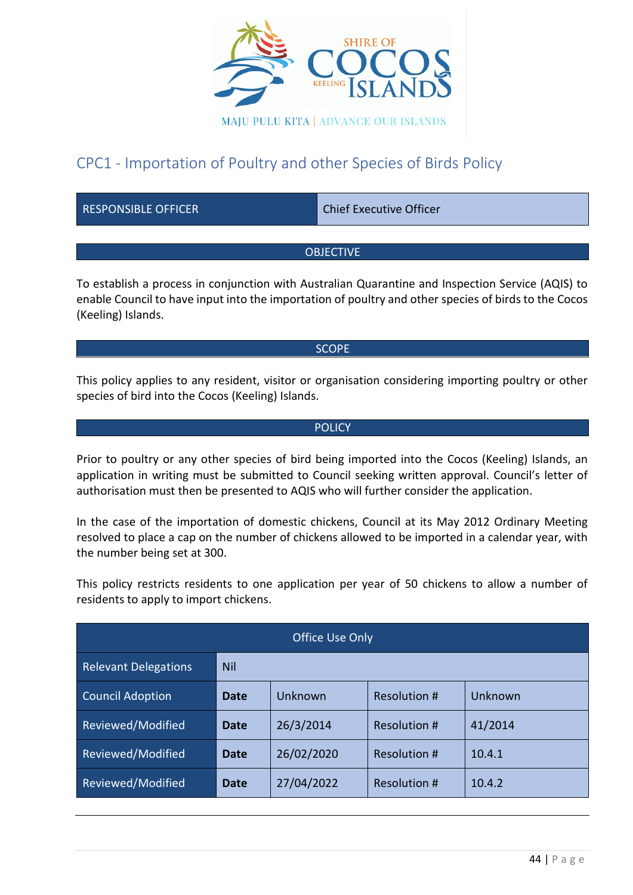# CPC1 - Importation of Poultry and other Species of Birds Policy

| RESPONSIBLE OFFICER | Chief Executive Officer |
|---|---|

## OBJECTIVE

To establish a process in conjunction with Australian Quarantine and Inspection Service (AQIS) to enable Council to have input into the importation of poultry and other species of birds to the Cocos (Keeling) Islands.

## SCOPE

This policy applies to any resident, visitor or organisation considering importing poultry or other species of bird into the Cocos (Keeling) Islands.

## POLICY

Prior to poultry or any other species of bird being imported into the Cocos (Keeling) Islands, an application in writing must be submitted to Council seeking written approval. Council's letter of authorisation must then be presented to AQIS who will further consider the application.

In the case of the importation of domestic chickens, Council at its May 2012 Ordinary Meeting resolved to place a cap on the number of chickens allowed to be imported in a calendar year, with the number being set at 300.

This policy restricts residents to one application per year of 50 chickens to allow a number of residents to apply to import chickens.

| Office Use Only | | | | |
|---|---|---|---|---|
| Relevant Delegations | Nil | | | |
| Council Adoption | **Date** | Unknown | Resolution # | Unknown |
| Reviewed/Modified | **Date** | 26/3/2014 | Resolution # | 41/2014 |
| Reviewed/Modified | **Date** | 26/02/2020 | Resolution # | 10.4.1 |
| Reviewed/Modified | **Date** | 27/04/2022 | Resolution # | 10.4.2 |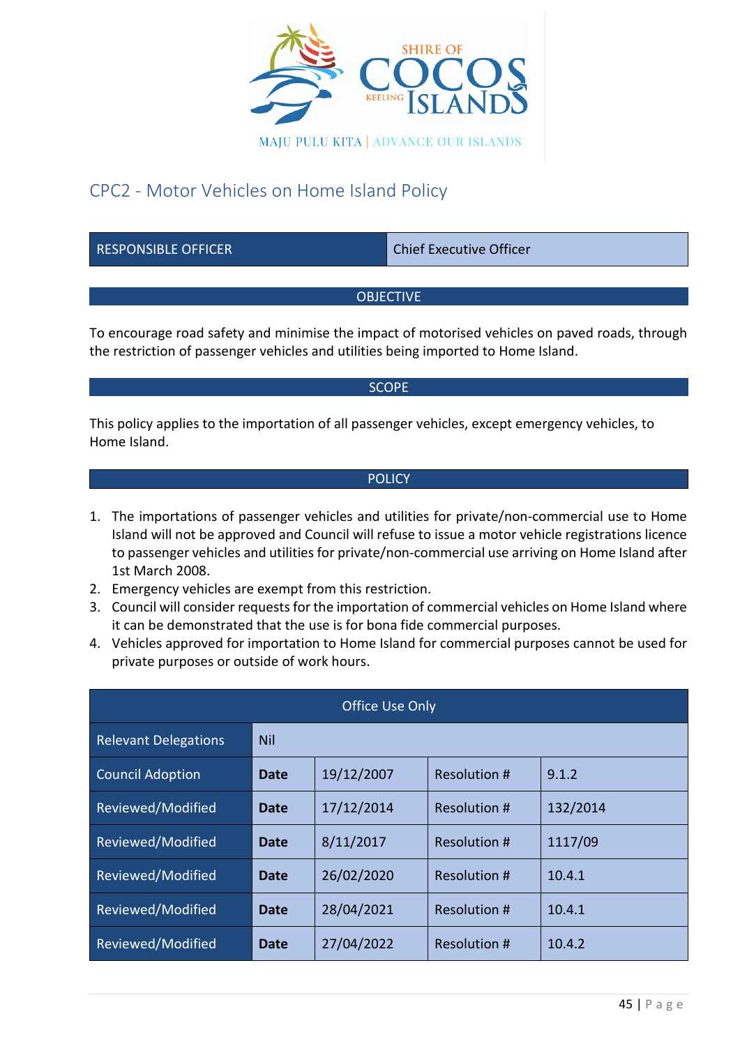## CPC2 - Motor Vehicles on Home Island Policy

| RESPONSIBLE OFFICER | Chief Executive Officer |
|---|---|

### OBJECTIVE

To encourage road safety and minimise the impact of motorised vehicles on paved roads, through the restriction of passenger vehicles and utilities being imported to Home Island.

### SCOPE

This policy applies to the importation of all passenger vehicles, except emergency vehicles, to Home Island.

### POLICY

1. The importations of passenger vehicles and utilities for private/non-commercial use to Home Island will not be approved and Council will refuse to issue a motor vehicle registrations licence to passenger vehicles and utilities for private/non-commercial use arriving on Home Island after 1st March 2008.
2. Emergency vehicles are exempt from this restriction.
3. Council will consider requests for the importation of commercial vehicles on Home Island where it can be demonstrated that the use is for bona fide commercial purposes.
4. Vehicles approved for importation to Home Island for commercial purposes cannot be used for private purposes or outside of work hours.

| Office Use Only | | | | |
|---|---|---|---|---|
| Relevant Delegations | Nil | | | |
| Council Adoption | **Date** | 19/12/2007 | Resolution # | 9.1.2 |
| Reviewed/Modified | **Date** | 17/12/2014 | Resolution # | 132/2014 |
| Reviewed/Modified | **Date** | 8/11/2017 | Resolution # | 1117/09 |
| Reviewed/Modified | **Date** | 26/02/2020 | Resolution # | 10.4.1 |
| Reviewed/Modified | **Date** | 28/04/2021 | Resolution # | 10.4.1 |
| Reviewed/Modified | **Date** | 27/04/2022 | Resolution # | 10.4.2 |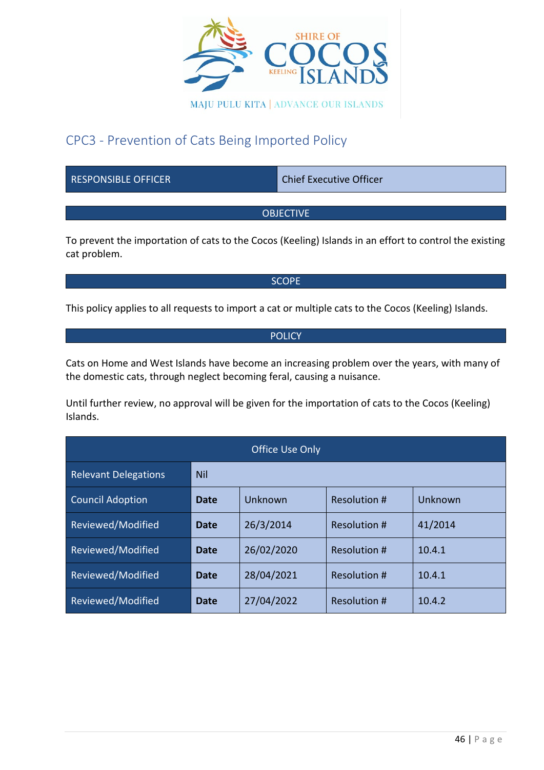SHIRE OF COCOS (KEELING) ISLANDS

MAJU PULU KITA | ADVANCE OUR ISLANDS

## CPC3 - Prevention of Cats Being Imported Policy

| RESPONSIBLE OFFICER | Chief Executive Officer |
|---|---|

### OBJECTIVE

To prevent the importation of cats to the Cocos (Keeling) Islands in an effort to control the existing cat problem.

### SCOPE

This policy applies to all requests to import a cat or multiple cats to the Cocos (Keeling) Islands.

### POLICY

Cats on Home and West Islands have become an increasing problem over the years, with many of the domestic cats, through neglect becoming feral, causing a nuisance.

Until further review, no approval will be given for the importation of cats to the Cocos (Keeling) Islands.

| Office Use Only | | | | |
|---|---|---|---|---|
| Relevant Delegations | Nil | | | |
| Council Adoption | **Date** | Unknown | Resolution # | Unknown |
| Reviewed/Modified | **Date** | 26/3/2014 | Resolution # | 41/2014 |
| Reviewed/Modified | **Date** | 26/02/2020 | Resolution # | 10.4.1 |
| Reviewed/Modified | **Date** | 28/04/2021 | Resolution # | 10.4.1 |
| Reviewed/Modified | **Date** | 27/04/2022 | Resolution # | 10.4.2 |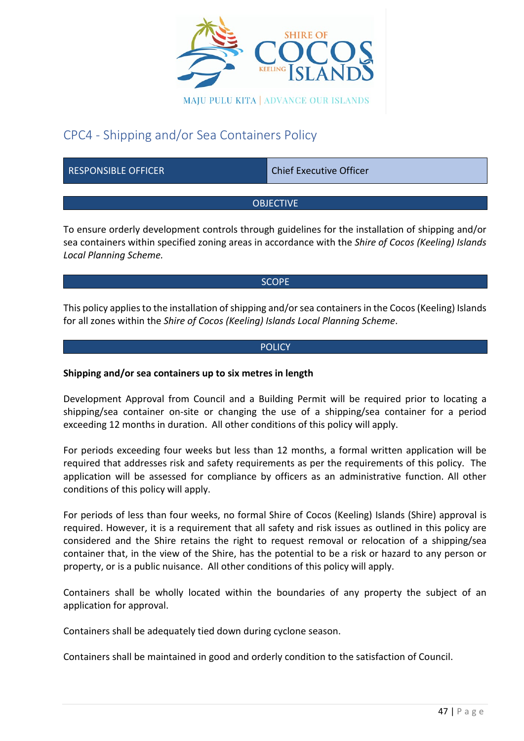# CPC4 - Shipping and/or Sea Containers Policy

| RESPONSIBLE OFFICER | Chief Executive Officer |
| --- | --- |

## OBJECTIVE

To ensure orderly development controls through guidelines for the installation of shipping and/or sea containers within specified zoning areas in accordance with the *Shire of Cocos (Keeling) Islands Local Planning Scheme.*

## SCOPE

This policy applies to the installation of shipping and/or sea containers in the Cocos (Keeling) Islands for all zones within the *Shire of Cocos (Keeling) Islands Local Planning Scheme*.

## POLICY

**Shipping and/or sea containers up to six metres in length**

Development Approval from Council and a Building Permit will be required prior to locating a shipping/sea container on-site or changing the use of a shipping/sea container for a period exceeding 12 months in duration. All other conditions of this policy will apply.

For periods exceeding four weeks but less than 12 months, a formal written application will be required that addresses risk and safety requirements as per the requirements of this policy. The application will be assessed for compliance by officers as an administrative function. All other conditions of this policy will apply.

For periods of less than four weeks, no formal Shire of Cocos (Keeling) Islands (Shire) approval is required. However, it is a requirement that all safety and risk issues as outlined in this policy are considered and the Shire retains the right to request removal or relocation of a shipping/sea container that, in the view of the Shire, has the potential to be a risk or hazard to any person or property, or is a public nuisance. All other conditions of this policy will apply.

Containers shall be wholly located within the boundaries of any property the subject of an application for approval.

Containers shall be adequately tied down during cyclone season.

Containers shall be maintained in good and orderly condition to the satisfaction of Council.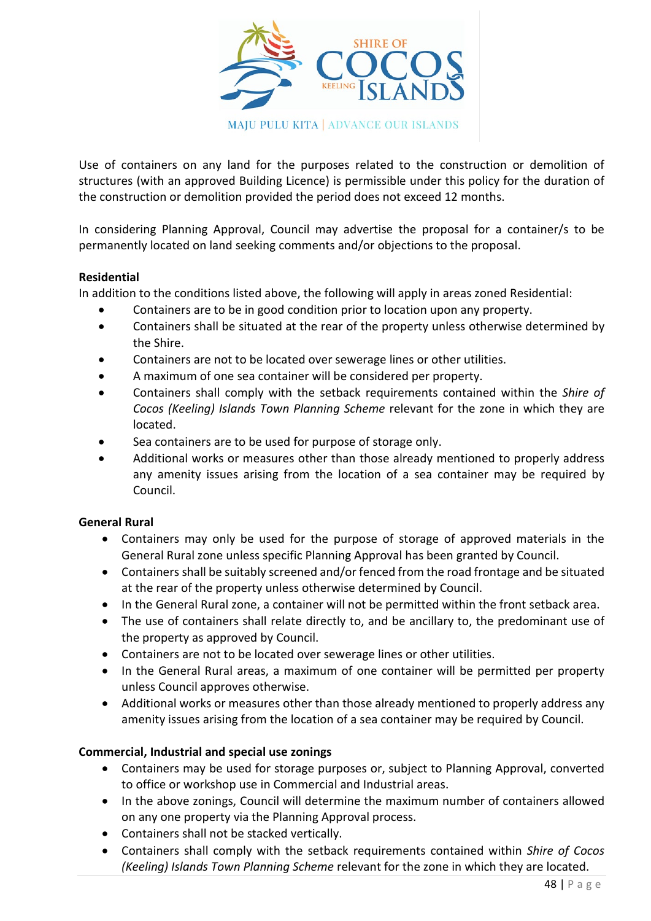Use of containers on any land for the purposes related to the construction or demolition of structures (with an approved Building Licence) is permissible under this policy for the duration of the construction or demolition provided the period does not exceed 12 months.

In considering Planning Approval, Council may advertise the proposal for a container/s to be permanently located on land seeking comments and/or objections to the proposal.

**Residential**

In addition to the conditions listed above, the following will apply in areas zoned Residential:

- Containers are to be in good condition prior to location upon any property.
- Containers shall be situated at the rear of the property unless otherwise determined by the Shire.
- Containers are not to be located over sewerage lines or other utilities.
- A maximum of one sea container will be considered per property.
- Containers shall comply with the setback requirements contained within the *Shire of Cocos (Keeling) Islands Town Planning Scheme* relevant for the zone in which they are located.
- Sea containers are to be used for purpose of storage only.
- Additional works or measures other than those already mentioned to properly address any amenity issues arising from the location of a sea container may be required by Council.

**General Rural**

- Containers may only be used for the purpose of storage of approved materials in the General Rural zone unless specific Planning Approval has been granted by Council.
- Containers shall be suitably screened and/or fenced from the road frontage and be situated at the rear of the property unless otherwise determined by Council.
- In the General Rural zone, a container will not be permitted within the front setback area.
- The use of containers shall relate directly to, and be ancillary to, the predominant use of the property as approved by Council.
- Containers are not to be located over sewerage lines or other utilities.
- In the General Rural areas, a maximum of one container will be permitted per property unless Council approves otherwise.
- Additional works or measures other than those already mentioned to properly address any amenity issues arising from the location of a sea container may be required by Council.

**Commercial, Industrial and special use zonings**

- Containers may be used for storage purposes or, subject to Planning Approval, converted to office or workshop use in Commercial and Industrial areas.
- In the above zonings, Council will determine the maximum number of containers allowed on any one property via the Planning Approval process.
- Containers shall not be stacked vertically.
- Containers shall comply with the setback requirements contained within *Shire of Cocos (Keeling) Islands Town Planning Scheme* relevant for the zone in which they are located.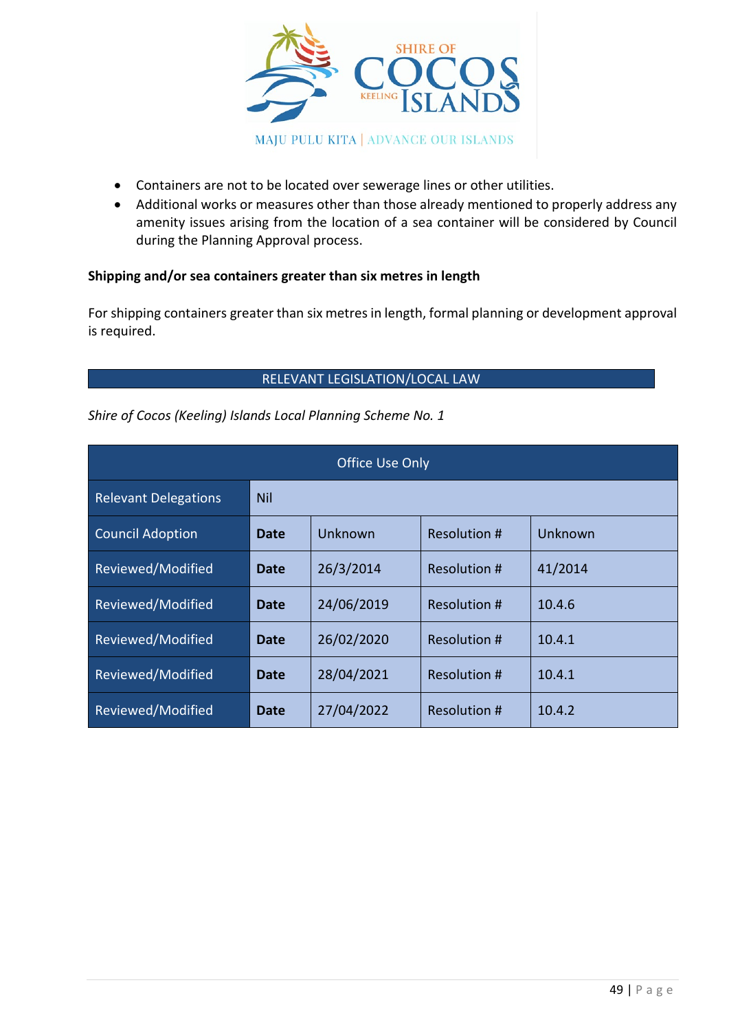- Containers are not to be located over sewerage lines or other utilities.
- Additional works or measures other than those already mentioned to properly address any amenity issues arising from the location of a sea container will be considered by Council during the Planning Approval process.

**Shipping and/or sea containers greater than six metres in length**

For shipping containers greater than six metres in length, formal planning or development approval is required.

## RELEVANT LEGISLATION/LOCAL LAW

*Shire of Cocos (Keeling) Islands Local Planning Scheme No. 1*

| Office Use Only | | | | |
|---|---|---|---|---|
| Relevant Delegations | Nil | | | |
| Council Adoption | **Date** | Unknown | Resolution # | Unknown |
| Reviewed/Modified | **Date** | 26/3/2014 | Resolution # | 41/2014 |
| Reviewed/Modified | **Date** | 24/06/2019 | Resolution # | 10.4.6 |
| Reviewed/Modified | **Date** | 26/02/2020 | Resolution # | 10.4.1 |
| Reviewed/Modified | **Date** | 28/04/2021 | Resolution # | 10.4.1 |
| Reviewed/Modified | **Date** | 27/04/2022 | Resolution # | 10.4.2 |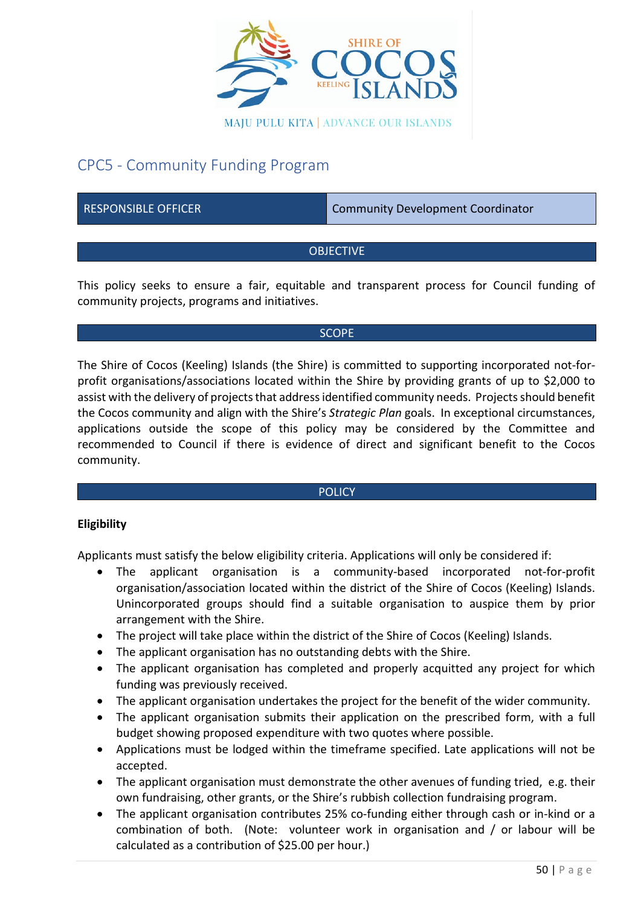# CPC5 - Community Funding Program

| RESPONSIBLE OFFICER | Community Development Coordinator |
| --- | --- |

## OBJECTIVE

This policy seeks to ensure a fair, equitable and transparent process for Council funding of community projects, programs and initiatives.

## SCOPE

The Shire of Cocos (Keeling) Islands (the Shire) is committed to supporting incorporated not-for-profit organisations/associations located within the Shire by providing grants of up to $2,000 to assist with the delivery of projects that address identified community needs. Projects should benefit the Cocos community and align with the Shire's *Strategic Plan* goals. In exceptional circumstances, applications outside the scope of this policy may be considered by the Committee and recommended to Council if there is evidence of direct and significant benefit to the Cocos community.

## POLICY

**Eligibility**

Applicants must satisfy the below eligibility criteria. Applications will only be considered if:

- The applicant organisation is a community-based incorporated not-for-profit organisation/association located within the district of the Shire of Cocos (Keeling) Islands. Unincorporated groups should find a suitable organisation to auspice them by prior arrangement with the Shire.
- The project will take place within the district of the Shire of Cocos (Keeling) Islands.
- The applicant organisation has no outstanding debts with the Shire.
- The applicant organisation has completed and properly acquitted any project for which funding was previously received.
- The applicant organisation undertakes the project for the benefit of the wider community.
- The applicant organisation submits their application on the prescribed form, with a full budget showing proposed expenditure with two quotes where possible.
- Applications must be lodged within the timeframe specified. Late applications will not be accepted.
- The applicant organisation must demonstrate the other avenues of funding tried, e.g. their own fundraising, other grants, or the Shire's rubbish collection fundraising program.
- The applicant organisation contributes 25% co-funding either through cash or in-kind or a combination of both. (Note: volunteer work in organisation and / or labour will be calculated as a contribution of $25.00 per hour.)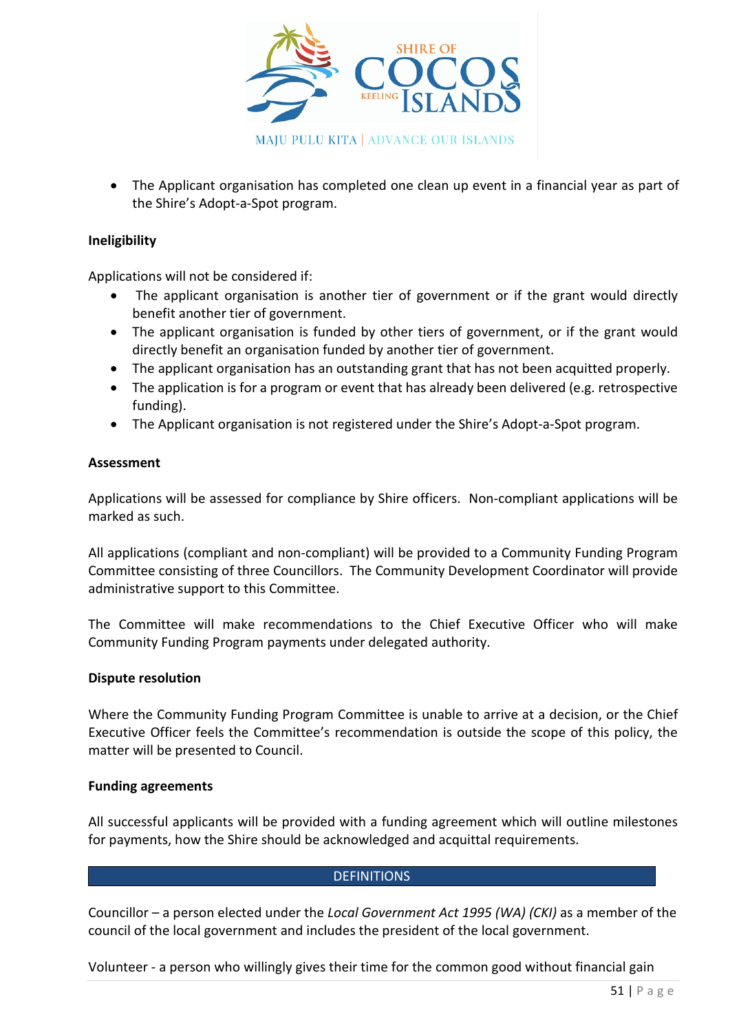- The Applicant organisation has completed one clean up event in a financial year as part of the Shire's Adopt-a-Spot program.

**Ineligibility**

Applications will not be considered if:

- The applicant organisation is another tier of government or if the grant would directly benefit another tier of government.
- The applicant organisation is funded by other tiers of government, or if the grant would directly benefit an organisation funded by another tier of government.
- The applicant organisation has an outstanding grant that has not been acquitted properly.
- The application is for a program or event that has already been delivered (e.g. retrospective funding).
- The Applicant organisation is not registered under the Shire's Adopt-a-Spot program.

**Assessment**

Applications will be assessed for compliance by Shire officers. Non-compliant applications will be marked as such.

All applications (compliant and non-compliant) will be provided to a Community Funding Program Committee consisting of three Councillors. The Community Development Coordinator will provide administrative support to this Committee.

The Committee will make recommendations to the Chief Executive Officer who will make Community Funding Program payments under delegated authority.

**Dispute resolution**

Where the Community Funding Program Committee is unable to arrive at a decision, or the Chief Executive Officer feels the Committee's recommendation is outside the scope of this policy, the matter will be presented to Council.

**Funding agreements**

All successful applicants will be provided with a funding agreement which will outline milestones for payments, how the Shire should be acknowledged and acquittal requirements.

## DEFINITIONS

Councillor – a person elected under the *Local Government Act 1995 (WA) (CKI)* as a member of the council of the local government and includes the president of the local government.

Volunteer - a person who willingly gives their time for the common good without financial gain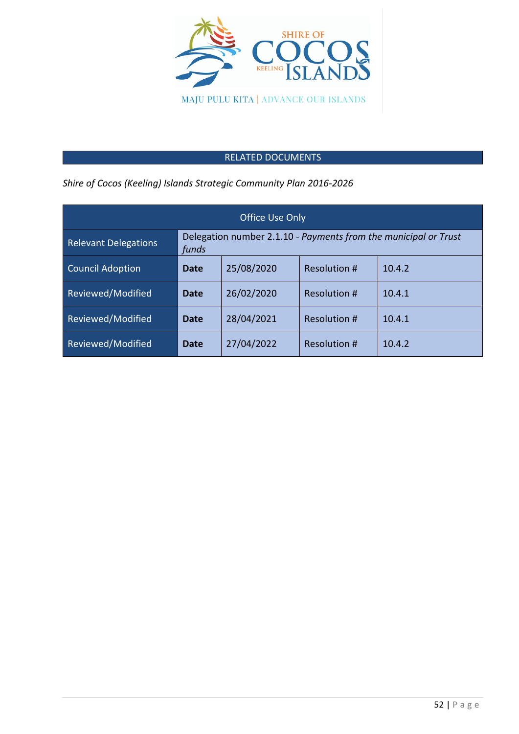## RELATED DOCUMENTS

*Shire of Cocos (Keeling) Islands Strategic Community Plan 2016-2026*

| Office Use Only | | | | |
|---|---|---|---|---|
| Relevant Delegations | Delegation number 2.1.10 - *Payments from the municipal or Trust funds* | | | |
| Council Adoption | **Date** | 25/08/2020 | Resolution # | 10.4.2 |
| Reviewed/Modified | **Date** | 26/02/2020 | Resolution # | 10.4.1 |
| Reviewed/Modified | **Date** | 28/04/2021 | Resolution # | 10.4.1 |
| Reviewed/Modified | **Date** | 27/04/2022 | Resolution # | 10.4.2 |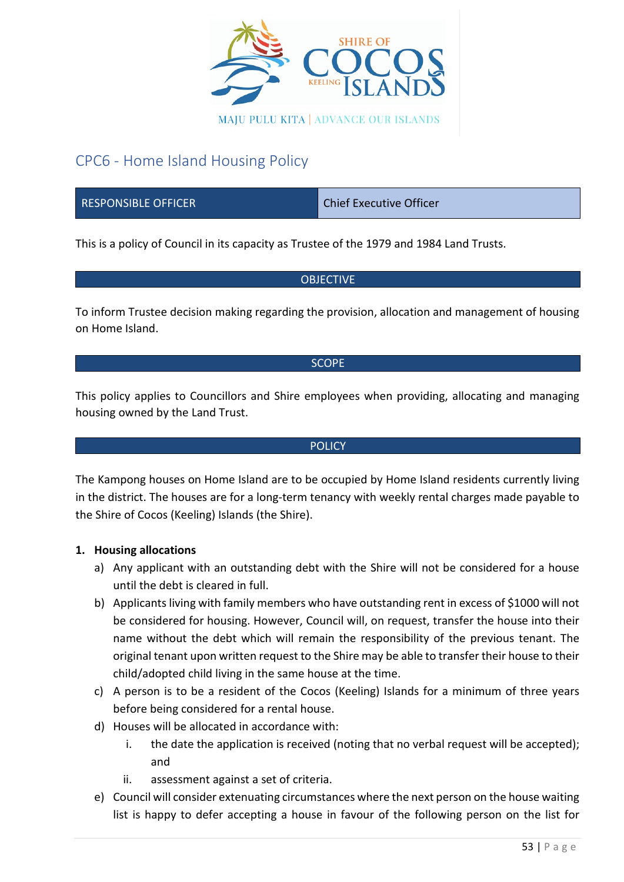SHIRE OF COCOS (KEELING) ISLANDS

MAJU PULU KITA | ADVANCE OUR ISLANDS

# CPC6 - Home Island Housing Policy

| RESPONSIBLE OFFICER | Chief Executive Officer |
|---|---|

This is a policy of Council in its capacity as Trustee of the 1979 and 1984 Land Trusts.

## OBJECTIVE

To inform Trustee decision making regarding the provision, allocation and management of housing on Home Island.

## SCOPE

This policy applies to Councillors and Shire employees when providing, allocating and managing housing owned by the Land Trust.

## POLICY

The Kampong houses on Home Island are to be occupied by Home Island residents currently living in the district. The houses are for a long-term tenancy with weekly rental charges made payable to the Shire of Cocos (Keeling) Islands (the Shire).

**1. Housing allocations**

a) Any applicant with an outstanding debt with the Shire will not be considered for a house until the debt is cleared in full.

b) Applicants living with family members who have outstanding rent in excess of $1000 will not be considered for housing. However, Council will, on request, transfer the house into their name without the debt which will remain the responsibility of the previous tenant. The original tenant upon written request to the Shire may be able to transfer their house to their child/adopted child living in the same house at the time.

c) A person is to be a resident of the Cocos (Keeling) Islands for a minimum of three years before being considered for a rental house.

d) Houses will be allocated in accordance with:

   i. the date the application is received (noting that no verbal request will be accepted); and

   ii. assessment against a set of criteria.

e) Council will consider extenuating circumstances where the next person on the house waiting list is happy to defer accepting a house in favour of the following person on the list for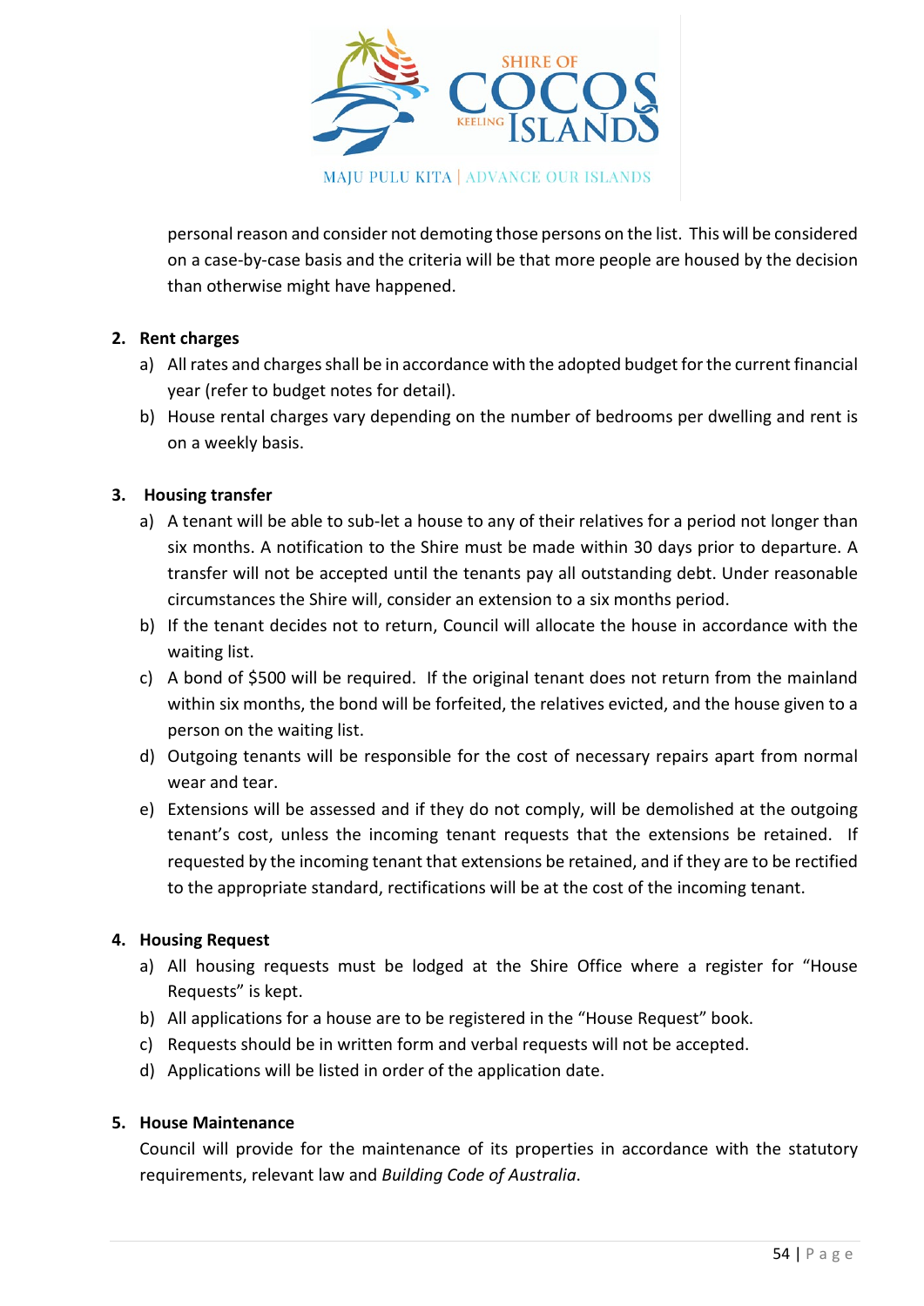personal reason and consider not demoting those persons on the list. This will be considered on a case-by-case basis and the criteria will be that more people are housed by the decision than otherwise might have happened.

**2. Rent charges**

a) All rates and charges shall be in accordance with the adopted budget for the current financial year (refer to budget notes for detail).

b) House rental charges vary depending on the number of bedrooms per dwelling and rent is on a weekly basis.

**3. Housing transfer**

a) A tenant will be able to sub-let a house to any of their relatives for a period not longer than six months. A notification to the Shire must be made within 30 days prior to departure. A transfer will not be accepted until the tenants pay all outstanding debt. Under reasonable circumstances the Shire will, consider an extension to a six months period.

b) If the tenant decides not to return, Council will allocate the house in accordance with the waiting list.

c) A bond of $500 will be required. If the original tenant does not return from the mainland within six months, the bond will be forfeited, the relatives evicted, and the house given to a person on the waiting list.

d) Outgoing tenants will be responsible for the cost of necessary repairs apart from normal wear and tear.

e) Extensions will be assessed and if they do not comply, will be demolished at the outgoing tenant's cost, unless the incoming tenant requests that the extensions be retained. If requested by the incoming tenant that extensions be retained, and if they are to be rectified to the appropriate standard, rectifications will be at the cost of the incoming tenant.

**4. Housing Request**

a) All housing requests must be lodged at the Shire Office where a register for "House Requests" is kept.

b) All applications for a house are to be registered in the "House Request" book.

c) Requests should be in written form and verbal requests will not be accepted.

d) Applications will be listed in order of the application date.

**5. House Maintenance**

Council will provide for the maintenance of its properties in accordance with the statutory requirements, relevant law and *Building Code of Australia*.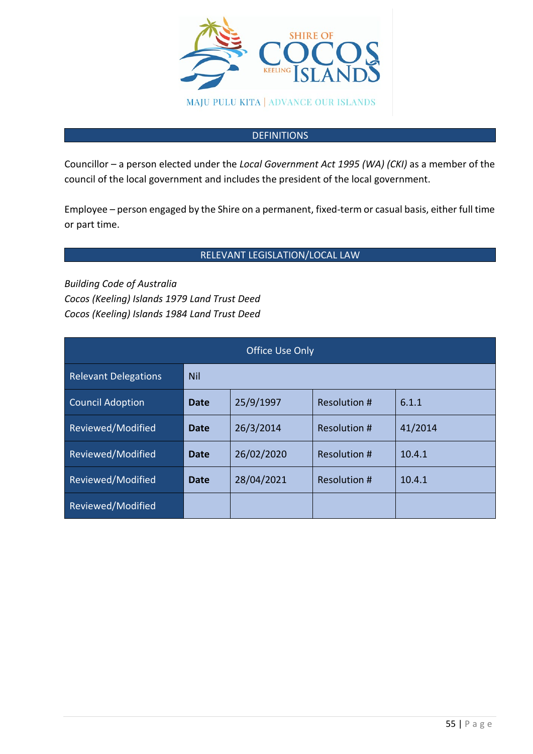## DEFINITIONS

Councillor – a person elected under the *Local Government Act 1995 (WA) (CKI)* as a member of the council of the local government and includes the president of the local government.

Employee – person engaged by the Shire on a permanent, fixed-term or casual basis, either full time or part time.

## RELEVANT LEGISLATION/LOCAL LAW

*Building Code of Australia*
*Cocos (Keeling) Islands 1979 Land Trust Deed*
*Cocos (Keeling) Islands 1984 Land Trust Deed*

| Office Use Only | | | | |
|---|---|---|---|---|
| Relevant Delegations | Nil | | | |
| Council Adoption | **Date** | 25/9/1997 | Resolution # | 6.1.1 |
| Reviewed/Modified | **Date** | 26/3/2014 | Resolution # | 41/2014 |
| Reviewed/Modified | **Date** | 26/02/2020 | Resolution # | 10.4.1 |
| Reviewed/Modified | **Date** | 28/04/2021 | Resolution # | 10.4.1 |
| Reviewed/Modified | | | | |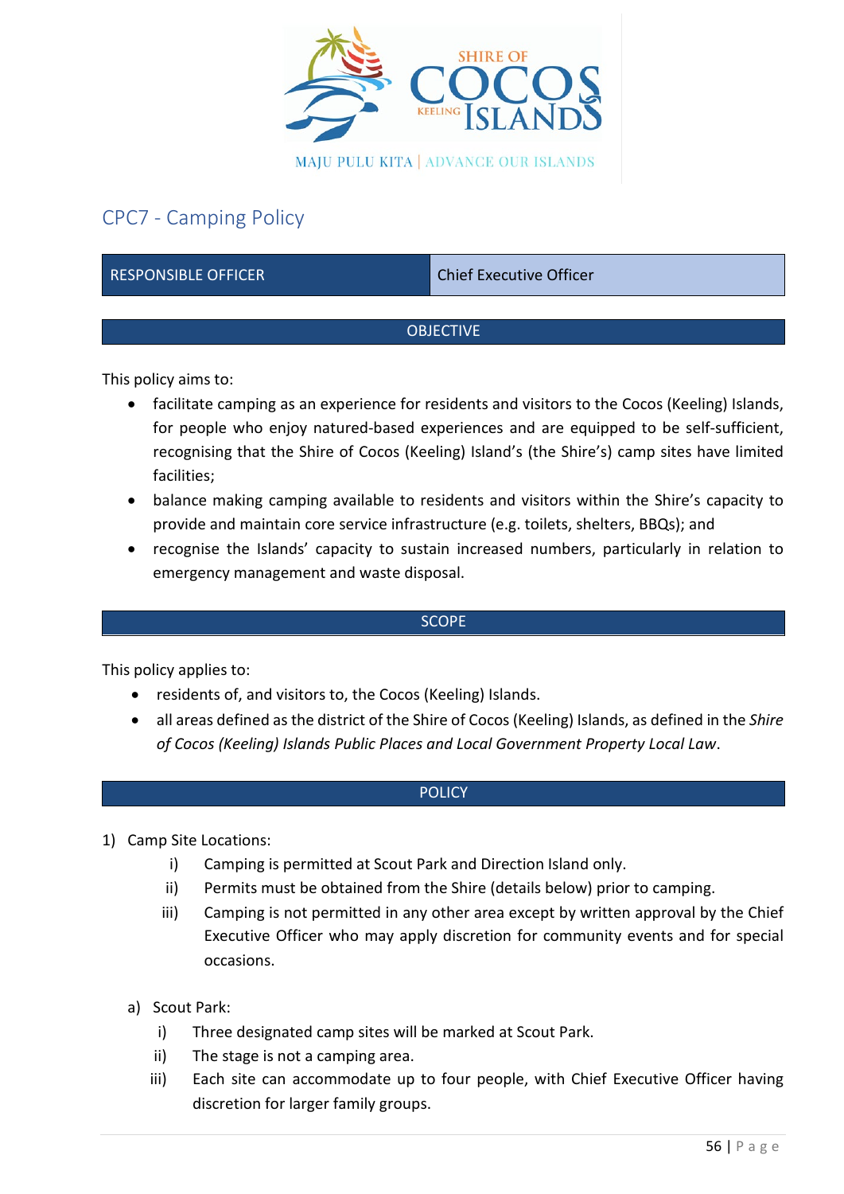SHIRE OF COCOS (KEELING) ISLANDS

MAJU PULU KITA | ADVANCE OUR ISLANDS

# CPC7 - Camping Policy

| RESPONSIBLE OFFICER | Chief Executive Officer |
|---|---|

## OBJECTIVE

This policy aims to:

- facilitate camping as an experience for residents and visitors to the Cocos (Keeling) Islands, for people who enjoy natured-based experiences and are equipped to be self-sufficient, recognising that the Shire of Cocos (Keeling) Island's (the Shire's) camp sites have limited facilities;
- balance making camping available to residents and visitors within the Shire's capacity to provide and maintain core service infrastructure (e.g. toilets, shelters, BBQs); and
- recognise the Islands' capacity to sustain increased numbers, particularly in relation to emergency management and waste disposal.

## SCOPE

This policy applies to:

- residents of, and visitors to, the Cocos (Keeling) Islands.
- all areas defined as the district of the Shire of Cocos (Keeling) Islands, as defined in the *Shire of Cocos (Keeling) Islands Public Places and Local Government Property Local Law*.

## POLICY

1) Camp Site Locations:
   i) Camping is permitted at Scout Park and Direction Island only.
   ii) Permits must be obtained from the Shire (details below) prior to camping.
   iii) Camping is not permitted in any other area except by written approval by the Chief Executive Officer who may apply discretion for community events and for special occasions.

   a) Scout Park:
      i) Three designated camp sites will be marked at Scout Park.
      ii) The stage is not a camping area.
      iii) Each site can accommodate up to four people, with Chief Executive Officer having discretion for larger family groups.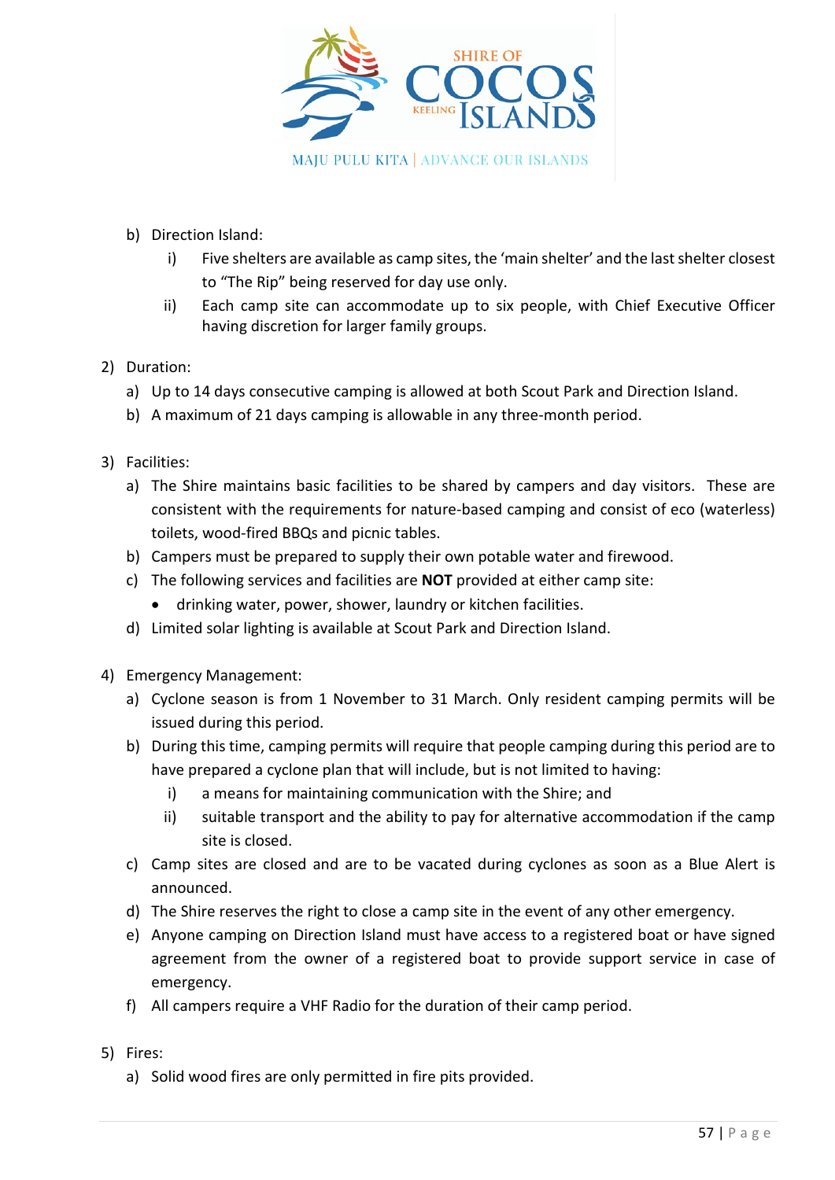b) Direction Island:
   i) Five shelters are available as camp sites, the 'main shelter' and the last shelter closest to "The Rip" being reserved for day use only.
   ii) Each camp site can accommodate up to six people, with Chief Executive Officer having discretion for larger family groups.

2) Duration:
   a) Up to 14 days consecutive camping is allowed at both Scout Park and Direction Island.
   b) A maximum of 21 days camping is allowable in any three-month period.

3) Facilities:
   a) The Shire maintains basic facilities to be shared by campers and day visitors. These are consistent with the requirements for nature-based camping and consist of eco (waterless) toilets, wood-fired BBQs and picnic tables.
   b) Campers must be prepared to supply their own potable water and firewood.
   c) The following services and facilities are **NOT** provided at either camp site:
      - drinking water, power, shower, laundry or kitchen facilities.
   d) Limited solar lighting is available at Scout Park and Direction Island.

4) Emergency Management:
   a) Cyclone season is from 1 November to 31 March. Only resident camping permits will be issued during this period.
   b) During this time, camping permits will require that people camping during this period are to have prepared a cyclone plan that will include, but is not limited to having:
      i) a means for maintaining communication with the Shire; and
      ii) suitable transport and the ability to pay for alternative accommodation if the camp site is closed.
   c) Camp sites are closed and are to be vacated during cyclones as soon as a Blue Alert is announced.
   d) The Shire reserves the right to close a camp site in the event of any other emergency.
   e) Anyone camping on Direction Island must have access to a registered boat or have signed agreement from the owner of a registered boat to provide support service in case of emergency.
   f) All campers require a VHF Radio for the duration of their camp period.

5) Fires:
   a) Solid wood fires are only permitted in fire pits provided.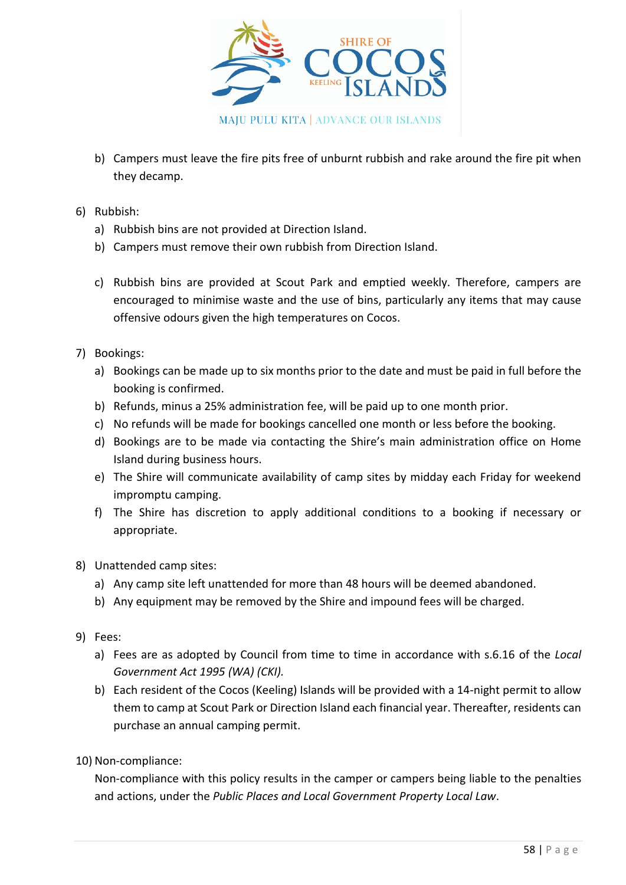b) Campers must leave the fire pits free of unburnt rubbish and rake around the fire pit when they decamp.

6) Rubbish:
   a) Rubbish bins are not provided at Direction Island.
   b) Campers must remove their own rubbish from Direction Island.
   c) Rubbish bins are provided at Scout Park and emptied weekly. Therefore, campers are encouraged to minimise waste and the use of bins, particularly any items that may cause offensive odours given the high temperatures on Cocos.

7) Bookings:
   a) Bookings can be made up to six months prior to the date and must be paid in full before the booking is confirmed.
   b) Refunds, minus a 25% administration fee, will be paid up to one month prior.
   c) No refunds will be made for bookings cancelled one month or less before the booking.
   d) Bookings are to be made via contacting the Shire's main administration office on Home Island during business hours.
   e) The Shire will communicate availability of camp sites by midday each Friday for weekend impromptu camping.
   f) The Shire has discretion to apply additional conditions to a booking if necessary or appropriate.

8) Unattended camp sites:
   a) Any camp site left unattended for more than 48 hours will be deemed abandoned.
   b) Any equipment may be removed by the Shire and impound fees will be charged.

9) Fees:
   a) Fees are as adopted by Council from time to time in accordance with s.6.16 of the *Local Government Act 1995 (WA) (CKI).*
   b) Each resident of the Cocos (Keeling) Islands will be provided with a 14-night permit to allow them to camp at Scout Park or Direction Island each financial year. Thereafter, residents can purchase an annual camping permit.

10) Non-compliance:
    Non-compliance with this policy results in the camper or campers being liable to the penalties and actions, under the *Public Places and Local Government Property Local Law*.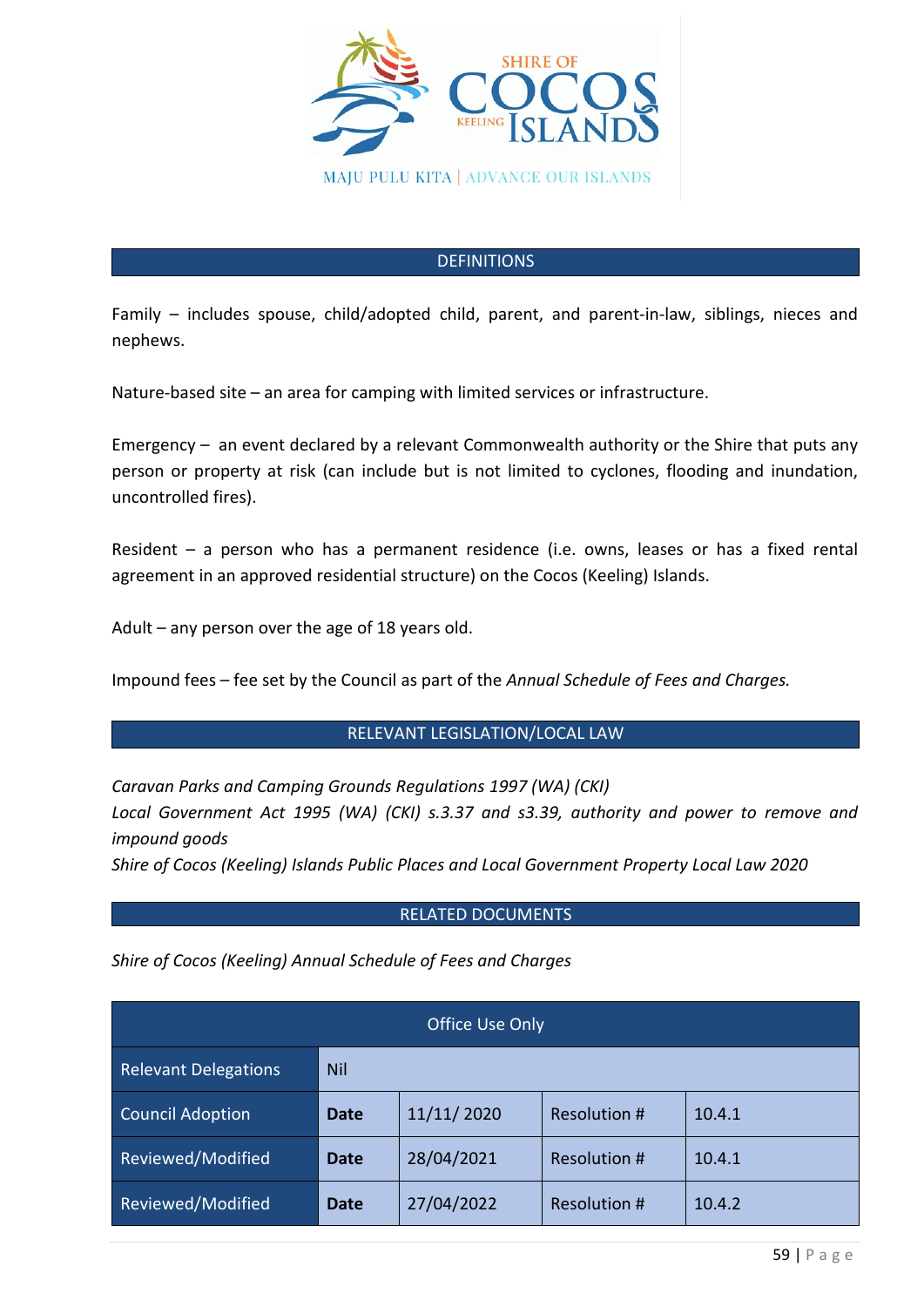## DEFINITIONS

Family – includes spouse, child/adopted child, parent, and parent-in-law, siblings, nieces and nephews.

Nature-based site – an area for camping with limited services or infrastructure.

Emergency – an event declared by a relevant Commonwealth authority or the Shire that puts any person or property at risk (can include but is not limited to cyclones, flooding and inundation, uncontrolled fires).

Resident – a person who has a permanent residence (i.e. owns, leases or has a fixed rental agreement in an approved residential structure) on the Cocos (Keeling) Islands.

Adult – any person over the age of 18 years old.

Impound fees – fee set by the Council as part of the *Annual Schedule of Fees and Charges.*

## RELEVANT LEGISLATION/LOCAL LAW

*Caravan Parks and Camping Grounds Regulations 1997 (WA) (CKI)*
*Local Government Act 1995 (WA) (CKI) s.3.37 and s3.39, authority and power to remove and impound goods*
*Shire of Cocos (Keeling) Islands Public Places and Local Government Property Local Law 2020*

## RELATED DOCUMENTS

*Shire of Cocos (Keeling) Annual Schedule of Fees and Charges*

| Office Use Only | | | | |
|---|---|---|---|---|
| Relevant Delegations | Nil | | | |
| Council Adoption | **Date** | 11/11/ 2020 | Resolution # | 10.4.1 |
| Reviewed/Modified | **Date** | 28/04/2021 | Resolution # | 10.4.1 |
| Reviewed/Modified | **Date** | 27/04/2022 | Resolution # | 10.4.2 |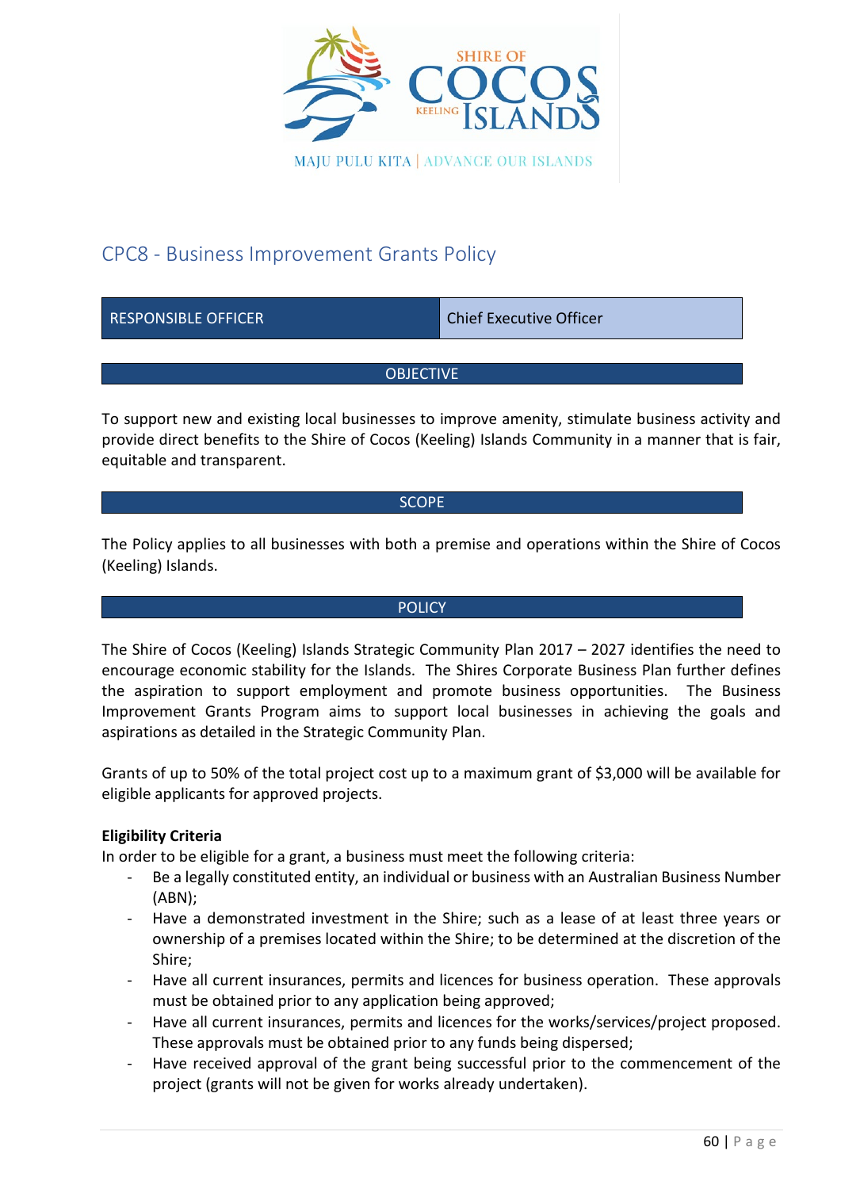# CPC8 - Business Improvement Grants Policy

| RESPONSIBLE OFFICER | Chief Executive Officer |
|---|---|

## OBJECTIVE

To support new and existing local businesses to improve amenity, stimulate business activity and provide direct benefits to the Shire of Cocos (Keeling) Islands Community in a manner that is fair, equitable and transparent.

## SCOPE

The Policy applies to all businesses with both a premise and operations within the Shire of Cocos (Keeling) Islands.

## POLICY

The Shire of Cocos (Keeling) Islands Strategic Community Plan 2017 – 2027 identifies the need to encourage economic stability for the Islands. The Shires Corporate Business Plan further defines the aspiration to support employment and promote business opportunities. The Business Improvement Grants Program aims to support local businesses in achieving the goals and aspirations as detailed in the Strategic Community Plan.

Grants of up to 50% of the total project cost up to a maximum grant of $3,000 will be available for eligible applicants for approved projects.

**Eligibility Criteria**

In order to be eligible for a grant, a business must meet the following criteria:

- Be a legally constituted entity, an individual or business with an Australian Business Number (ABN);
- Have a demonstrated investment in the Shire; such as a lease of at least three years or ownership of a premises located within the Shire; to be determined at the discretion of the Shire;
- Have all current insurances, permits and licences for business operation. These approvals must be obtained prior to any application being approved;
- Have all current insurances, permits and licences for the works/services/project proposed. These approvals must be obtained prior to any funds being dispersed;
- Have received approval of the grant being successful prior to the commencement of the project (grants will not be given for works already undertaken).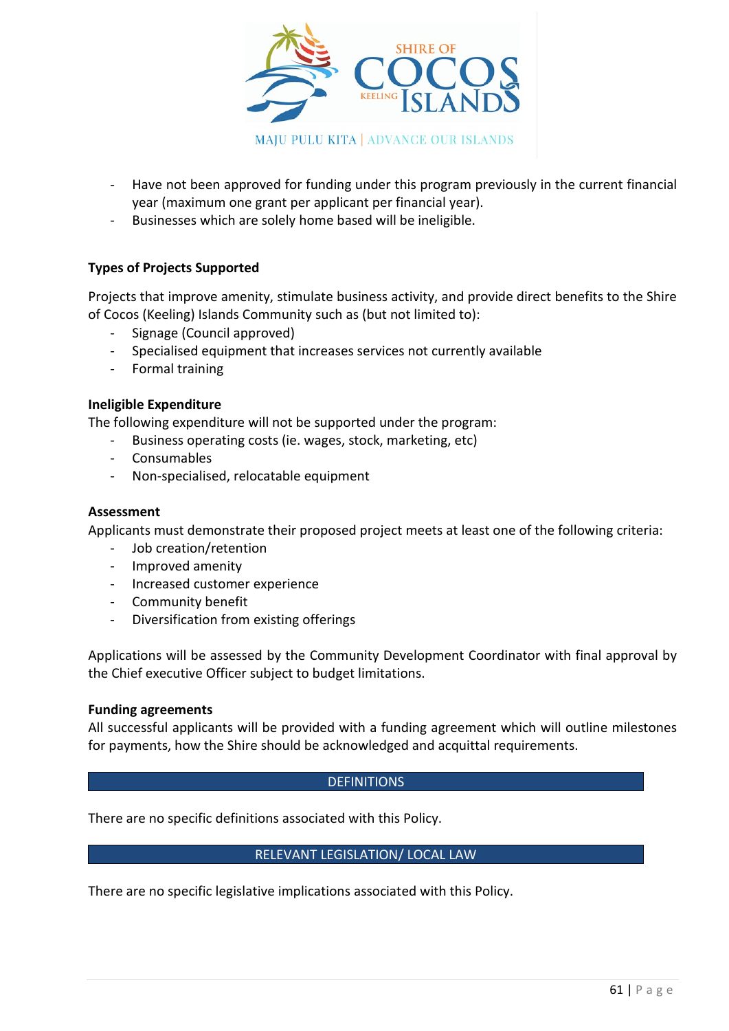- Have not been approved for funding under this program previously in the current financial year (maximum one grant per applicant per financial year).
- Businesses which are solely home based will be ineligible.

**Types of Projects Supported**

Projects that improve amenity, stimulate business activity, and provide direct benefits to the Shire of Cocos (Keeling) Islands Community such as (but not limited to):

- Signage (Council approved)
- Specialised equipment that increases services not currently available
- Formal training

**Ineligible Expenditure**

The following expenditure will not be supported under the program:

- Business operating costs (ie. wages, stock, marketing, etc)
- Consumables
- Non-specialised, relocatable equipment

**Assessment**

Applicants must demonstrate their proposed project meets at least one of the following criteria:

- Job creation/retention
- Improved amenity
- Increased customer experience
- Community benefit
- Diversification from existing offerings

Applications will be assessed by the Community Development Coordinator with final approval by the Chief executive Officer subject to budget limitations.

**Funding agreements**

All successful applicants will be provided with a funding agreement which will outline milestones for payments, how the Shire should be acknowledged and acquittal requirements.

## DEFINITIONS

There are no specific definitions associated with this Policy.

## RELEVANT LEGISLATION/ LOCAL LAW

There are no specific legislative implications associated with this Policy.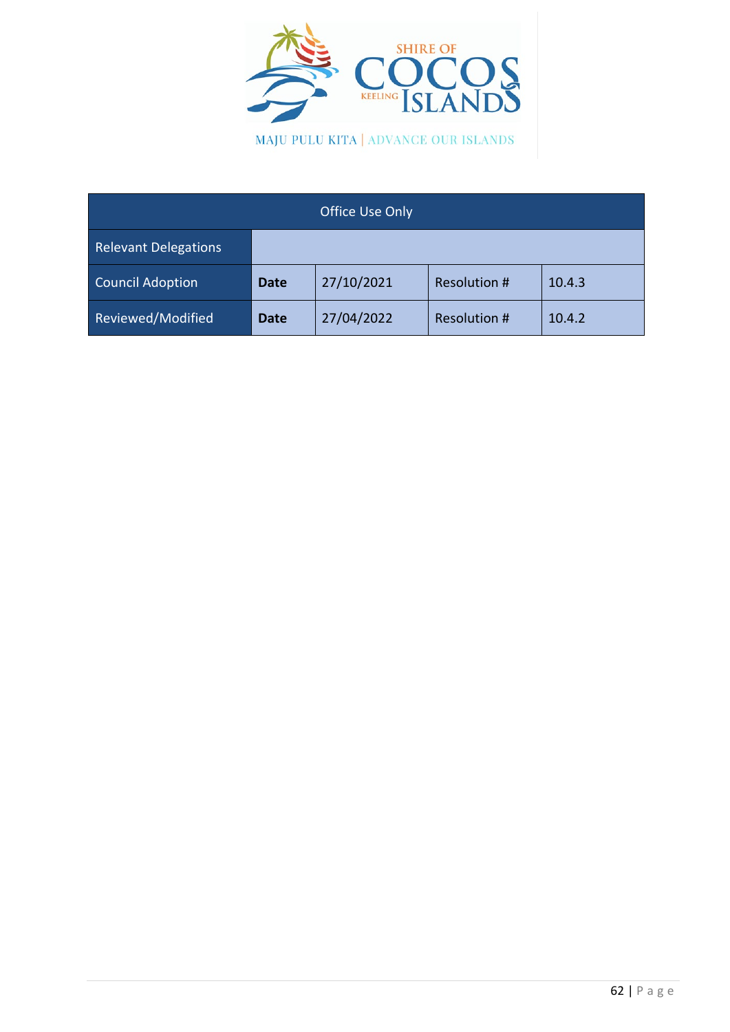SHIRE OF COCOS KEELING ISLANDS

MAJU PULU KITA | ADVANCE OUR ISLANDS

| Office Use Only | | | | |
|---|---|---|---|---|
| Relevant Delegations | | | | |
| Council Adoption | **Date** | 27/10/2021 | Resolution # | 10.4.3 |
| Reviewed/Modified | **Date** | 27/04/2022 | Resolution # | 10.4.2 |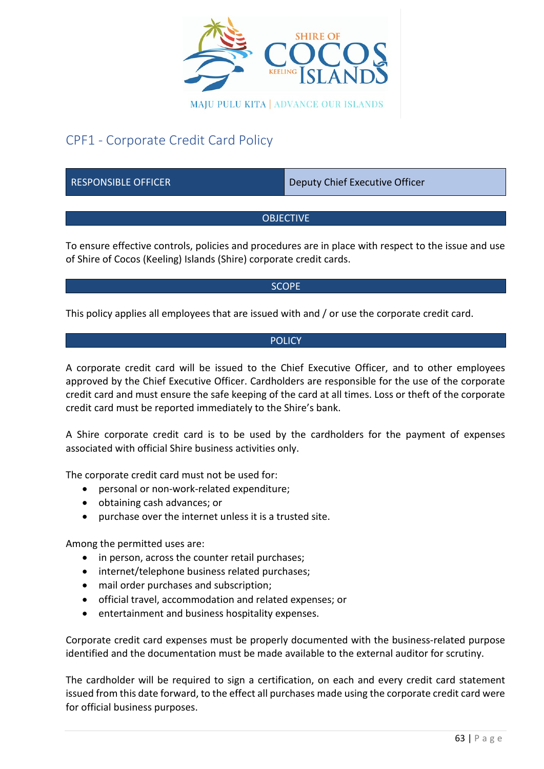# CPF1 - Corporate Credit Card Policy

| RESPONSIBLE OFFICER | Deputy Chief Executive Officer |
|---|---|

## OBJECTIVE

To ensure effective controls, policies and procedures are in place with respect to the issue and use of Shire of Cocos (Keeling) Islands (Shire) corporate credit cards.

## SCOPE

This policy applies all employees that are issued with and / or use the corporate credit card.

## POLICY

A corporate credit card will be issued to the Chief Executive Officer, and to other employees approved by the Chief Executive Officer. Cardholders are responsible for the use of the corporate credit card and must ensure the safe keeping of the card at all times. Loss or theft of the corporate credit card must be reported immediately to the Shire's bank.

A Shire corporate credit card is to be used by the cardholders for the payment of expenses associated with official Shire business activities only.

The corporate credit card must not be used for:

- personal or non-work-related expenditure;
- obtaining cash advances; or
- purchase over the internet unless it is a trusted site.

Among the permitted uses are:

- in person, across the counter retail purchases;
- internet/telephone business related purchases;
- mail order purchases and subscription;
- official travel, accommodation and related expenses; or
- entertainment and business hospitality expenses.

Corporate credit card expenses must be properly documented with the business-related purpose identified and the documentation must be made available to the external auditor for scrutiny.

The cardholder will be required to sign a certification, on each and every credit card statement issued from this date forward, to the effect all purchases made using the corporate credit card were for official business purposes.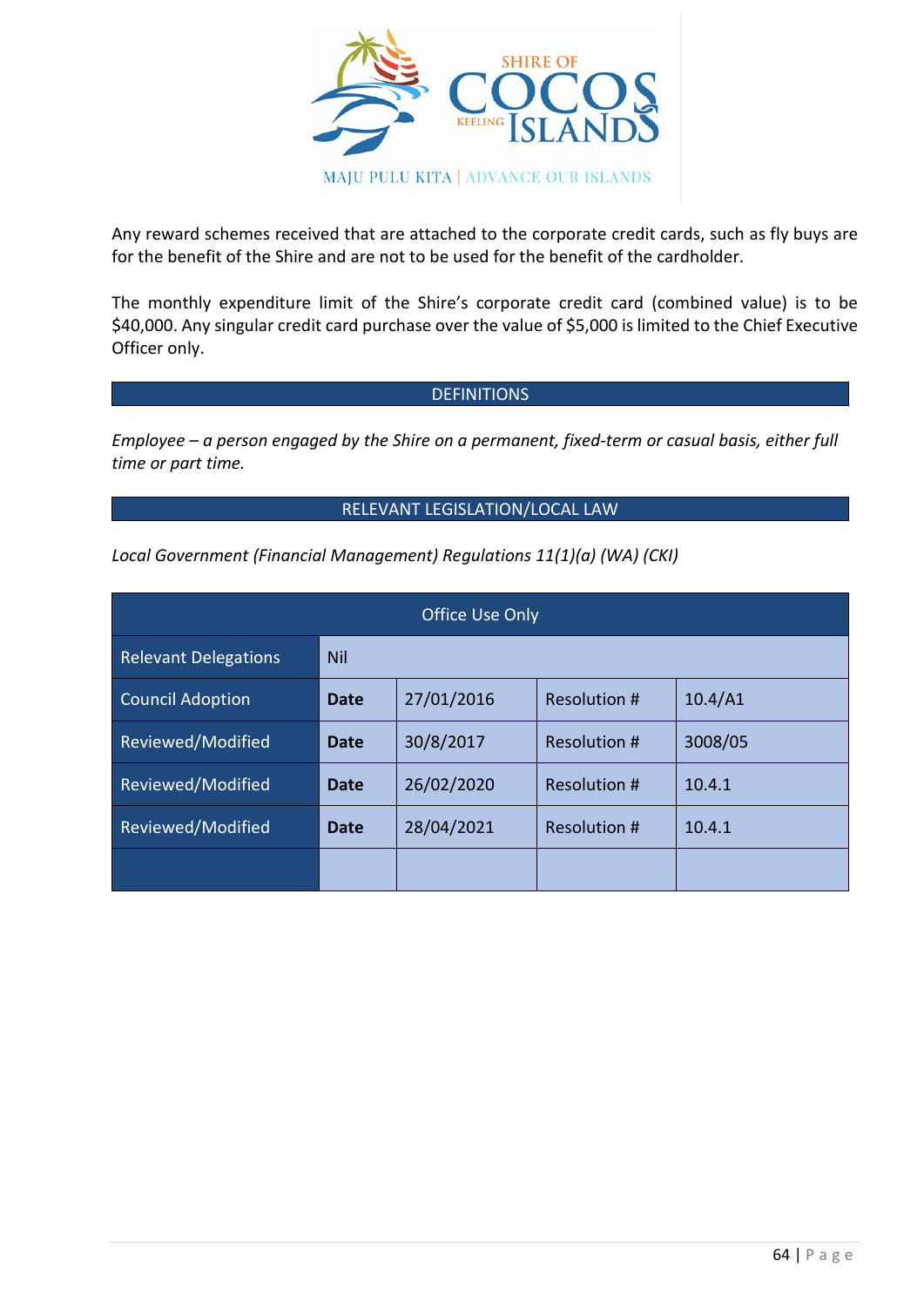Any reward schemes received that are attached to the corporate credit cards, such as fly buys are for the benefit of the Shire and are not to be used for the benefit of the cardholder.

The monthly expenditure limit of the Shire's corporate credit card (combined value) is to be $40,000. Any singular credit card purchase over the value of $5,000 is limited to the Chief Executive Officer only.

## DEFINITIONS

*Employee – a person engaged by the Shire on a permanent, fixed-term or casual basis, either full time or part time.*

## RELEVANT LEGISLATION/LOCAL LAW

*Local Government (Financial Management) Regulations 11(1)(a) (WA) (CKI)*

| Office Use Only | | | | |
|---|---|---|---|---|
| Relevant Delegations | Nil | | | |
| Council Adoption | **Date** | 27/01/2016 | Resolution # | 10.4/A1 |
| Reviewed/Modified | **Date** | 30/8/2017 | Resolution # | 3008/05 |
| Reviewed/Modified | **Date** | 26/02/2020 | Resolution # | 10.4.1 |
| Reviewed/Modified | **Date** | 28/04/2021 | Resolution # | 10.4.1 |
| | | | | |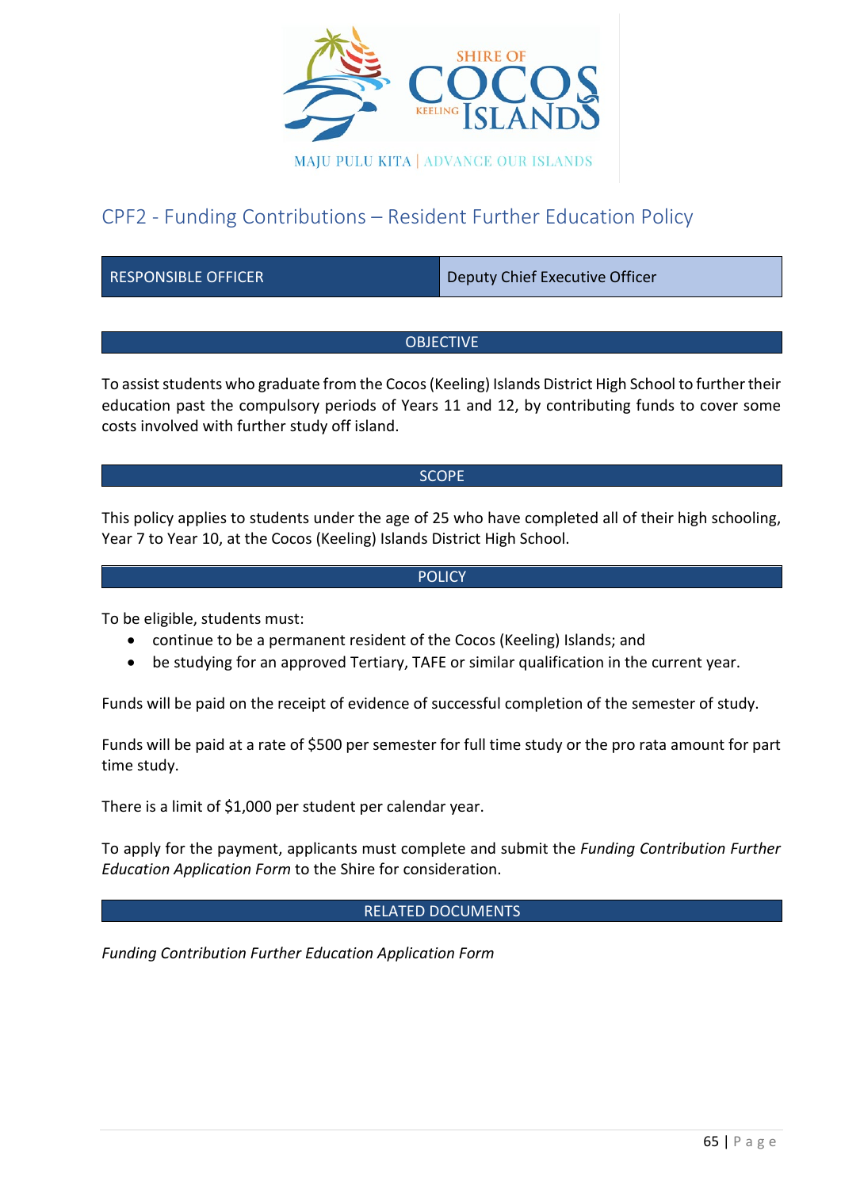MAJU PULU KITA | ADVANCE OUR ISLANDS

# CPF2 - Funding Contributions – Resident Further Education Policy

| RESPONSIBLE OFFICER | Deputy Chief Executive Officer |
|---|---|

## OBJECTIVE

To assist students who graduate from the Cocos (Keeling) Islands District High School to further their education past the compulsory periods of Years 11 and 12, by contributing funds to cover some costs involved with further study off island.

## SCOPE

This policy applies to students under the age of 25 who have completed all of their high schooling, Year 7 to Year 10, at the Cocos (Keeling) Islands District High School.

## POLICY

To be eligible, students must:

- continue to be a permanent resident of the Cocos (Keeling) Islands; and
- be studying for an approved Tertiary, TAFE or similar qualification in the current year.

Funds will be paid on the receipt of evidence of successful completion of the semester of study.

Funds will be paid at a rate of $500 per semester for full time study or the pro rata amount for part time study.

There is a limit of $1,000 per student per calendar year.

To apply for the payment, applicants must complete and submit the *Funding Contribution Further Education Application Form* to the Shire for consideration.

## RELATED DOCUMENTS

*Funding Contribution Further Education Application Form*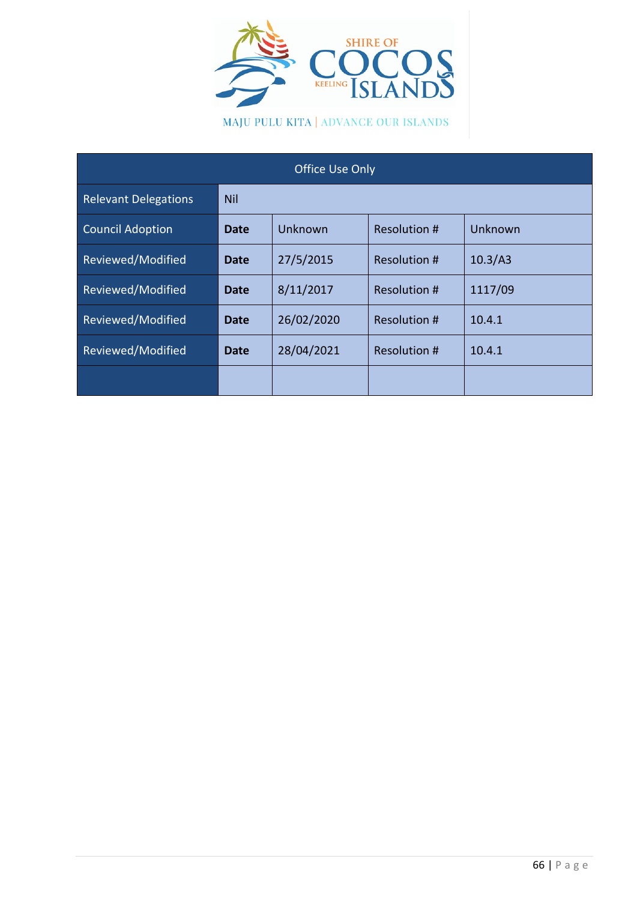MAJU PULU KITA | ADVANCE OUR ISLANDS

| Office Use Only | | | | |
|---|---|---|---|---|
| Relevant Delegations | Nil | | | |
| Council Adoption | **Date** | Unknown | Resolution # | Unknown |
| Reviewed/Modified | **Date** | 27/5/2015 | Resolution # | 10.3/A3 |
| Reviewed/Modified | **Date** | 8/11/2017 | Resolution # | 1117/09 |
| Reviewed/Modified | **Date** | 26/02/2020 | Resolution # | 10.4.1 |
| Reviewed/Modified | **Date** | 28/04/2021 | Resolution # | 10.4.1 |
| | | | | |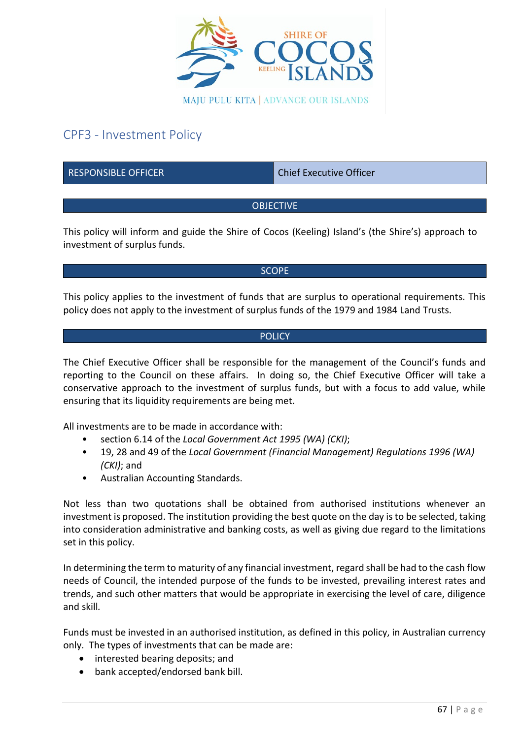MAJU PULU KITA | ADVANCE OUR ISLANDS

# CPF3 - Investment Policy

| RESPONSIBLE OFFICER | Chief Executive Officer |
|---|---|

## OBJECTIVE

This policy will inform and guide the Shire of Cocos (Keeling) Island's (the Shire's) approach to investment of surplus funds.

## SCOPE

This policy applies to the investment of funds that are surplus to operational requirements. This policy does not apply to the investment of surplus funds of the 1979 and 1984 Land Trusts.

## POLICY

The Chief Executive Officer shall be responsible for the management of the Council's funds and reporting to the Council on these affairs. In doing so, the Chief Executive Officer will take a conservative approach to the investment of surplus funds, but with a focus to add value, while ensuring that its liquidity requirements are being met.

All investments are to be made in accordance with:

- section 6.14 of the *Local Government Act 1995 (WA) (CKI)*;
- 19, 28 and 49 of the *Local Government (Financial Management) Regulations 1996 (WA) (CKI)*; and
- Australian Accounting Standards.

Not less than two quotations shall be obtained from authorised institutions whenever an investment is proposed. The institution providing the best quote on the day is to be selected, taking into consideration administrative and banking costs, as well as giving due regard to the limitations set in this policy.

In determining the term to maturity of any financial investment, regard shall be had to the cash flow needs of Council, the intended purpose of the funds to be invested, prevailing interest rates and trends, and such other matters that would be appropriate in exercising the level of care, diligence and skill.

Funds must be invested in an authorised institution, as defined in this policy, in Australian currency only. The types of investments that can be made are:

- interested bearing deposits; and
- bank accepted/endorsed bank bill.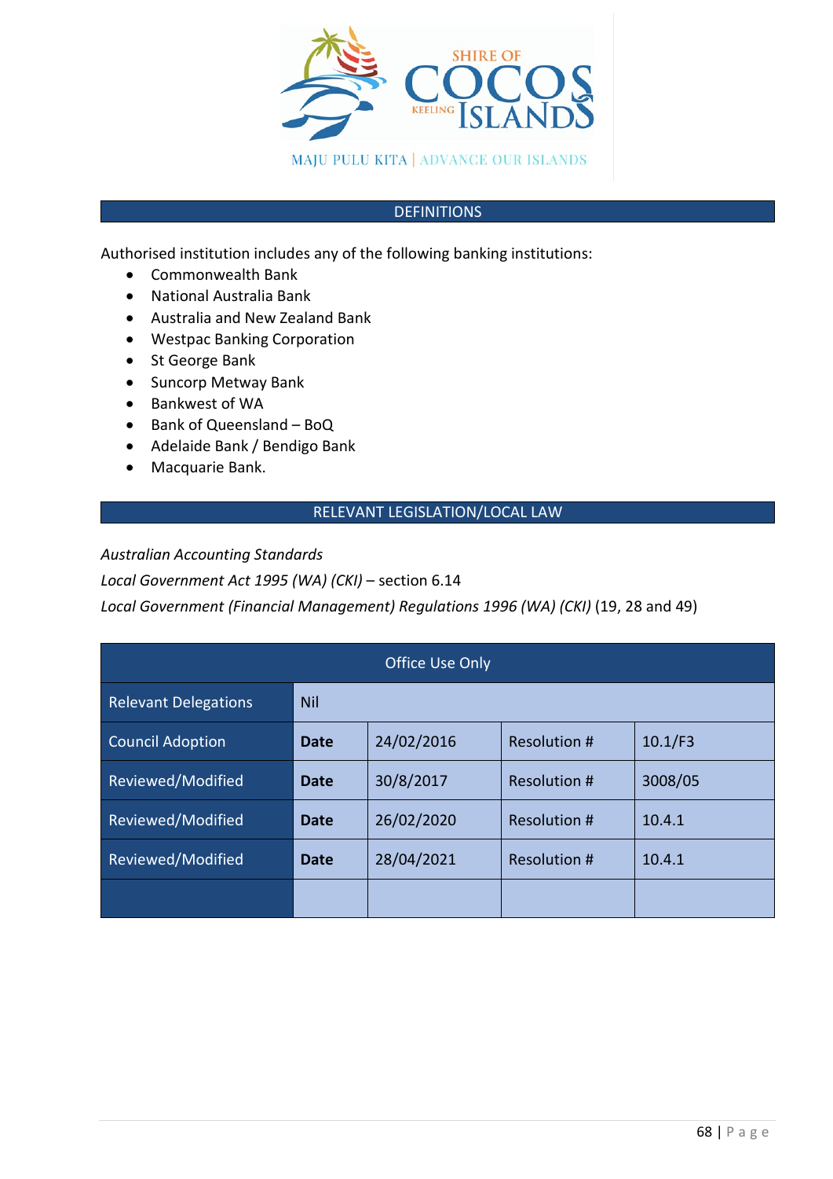## DEFINITIONS

Authorised institution includes any of the following banking institutions:

- Commonwealth Bank
- National Australia Bank
- Australia and New Zealand Bank
- Westpac Banking Corporation
- St George Bank
- Suncorp Metway Bank
- Bankwest of WA
- Bank of Queensland – BoQ
- Adelaide Bank / Bendigo Bank
- Macquarie Bank.

## RELEVANT LEGISLATION/LOCAL LAW

*Australian Accounting Standards*

*Local Government Act 1995 (WA) (CKI)* – section 6.14

*Local Government (Financial Management) Regulations 1996 (WA) (CKI)* (19, 28 and 49)

| Office Use Only | | | | |
|---|---|---|---|---|
| Relevant Delegations | Nil | | | |
| Council Adoption | **Date** | 24/02/2016 | Resolution # | 10.1/F3 |
| Reviewed/Modified | **Date** | 30/8/2017 | Resolution # | 3008/05 |
| Reviewed/Modified | **Date** | 26/02/2020 | Resolution # | 10.4.1 |
| Reviewed/Modified | **Date** | 28/04/2021 | Resolution # | 10.4.1 |
| | | | | |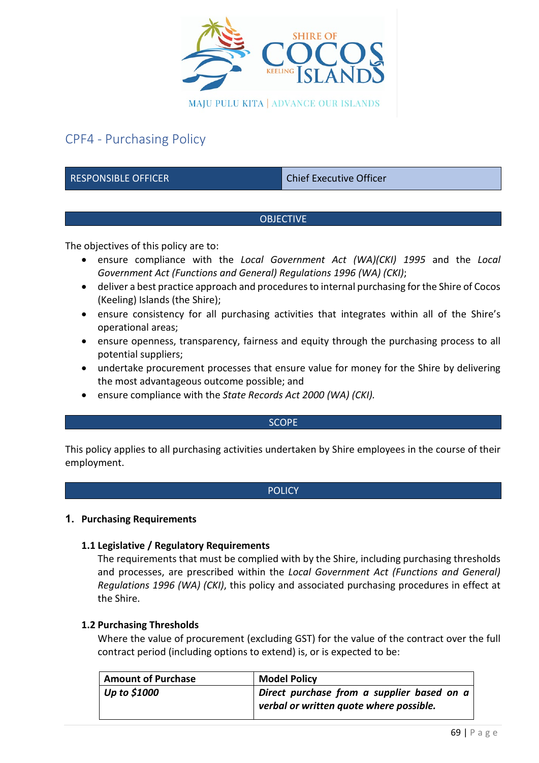# CPF4 - Purchasing Policy

| RESPONSIBLE OFFICER | Chief Executive Officer |
|---|---|

## OBJECTIVE

The objectives of this policy are to:

- ensure compliance with the *Local Government Act (WA)(CKI) 1995* and the *Local Government Act (Functions and General) Regulations 1996 (WA) (CKI)*;
- deliver a best practice approach and procedures to internal purchasing for the Shire of Cocos (Keeling) Islands (the Shire);
- ensure consistency for all purchasing activities that integrates within all of the Shire's operational areas;
- ensure openness, transparency, fairness and equity through the purchasing process to all potential suppliers;
- undertake procurement processes that ensure value for money for the Shire by delivering the most advantageous outcome possible; and
- ensure compliance with the *State Records Act 2000 (WA) (CKI).*

## SCOPE

This policy applies to all purchasing activities undertaken by Shire employees in the course of their employment.

## POLICY

### 1. Purchasing Requirements

#### 1.1 Legislative / Regulatory Requirements

The requirements that must be complied with by the Shire, including purchasing thresholds and processes, are prescribed within the *Local Government Act (Functions and General) Regulations 1996 (WA) (CKI)*, this policy and associated purchasing procedures in effect at the Shire.

#### 1.2 Purchasing Thresholds

Where the value of procurement (excluding GST) for the value of the contract over the full contract period (including options to extend) is, or is expected to be:

| Amount of Purchase | Model Policy |
|---|---|
| ***Up to $1000*** | ***Direct purchase from a supplier based on a verbal or written quote where possible.*** |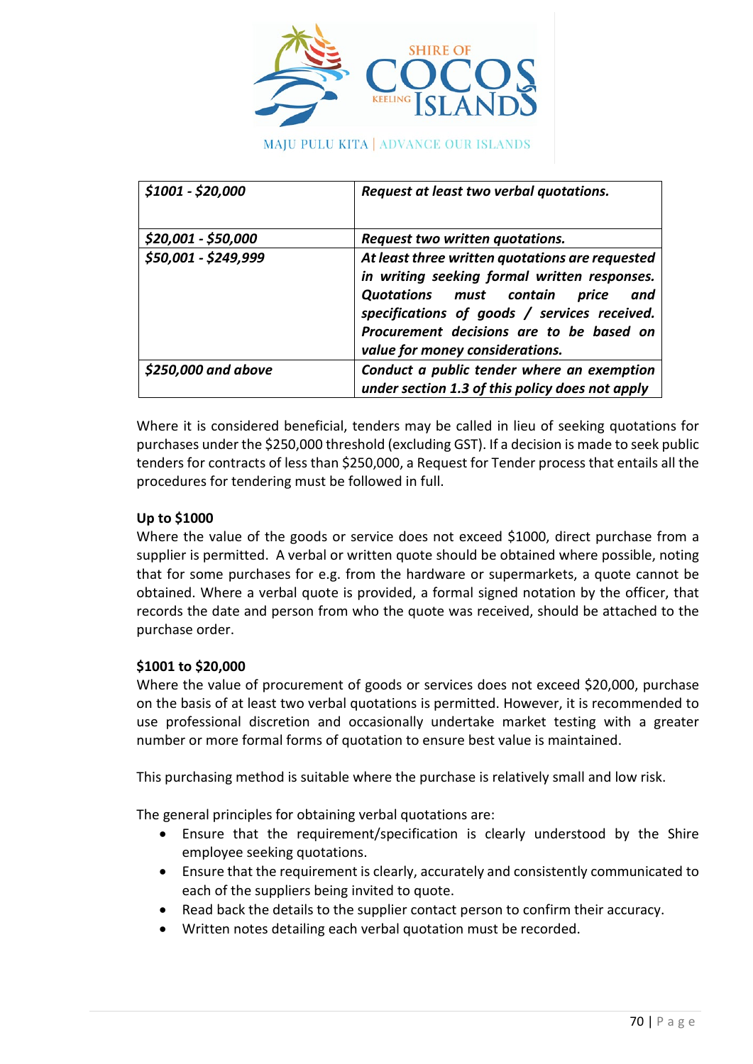| ***$1001 - $20,000*** | ***Request at least two verbal quotations.*** |
|---|---|
| ***$20,001 - $50,000*** | ***Request two written quotations.*** |
| ***$50,001 - $249,999*** | ***At least three written quotations are requested in writing seeking formal written responses. Quotations must contain price and specifications of goods / services received. Procurement decisions are to be based on value for money considerations.*** |
| ***$250,000 and above*** | ***Conduct a public tender where an exemption under section 1.3 of this policy does not apply*** |

Where it is considered beneficial, tenders may be called in lieu of seeking quotations for purchases under the $250,000 threshold (excluding GST). If a decision is made to seek public tenders for contracts of less than $250,000, a Request for Tender process that entails all the procedures for tendering must be followed in full.

**Up to $1000**

Where the value of the goods or service does not exceed $1000, direct purchase from a supplier is permitted. A verbal or written quote should be obtained where possible, noting that for some purchases for e.g. from the hardware or supermarkets, a quote cannot be obtained. Where a verbal quote is provided, a formal signed notation by the officer, that records the date and person from who the quote was received, should be attached to the purchase order.

**$1001 to $20,000**

Where the value of procurement of goods or services does not exceed $20,000, purchase on the basis of at least two verbal quotations is permitted. However, it is recommended to use professional discretion and occasionally undertake market testing with a greater number or more formal forms of quotation to ensure best value is maintained.

This purchasing method is suitable where the purchase is relatively small and low risk.

The general principles for obtaining verbal quotations are:

- Ensure that the requirement/specification is clearly understood by the Shire employee seeking quotations.
- Ensure that the requirement is clearly, accurately and consistently communicated to each of the suppliers being invited to quote.
- Read back the details to the supplier contact person to confirm their accuracy.
- Written notes detailing each verbal quotation must be recorded.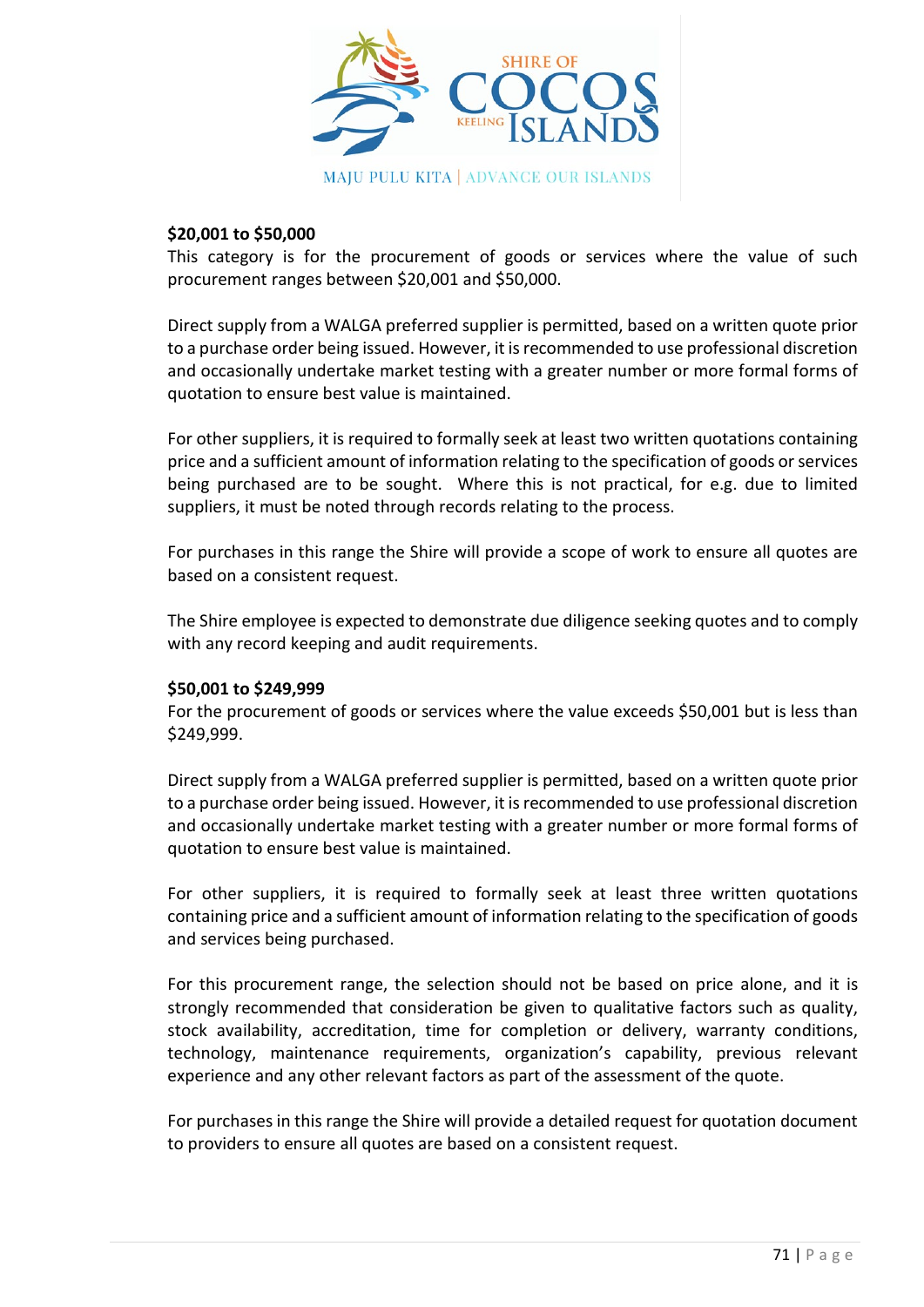**$20,001 to $50,000**

This category is for the procurement of goods or services where the value of such procurement ranges between $20,001 and $50,000.

Direct supply from a WALGA preferred supplier is permitted, based on a written quote prior to a purchase order being issued. However, it is recommended to use professional discretion and occasionally undertake market testing with a greater number or more formal forms of quotation to ensure best value is maintained.

For other suppliers, it is required to formally seek at least two written quotations containing price and a sufficient amount of information relating to the specification of goods or services being purchased are to be sought. Where this is not practical, for e.g. due to limited suppliers, it must be noted through records relating to the process.

For purchases in this range the Shire will provide a scope of work to ensure all quotes are based on a consistent request.

The Shire employee is expected to demonstrate due diligence seeking quotes and to comply with any record keeping and audit requirements.

**$50,001 to $249,999**

For the procurement of goods or services where the value exceeds $50,001 but is less than $249,999.

Direct supply from a WALGA preferred supplier is permitted, based on a written quote prior to a purchase order being issued. However, it is recommended to use professional discretion and occasionally undertake market testing with a greater number or more formal forms of quotation to ensure best value is maintained.

For other suppliers, it is required to formally seek at least three written quotations containing price and a sufficient amount of information relating to the specification of goods and services being purchased.

For this procurement range, the selection should not be based on price alone, and it is strongly recommended that consideration be given to qualitative factors such as quality, stock availability, accreditation, time for completion or delivery, warranty conditions, technology, maintenance requirements, organization's capability, previous relevant experience and any other relevant factors as part of the assessment of the quote.

For purchases in this range the Shire will provide a detailed request for quotation document to providers to ensure all quotes are based on a consistent request.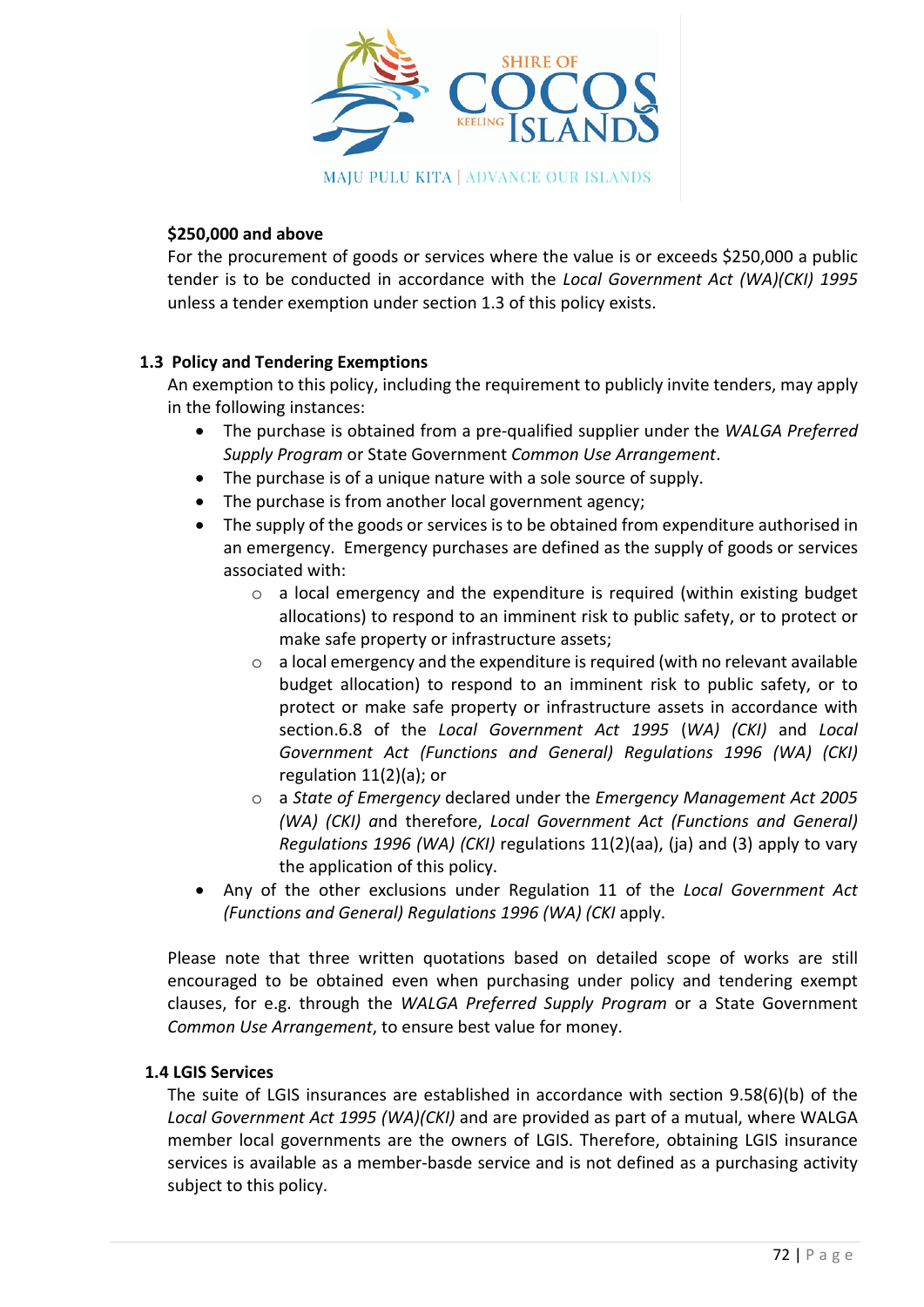**$250,000 and above**

For the procurement of goods or services where the value is or exceeds $250,000 a public tender is to be conducted in accordance with the *Local Government Act (WA)(CKI) 1995* unless a tender exemption under section 1.3 of this policy exists.

### 1.3 Policy and Tendering Exemptions

An exemption to this policy, including the requirement to publicly invite tenders, may apply in the following instances:

- The purchase is obtained from a pre-qualified supplier under the *WALGA Preferred Supply Program* or State Government *Common Use Arrangement*.
- The purchase is of a unique nature with a sole source of supply.
- The purchase is from another local government agency;
- The supply of the goods or services is to be obtained from expenditure authorised in an emergency. Emergency purchases are defined as the supply of goods or services associated with:
  - a local emergency and the expenditure is required (within existing budget allocations) to respond to an imminent risk to public safety, or to protect or make safe property or infrastructure assets;
  - a local emergency and the expenditure is required (with no relevant available budget allocation) to respond to an imminent risk to public safety, or to protect or make safe property or infrastructure assets in accordance with section.6.8 of the *Local Government Act 1995* (*WA*) (*CKI*) and *Local Government Act (Functions and General) Regulations 1996 (WA) (CKI)* regulation 11(2)(a); or
  - a *State of Emergency* declared under the *Emergency Management Act 2005 (WA) (CKI)* and therefore, *Local Government Act (Functions and General) Regulations 1996 (WA) (CKI)* regulations 11(2)(aa), (ja) and (3) apply to vary the application of this policy.
- Any of the other exclusions under Regulation 11 of the *Local Government Act (Functions and General) Regulations 1996 (WA) (CKI* apply.

Please note that three written quotations based on detailed scope of works are still encouraged to be obtained even when purchasing under policy and tendering exempt clauses, for e.g. through the *WALGA Preferred Supply Program* or a State Government *Common Use Arrangement*, to ensure best value for money.

### 1.4 LGIS Services

The suite of LGIS insurances are established in accordance with section 9.58(6)(b) of the *Local Government Act 1995 (WA)(CKI)* and are provided as part of a mutual, where WALGA member local governments are the owners of LGIS. Therefore, obtaining LGIS insurance services is available as a member-basde service and is not defined as a purchasing activity subject to this policy.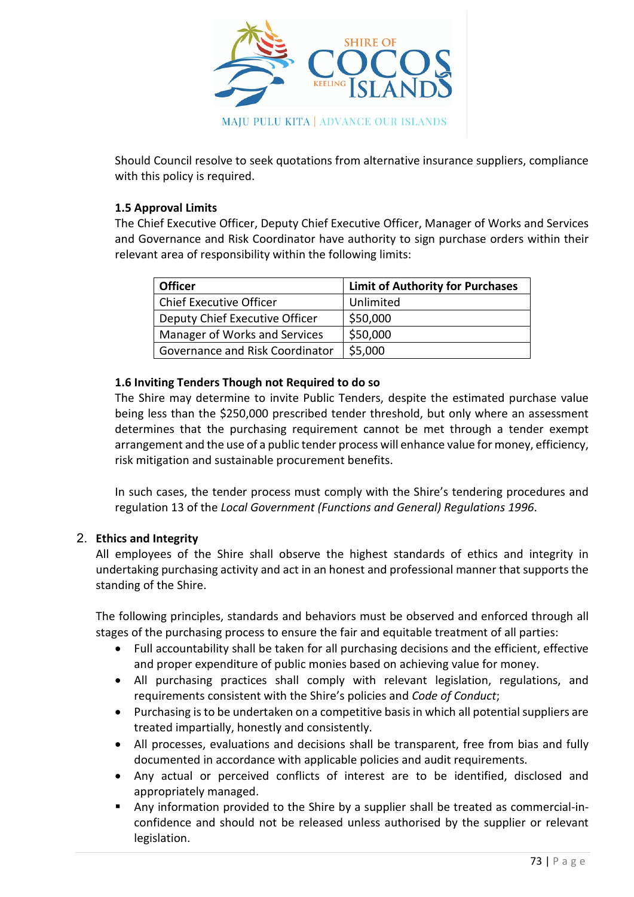Should Council resolve to seek quotations from alternative insurance suppliers, compliance with this policy is required.

### 1.5 Approval Limits

The Chief Executive Officer, Deputy Chief Executive Officer, Manager of Works and Services and Governance and Risk Coordinator have authority to sign purchase orders within their relevant area of responsibility within the following limits:

| Officer | Limit of Authority for Purchases |
|---|---|
| Chief Executive Officer | Unlimited |
| Deputy Chief Executive Officer | $50,000 |
| Manager of Works and Services | $50,000 |
| Governance and Risk Coordinator | $5,000 |

### 1.6 Inviting Tenders Though not Required to do so

The Shire may determine to invite Public Tenders, despite the estimated purchase value being less than the $250,000 prescribed tender threshold, but only where an assessment determines that the purchasing requirement cannot be met through a tender exempt arrangement and the use of a public tender process will enhance value for money, efficiency, risk mitigation and sustainable procurement benefits.

In such cases, the tender process must comply with the Shire's tendering procedures and regulation 13 of the *Local Government (Functions and General) Regulations 1996*.

## 2. Ethics and Integrity

All employees of the Shire shall observe the highest standards of ethics and integrity in undertaking purchasing activity and act in an honest and professional manner that supports the standing of the Shire.

The following principles, standards and behaviors must be observed and enforced through all stages of the purchasing process to ensure the fair and equitable treatment of all parties:

- Full accountability shall be taken for all purchasing decisions and the efficient, effective and proper expenditure of public monies based on achieving value for money.
- All purchasing practices shall comply with relevant legislation, regulations, and requirements consistent with the Shire's policies and *Code of Conduct*;
- Purchasing is to be undertaken on a competitive basis in which all potential suppliers are treated impartially, honestly and consistently.
- All processes, evaluations and decisions shall be transparent, free from bias and fully documented in accordance with applicable policies and audit requirements.
- Any actual or perceived conflicts of interest are to be identified, disclosed and appropriately managed.
- Any information provided to the Shire by a supplier shall be treated as commercial-in-confidence and should not be released unless authorised by the supplier or relevant legislation.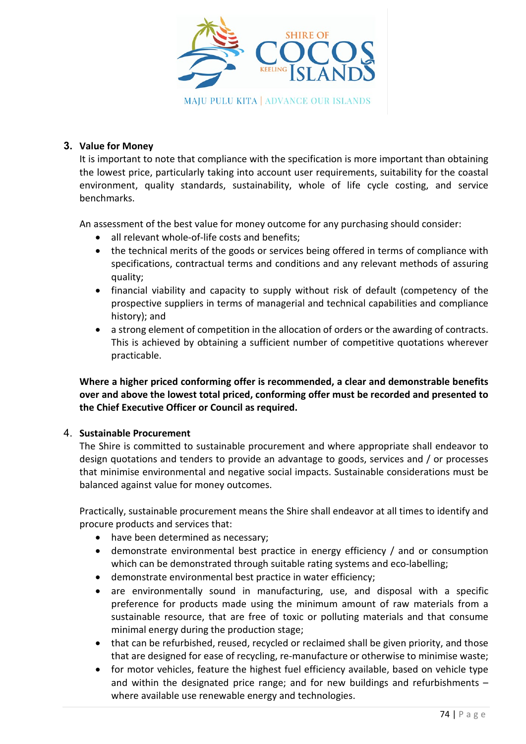### 3. Value for Money

It is important to note that compliance with the specification is more important than obtaining the lowest price, particularly taking into account user requirements, suitability for the coastal environment, quality standards, sustainability, whole of life cycle costing, and service benchmarks.

An assessment of the best value for money outcome for any purchasing should consider:

- all relevant whole-of-life costs and benefits;
- the technical merits of the goods or services being offered in terms of compliance with specifications, contractual terms and conditions and any relevant methods of assuring quality;
- financial viability and capacity to supply without risk of default (competency of the prospective suppliers in terms of managerial and technical capabilities and compliance history); and
- a strong element of competition in the allocation of orders or the awarding of contracts. This is achieved by obtaining a sufficient number of competitive quotations wherever practicable.

**Where a higher priced conforming offer is recommended, a clear and demonstrable benefits over and above the lowest total priced, conforming offer must be recorded and presented to the Chief Executive Officer or Council as required.**

### 4. Sustainable Procurement

The Shire is committed to sustainable procurement and where appropriate shall endeavor to design quotations and tenders to provide an advantage to goods, services and / or processes that minimise environmental and negative social impacts. Sustainable considerations must be balanced against value for money outcomes.

Practically, sustainable procurement means the Shire shall endeavor at all times to identify and procure products and services that:

- have been determined as necessary;
- demonstrate environmental best practice in energy efficiency / and or consumption which can be demonstrated through suitable rating systems and eco-labelling;
- demonstrate environmental best practice in water efficiency;
- are environmentally sound in manufacturing, use, and disposal with a specific preference for products made using the minimum amount of raw materials from a sustainable resource, that are free of toxic or polluting materials and that consume minimal energy during the production stage;
- that can be refurbished, reused, recycled or reclaimed shall be given priority, and those that are designed for ease of recycling, re-manufacture or otherwise to minimise waste;
- for motor vehicles, feature the highest fuel efficiency available, based on vehicle type and within the designated price range; and for new buildings and refurbishments – where available use renewable energy and technologies.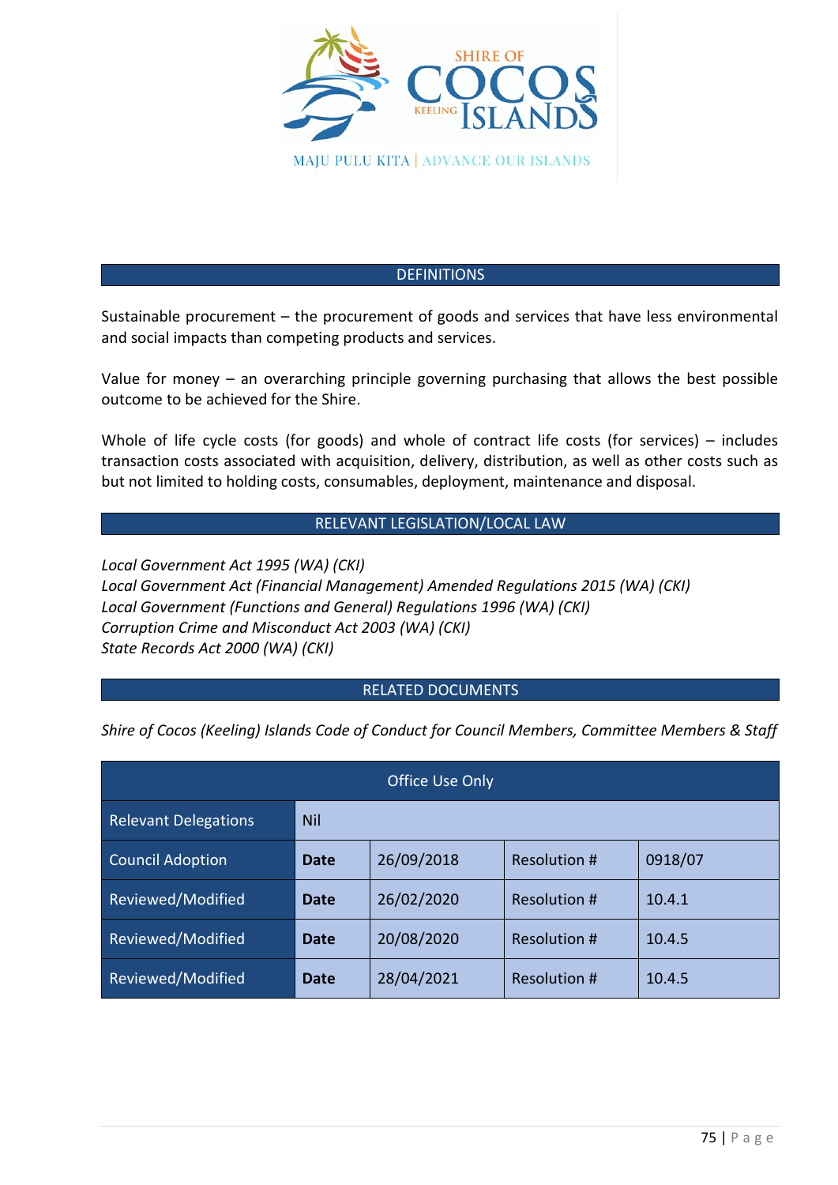## DEFINITIONS

Sustainable procurement – the procurement of goods and services that have less environmental and social impacts than competing products and services.

Value for money – an overarching principle governing purchasing that allows the best possible outcome to be achieved for the Shire.

Whole of life cycle costs (for goods) and whole of contract life costs (for services) – includes transaction costs associated with acquisition, delivery, distribution, as well as other costs such as but not limited to holding costs, consumables, deployment, maintenance and disposal.

## RELEVANT LEGISLATION/LOCAL LAW

*Local Government Act 1995 (WA) (CKI)*
*Local Government Act (Financial Management) Amended Regulations 2015 (WA) (CKI)*
*Local Government (Functions and General) Regulations 1996 (WA) (CKI)*
*Corruption Crime and Misconduct Act 2003 (WA) (CKI)*
*State Records Act 2000 (WA) (CKI)*

## RELATED DOCUMENTS

*Shire of Cocos (Keeling) Islands Code of Conduct for Council Members, Committee Members & Staff*

| Office Use Only | | | | |
|---|---|---|---|---|
| Relevant Delegations | Nil | | | |
| Council Adoption | **Date** | 26/09/2018 | Resolution # | 0918/07 |
| Reviewed/Modified | **Date** | 26/02/2020 | Resolution # | 10.4.1 |
| Reviewed/Modified | **Date** | 20/08/2020 | Resolution # | 10.4.5 |
| Reviewed/Modified | **Date** | 28/04/2021 | Resolution # | 10.4.5 |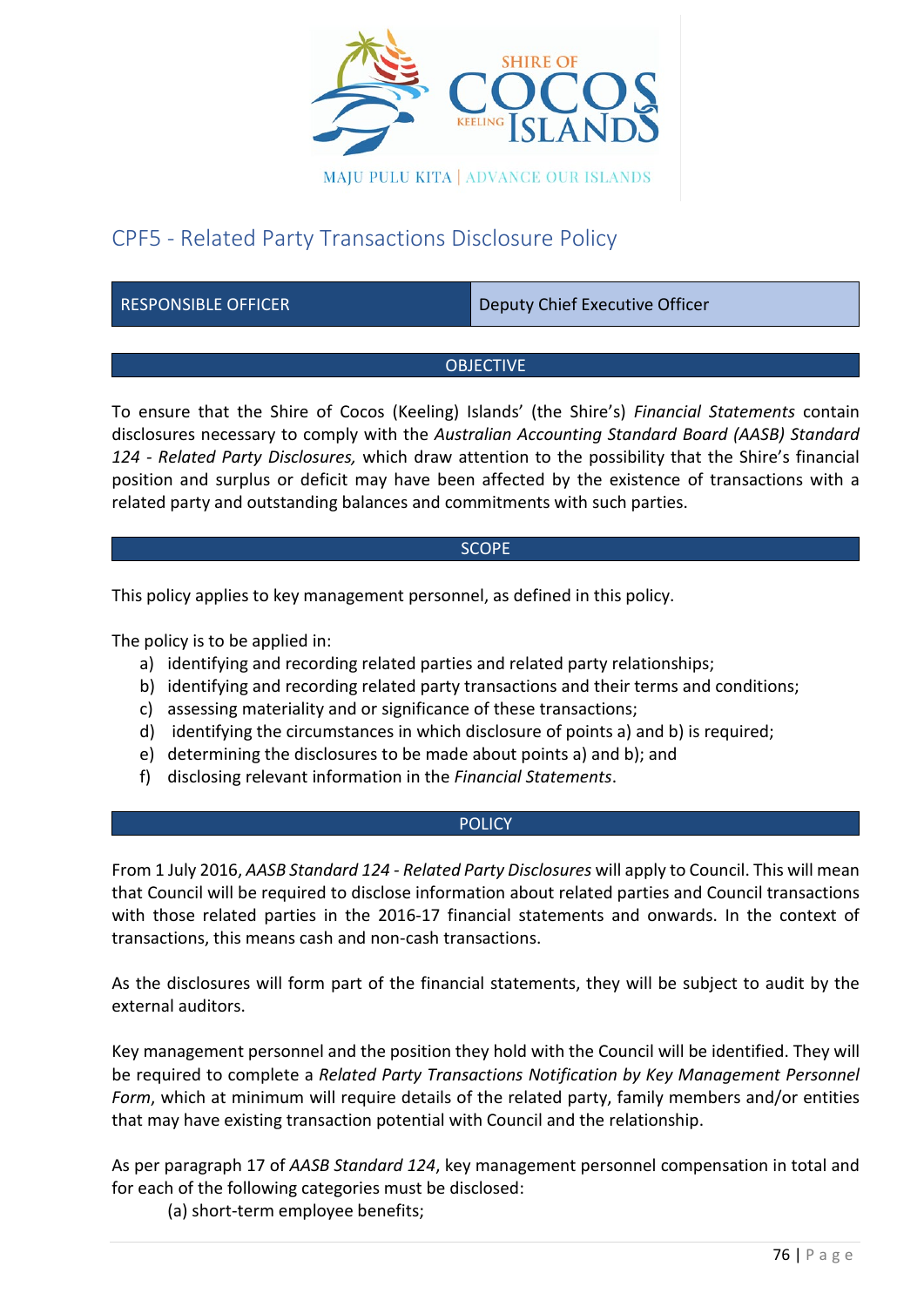# CPF5 - Related Party Transactions Disclosure Policy

| RESPONSIBLE OFFICER | Deputy Chief Executive Officer |
|---|---|

## OBJECTIVE

To ensure that the Shire of Cocos (Keeling) Islands' (the Shire's) *Financial Statements* contain disclosures necessary to comply with the *Australian Accounting Standard Board (AASB) Standard 124 - Related Party Disclosures,* which draw attention to the possibility that the Shire's financial position and surplus or deficit may have been affected by the existence of transactions with a related party and outstanding balances and commitments with such parties.

## SCOPE

This policy applies to key management personnel, as defined in this policy.

The policy is to be applied in:

a) identifying and recording related parties and related party relationships;
b) identifying and recording related party transactions and their terms and conditions;
c) assessing materiality and or significance of these transactions;
d) identifying the circumstances in which disclosure of points a) and b) is required;
e) determining the disclosures to be made about points a) and b); and
f) disclosing relevant information in the *Financial Statements*.

## POLICY

From 1 July 2016, *AASB Standard 124 - Related Party Disclosures* will apply to Council. This will mean that Council will be required to disclose information about related parties and Council transactions with those related parties in the 2016-17 financial statements and onwards. In the context of transactions, this means cash and non-cash transactions.

As the disclosures will form part of the financial statements, they will be subject to audit by the external auditors.

Key management personnel and the position they hold with the Council will be identified. They will be required to complete a *Related Party Transactions Notification by Key Management Personnel Form*, which at minimum will require details of the related party, family members and/or entities that may have existing transaction potential with Council and the relationship.

As per paragraph 17 of *AASB Standard 124*, key management personnel compensation in total and for each of the following categories must be disclosed:

(a) short-term employee benefits;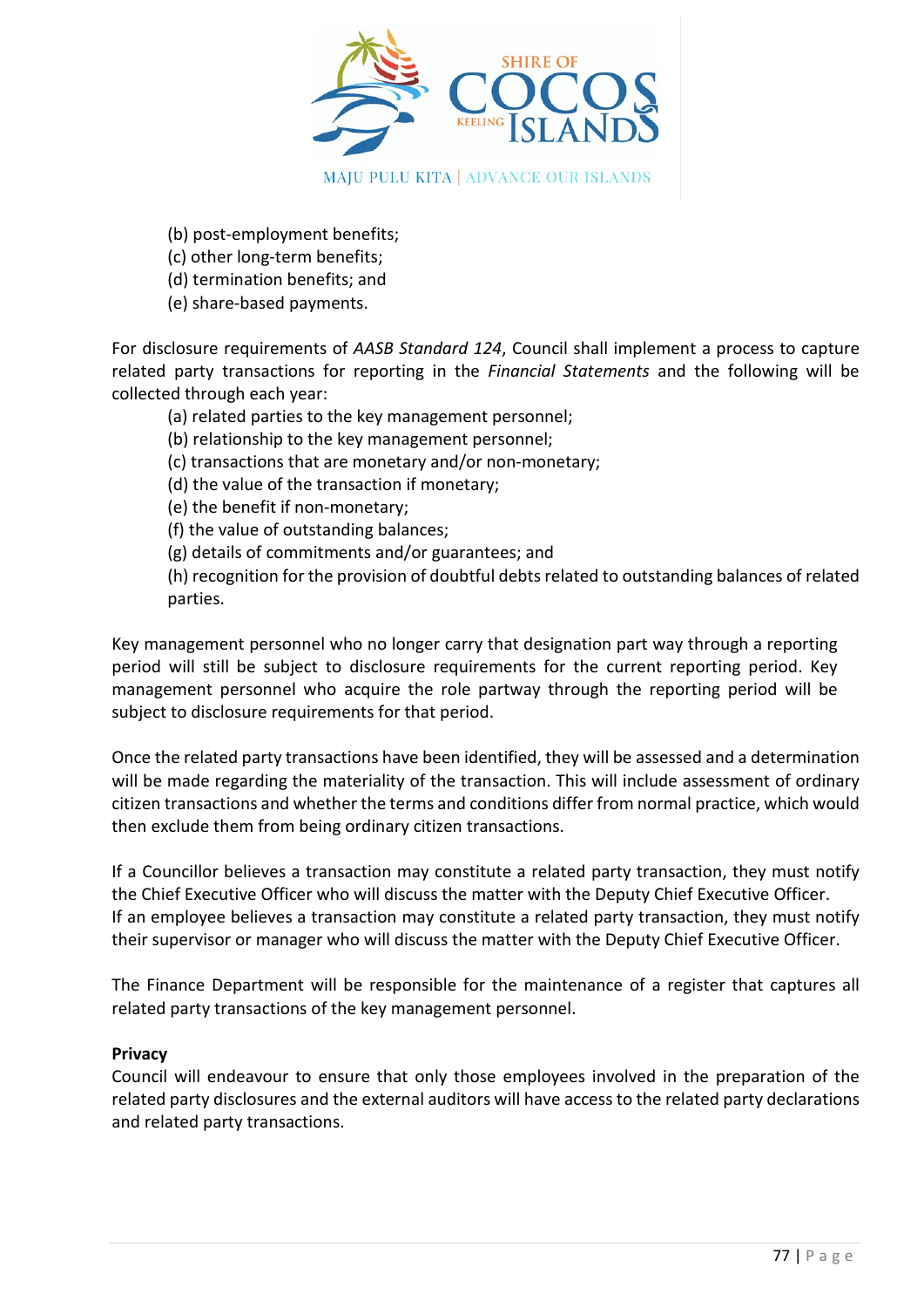(b) post-employment benefits;  
(c) other long-term benefits;  
(d) termination benefits; and  
(e) share-based payments.

For disclosure requirements of *AASB Standard 124*, Council shall implement a process to capture related party transactions for reporting in the *Financial Statements* and the following will be collected through each year:

(a) related parties to the key management personnel;  
(b) relationship to the key management personnel;  
(c) transactions that are monetary and/or non-monetary;  
(d) the value of the transaction if monetary;  
(e) the benefit if non-monetary;  
(f) the value of outstanding balances;  
(g) details of commitments and/or guarantees; and  
(h) recognition for the provision of doubtful debts related to outstanding balances of related parties.

Key management personnel who no longer carry that designation part way through a reporting period will still be subject to disclosure requirements for the current reporting period. Key management personnel who acquire the role partway through the reporting period will be subject to disclosure requirements for that period.

Once the related party transactions have been identified, they will be assessed and a determination will be made regarding the materiality of the transaction. This will include assessment of ordinary citizen transactions and whether the terms and conditions differ from normal practice, which would then exclude them from being ordinary citizen transactions.

If a Councillor believes a transaction may constitute a related party transaction, they must notify the Chief Executive Officer who will discuss the matter with the Deputy Chief Executive Officer.  
If an employee believes a transaction may constitute a related party transaction, they must notify their supervisor or manager who will discuss the matter with the Deputy Chief Executive Officer.

The Finance Department will be responsible for the maintenance of a register that captures all related party transactions of the key management personnel.

**Privacy**  
Council will endeavour to ensure that only those employees involved in the preparation of the related party disclosures and the external auditors will have access to the related party declarations and related party transactions.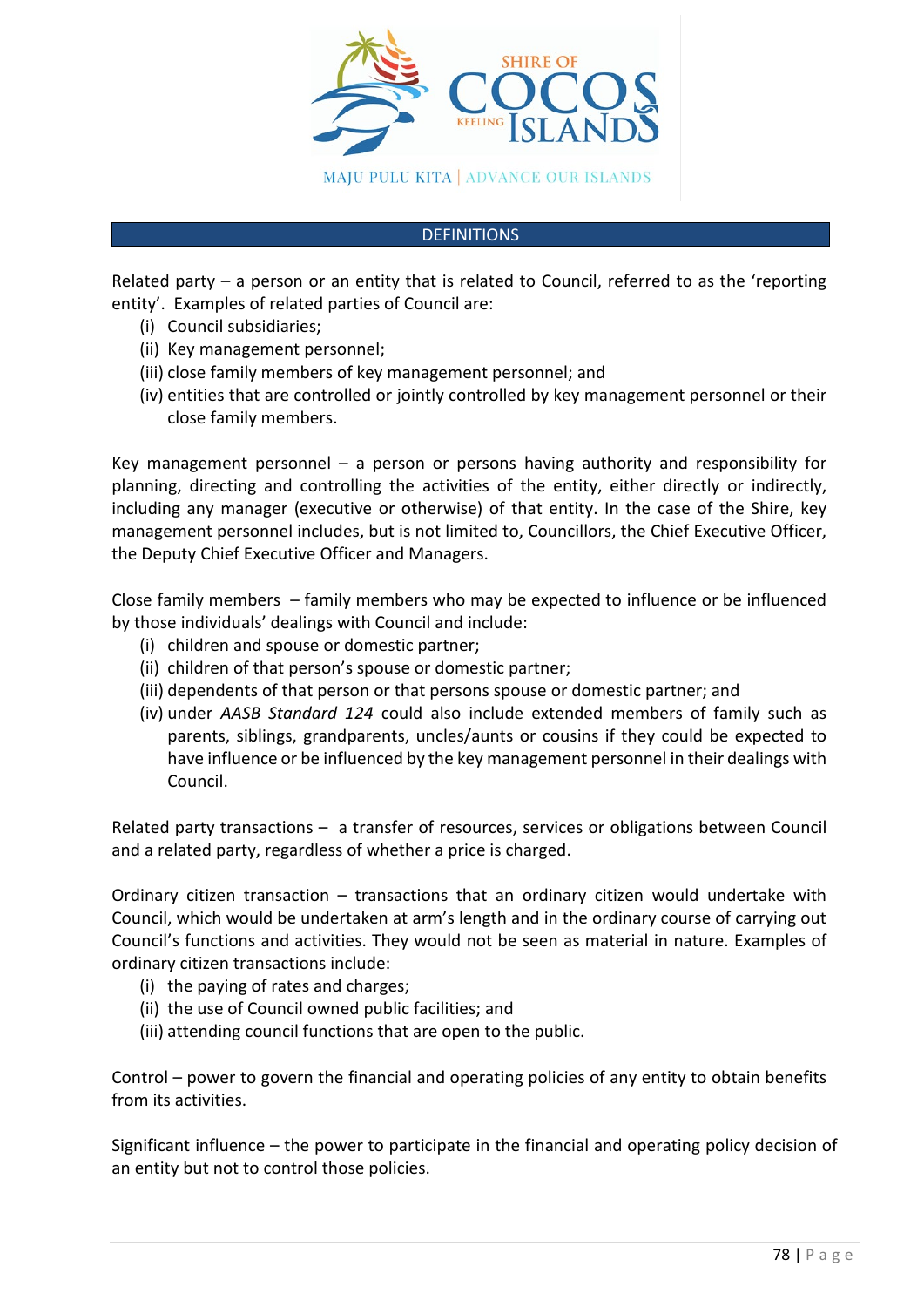## DEFINITIONS

Related party – a person or an entity that is related to Council, referred to as the 'reporting entity'. Examples of related parties of Council are:

(i) Council subsidiaries;
(ii) Key management personnel;
(iii) close family members of key management personnel; and
(iv) entities that are controlled or jointly controlled by key management personnel or their close family members.

Key management personnel – a person or persons having authority and responsibility for planning, directing and controlling the activities of the entity, either directly or indirectly, including any manager (executive or otherwise) of that entity. In the case of the Shire, key management personnel includes, but is not limited to, Councillors, the Chief Executive Officer, the Deputy Chief Executive Officer and Managers.

Close family members – family members who may be expected to influence or be influenced by those individuals' dealings with Council and include:

(i) children and spouse or domestic partner;
(ii) children of that person's spouse or domestic partner;
(iii) dependents of that person or that persons spouse or domestic partner; and
(iv) under *AASB Standard 124* could also include extended members of family such as parents, siblings, grandparents, uncles/aunts or cousins if they could be expected to have influence or be influenced by the key management personnel in their dealings with Council.

Related party transactions – a transfer of resources, services or obligations between Council and a related party, regardless of whether a price is charged.

Ordinary citizen transaction – transactions that an ordinary citizen would undertake with Council, which would be undertaken at arm's length and in the ordinary course of carrying out Council's functions and activities. They would not be seen as material in nature. Examples of ordinary citizen transactions include:

(i) the paying of rates and charges;
(ii) the use of Council owned public facilities; and
(iii) attending council functions that are open to the public.

Control – power to govern the financial and operating policies of any entity to obtain benefits from its activities.

Significant influence – the power to participate in the financial and operating policy decision of an entity but not to control those policies.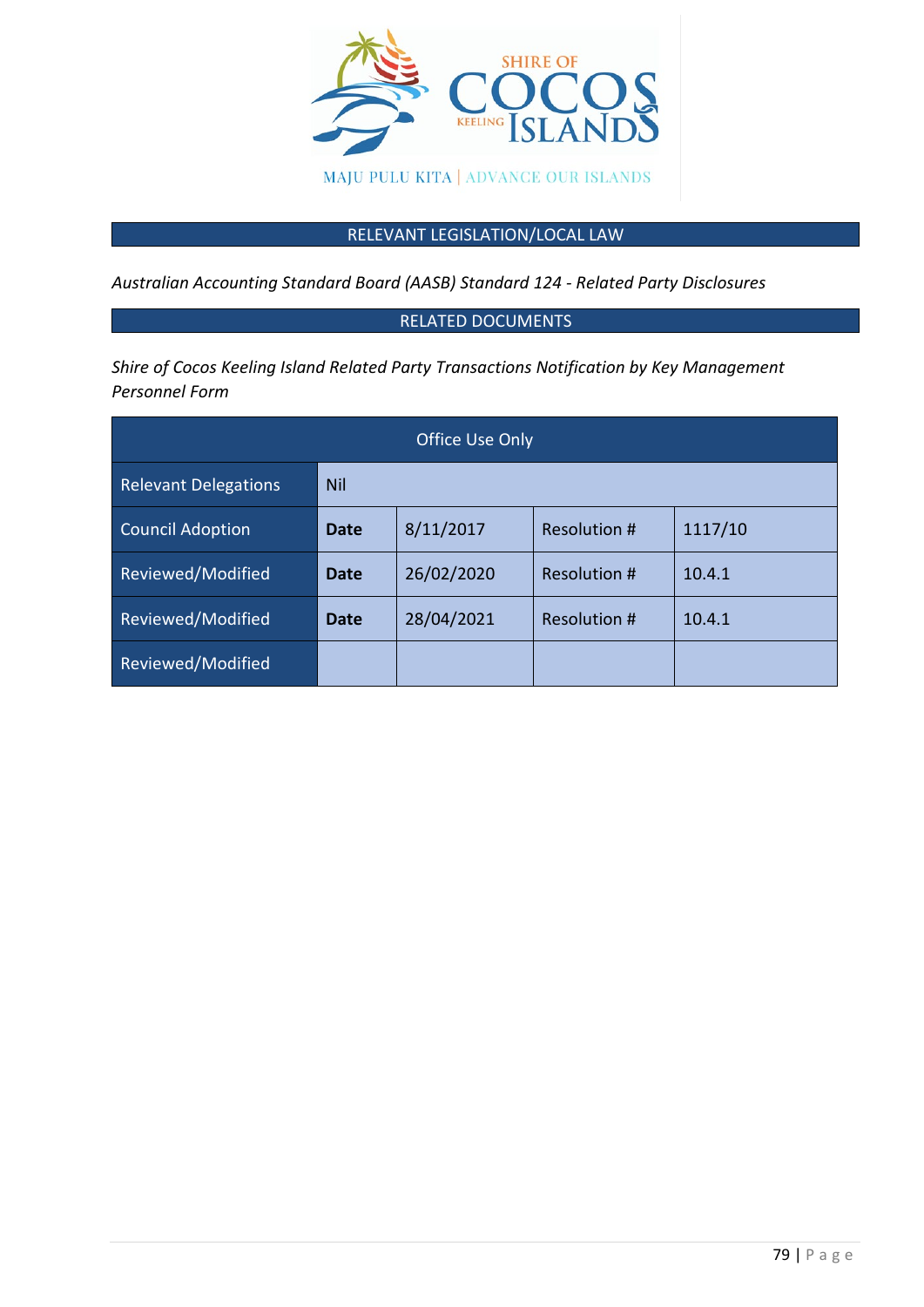MAJU PULU KITA | ADVANCE OUR ISLANDS

## RELEVANT LEGISLATION/LOCAL LAW

*Australian Accounting Standard Board (AASB) Standard 124 - Related Party Disclosures*

## RELATED DOCUMENTS

*Shire of Cocos Keeling Island Related Party Transactions Notification by Key Management Personnel Form*

| Office Use Only | | | | |
|---|---|---|---|---|
| Relevant Delegations | Nil | | | |
| Council Adoption | **Date** | 8/11/2017 | Resolution # | 1117/10 |
| Reviewed/Modified | **Date** | 26/02/2020 | Resolution # | 10.4.1 |
| Reviewed/Modified | **Date** | 28/04/2021 | Resolution # | 10.4.1 |
| Reviewed/Modified | | | | |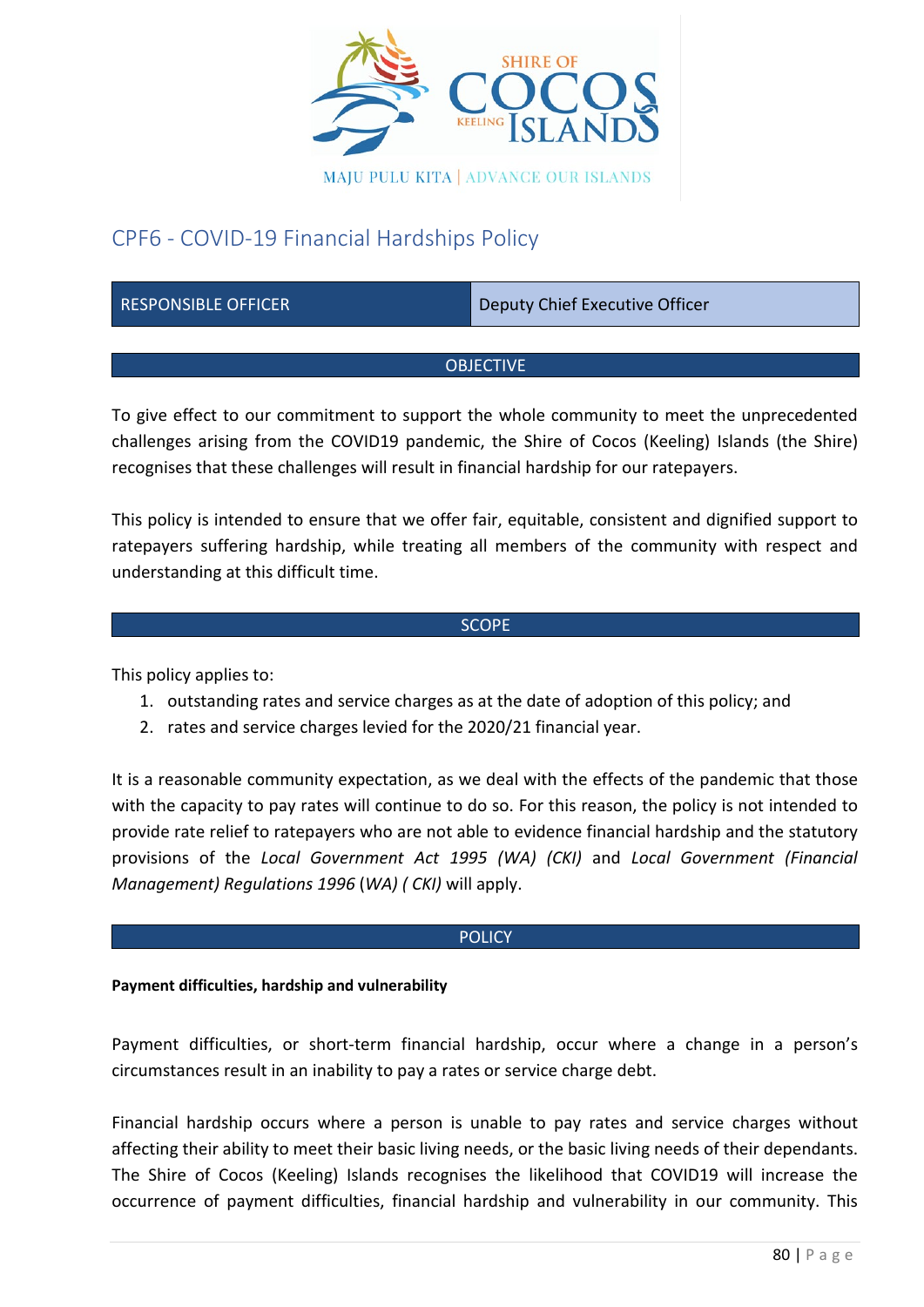# CPF6 - COVID-19 Financial Hardships Policy

| RESPONSIBLE OFFICER | Deputy Chief Executive Officer |
| --- | --- |

## OBJECTIVE

To give effect to our commitment to support the whole community to meet the unprecedented challenges arising from the COVID19 pandemic, the Shire of Cocos (Keeling) Islands (the Shire) recognises that these challenges will result in financial hardship for our ratepayers.

This policy is intended to ensure that we offer fair, equitable, consistent and dignified support to ratepayers suffering hardship, while treating all members of the community with respect and understanding at this difficult time.

## SCOPE

This policy applies to:

1. outstanding rates and service charges as at the date of adoption of this policy; and
2. rates and service charges levied for the 2020/21 financial year.

It is a reasonable community expectation, as we deal with the effects of the pandemic that those with the capacity to pay rates will continue to do so. For this reason, the policy is not intended to provide rate relief to ratepayers who are not able to evidence financial hardship and the statutory provisions of the *Local Government Act 1995 (WA) (CKI)* and *Local Government (Financial Management) Regulations 1996* (*WA) ( CKI)* will apply.

## POLICY

**Payment difficulties, hardship and vulnerability**

Payment difficulties, or short-term financial hardship, occur where a change in a person's circumstances result in an inability to pay a rates or service charge debt.

Financial hardship occurs where a person is unable to pay rates and service charges without affecting their ability to meet their basic living needs, or the basic living needs of their dependants. The Shire of Cocos (Keeling) Islands recognises the likelihood that COVID19 will increase the occurrence of payment difficulties, financial hardship and vulnerability in our community. This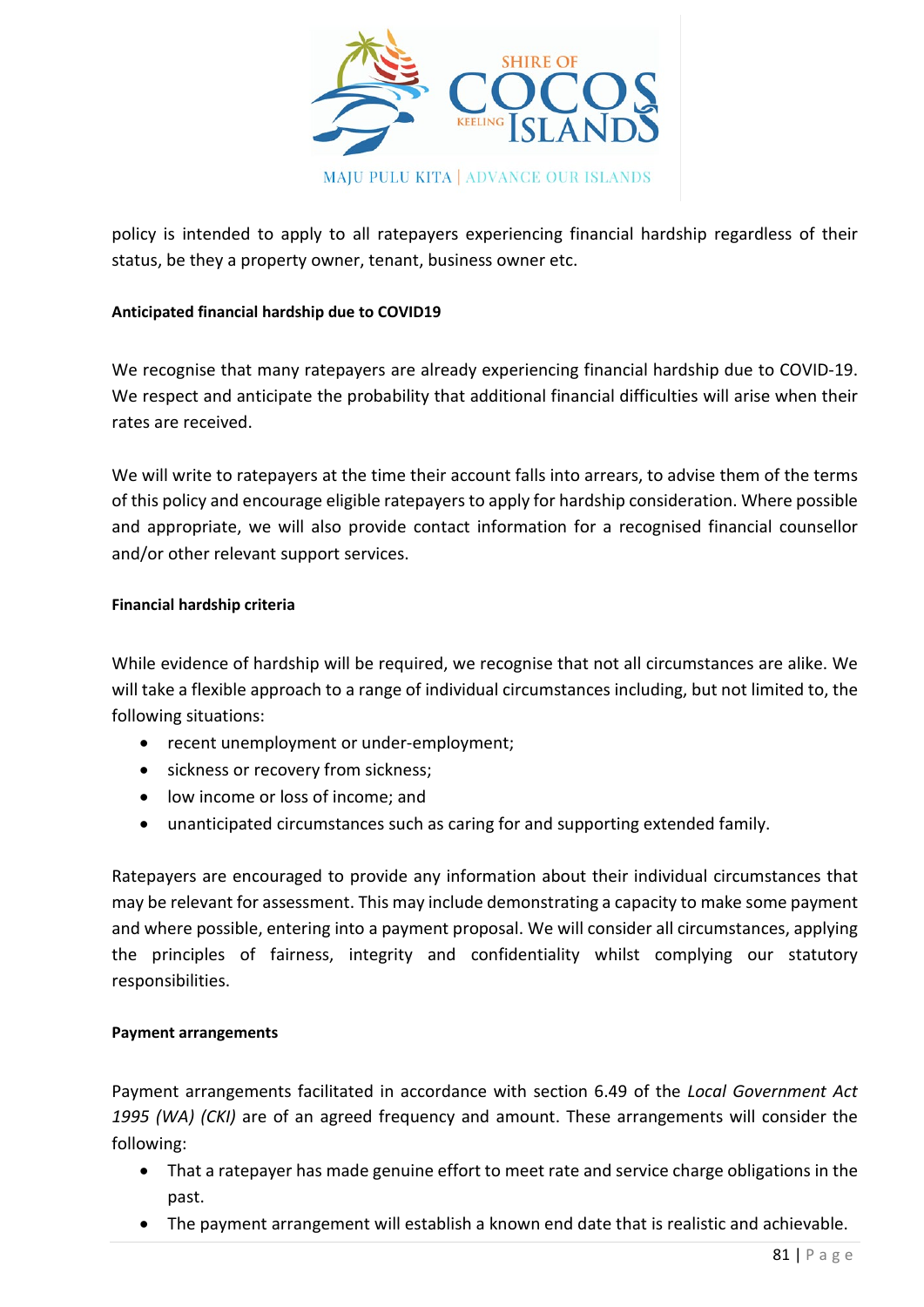policy is intended to apply to all ratepayers experiencing financial hardship regardless of their status, be they a property owner, tenant, business owner etc.

**Anticipated financial hardship due to COVID19**

We recognise that many ratepayers are already experiencing financial hardship due to COVID-19. We respect and anticipate the probability that additional financial difficulties will arise when their rates are received.

We will write to ratepayers at the time their account falls into arrears, to advise them of the terms of this policy and encourage eligible ratepayers to apply for hardship consideration. Where possible and appropriate, we will also provide contact information for a recognised financial counsellor and/or other relevant support services.

**Financial hardship criteria**

While evidence of hardship will be required, we recognise that not all circumstances are alike. We will take a flexible approach to a range of individual circumstances including, but not limited to, the following situations:

- recent unemployment or under-employment;
- sickness or recovery from sickness;
- low income or loss of income; and
- unanticipated circumstances such as caring for and supporting extended family.

Ratepayers are encouraged to provide any information about their individual circumstances that may be relevant for assessment. This may include demonstrating a capacity to make some payment and where possible, entering into a payment proposal. We will consider all circumstances, applying the principles of fairness, integrity and confidentiality whilst complying our statutory responsibilities.

**Payment arrangements**

Payment arrangements facilitated in accordance with section 6.49 of the *Local Government Act 1995 (WA) (CKI)* are of an agreed frequency and amount. These arrangements will consider the following:

- That a ratepayer has made genuine effort to meet rate and service charge obligations in the past.
- The payment arrangement will establish a known end date that is realistic and achievable.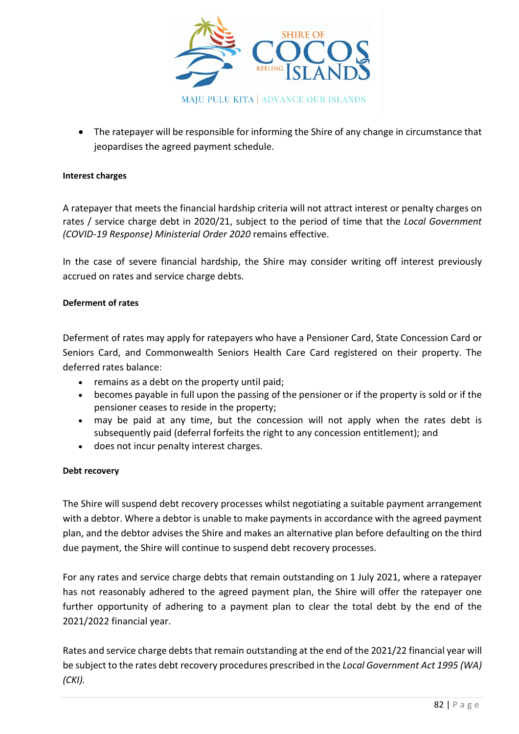- The ratepayer will be responsible for informing the Shire of any change in circumstance that jeopardises the agreed payment schedule.

**Interest charges**

A ratepayer that meets the financial hardship criteria will not attract interest or penalty charges on rates / service charge debt in 2020/21, subject to the period of time that the *Local Government (COVID-19 Response) Ministerial Order 2020* remains effective.

In the case of severe financial hardship, the Shire may consider writing off interest previously accrued on rates and service charge debts.

**Deferment of rates**

Deferment of rates may apply for ratepayers who have a Pensioner Card, State Concession Card or Seniors Card, and Commonwealth Seniors Health Care Card registered on their property. The deferred rates balance:

- remains as a debt on the property until paid;
- becomes payable in full upon the passing of the pensioner or if the property is sold or if the pensioner ceases to reside in the property;
- may be paid at any time, but the concession will not apply when the rates debt is subsequently paid (deferral forfeits the right to any concession entitlement); and
- does not incur penalty interest charges.

**Debt recovery**

The Shire will suspend debt recovery processes whilst negotiating a suitable payment arrangement with a debtor. Where a debtor is unable to make payments in accordance with the agreed payment plan, and the debtor advises the Shire and makes an alternative plan before defaulting on the third due payment, the Shire will continue to suspend debt recovery processes.

For any rates and service charge debts that remain outstanding on 1 July 2021, where a ratepayer has not reasonably adhered to the agreed payment plan, the Shire will offer the ratepayer one further opportunity of adhering to a payment plan to clear the total debt by the end of the 2021/2022 financial year.

Rates and service charge debts that remain outstanding at the end of the 2021/22 financial year will be subject to the rates debt recovery procedures prescribed in the *Local Government Act 1995 (WA) (CKI).*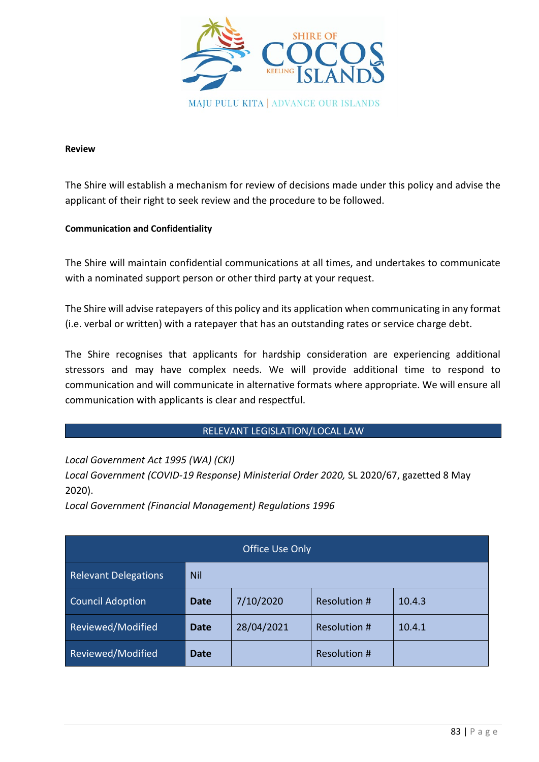**Review**

The Shire will establish a mechanism for review of decisions made under this policy and advise the applicant of their right to seek review and the procedure to be followed.

**Communication and Confidentiality**

The Shire will maintain confidential communications at all times, and undertakes to communicate with a nominated support person or other third party at your request.

The Shire will advise ratepayers of this policy and its application when communicating in any format (i.e. verbal or written) with a ratepayer that has an outstanding rates or service charge debt.

The Shire recognises that applicants for hardship consideration are experiencing additional stressors and may have complex needs. We will provide additional time to respond to communication and will communicate in alternative formats where appropriate. We will ensure all communication with applicants is clear and respectful.

## RELEVANT LEGISLATION/LOCAL LAW

*Local Government Act 1995 (WA) (CKI)*
*Local Government (COVID-19 Response) Ministerial Order 2020,* SL 2020/67, gazetted 8 May 2020).
*Local Government (Financial Management) Regulations 1996*

| Office Use Only | | | | |
|---|---|---|---|---|
| Relevant Delegations | Nil | | | |
| Council Adoption | **Date** | 7/10/2020 | Resolution # | 10.4.3 |
| Reviewed/Modified | **Date** | 28/04/2021 | Resolution # | 10.4.1 |
| Reviewed/Modified | **Date** | | Resolution # | |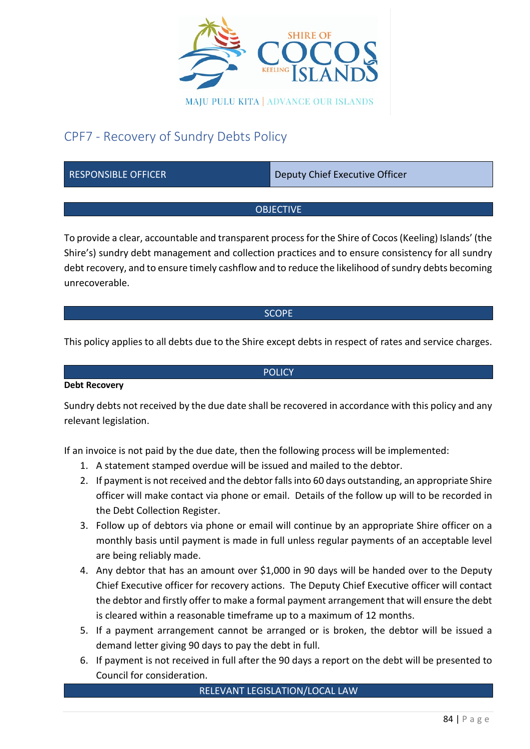# CPF7 - Recovery of Sundry Debts Policy

| RESPONSIBLE OFFICER | Deputy Chief Executive Officer |
| --- | --- |

## OBJECTIVE

To provide a clear, accountable and transparent process for the Shire of Cocos (Keeling) Islands' (the Shire's) sundry debt management and collection practices and to ensure consistency for all sundry debt recovery, and to ensure timely cashflow and to reduce the likelihood of sundry debts becoming unrecoverable.

## SCOPE

This policy applies to all debts due to the Shire except debts in respect of rates and service charges.

## POLICY

**Debt Recovery**

Sundry debts not received by the due date shall be recovered in accordance with this policy and any relevant legislation.

If an invoice is not paid by the due date, then the following process will be implemented:

1. A statement stamped overdue will be issued and mailed to the debtor.
2. If payment is not received and the debtor falls into 60 days outstanding, an appropriate Shire officer will make contact via phone or email. Details of the follow up will to be recorded in the Debt Collection Register.
3. Follow up of debtors via phone or email will continue by an appropriate Shire officer on a monthly basis until payment is made in full unless regular payments of an acceptable level are being reliably made.
4. Any debtor that has an amount over $1,000 in 90 days will be handed over to the Deputy Chief Executive officer for recovery actions. The Deputy Chief Executive officer will contact the debtor and firstly offer to make a formal payment arrangement that will ensure the debt is cleared within a reasonable timeframe up to a maximum of 12 months.
5. If a payment arrangement cannot be arranged or is broken, the debtor will be issued a demand letter giving 90 days to pay the debt in full.
6. If payment is not received in full after the 90 days a report on the debt will be presented to Council for consideration.

## RELEVANT LEGISLATION/LOCAL LAW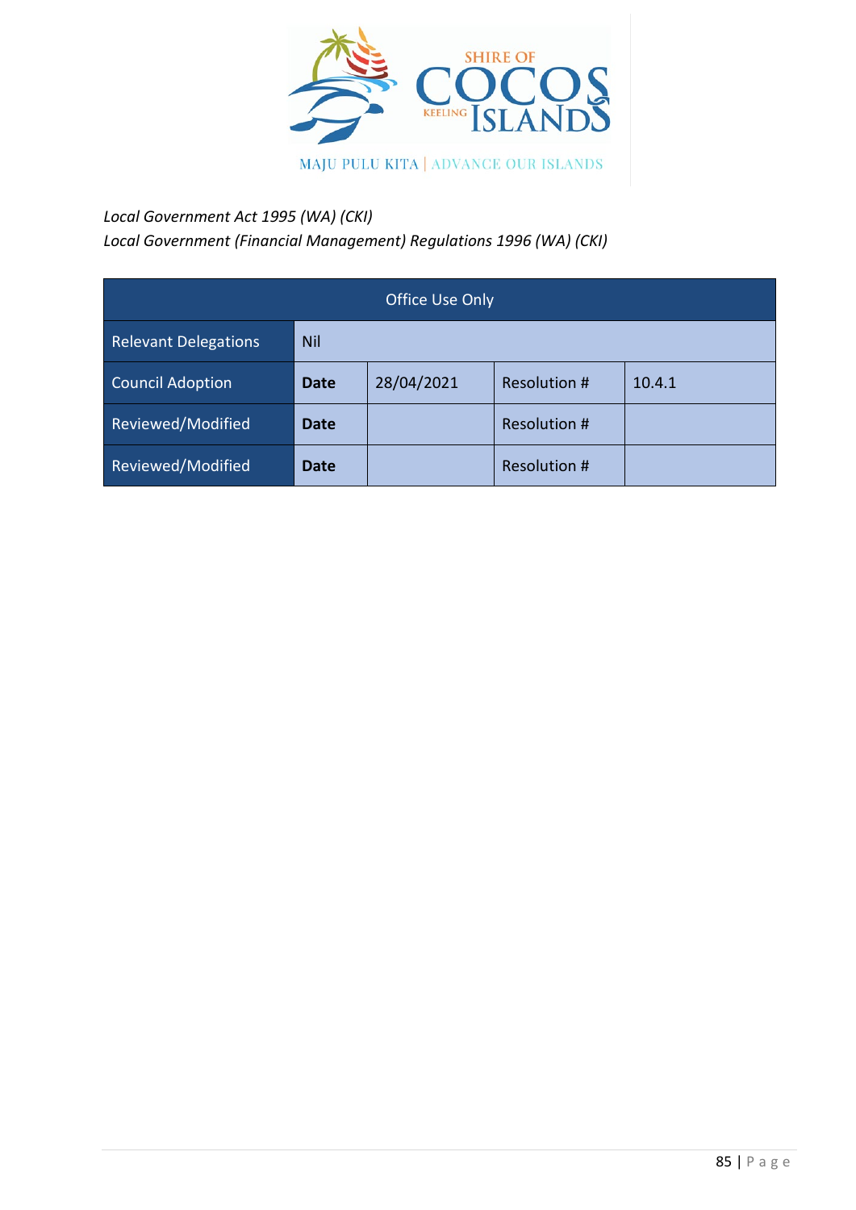*Local Government Act 1995 (WA) (CKI)*
*Local Government (Financial Management) Regulations 1996 (WA) (CKI)*

| Office Use Only | | | | |
|---|---|---|---|---|
| Relevant Delegations | Nil | | | |
| Council Adoption | **Date** | 28/04/2021 | Resolution # | 10.4.1 |
| Reviewed/Modified | **Date** | | Resolution # | |
| Reviewed/Modified | **Date** | | Resolution # | |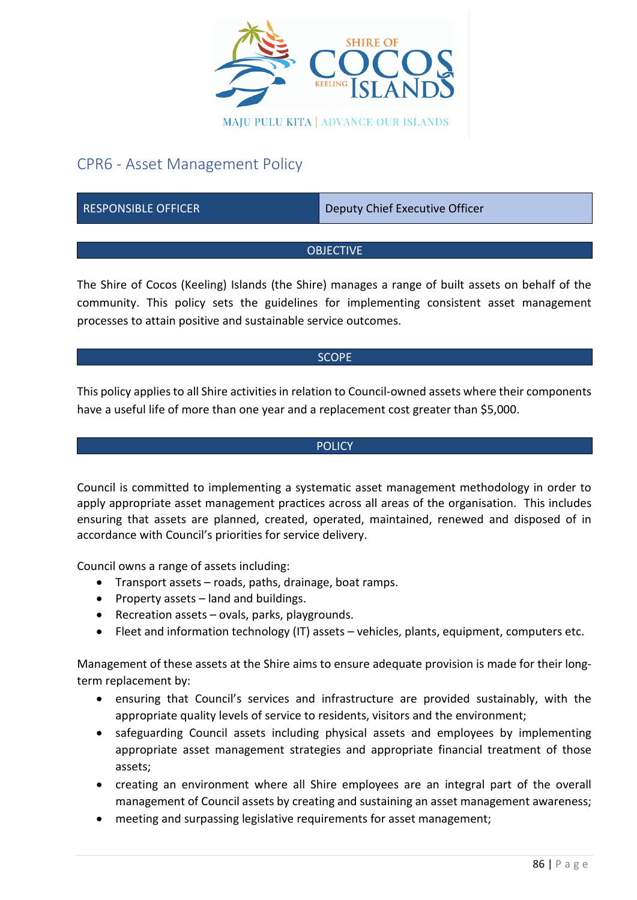# CPR6 - Asset Management Policy

| RESPONSIBLE OFFICER | Deputy Chief Executive Officer |
|---|---|

## OBJECTIVE

The Shire of Cocos (Keeling) Islands (the Shire) manages a range of built assets on behalf of the community. This policy sets the guidelines for implementing consistent asset management processes to attain positive and sustainable service outcomes.

## SCOPE

This policy applies to all Shire activities in relation to Council-owned assets where their components have a useful life of more than one year and a replacement cost greater than $5,000.

## POLICY

Council is committed to implementing a systematic asset management methodology in order to apply appropriate asset management practices across all areas of the organisation. This includes ensuring that assets are planned, created, operated, maintained, renewed and disposed of in accordance with Council's priorities for service delivery.

Council owns a range of assets including:

- Transport assets – roads, paths, drainage, boat ramps.
- Property assets – land and buildings.
- Recreation assets – ovals, parks, playgrounds.
- Fleet and information technology (IT) assets – vehicles, plants, equipment, computers etc.

Management of these assets at the Shire aims to ensure adequate provision is made for their long-term replacement by:

- ensuring that Council's services and infrastructure are provided sustainably, with the appropriate quality levels of service to residents, visitors and the environment;
- safeguarding Council assets including physical assets and employees by implementing appropriate asset management strategies and appropriate financial treatment of those assets;
- creating an environment where all Shire employees are an integral part of the overall management of Council assets by creating and sustaining an asset management awareness;
- meeting and surpassing legislative requirements for asset management;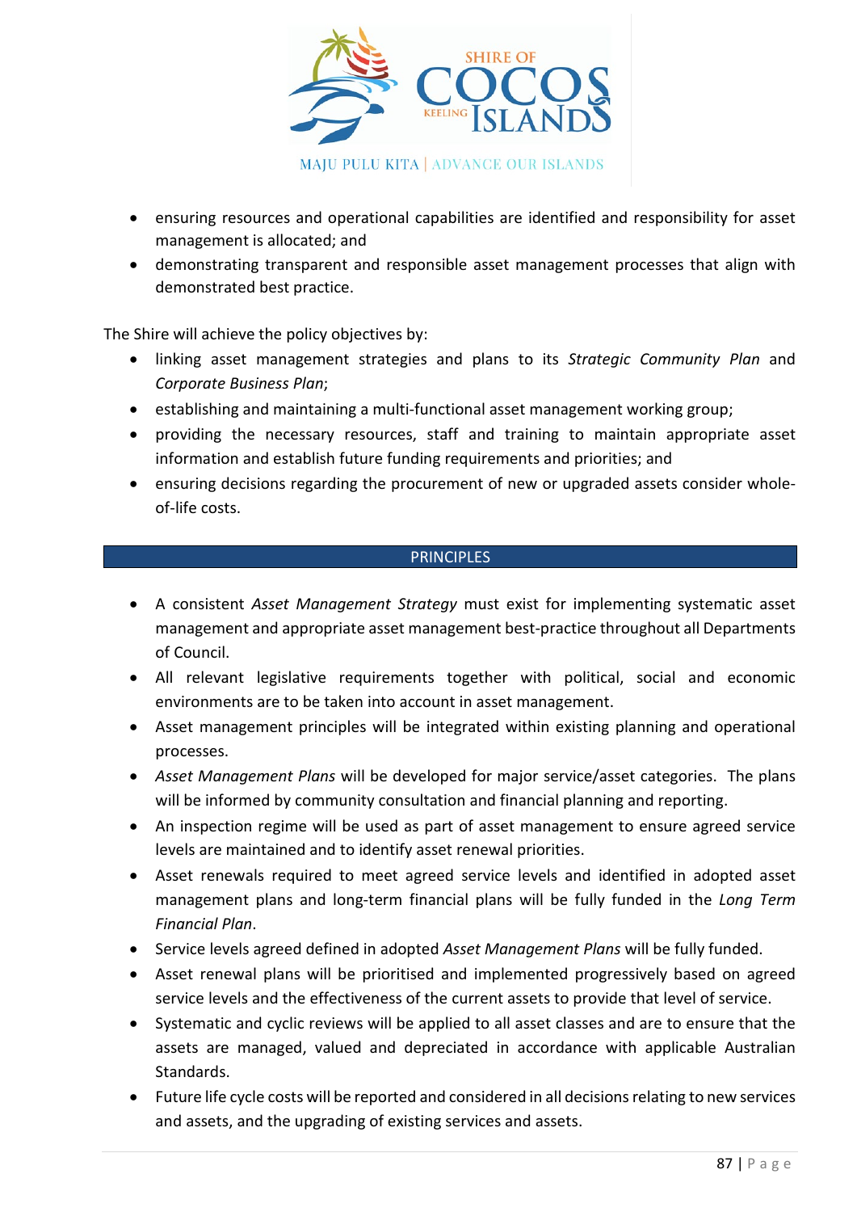- ensuring resources and operational capabilities are identified and responsibility for asset management is allocated; and
- demonstrating transparent and responsible asset management processes that align with demonstrated best practice.

The Shire will achieve the policy objectives by:

- linking asset management strategies and plans to its *Strategic Community Plan* and *Corporate Business Plan*;
- establishing and maintaining a multi-functional asset management working group;
- providing the necessary resources, staff and training to maintain appropriate asset information and establish future funding requirements and priorities; and
- ensuring decisions regarding the procurement of new or upgraded assets consider whole-of-life costs.

## PRINCIPLES

- A consistent *Asset Management Strategy* must exist for implementing systematic asset management and appropriate asset management best-practice throughout all Departments of Council.
- All relevant legislative requirements together with political, social and economic environments are to be taken into account in asset management.
- Asset management principles will be integrated within existing planning and operational processes.
- *Asset Management Plans* will be developed for major service/asset categories. The plans will be informed by community consultation and financial planning and reporting.
- An inspection regime will be used as part of asset management to ensure agreed service levels are maintained and to identify asset renewal priorities.
- Asset renewals required to meet agreed service levels and identified in adopted asset management plans and long-term financial plans will be fully funded in the *Long Term Financial Plan*.
- Service levels agreed defined in adopted *Asset Management Plans* will be fully funded.
- Asset renewal plans will be prioritised and implemented progressively based on agreed service levels and the effectiveness of the current assets to provide that level of service.
- Systematic and cyclic reviews will be applied to all asset classes and are to ensure that the assets are managed, valued and depreciated in accordance with applicable Australian Standards.
- Future life cycle costs will be reported and considered in all decisions relating to new services and assets, and the upgrading of existing services and assets.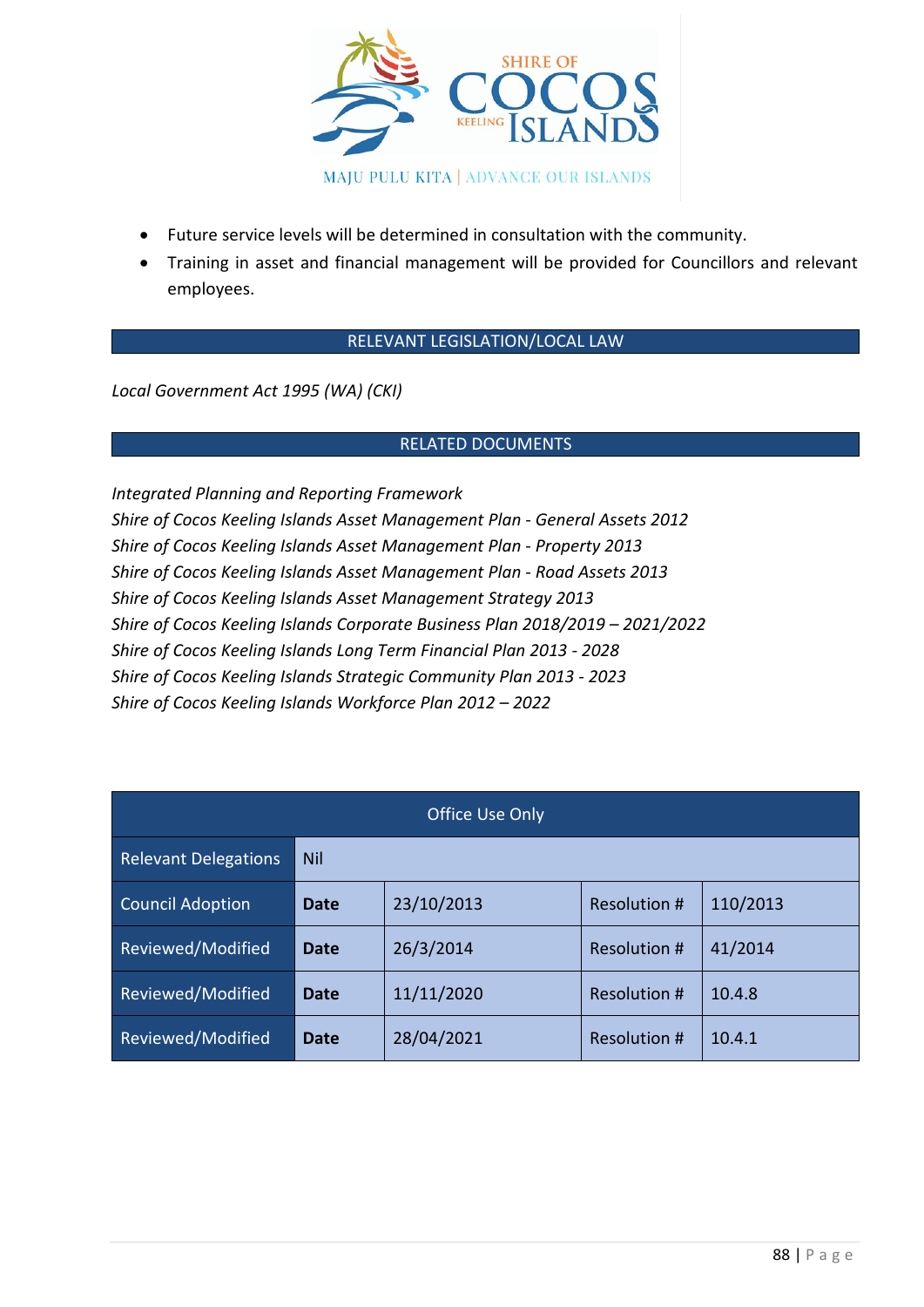- Future service levels will be determined in consultation with the community.
- Training in asset and financial management will be provided for Councillors and relevant employees.

## RELEVANT LEGISLATION/LOCAL LAW

*Local Government Act 1995 (WA) (CKI)*

## RELATED DOCUMENTS

*Integrated Planning and Reporting Framework*
*Shire of Cocos Keeling Islands Asset Management Plan - General Assets 2012*
*Shire of Cocos Keeling Islands Asset Management Plan - Property 2013*
*Shire of Cocos Keeling Islands Asset Management Plan - Road Assets 2013*
*Shire of Cocos Keeling Islands Asset Management Strategy 2013*
*Shire of Cocos Keeling Islands Corporate Business Plan 2018/2019 – 2021/2022*
*Shire of Cocos Keeling Islands Long Term Financial Plan 2013 - 2028*
*Shire of Cocos Keeling Islands Strategic Community Plan 2013 - 2023*
*Shire of Cocos Keeling Islands Workforce Plan 2012 – 2022*

| Office Use Only | | | | |
|---|---|---|---|---|
| Relevant Delegations | Nil | | | |
| Council Adoption | **Date** | 23/10/2013 | Resolution # | 110/2013 |
| Reviewed/Modified | **Date** | 26/3/2014 | Resolution # | 41/2014 |
| Reviewed/Modified | **Date** | 11/11/2020 | Resolution # | 10.4.8 |
| Reviewed/Modified | **Date** | 28/04/2021 | Resolution # | 10.4.1 |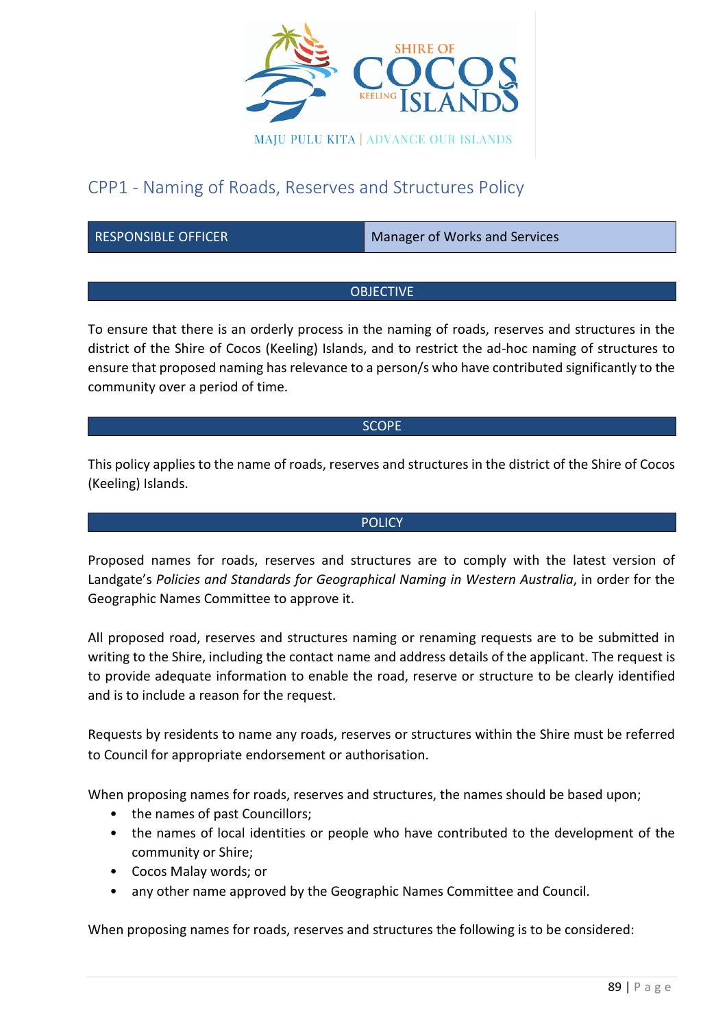MAJU PULU KITA | ADVANCE OUR ISLANDS

# CPP1 - Naming of Roads, Reserves and Structures Policy

| RESPONSIBLE OFFICER | Manager of Works and Services |
| --- | --- |

## OBJECTIVE

To ensure that there is an orderly process in the naming of roads, reserves and structures in the district of the Shire of Cocos (Keeling) Islands, and to restrict the ad-hoc naming of structures to ensure that proposed naming has relevance to a person/s who have contributed significantly to the community over a period of time.

## SCOPE

This policy applies to the name of roads, reserves and structures in the district of the Shire of Cocos (Keeling) Islands.

## POLICY

Proposed names for roads, reserves and structures are to comply with the latest version of Landgate's *Policies and Standards for Geographical Naming in Western Australia*, in order for the Geographic Names Committee to approve it.

All proposed road, reserves and structures naming or renaming requests are to be submitted in writing to the Shire, including the contact name and address details of the applicant. The request is to provide adequate information to enable the road, reserve or structure to be clearly identified and is to include a reason for the request.

Requests by residents to name any roads, reserves or structures within the Shire must be referred to Council for appropriate endorsement or authorisation.

When proposing names for roads, reserves and structures, the names should be based upon;

- the names of past Councillors;
- the names of local identities or people who have contributed to the development of the community or Shire;
- Cocos Malay words; or
- any other name approved by the Geographic Names Committee and Council.

When proposing names for roads, reserves and structures the following is to be considered: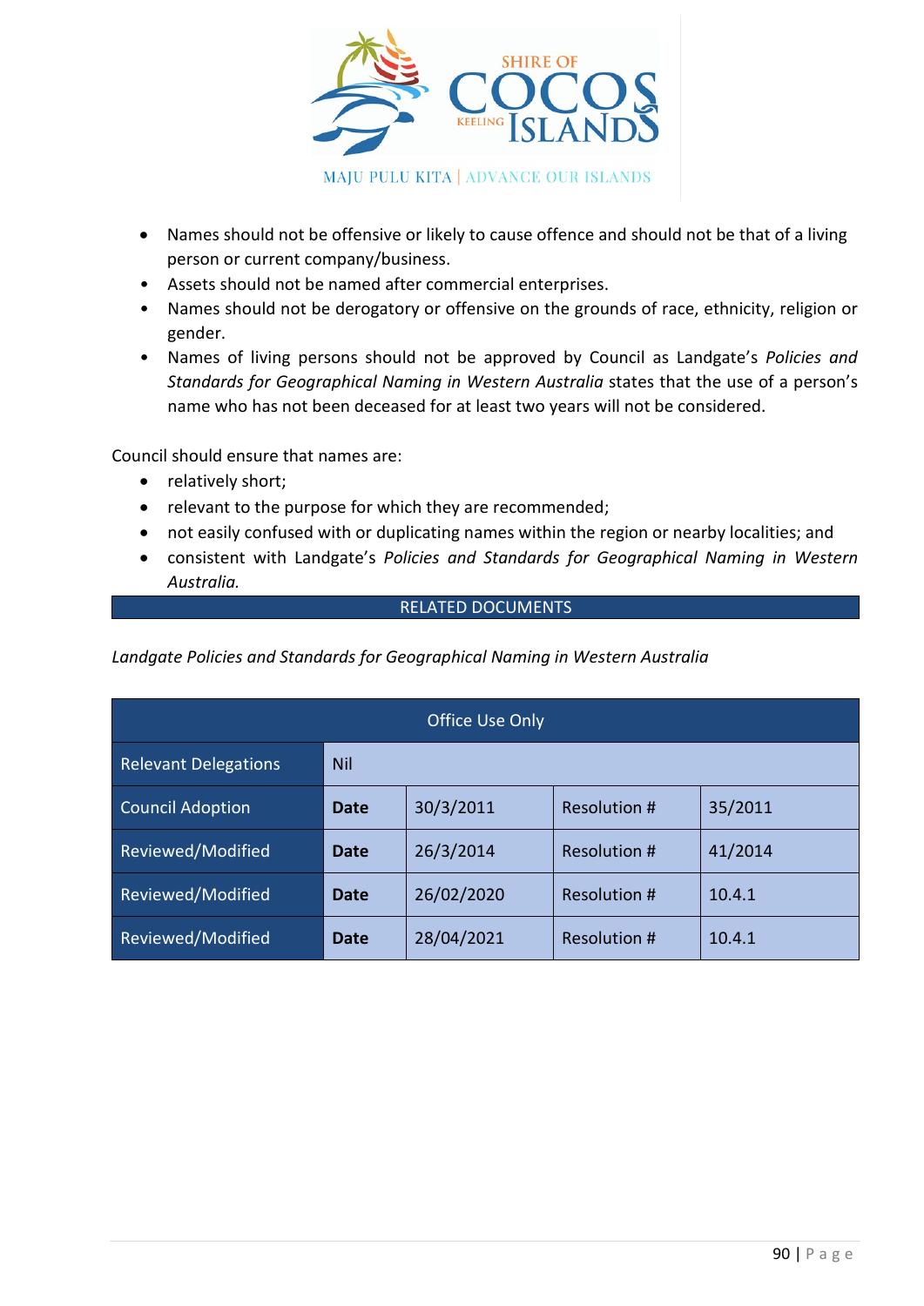- Names should not be offensive or likely to cause offence and should not be that of a living person or current company/business.
- Assets should not be named after commercial enterprises.
- Names should not be derogatory or offensive on the grounds of race, ethnicity, religion or gender.
- Names of living persons should not be approved by Council as Landgate's *Policies and Standards for Geographical Naming in Western Australia* states that the use of a person's name who has not been deceased for at least two years will not be considered.

Council should ensure that names are:

- relatively short;
- relevant to the purpose for which they are recommended;
- not easily confused with or duplicating names within the region or nearby localities; and
- consistent with Landgate's *Policies and Standards for Geographical Naming in Western Australia.*

## RELATED DOCUMENTS

*Landgate Policies and Standards for Geographical Naming in Western Australia*

| Office Use Only | | | | |
|---|---|---|---|---|
| Relevant Delegations | Nil | | | |
| Council Adoption | **Date** | 30/3/2011 | Resolution # | 35/2011 |
| Reviewed/Modified | **Date** | 26/3/2014 | Resolution # | 41/2014 |
| Reviewed/Modified | **Date** | 26/02/2020 | Resolution # | 10.4.1 |
| Reviewed/Modified | **Date** | 28/04/2021 | Resolution # | 10.4.1 |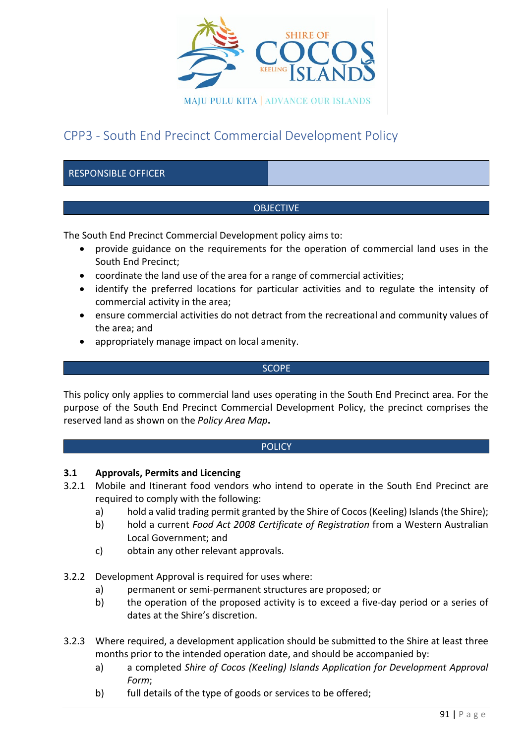MAJU PULU KITA | ADVANCE OUR ISLANDS

# CPP3 - South End Precinct Commercial Development Policy

| RESPONSIBLE OFFICER | |
|---|---|

## OBJECTIVE

The South End Precinct Commercial Development policy aims to:

- provide guidance on the requirements for the operation of commercial land uses in the South End Precinct;
- coordinate the land use of the area for a range of commercial activities;
- identify the preferred locations for particular activities and to regulate the intensity of commercial activity in the area;
- ensure commercial activities do not detract from the recreational and community values of the area; and
- appropriately manage impact on local amenity.

## SCOPE

This policy only applies to commercial land uses operating in the South End Precinct area. For the purpose of the South End Precinct Commercial Development Policy, the precinct comprises the reserved land as shown on the *Policy Area Map*.

## POLICY

**3.1 Approvals, Permits and Licencing**

3.2.1 Mobile and Itinerant food vendors who intend to operate in the South End Precinct are required to comply with the following:

a) hold a valid trading permit granted by the Shire of Cocos (Keeling) Islands (the Shire);

b) hold a current *Food Act 2008 Certificate of Registration* from a Western Australian Local Government; and

c) obtain any other relevant approvals.

3.2.2 Development Approval is required for uses where:

a) permanent or semi-permanent structures are proposed; or

b) the operation of the proposed activity is to exceed a five-day period or a series of dates at the Shire's discretion.

3.2.3 Where required, a development application should be submitted to the Shire at least three months prior to the intended operation date, and should be accompanied by:

a) a completed *Shire of Cocos (Keeling) Islands Application for Development Approval Form*;

b) full details of the type of goods or services to be offered;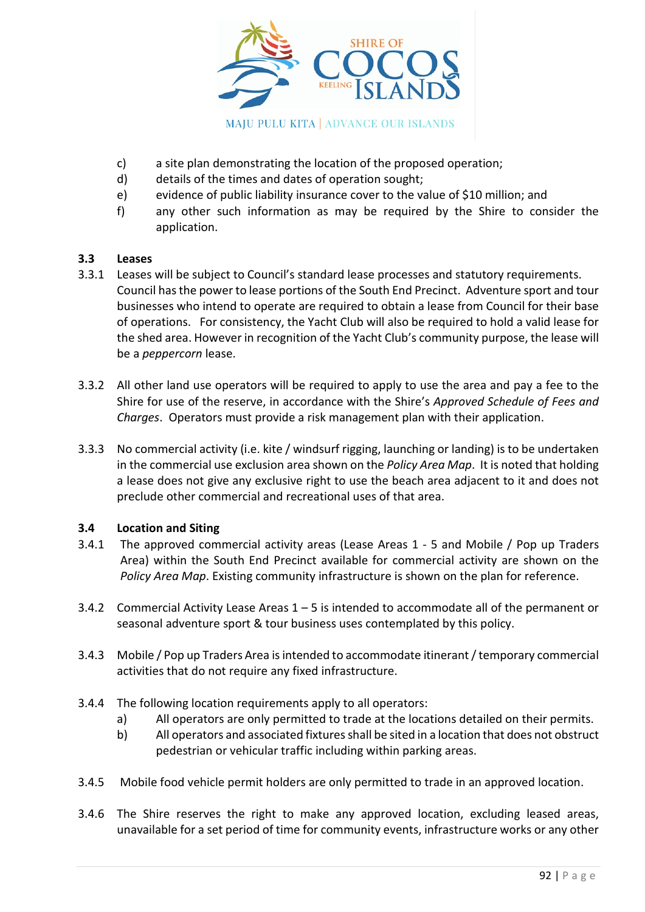c) a site plan demonstrating the location of the proposed operation;
d) details of the times and dates of operation sought;
e) evidence of public liability insurance cover to the value of $10 million; and
f) any other such information as may be required by the Shire to consider the application.

### 3.3 Leases

3.3.1 Leases will be subject to Council's standard lease processes and statutory requirements. Council has the power to lease portions of the South End Precinct. Adventure sport and tour businesses who intend to operate are required to obtain a lease from Council for their base of operations. For consistency, the Yacht Club will also be required to hold a valid lease for the shed area. However in recognition of the Yacht Club's community purpose, the lease will be a *peppercorn* lease.

3.3.2 All other land use operators will be required to apply to use the area and pay a fee to the Shire for use of the reserve, in accordance with the Shire's *Approved Schedule of Fees and Charges*. Operators must provide a risk management plan with their application.

3.3.3 No commercial activity (i.e. kite / windsurf rigging, launching or landing) is to be undertaken in the commercial use exclusion area shown on the *Policy Area Map*. It is noted that holding a lease does not give any exclusive right to use the beach area adjacent to it and does not preclude other commercial and recreational uses of that area.

### 3.4 Location and Siting

3.4.1 The approved commercial activity areas (Lease Areas 1 - 5 and Mobile / Pop up Traders Area) within the South End Precinct available for commercial activity are shown on the *Policy Area Map*. Existing community infrastructure is shown on the plan for reference.

3.4.2 Commercial Activity Lease Areas 1 – 5 is intended to accommodate all of the permanent or seasonal adventure sport & tour business uses contemplated by this policy.

3.4.3 Mobile / Pop up Traders Area is intended to accommodate itinerant / temporary commercial activities that do not require any fixed infrastructure.

3.4.4 The following location requirements apply to all operators:
a) All operators are only permitted to trade at the locations detailed on their permits.
b) All operators and associated fixtures shall be sited in a location that does not obstruct pedestrian or vehicular traffic including within parking areas.

3.4.5 Mobile food vehicle permit holders are only permitted to trade in an approved location.

3.4.6 The Shire reserves the right to make any approved location, excluding leased areas, unavailable for a set period of time for community events, infrastructure works or any other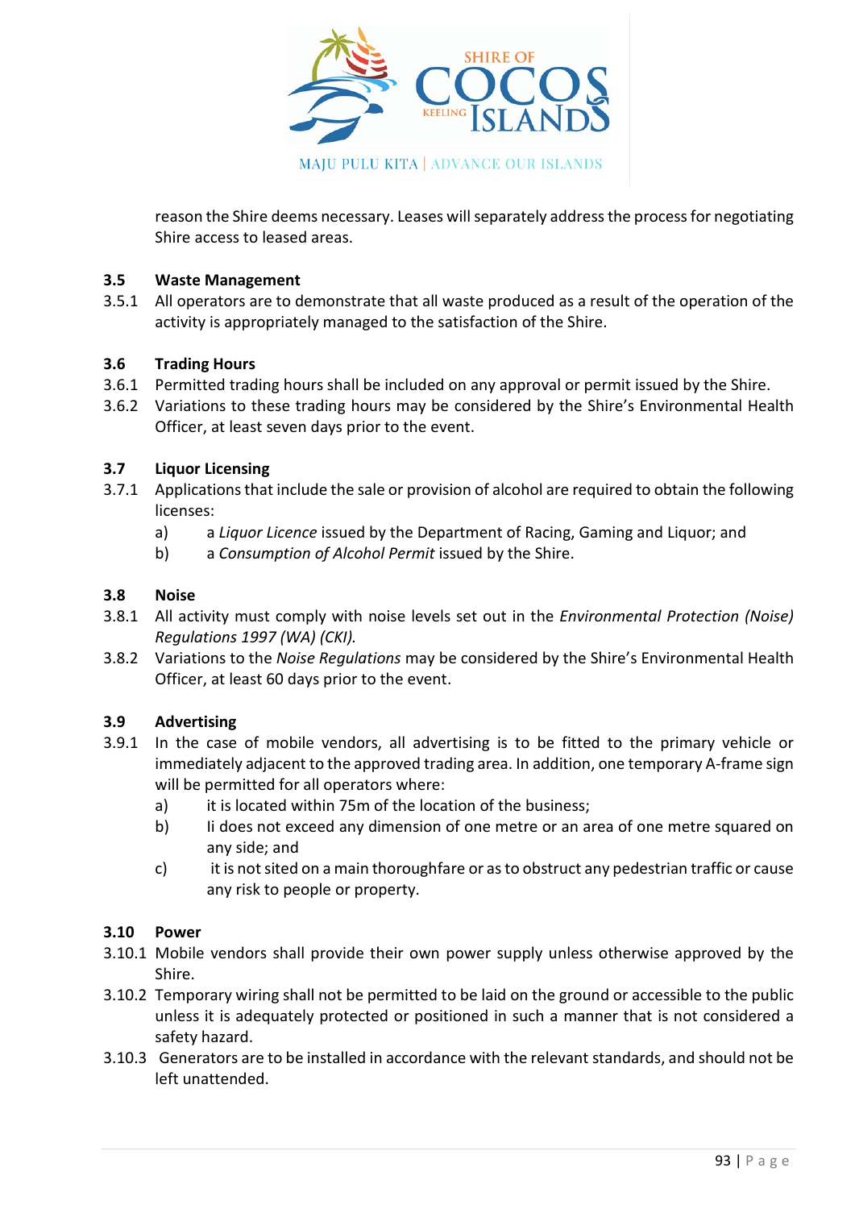reason the Shire deems necessary. Leases will separately address the process for negotiating Shire access to leased areas.

### 3.5 Waste Management

3.5.1 All operators are to demonstrate that all waste produced as a result of the operation of the activity is appropriately managed to the satisfaction of the Shire.

### 3.6 Trading Hours

3.6.1 Permitted trading hours shall be included on any approval or permit issued by the Shire.

3.6.2 Variations to these trading hours may be considered by the Shire's Environmental Health Officer, at least seven days prior to the event.

### 3.7 Liquor Licensing

3.7.1 Applications that include the sale or provision of alcohol are required to obtain the following licenses:

a) a *Liquor Licence* issued by the Department of Racing, Gaming and Liquor; and

b) a *Consumption of Alcohol Permit* issued by the Shire.

### 3.8 Noise

3.8.1 All activity must comply with noise levels set out in the *Environmental Protection (Noise) Regulations 1997 (WA) (CKI).*

3.8.2 Variations to the *Noise Regulations* may be considered by the Shire's Environmental Health Officer, at least 60 days prior to the event.

### 3.9 Advertising

3.9.1 In the case of mobile vendors, all advertising is to be fitted to the primary vehicle or immediately adjacent to the approved trading area. In addition, one temporary A-frame sign will be permitted for all operators where:

a) it is located within 75m of the location of the business;

b) Ii does not exceed any dimension of one metre or an area of one metre squared on any side; and

c) it is not sited on a main thoroughfare or as to obstruct any pedestrian traffic or cause any risk to people or property.

### 3.10 Power

3.10.1 Mobile vendors shall provide their own power supply unless otherwise approved by the Shire.

3.10.2 Temporary wiring shall not be permitted to be laid on the ground or accessible to the public unless it is adequately protected or positioned in such a manner that is not considered a safety hazard.

3.10.3 Generators are to be installed in accordance with the relevant standards, and should not be left unattended.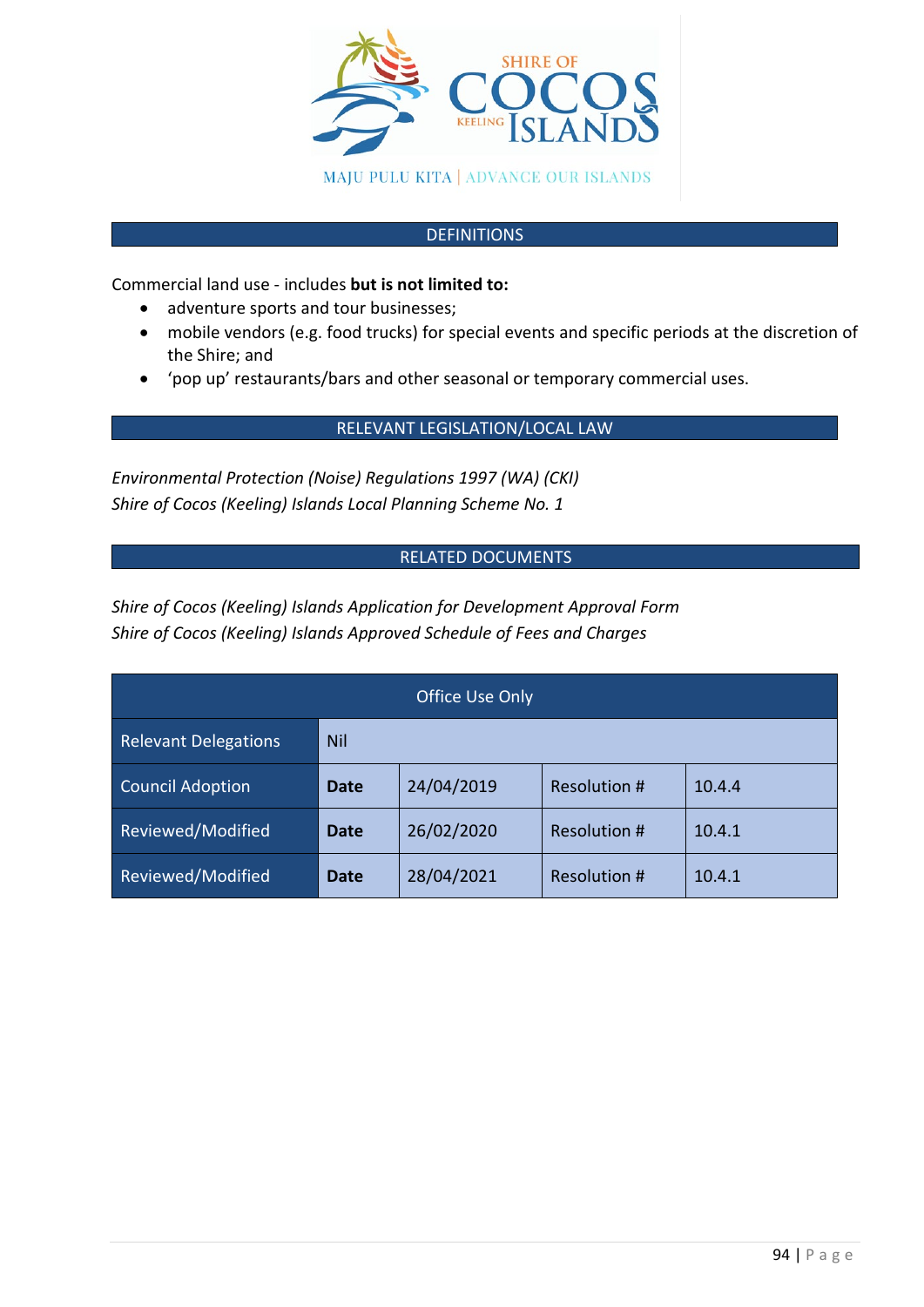## DEFINITIONS

Commercial land use - includes **but is not limited to:**

- adventure sports and tour businesses;
- mobile vendors (e.g. food trucks) for special events and specific periods at the discretion of the Shire; and
- 'pop up' restaurants/bars and other seasonal or temporary commercial uses.

## RELEVANT LEGISLATION/LOCAL LAW

*Environmental Protection (Noise) Regulations 1997 (WA) (CKI)*
*Shire of Cocos (Keeling) Islands Local Planning Scheme No. 1*

## RELATED DOCUMENTS

*Shire of Cocos (Keeling) Islands Application for Development Approval Form*
*Shire of Cocos (Keeling) Islands Approved Schedule of Fees and Charges*

| Office Use Only | | | | |
|---|---|---|---|---|
| Relevant Delegations | Nil | | | |
| Council Adoption | **Date** | 24/04/2019 | Resolution # | 10.4.4 |
| Reviewed/Modified | **Date** | 26/02/2020 | Resolution # | 10.4.1 |
| Reviewed/Modified | **Date** | 28/04/2021 | Resolution # | 10.4.1 |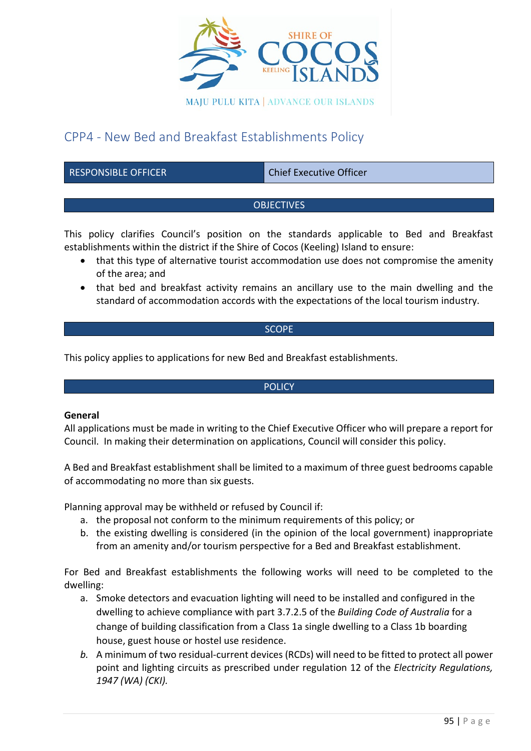# CPP4 - New Bed and Breakfast Establishments Policy

| RESPONSIBLE OFFICER | Chief Executive Officer |
|---|---|

## OBJECTIVES

This policy clarifies Council's position on the standards applicable to Bed and Breakfast establishments within the district if the Shire of Cocos (Keeling) Island to ensure:

- that this type of alternative tourist accommodation use does not compromise the amenity of the area; and
- that bed and breakfast activity remains an ancillary use to the main dwelling and the standard of accommodation accords with the expectations of the local tourism industry.

## SCOPE

This policy applies to applications for new Bed and Breakfast establishments.

## POLICY

**General**

All applications must be made in writing to the Chief Executive Officer who will prepare a report for Council. In making their determination on applications, Council will consider this policy.

A Bed and Breakfast establishment shall be limited to a maximum of three guest bedrooms capable of accommodating no more than six guests.

Planning approval may be withheld or refused by Council if:

a. the proposal not conform to the minimum requirements of this policy; or
b. the existing dwelling is considered (in the opinion of the local government) inappropriate from an amenity and/or tourism perspective for a Bed and Breakfast establishment.

For Bed and Breakfast establishments the following works will need to be completed to the dwelling:

a. Smoke detectors and evacuation lighting will need to be installed and configured in the dwelling to achieve compliance with part 3.7.2.5 of the *Building Code of Australia* for a change of building classification from a Class 1a single dwelling to a Class 1b boarding house, guest house or hostel use residence.
*b.* A minimum of two residual-current devices (RCDs) will need to be fitted to protect all power point and lighting circuits as prescribed under regulation 12 of the *Electricity Regulations, 1947 (WA) (CKI).*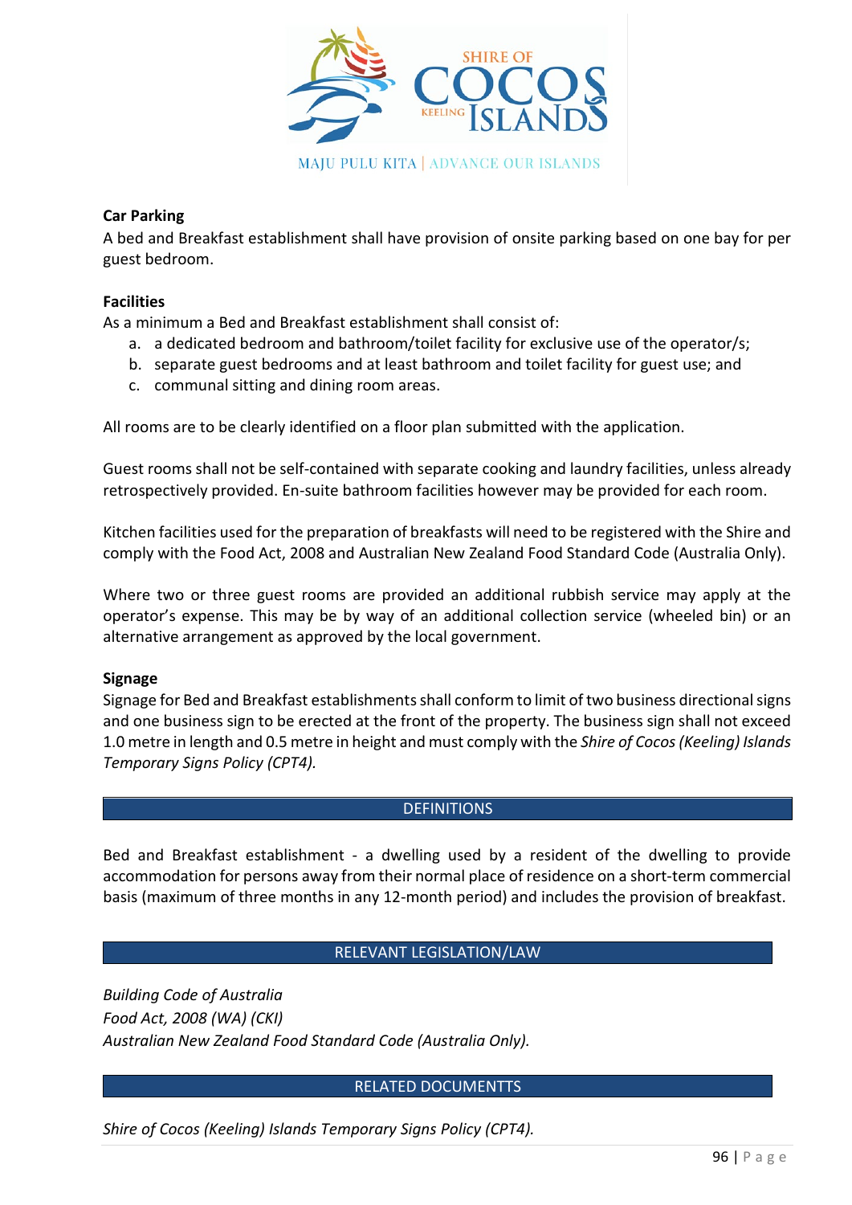**Car Parking**

A bed and Breakfast establishment shall have provision of onsite parking based on one bay for per guest bedroom.

**Facilities**

As a minimum a Bed and Breakfast establishment shall consist of:

a. a dedicated bedroom and bathroom/toilet facility for exclusive use of the operator/s;
b. separate guest bedrooms and at least bathroom and toilet facility for guest use; and
c. communal sitting and dining room areas.

All rooms are to be clearly identified on a floor plan submitted with the application.

Guest rooms shall not be self-contained with separate cooking and laundry facilities, unless already retrospectively provided. En-suite bathroom facilities however may be provided for each room.

Kitchen facilities used for the preparation of breakfasts will need to be registered with the Shire and comply with the Food Act, 2008 and Australian New Zealand Food Standard Code (Australia Only).

Where two or three guest rooms are provided an additional rubbish service may apply at the operator's expense. This may be by way of an additional collection service (wheeled bin) or an alternative arrangement as approved by the local government.

**Signage**

Signage for Bed and Breakfast establishments shall conform to limit of two business directional signs and one business sign to be erected at the front of the property. The business sign shall not exceed 1.0 metre in length and 0.5 metre in height and must comply with the *Shire of Cocos (Keeling) Islands Temporary Signs Policy (CPT4).*

## DEFINITIONS

Bed and Breakfast establishment - a dwelling used by a resident of the dwelling to provide accommodation for persons away from their normal place of residence on a short-term commercial basis (maximum of three months in any 12-month period) and includes the provision of breakfast.

## RELEVANT LEGISLATION/LAW

*Building Code of Australia*
*Food Act, 2008 (WA) (CKI)*
*Australian New Zealand Food Standard Code (Australia Only).*

## RELATED DOCUMENTTS

*Shire of Cocos (Keeling) Islands Temporary Signs Policy (CPT4).*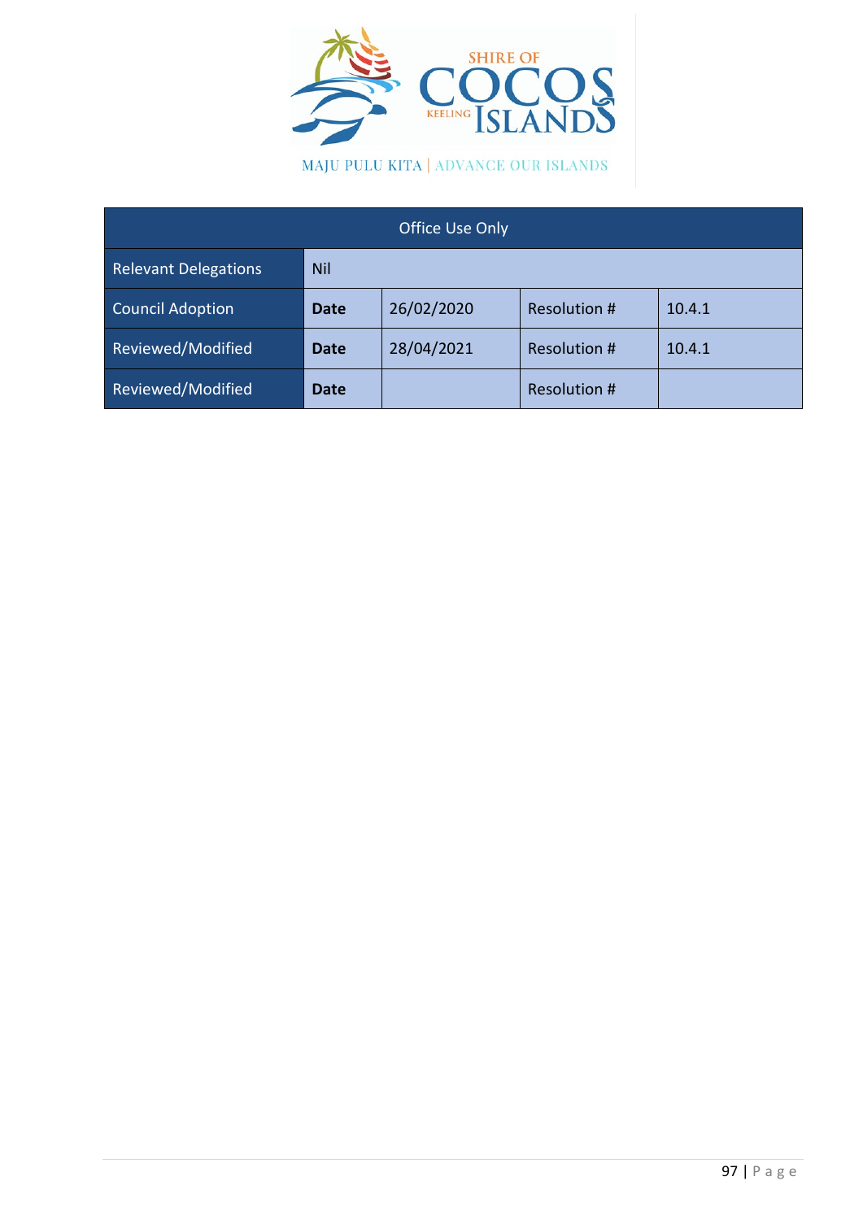| Office Use Only | | | | |
|---|---|---|---|---|
| Relevant Delegations | Nil | | | |
| Council Adoption | **Date** | 26/02/2020 | Resolution # | 10.4.1 |
| Reviewed/Modified | **Date** | 28/04/2021 | Resolution # | 10.4.1 |
| Reviewed/Modified | **Date** | | Resolution # | |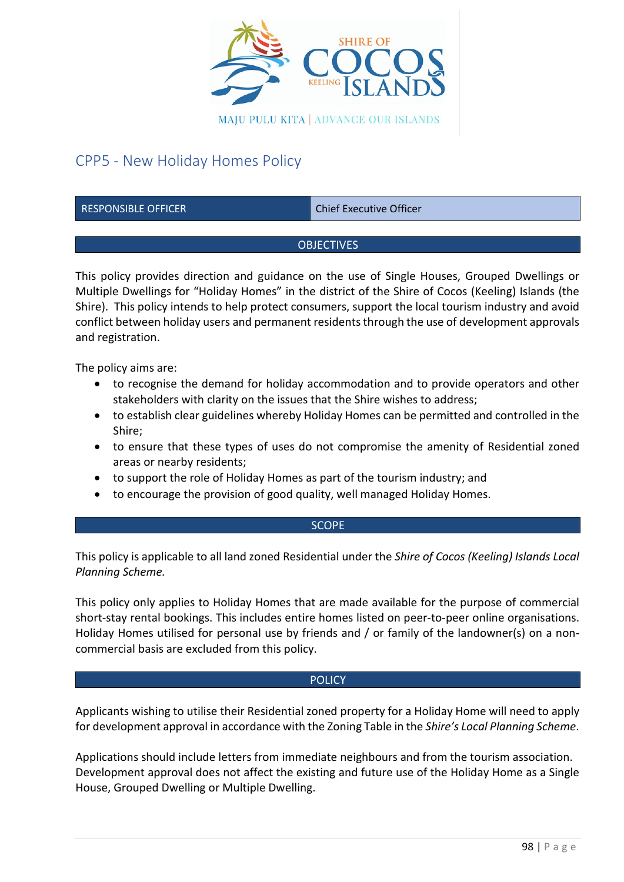SHIRE OF COCOS (KEELING) ISLANDS

MAJU PULU KITA | ADVANCE OUR ISLANDS

# CPP5 - New Holiday Homes Policy

| RESPONSIBLE OFFICER | Chief Executive Officer |
|---|---|

## OBJECTIVES

This policy provides direction and guidance on the use of Single Houses, Grouped Dwellings or Multiple Dwellings for "Holiday Homes" in the district of the Shire of Cocos (Keeling) Islands (the Shire). This policy intends to help protect consumers, support the local tourism industry and avoid conflict between holiday users and permanent residents through the use of development approvals and registration.

The policy aims are:

- to recognise the demand for holiday accommodation and to provide operators and other stakeholders with clarity on the issues that the Shire wishes to address;
- to establish clear guidelines whereby Holiday Homes can be permitted and controlled in the Shire;
- to ensure that these types of uses do not compromise the amenity of Residential zoned areas or nearby residents;
- to support the role of Holiday Homes as part of the tourism industry; and
- to encourage the provision of good quality, well managed Holiday Homes.

## SCOPE

This policy is applicable to all land zoned Residential under the *Shire of Cocos (Keeling) Islands Local Planning Scheme.*

This policy only applies to Holiday Homes that are made available for the purpose of commercial short-stay rental bookings. This includes entire homes listed on peer-to-peer online organisations. Holiday Homes utilised for personal use by friends and / or family of the landowner(s) on a non-commercial basis are excluded from this policy.

## POLICY

Applicants wishing to utilise their Residential zoned property for a Holiday Home will need to apply for development approval in accordance with the Zoning Table in the *Shire's Local Planning Scheme*.

Applications should include letters from immediate neighbours and from the tourism association. Development approval does not affect the existing and future use of the Holiday Home as a Single House, Grouped Dwelling or Multiple Dwelling.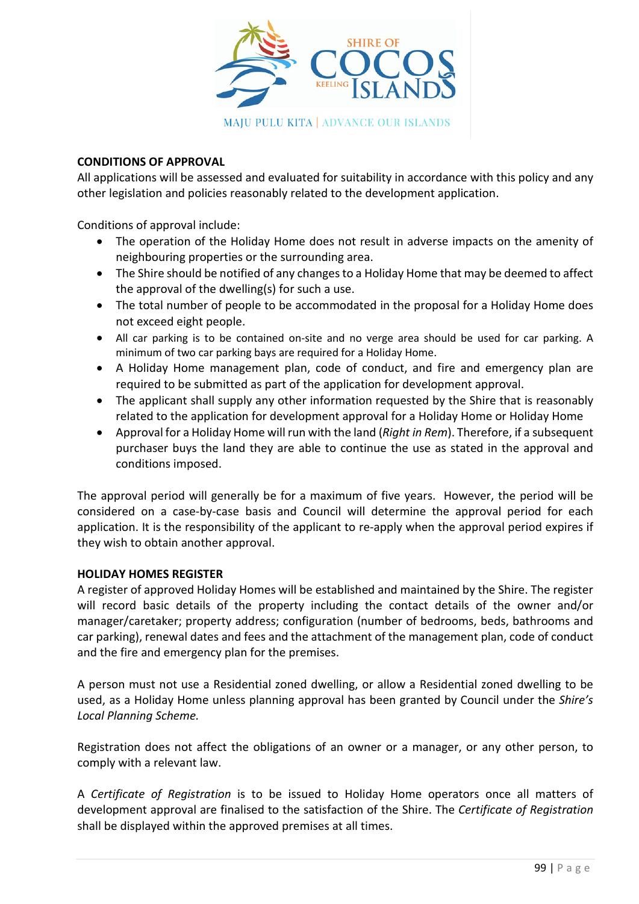**CONDITIONS OF APPROVAL**

All applications will be assessed and evaluated for suitability in accordance with this policy and any other legislation and policies reasonably related to the development application.

Conditions of approval include:

- The operation of the Holiday Home does not result in adverse impacts on the amenity of neighbouring properties or the surrounding area.
- The Shire should be notified of any changes to a Holiday Home that may be deemed to affect the approval of the dwelling(s) for such a use.
- The total number of people to be accommodated in the proposal for a Holiday Home does not exceed eight people.
- All car parking is to be contained on-site and no verge area should be used for car parking. A minimum of two car parking bays are required for a Holiday Home.
- A Holiday Home management plan, code of conduct, and fire and emergency plan are required to be submitted as part of the application for development approval.
- The applicant shall supply any other information requested by the Shire that is reasonably related to the application for development approval for a Holiday Home or Holiday Home
- Approval for a Holiday Home will run with the land (*Right in Rem*). Therefore, if a subsequent purchaser buys the land they are able to continue the use as stated in the approval and conditions imposed.

The approval period will generally be for a maximum of five years. However, the period will be considered on a case-by-case basis and Council will determine the approval period for each application. It is the responsibility of the applicant to re-apply when the approval period expires if they wish to obtain another approval.

**HOLIDAY HOMES REGISTER**

A register of approved Holiday Homes will be established and maintained by the Shire. The register will record basic details of the property including the contact details of the owner and/or manager/caretaker; property address; configuration (number of bedrooms, beds, bathrooms and car parking), renewal dates and fees and the attachment of the management plan, code of conduct and the fire and emergency plan for the premises.

A person must not use a Residential zoned dwelling, or allow a Residential zoned dwelling to be used, as a Holiday Home unless planning approval has been granted by Council under the *Shire's Local Planning Scheme.*

Registration does not affect the obligations of an owner or a manager, or any other person, to comply with a relevant law.

A *Certificate of Registration* is to be issued to Holiday Home operators once all matters of development approval are finalised to the satisfaction of the Shire. The *Certificate of Registration* shall be displayed within the approved premises at all times.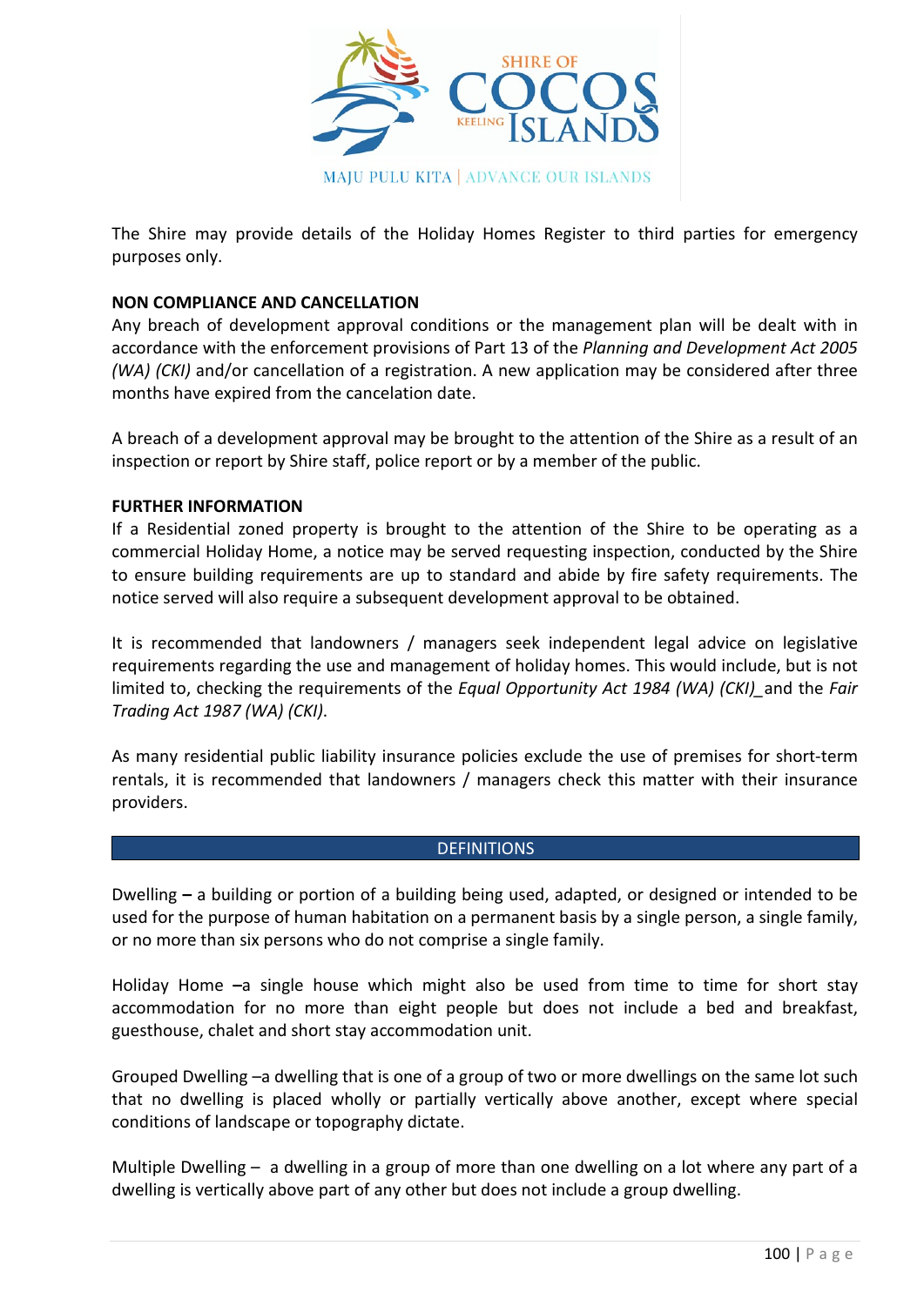The Shire may provide details of the Holiday Homes Register to third parties for emergency purposes only.

**NON COMPLIANCE AND CANCELLATION**

Any breach of development approval conditions or the management plan will be dealt with in accordance with the enforcement provisions of Part 13 of the *Planning and Development Act 2005 (WA) (CKI)* and/or cancellation of a registration. A new application may be considered after three months have expired from the cancelation date.

A breach of a development approval may be brought to the attention of the Shire as a result of an inspection or report by Shire staff, police report or by a member of the public.

**FURTHER INFORMATION**

If a Residential zoned property is brought to the attention of the Shire to be operating as a commercial Holiday Home, a notice may be served requesting inspection, conducted by the Shire to ensure building requirements are up to standard and abide by fire safety requirements. The notice served will also require a subsequent development approval to be obtained.

It is recommended that landowners / managers seek independent legal advice on legislative requirements regarding the use and management of holiday homes. This would include, but is not limited to, checking the requirements of the *Equal Opportunity Act 1984 (WA) (CKI)*_and the *Fair Trading Act 1987 (WA) (CKI)*.

As many residential public liability insurance policies exclude the use of premises for short-term rentals, it is recommended that landowners / managers check this matter with their insurance providers.

## DEFINITIONS

Dwelling **–** a building or portion of a building being used, adapted, or designed or intended to be used for the purpose of human habitation on a permanent basis by a single person, a single family, or no more than six persons who do not comprise a single family.

Holiday Home **–**a single house which might also be used from time to time for short stay accommodation for no more than eight people but does not include a bed and breakfast, guesthouse, chalet and short stay accommodation unit.

Grouped Dwelling –a dwelling that is one of a group of two or more dwellings on the same lot such that no dwelling is placed wholly or partially vertically above another, except where special conditions of landscape or topography dictate.

Multiple Dwelling – a dwelling in a group of more than one dwelling on a lot where any part of a dwelling is vertically above part of any other but does not include a group dwelling.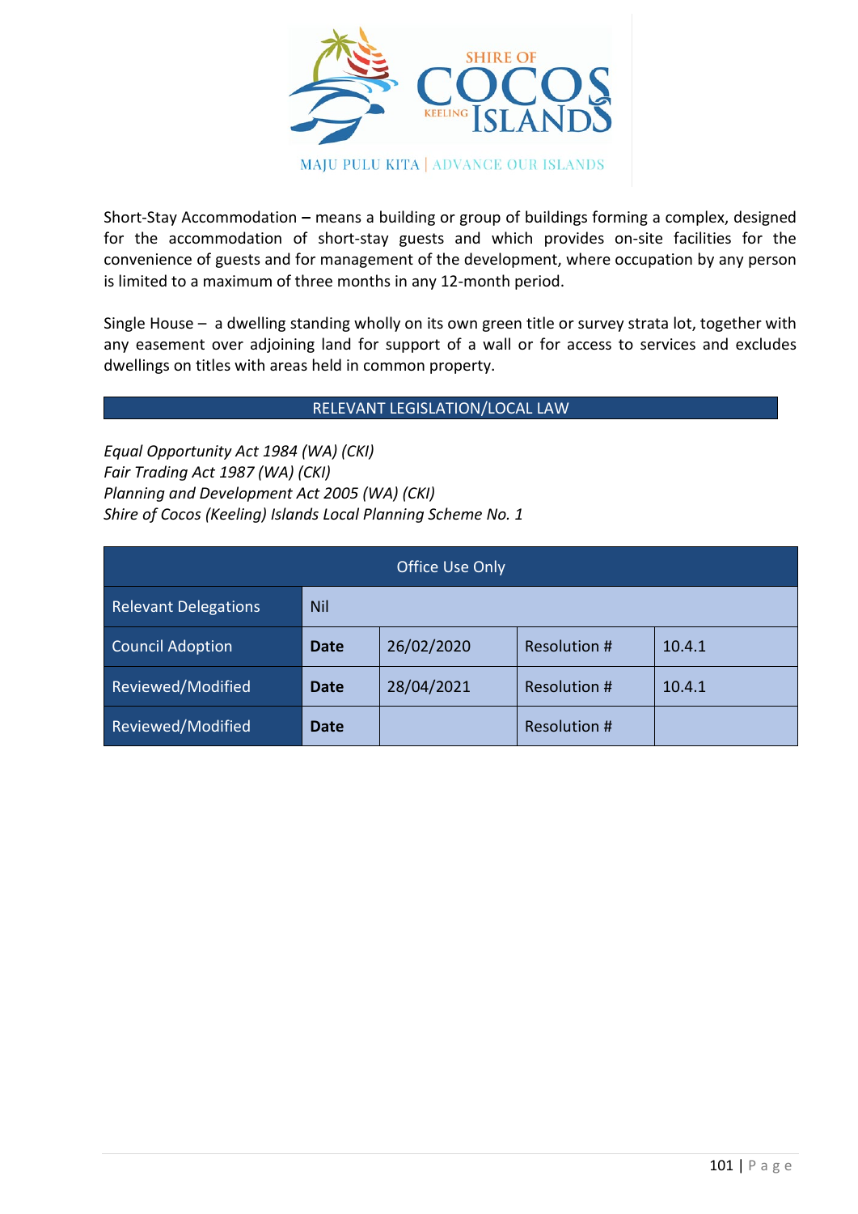Short-Stay Accommodation **–** means a building or group of buildings forming a complex, designed for the accommodation of short-stay guests and which provides on-site facilities for the convenience of guests and for management of the development, where occupation by any person is limited to a maximum of three months in any 12-month period.

Single House – a dwelling standing wholly on its own green title or survey strata lot, together with any easement over adjoining land for support of a wall or for access to services and excludes dwellings on titles with areas held in common property.

## RELEVANT LEGISLATION/LOCAL LAW

*Equal Opportunity Act 1984 (WA) (CKI)*
*Fair Trading Act 1987 (WA) (CKI)*
*Planning and Development Act 2005 (WA) (CKI)*
*Shire of Cocos (Keeling) Islands Local Planning Scheme No. 1*

| Office Use Only | | | | |
|---|---|---|---|---|
| Relevant Delegations | Nil | | | |
| Council Adoption | **Date** | 26/02/2020 | Resolution # | 10.4.1 |
| Reviewed/Modified | **Date** | 28/04/2021 | Resolution # | 10.4.1 |
| Reviewed/Modified | **Date** | | Resolution # | |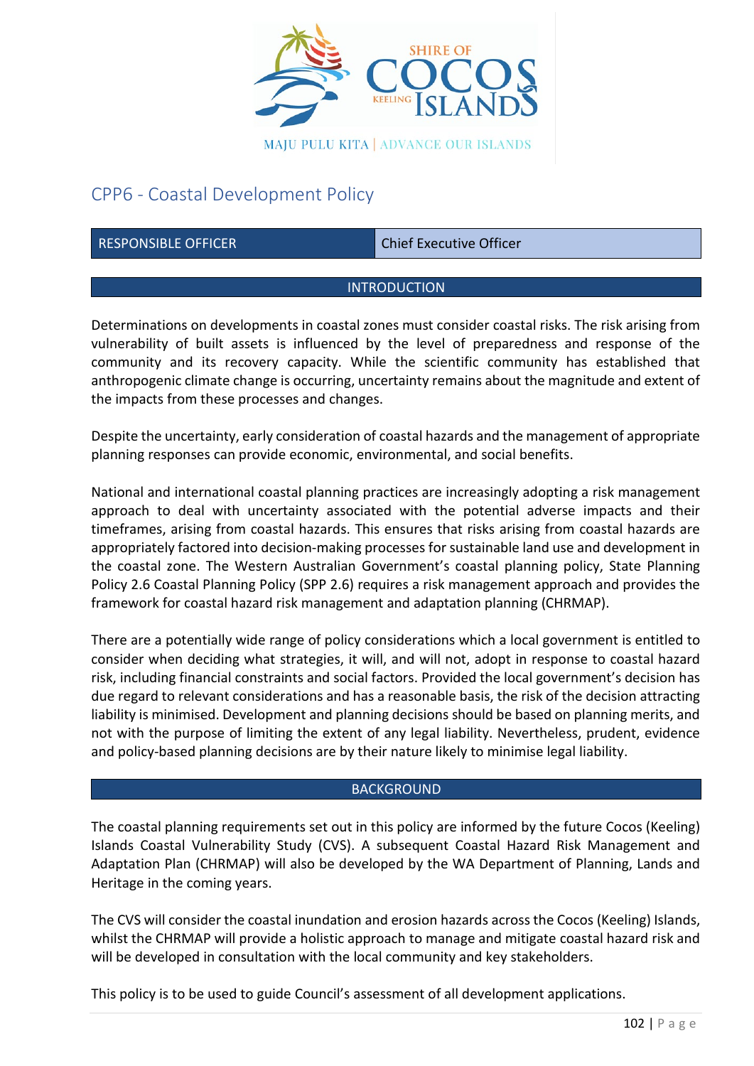# CPP6 - Coastal Development Policy

| RESPONSIBLE OFFICER | Chief Executive Officer |
|---|---|

## INTRODUCTION

Determinations on developments in coastal zones must consider coastal risks. The risk arising from vulnerability of built assets is influenced by the level of preparedness and response of the community and its recovery capacity. While the scientific community has established that anthropogenic climate change is occurring, uncertainty remains about the magnitude and extent of the impacts from these processes and changes.

Despite the uncertainty, early consideration of coastal hazards and the management of appropriate planning responses can provide economic, environmental, and social benefits.

National and international coastal planning practices are increasingly adopting a risk management approach to deal with uncertainty associated with the potential adverse impacts and their timeframes, arising from coastal hazards. This ensures that risks arising from coastal hazards are appropriately factored into decision-making processes for sustainable land use and development in the coastal zone. The Western Australian Government's coastal planning policy, State Planning Policy 2.6 Coastal Planning Policy (SPP 2.6) requires a risk management approach and provides the framework for coastal hazard risk management and adaptation planning (CHRMAP).

There are a potentially wide range of policy considerations which a local government is entitled to consider when deciding what strategies, it will, and will not, adopt in response to coastal hazard risk, including financial constraints and social factors. Provided the local government's decision has due regard to relevant considerations and has a reasonable basis, the risk of the decision attracting liability is minimised. Development and planning decisions should be based on planning merits, and not with the purpose of limiting the extent of any legal liability. Nevertheless, prudent, evidence and policy-based planning decisions are by their nature likely to minimise legal liability.

## BACKGROUND

The coastal planning requirements set out in this policy are informed by the future Cocos (Keeling) Islands Coastal Vulnerability Study (CVS). A subsequent Coastal Hazard Risk Management and Adaptation Plan (CHRMAP) will also be developed by the WA Department of Planning, Lands and Heritage in the coming years.

The CVS will consider the coastal inundation and erosion hazards across the Cocos (Keeling) Islands, whilst the CHRMAP will provide a holistic approach to manage and mitigate coastal hazard risk and will be developed in consultation with the local community and key stakeholders.

This policy is to be used to guide Council's assessment of all development applications.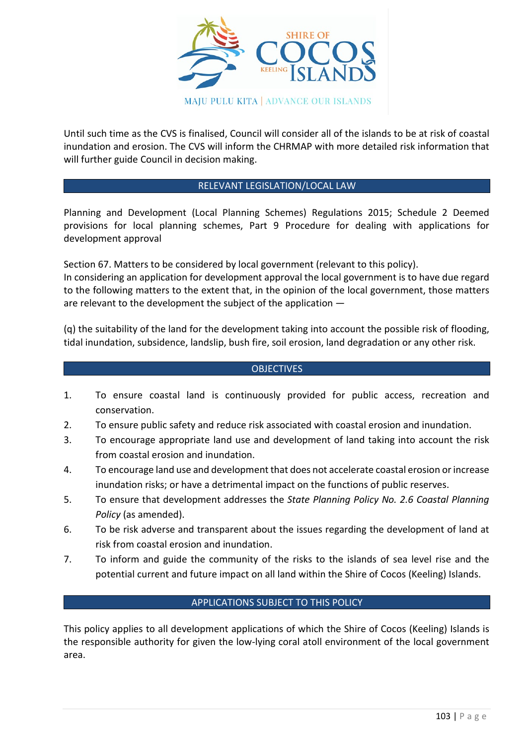Until such time as the CVS is finalised, Council will consider all of the islands to be at risk of coastal inundation and erosion. The CVS will inform the CHRMAP with more detailed risk information that will further guide Council in decision making.

## RELEVANT LEGISLATION/LOCAL LAW

Planning and Development (Local Planning Schemes) Regulations 2015; Schedule 2 Deemed provisions for local planning schemes, Part 9 Procedure for dealing with applications for development approval

Section 67. Matters to be considered by local government (relevant to this policy).
In considering an application for development approval the local government is to have due regard to the following matters to the extent that, in the opinion of the local government, those matters are relevant to the development the subject of the application —

(q) the suitability of the land for the development taking into account the possible risk of flooding, tidal inundation, subsidence, landslip, bush fire, soil erosion, land degradation or any other risk.

## OBJECTIVES

1. To ensure coastal land is continuously provided for public access, recreation and conservation.
2. To ensure public safety and reduce risk associated with coastal erosion and inundation.
3. To encourage appropriate land use and development of land taking into account the risk from coastal erosion and inundation.
4. To encourage land use and development that does not accelerate coastal erosion or increase inundation risks; or have a detrimental impact on the functions of public reserves.
5. To ensure that development addresses the *State Planning Policy No. 2.6 Coastal Planning Policy* (as amended).
6. To be risk adverse and transparent about the issues regarding the development of land at risk from coastal erosion and inundation.
7. To inform and guide the community of the risks to the islands of sea level rise and the potential current and future impact on all land within the Shire of Cocos (Keeling) Islands.

## APPLICATIONS SUBJECT TO THIS POLICY

This policy applies to all development applications of which the Shire of Cocos (Keeling) Islands is the responsible authority for given the low-lying coral atoll environment of the local government area.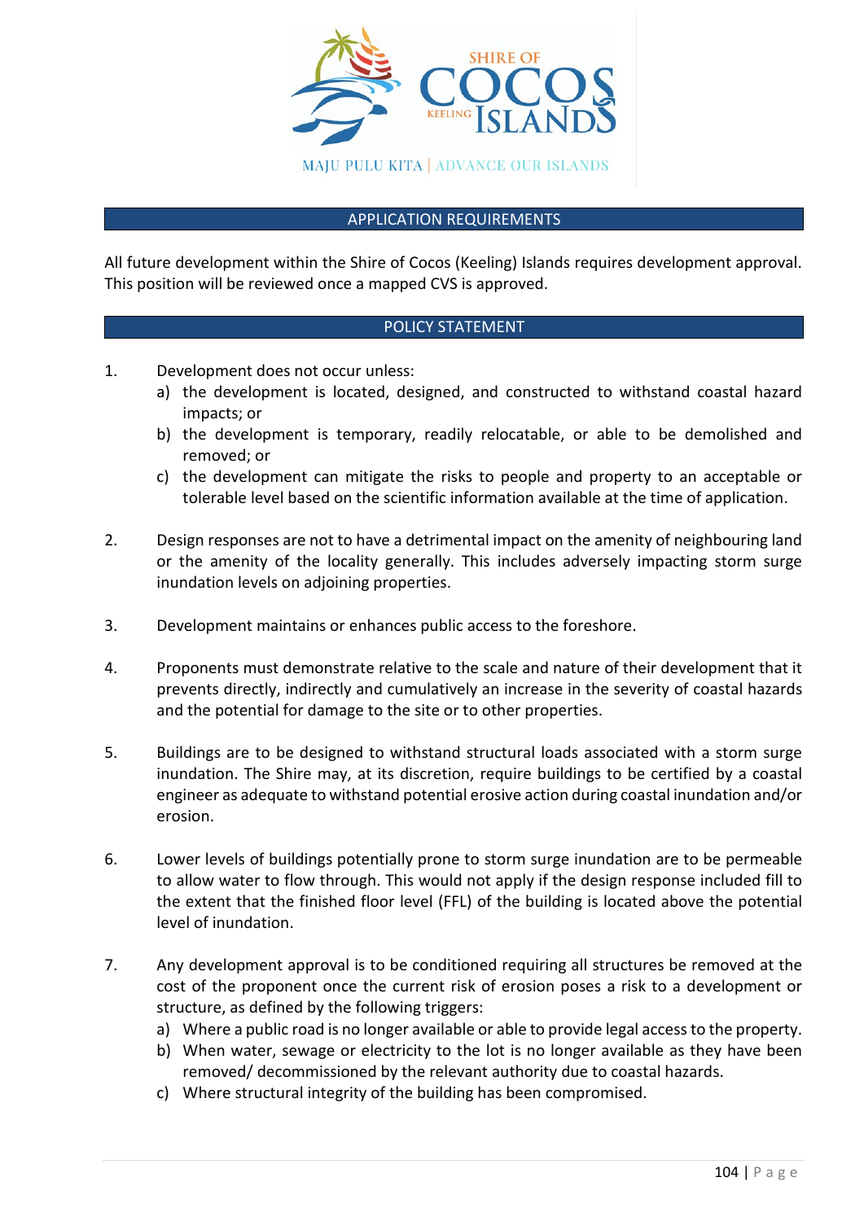## APPLICATION REQUIREMENTS

All future development within the Shire of Cocos (Keeling) Islands requires development approval. This position will be reviewed once a mapped CVS is approved.

## POLICY STATEMENT

1. Development does not occur unless:
   a) the development is located, designed, and constructed to withstand coastal hazard impacts; or
   b) the development is temporary, readily relocatable, or able to be demolished and removed; or
   c) the development can mitigate the risks to people and property to an acceptable or tolerable level based on the scientific information available at the time of application.

2. Design responses are not to have a detrimental impact on the amenity of neighbouring land or the amenity of the locality generally. This includes adversely impacting storm surge inundation levels on adjoining properties.

3. Development maintains or enhances public access to the foreshore.

4. Proponents must demonstrate relative to the scale and nature of their development that it prevents directly, indirectly and cumulatively an increase in the severity of coastal hazards and the potential for damage to the site or to other properties.

5. Buildings are to be designed to withstand structural loads associated with a storm surge inundation. The Shire may, at its discretion, require buildings to be certified by a coastal engineer as adequate to withstand potential erosive action during coastal inundation and/or erosion.

6. Lower levels of buildings potentially prone to storm surge inundation are to be permeable to allow water to flow through. This would not apply if the design response included fill to the extent that the finished floor level (FFL) of the building is located above the potential level of inundation.

7. Any development approval is to be conditioned requiring all structures be removed at the cost of the proponent once the current risk of erosion poses a risk to a development or structure, as defined by the following triggers:
   a) Where a public road is no longer available or able to provide legal access to the property.
   b) When water, sewage or electricity to the lot is no longer available as they have been removed/ decommissioned by the relevant authority due to coastal hazards.
   c) Where structural integrity of the building has been compromised.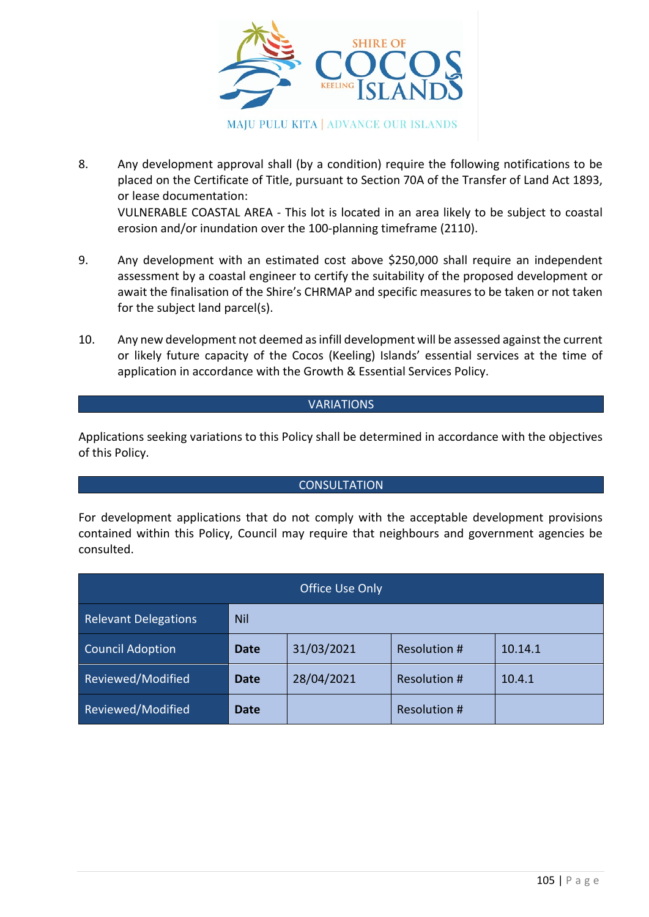8. Any development approval shall (by a condition) require the following notifications to be placed on the Certificate of Title, pursuant to Section 70A of the Transfer of Land Act 1893, or lease documentation:
   VULNERABLE COASTAL AREA - This lot is located in an area likely to be subject to coastal erosion and/or inundation over the 100-planning timeframe (2110).

9. Any development with an estimated cost above $250,000 shall require an independent assessment by a coastal engineer to certify the suitability of the proposed development or await the finalisation of the Shire's CHRMAP and specific measures to be taken or not taken for the subject land parcel(s).

10. Any new development not deemed as infill development will be assessed against the current or likely future capacity of the Cocos (Keeling) Islands' essential services at the time of application in accordance with the Growth & Essential Services Policy.

## VARIATIONS

Applications seeking variations to this Policy shall be determined in accordance with the objectives of this Policy.

## CONSULTATION

For development applications that do not comply with the acceptable development provisions contained within this Policy, Council may require that neighbours and government agencies be consulted.

| Office Use Only | | | | |
|---|---|---|---|---|
| Relevant Delegations | Nil | | | |
| Council Adoption | **Date** | 31/03/2021 | Resolution # | 10.14.1 |
| Reviewed/Modified | **Date** | 28/04/2021 | Resolution # | 10.4.1 |
| Reviewed/Modified | **Date** | | Resolution # | |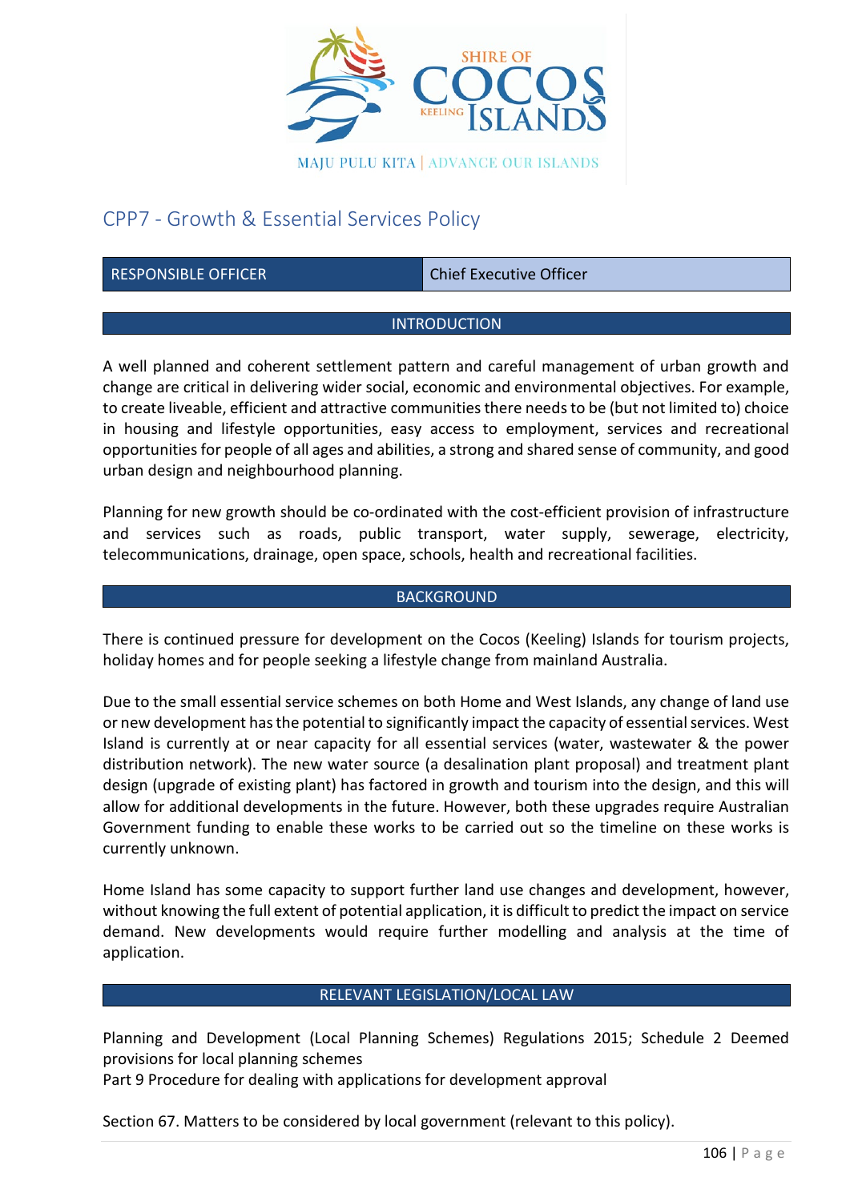# CPP7 - Growth & Essential Services Policy

| RESPONSIBLE OFFICER | Chief Executive Officer |
|---|---|

## INTRODUCTION

A well planned and coherent settlement pattern and careful management of urban growth and change are critical in delivering wider social, economic and environmental objectives. For example, to create liveable, efficient and attractive communities there needs to be (but not limited to) choice in housing and lifestyle opportunities, easy access to employment, services and recreational opportunities for people of all ages and abilities, a strong and shared sense of community, and good urban design and neighbourhood planning.

Planning for new growth should be co-ordinated with the cost-efficient provision of infrastructure and services such as roads, public transport, water supply, sewerage, electricity, telecommunications, drainage, open space, schools, health and recreational facilities.

## BACKGROUND

There is continued pressure for development on the Cocos (Keeling) Islands for tourism projects, holiday homes and for people seeking a lifestyle change from mainland Australia.

Due to the small essential service schemes on both Home and West Islands, any change of land use or new development has the potential to significantly impact the capacity of essential services. West Island is currently at or near capacity for all essential services (water, wastewater & the power distribution network). The new water source (a desalination plant proposal) and treatment plant design (upgrade of existing plant) has factored in growth and tourism into the design, and this will allow for additional developments in the future. However, both these upgrades require Australian Government funding to enable these works to be carried out so the timeline on these works is currently unknown.

Home Island has some capacity to support further land use changes and development, however, without knowing the full extent of potential application, it is difficult to predict the impact on service demand. New developments would require further modelling and analysis at the time of application.

## RELEVANT LEGISLATION/LOCAL LAW

Planning and Development (Local Planning Schemes) Regulations 2015; Schedule 2 Deemed provisions for local planning schemes
Part 9 Procedure for dealing with applications for development approval

Section 67. Matters to be considered by local government (relevant to this policy).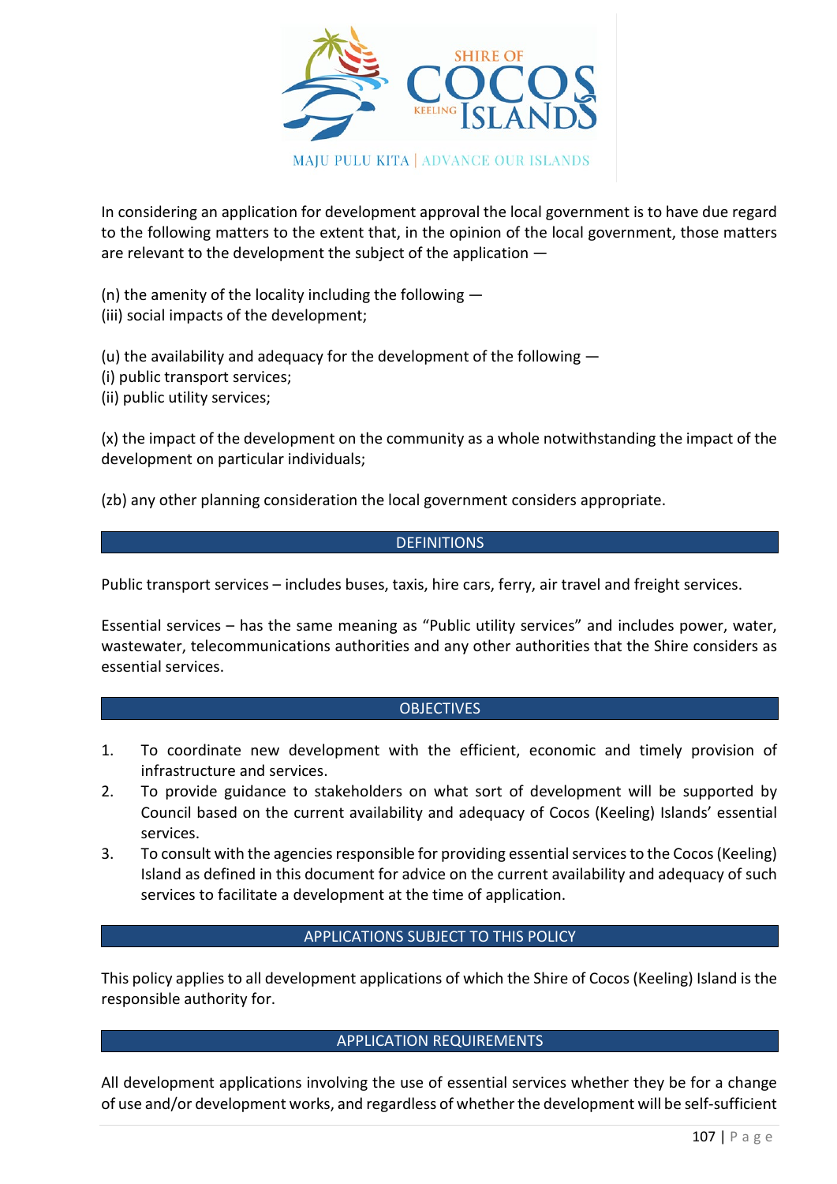In considering an application for development approval the local government is to have due regard to the following matters to the extent that, in the opinion of the local government, those matters are relevant to the development the subject of the application —

(n) the amenity of the locality including the following —
(iii) social impacts of the development;

(u) the availability and adequacy for the development of the following —
(i) public transport services;
(ii) public utility services;

(x) the impact of the development on the community as a whole notwithstanding the impact of the development on particular individuals;

(zb) any other planning consideration the local government considers appropriate.

## DEFINITIONS

Public transport services – includes buses, taxis, hire cars, ferry, air travel and freight services.

Essential services – has the same meaning as "Public utility services" and includes power, water, wastewater, telecommunications authorities and any other authorities that the Shire considers as essential services.

## OBJECTIVES

1. To coordinate new development with the efficient, economic and timely provision of infrastructure and services.
2. To provide guidance to stakeholders on what sort of development will be supported by Council based on the current availability and adequacy of Cocos (Keeling) Islands' essential services.
3. To consult with the agencies responsible for providing essential services to the Cocos (Keeling) Island as defined in this document for advice on the current availability and adequacy of such services to facilitate a development at the time of application.

## APPLICATIONS SUBJECT TO THIS POLICY

This policy applies to all development applications of which the Shire of Cocos (Keeling) Island is the responsible authority for.

## APPLICATION REQUIREMENTS

All development applications involving the use of essential services whether they be for a change of use and/or development works, and regardless of whether the development will be self-sufficient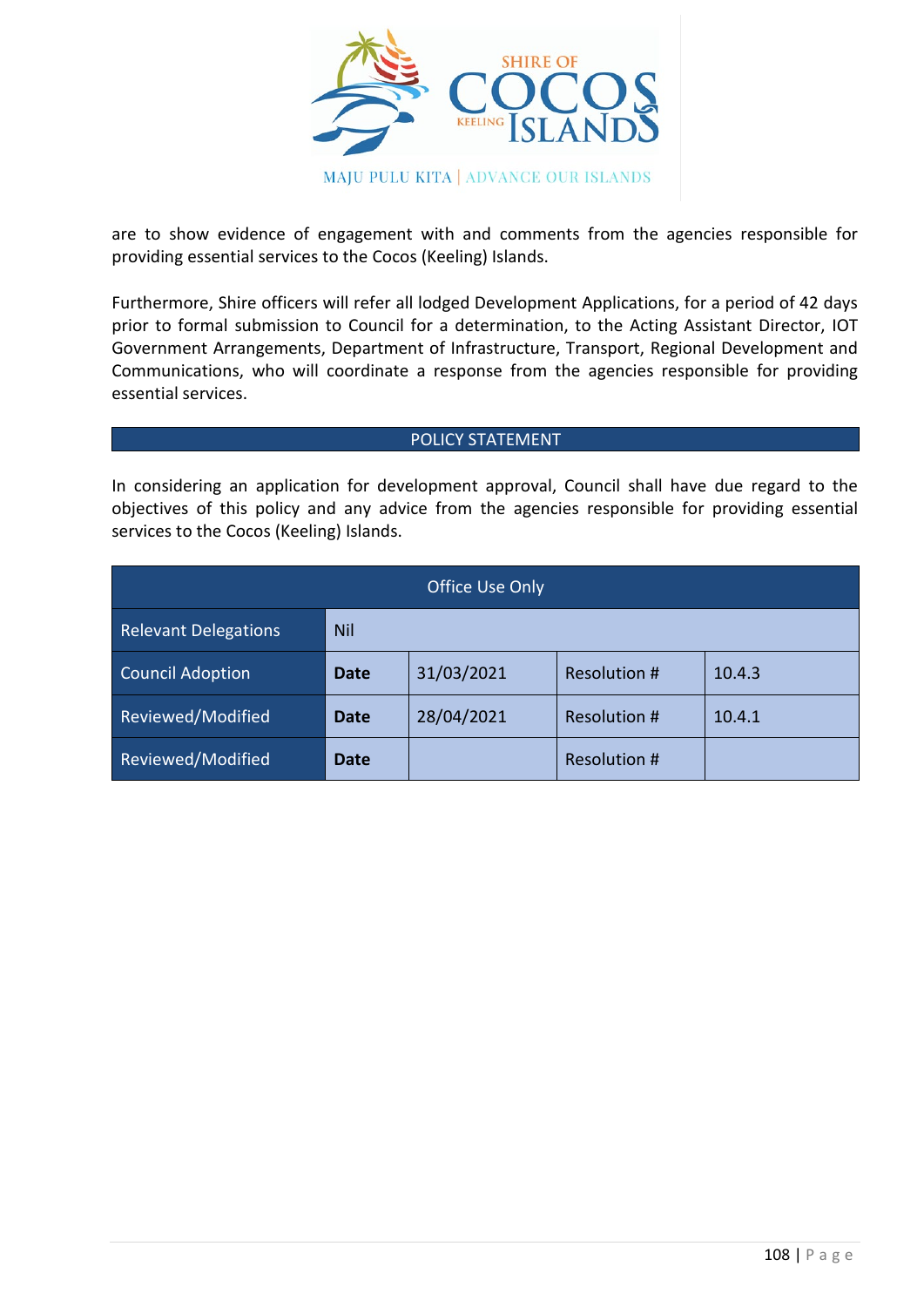are to show evidence of engagement with and comments from the agencies responsible for providing essential services to the Cocos (Keeling) Islands.

Furthermore, Shire officers will refer all lodged Development Applications, for a period of 42 days prior to formal submission to Council for a determination, to the Acting Assistant Director, IOT Government Arrangements, Department of Infrastructure, Transport, Regional Development and Communications, who will coordinate a response from the agencies responsible for providing essential services.

## POLICY STATEMENT

In considering an application for development approval, Council shall have due regard to the objectives of this policy and any advice from the agencies responsible for providing essential services to the Cocos (Keeling) Islands.

| Office Use Only | | | | |
|---|---|---|---|---|
| Relevant Delegations | Nil | | | |
| Council Adoption | **Date** | 31/03/2021 | Resolution # | 10.4.3 |
| Reviewed/Modified | **Date** | 28/04/2021 | Resolution # | 10.4.1 |
| Reviewed/Modified | **Date** | | Resolution # | |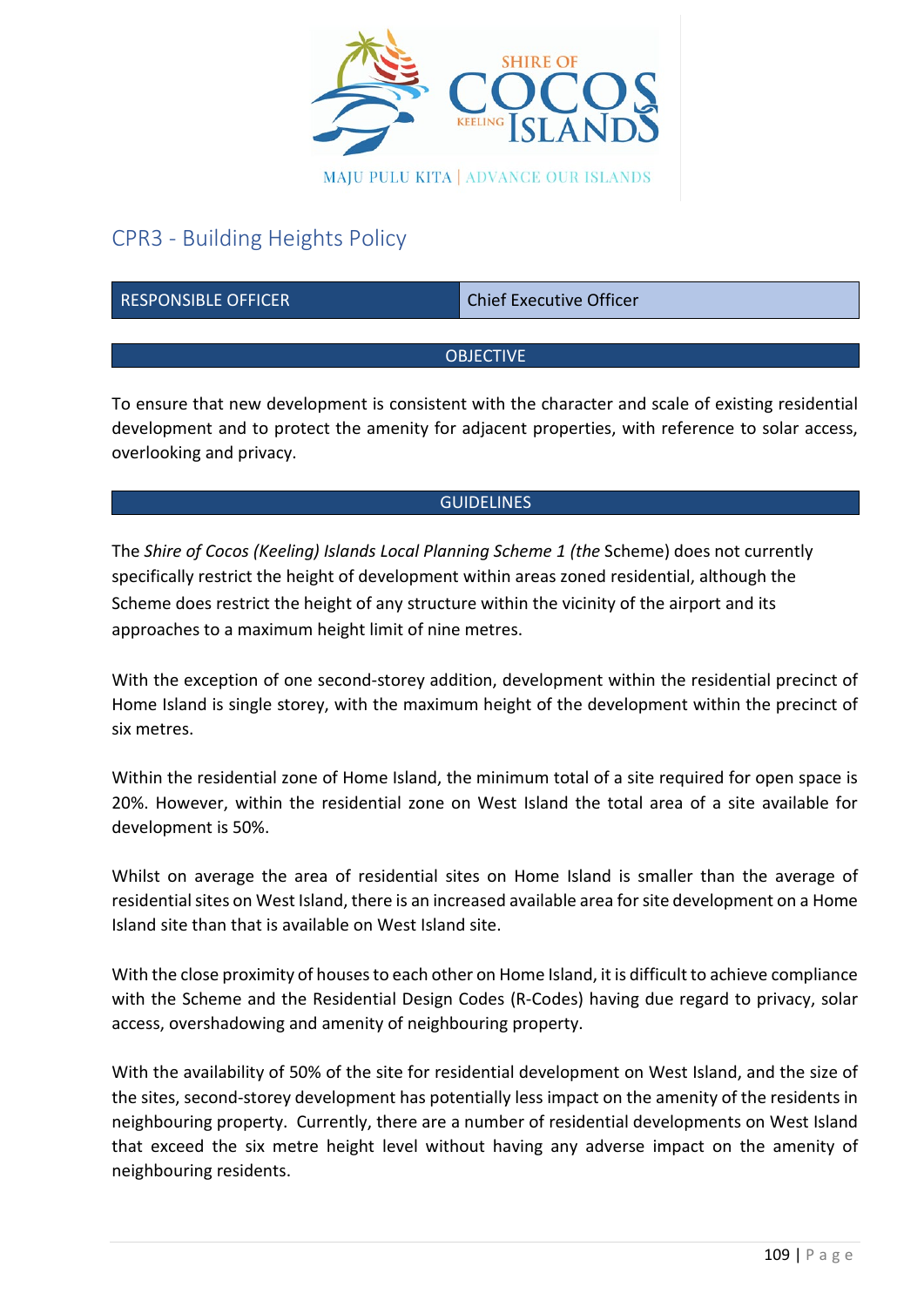MAJU PULU KITA | ADVANCE OUR ISLANDS

# CPR3 - Building Heights Policy

| RESPONSIBLE OFFICER | Chief Executive Officer |
|---|---|

## OBJECTIVE

To ensure that new development is consistent with the character and scale of existing residential development and to protect the amenity for adjacent properties, with reference to solar access, overlooking and privacy.

## GUIDELINES

The *Shire of Cocos (Keeling) Islands Local Planning Scheme 1 (the* Scheme) does not currently specifically restrict the height of development within areas zoned residential, although the Scheme does restrict the height of any structure within the vicinity of the airport and its approaches to a maximum height limit of nine metres.

With the exception of one second-storey addition, development within the residential precinct of Home Island is single storey, with the maximum height of the development within the precinct of six metres.

Within the residential zone of Home Island, the minimum total of a site required for open space is 20%. However, within the residential zone on West Island the total area of a site available for development is 50%.

Whilst on average the area of residential sites on Home Island is smaller than the average of residential sites on West Island, there is an increased available area for site development on a Home Island site than that is available on West Island site.

With the close proximity of houses to each other on Home Island, it is difficult to achieve compliance with the Scheme and the Residential Design Codes (R-Codes) having due regard to privacy, solar access, overshadowing and amenity of neighbouring property.

With the availability of 50% of the site for residential development on West Island, and the size of the sites, second-storey development has potentially less impact on the amenity of the residents in neighbouring property. Currently, there are a number of residential developments on West Island that exceed the six metre height level without having any adverse impact on the amenity of neighbouring residents.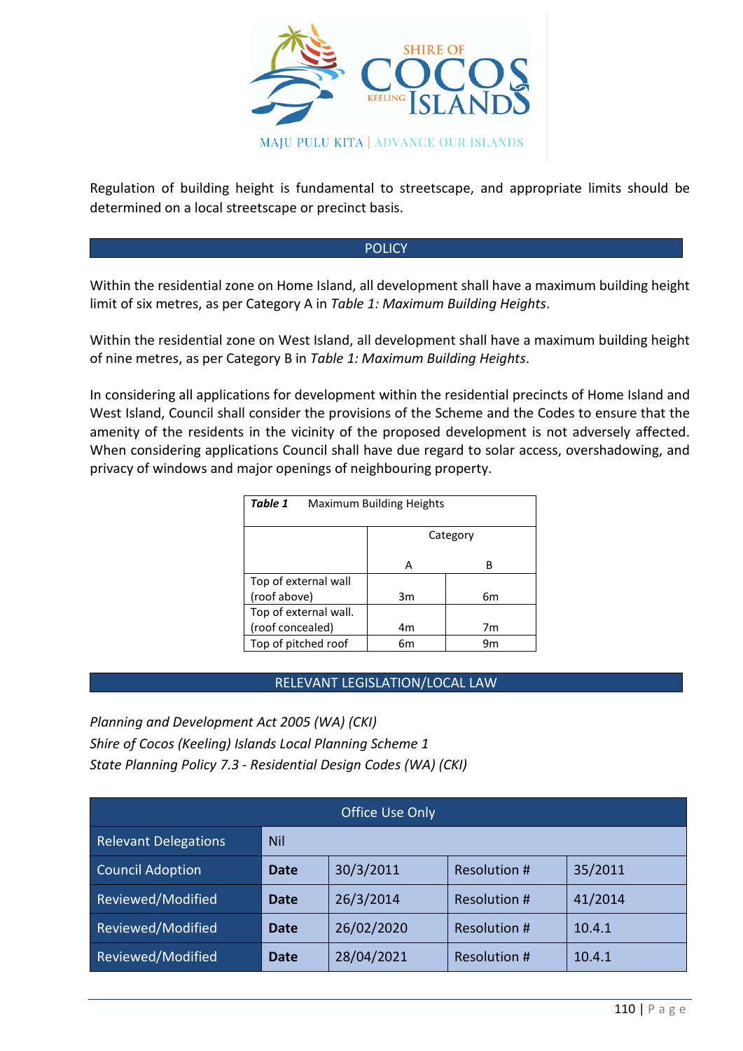Regulation of building height is fundamental to streetscape, and appropriate limits should be determined on a local streetscape or precinct basis.

## POLICY

Within the residential zone on Home Island, all development shall have a maximum building height limit of six metres, as per Category A in *Table 1: Maximum Building Heights*.

Within the residential zone on West Island, all development shall have a maximum building height of nine metres, as per Category B in *Table 1: Maximum Building Heights*.

In considering all applications for development within the residential precincts of Home Island and West Island, Council shall consider the provisions of the Scheme and the Codes to ensure that the amenity of the residents in the vicinity of the proposed development is not adversely affected. When considering applications Council shall have due regard to solar access, overshadowing, and privacy of windows and major openings of neighbouring property.

***Table 1*** Maximum Building Heights

| | Category | |
|---|---|---|
| | A | B |
| Top of external wall (roof above) | 3m | 6m |
| Top of external wall. (roof concealed) | 4m | 7m |
| Top of pitched roof | 6m | 9m |

## RELEVANT LEGISLATION/LOCAL LAW

*Planning and Development Act 2005 (WA) (CKI)*
*Shire of Cocos (Keeling) Islands Local Planning Scheme 1*
*State Planning Policy 7.3 - Residential Design Codes (WA) (CKI)*

| Office Use Only | | | | |
|---|---|---|---|---|
| Relevant Delegations | Nil | | | |
| Council Adoption | **Date** | 30/3/2011 | Resolution # | 35/2011 |
| Reviewed/Modified | **Date** | 26/3/2014 | Resolution # | 41/2014 |
| Reviewed/Modified | **Date** | 26/02/2020 | Resolution # | 10.4.1 |
| Reviewed/Modified | **Date** | 28/04/2021 | Resolution # | 10.4.1 |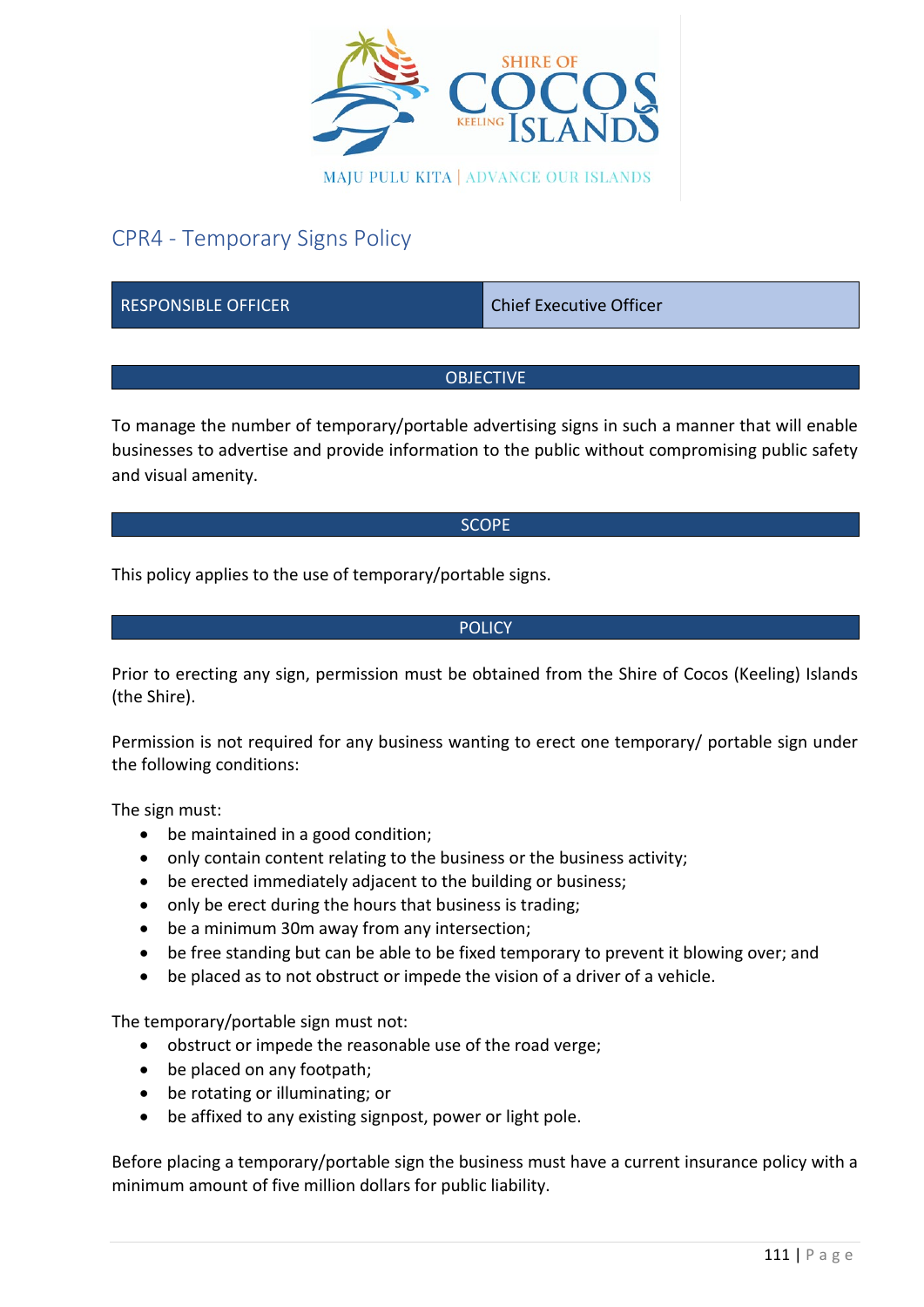MAJU PULU KITA | ADVANCE OUR ISLANDS

# CPR4 - Temporary Signs Policy

| RESPONSIBLE OFFICER | Chief Executive Officer |
| --- | --- |

## OBJECTIVE

To manage the number of temporary/portable advertising signs in such a manner that will enable businesses to advertise and provide information to the public without compromising public safety and visual amenity.

## SCOPE

This policy applies to the use of temporary/portable signs.

## POLICY

Prior to erecting any sign, permission must be obtained from the Shire of Cocos (Keeling) Islands (the Shire).

Permission is not required for any business wanting to erect one temporary/ portable sign under the following conditions:

The sign must:

- be maintained in a good condition;
- only contain content relating to the business or the business activity;
- be erected immediately adjacent to the building or business;
- only be erect during the hours that business is trading;
- be a minimum 30m away from any intersection;
- be free standing but can be able to be fixed temporary to prevent it blowing over; and
- be placed as to not obstruct or impede the vision of a driver of a vehicle.

The temporary/portable sign must not:

- obstruct or impede the reasonable use of the road verge;
- be placed on any footpath;
- be rotating or illuminating; or
- be affixed to any existing signpost, power or light pole.

Before placing a temporary/portable sign the business must have a current insurance policy with a minimum amount of five million dollars for public liability.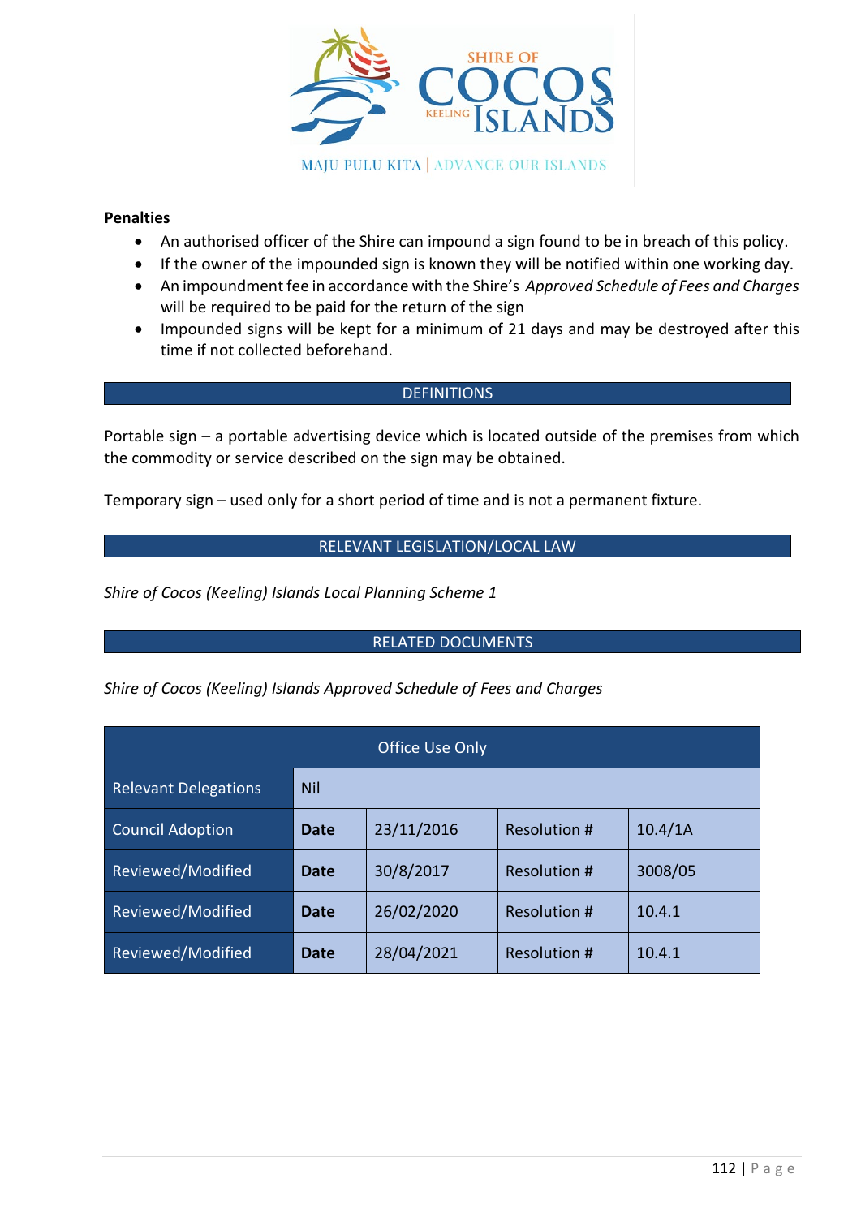**Penalties**

- An authorised officer of the Shire can impound a sign found to be in breach of this policy.
- If the owner of the impounded sign is known they will be notified within one working day.
- An impoundment fee in accordance with the Shire's *Approved Schedule of Fees and Charges* will be required to be paid for the return of the sign
- Impounded signs will be kept for a minimum of 21 days and may be destroyed after this time if not collected beforehand.

## DEFINITIONS

Portable sign – a portable advertising device which is located outside of the premises from which the commodity or service described on the sign may be obtained.

Temporary sign – used only for a short period of time and is not a permanent fixture.

## RELEVANT LEGISLATION/LOCAL LAW

*Shire of Cocos (Keeling) Islands Local Planning Scheme 1*

## RELATED DOCUMENTS

*Shire of Cocos (Keeling) Islands Approved Schedule of Fees and Charges*

| Office Use Only | | | | |
|---|---|---|---|---|
| Relevant Delegations | Nil | | | |
| Council Adoption | **Date** | 23/11/2016 | Resolution # | 10.4/1A |
| Reviewed/Modified | **Date** | 30/8/2017 | Resolution # | 3008/05 |
| Reviewed/Modified | **Date** | 26/02/2020 | Resolution # | 10.4.1 |
| Reviewed/Modified | **Date** | 28/04/2021 | Resolution # | 10.4.1 |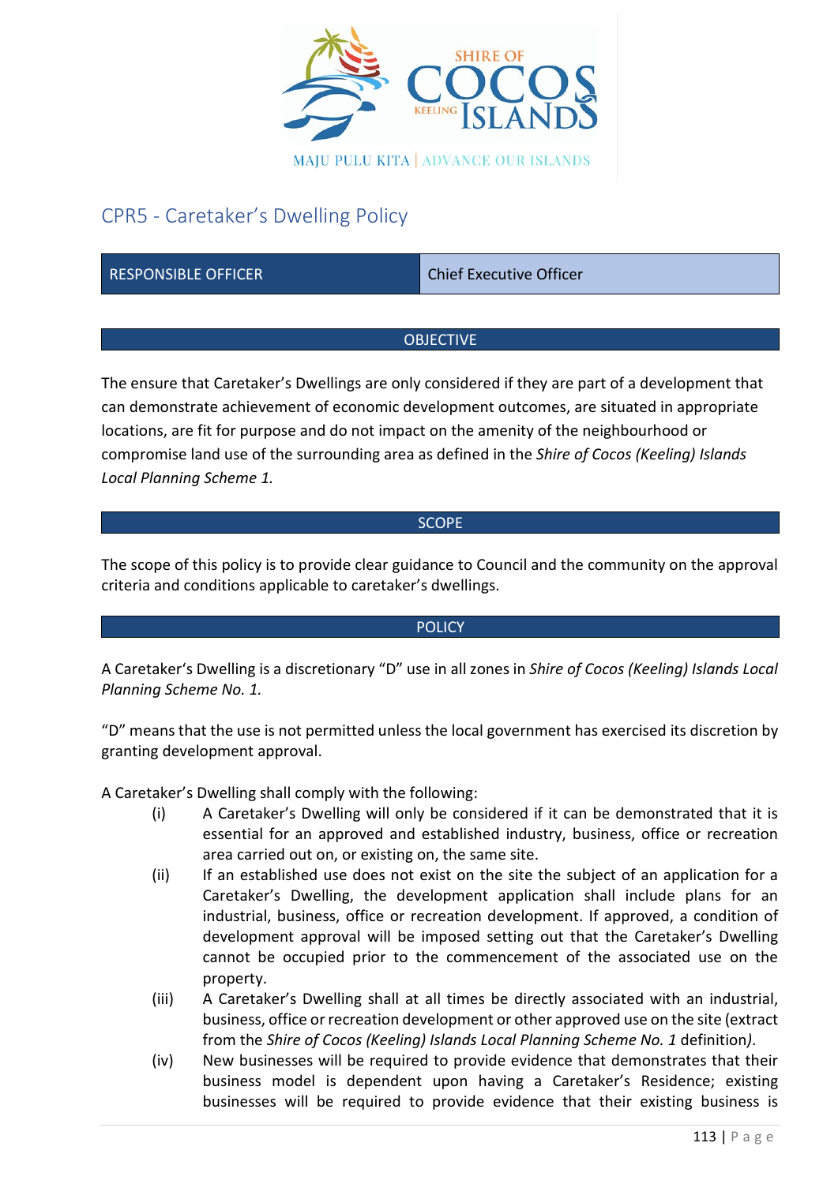# CPR5 - Caretaker's Dwelling Policy

| RESPONSIBLE OFFICER | Chief Executive Officer |
|---|---|

## OBJECTIVE

The ensure that Caretaker's Dwellings are only considered if they are part of a development that can demonstrate achievement of economic development outcomes, are situated in appropriate locations, are fit for purpose and do not impact on the amenity of the neighbourhood or compromise land use of the surrounding area as defined in the *Shire of Cocos (Keeling) Islands Local Planning Scheme 1.*

## SCOPE

The scope of this policy is to provide clear guidance to Council and the community on the approval criteria and conditions applicable to caretaker's dwellings.

## POLICY

A Caretaker's Dwelling is a discretionary "D" use in all zones in *Shire of Cocos (Keeling) Islands Local Planning Scheme No. 1.*

"D" means that the use is not permitted unless the local government has exercised its discretion by granting development approval.

A Caretaker's Dwelling shall comply with the following:

(i) A Caretaker's Dwelling will only be considered if it can be demonstrated that it is essential for an approved and established industry, business, office or recreation area carried out on, or existing on, the same site.

(ii) If an established use does not exist on the site the subject of an application for a Caretaker's Dwelling, the development application shall include plans for an industrial, business, office or recreation development. If approved, a condition of development approval will be imposed setting out that the Caretaker's Dwelling cannot be occupied prior to the commencement of the associated use on the property.

(iii) A Caretaker's Dwelling shall at all times be directly associated with an industrial, business, office or recreation development or other approved use on the site (extract from the *Shire of Cocos (Keeling) Islands Local Planning Scheme No. 1* definition*)*.

(iv) New businesses will be required to provide evidence that demonstrates that their business model is dependent upon having a Caretaker's Residence; existing businesses will be required to provide evidence that their existing business is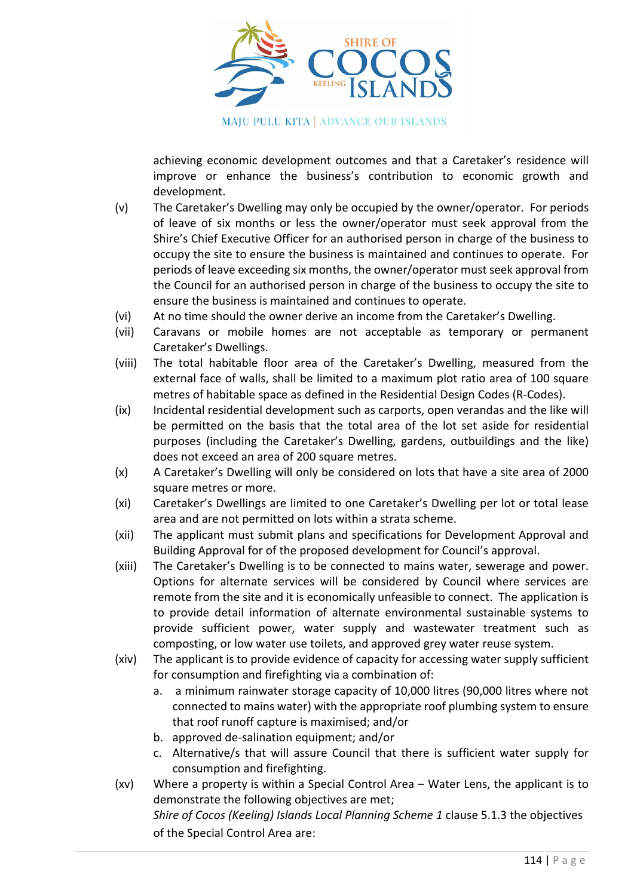achieving economic development outcomes and that a Caretaker's residence will improve or enhance the business's contribution to economic growth and development.

(v) The Caretaker's Dwelling may only be occupied by the owner/operator. For periods of leave of six months or less the owner/operator must seek approval from the Shire's Chief Executive Officer for an authorised person in charge of the business to occupy the site to ensure the business is maintained and continues to operate. For periods of leave exceeding six months, the owner/operator must seek approval from the Council for an authorised person in charge of the business to occupy the site to ensure the business is maintained and continues to operate.

(vi) At no time should the owner derive an income from the Caretaker's Dwelling.

(vii) Caravans or mobile homes are not acceptable as temporary or permanent Caretaker's Dwellings.

(viii) The total habitable floor area of the Caretaker's Dwelling, measured from the external face of walls, shall be limited to a maximum plot ratio area of 100 square metres of habitable space as defined in the Residential Design Codes (R-Codes).

(ix) Incidental residential development such as carports, open verandas and the like will be permitted on the basis that the total area of the lot set aside for residential purposes (including the Caretaker's Dwelling, gardens, outbuildings and the like) does not exceed an area of 200 square metres.

(x) A Caretaker's Dwelling will only be considered on lots that have a site area of 2000 square metres or more.

(xi) Caretaker's Dwellings are limited to one Caretaker's Dwelling per lot or total lease area and are not permitted on lots within a strata scheme.

(xii) The applicant must submit plans and specifications for Development Approval and Building Approval for of the proposed development for Council's approval.

(xiii) The Caretaker's Dwelling is to be connected to mains water, sewerage and power. Options for alternate services will be considered by Council where services are remote from the site and it is economically unfeasible to connect. The application is to provide detail information of alternate environmental sustainable systems to provide sufficient power, water supply and wastewater treatment such as composting, or low water use toilets, and approved grey water reuse system.

(xiv) The applicant is to provide evidence of capacity for accessing water supply sufficient for consumption and firefighting via a combination of:

   a. a minimum rainwater storage capacity of 10,000 litres (90,000 litres where not connected to mains water) with the appropriate roof plumbing system to ensure that roof runoff capture is maximised; and/or
   b. approved de-salination equipment; and/or
   c. Alternative/s that will assure Council that there is sufficient water supply for consumption and firefighting.

(xv) Where a property is within a Special Control Area – Water Lens, the applicant is to demonstrate the following objectives are met;
*Shire of Cocos (Keeling) Islands Local Planning Scheme 1* clause 5.1.3 the objectives of the Special Control Area are: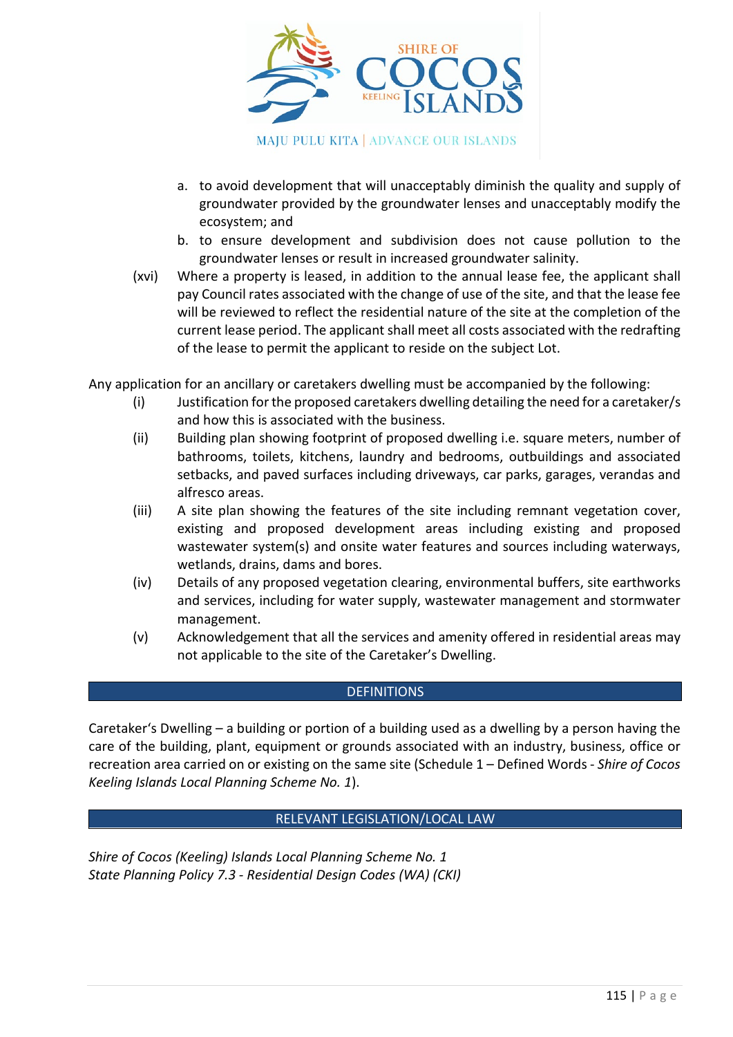a. to avoid development that will unacceptably diminish the quality and supply of groundwater provided by the groundwater lenses and unacceptably modify the ecosystem; and
b. to ensure development and subdivision does not cause pollution to the groundwater lenses or result in increased groundwater salinity.

(xvi) Where a property is leased, in addition to the annual lease fee, the applicant shall pay Council rates associated with the change of use of the site, and that the lease fee will be reviewed to reflect the residential nature of the site at the completion of the current lease period. The applicant shall meet all costs associated with the redrafting of the lease to permit the applicant to reside on the subject Lot.

Any application for an ancillary or caretakers dwelling must be accompanied by the following:

(i) Justification for the proposed caretakers dwelling detailing the need for a caretaker/s and how this is associated with the business.

(ii) Building plan showing footprint of proposed dwelling i.e. square meters, number of bathrooms, toilets, kitchens, laundry and bedrooms, outbuildings and associated setbacks, and paved surfaces including driveways, car parks, garages, verandas and alfresco areas.

(iii) A site plan showing the features of the site including remnant vegetation cover, existing and proposed development areas including existing and proposed wastewater system(s) and onsite water features and sources including waterways, wetlands, drains, dams and bores.

(iv) Details of any proposed vegetation clearing, environmental buffers, site earthworks and services, including for water supply, wastewater management and stormwater management.

(v) Acknowledgement that all the services and amenity offered in residential areas may not applicable to the site of the Caretaker's Dwelling.

## DEFINITIONS

Caretaker's Dwelling – a building or portion of a building used as a dwelling by a person having the care of the building, plant, equipment or grounds associated with an industry, business, office or recreation area carried on or existing on the same site (Schedule 1 – Defined Words - *Shire of Cocos Keeling Islands Local Planning Scheme No. 1*).

## RELEVANT LEGISLATION/LOCAL LAW

*Shire of Cocos (Keeling) Islands Local Planning Scheme No. 1*
*State Planning Policy 7.3 - Residential Design Codes (WA) (CKI)*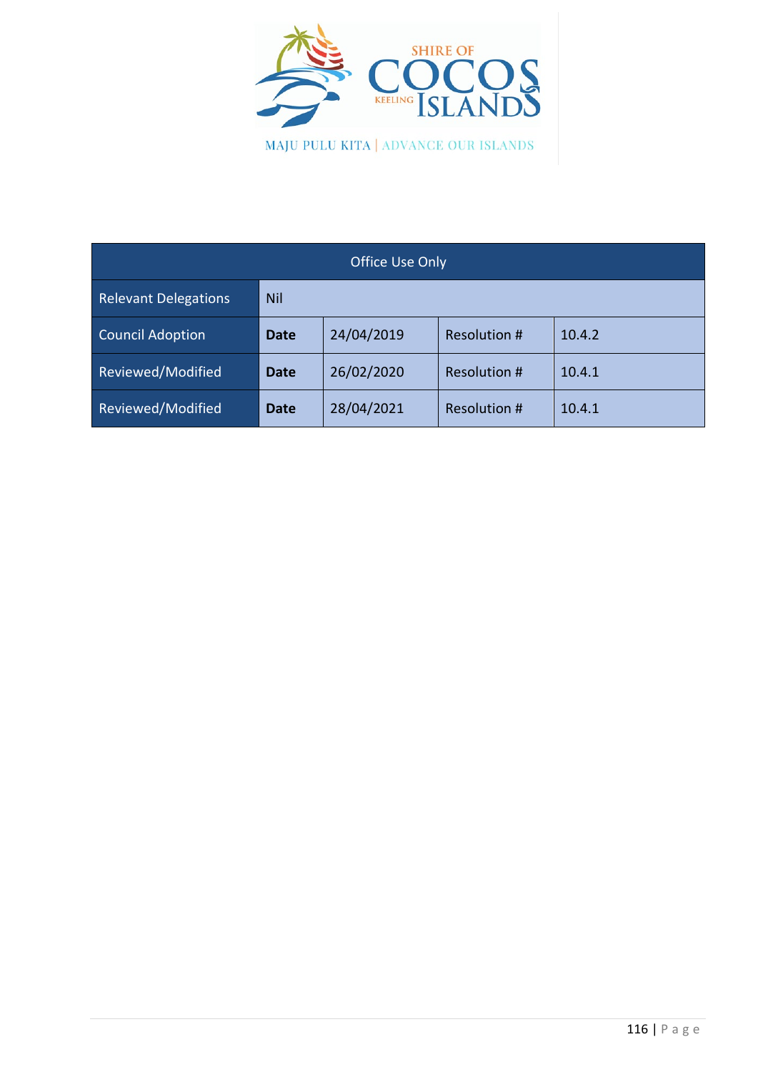| Office Use Only | | | | |
|---|---|---|---|---|
| Relevant Delegations | Nil | | | |
| Council Adoption | **Date** | 24/04/2019 | Resolution # | 10.4.2 |
| Reviewed/Modified | **Date** | 26/02/2020 | Resolution # | 10.4.1 |
| Reviewed/Modified | **Date** | 28/04/2021 | Resolution # | 10.4.1 |